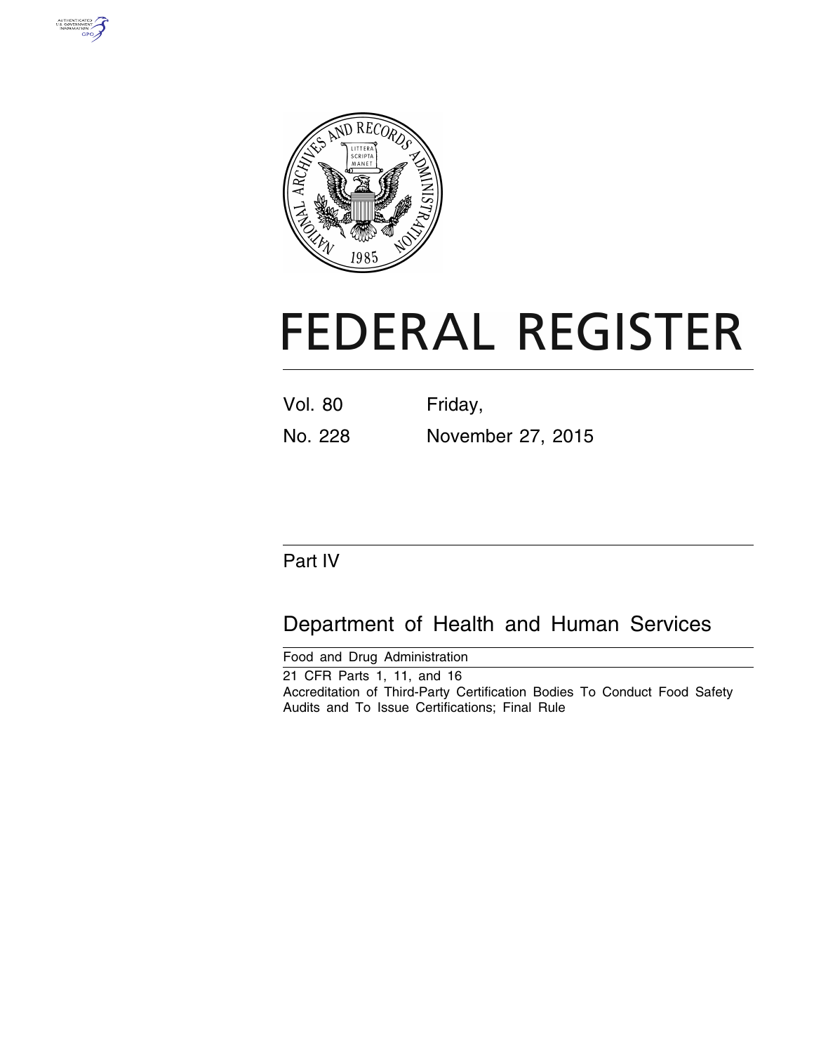# FEDERAL REGISTER

Vol. 80 Friday,

No. 228 November 27, 2015

## Part IV

## Department of Health and Human Services

Food and Drug Administration

21 CFR Parts 1, 11, and 16

Accreditation of Third-Party Certification Bodies To Conduct Food Safety Audits and To Issue Certifications; Final Rule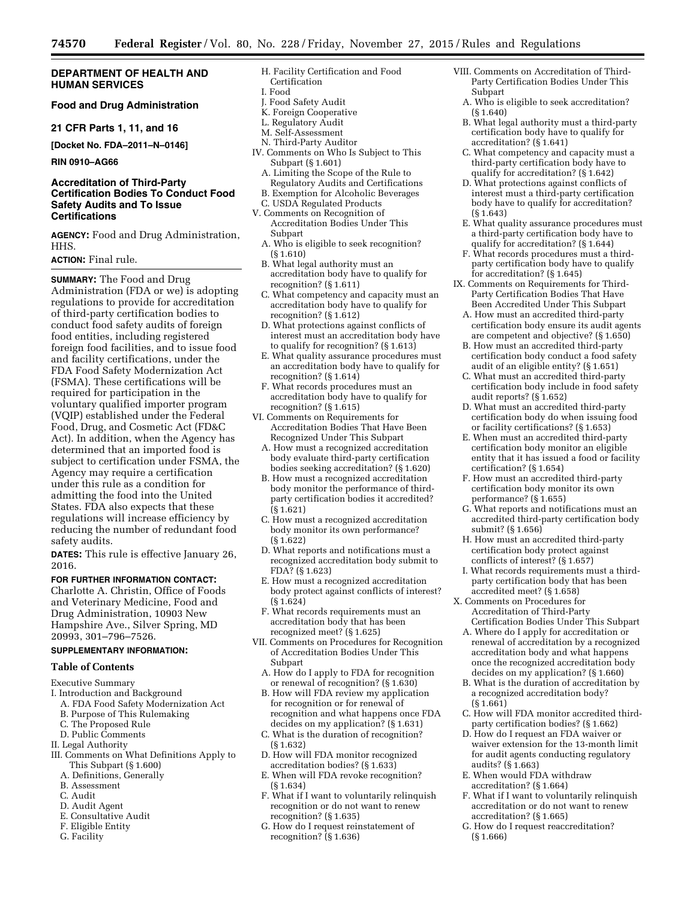## DEPARTMENT OF HEALTH AND HUMAN SERVICES

### Food and Drug Administration

### 21 CFR Parts 1, 11, and 16

**[Docket No. FDA–2011–N–0146]**

**RIN 0910–AG66**

## Accreditation of Third-Party Certification Bodies To Conduct Food Safety Audits and To Issue Certifications

**AGENCY:** Food and Drug Administration, HHS.

**ACTION:** Final rule.

**SUMMARY:** The Food and Drug Administration (FDA or we) is adopting regulations to provide for accreditation of third-party certification bodies to conduct food safety audits of foreign food entities, including registered foreign food facilities, and to issue food and facility certifications, under the FDA Food Safety Modernization Act (FSMA). These certifications will be required for participation in the voluntary qualified importer program (VQIP) established under the Federal Food, Drug, and Cosmetic Act (FD&C Act). In addition, when the Agency has determined that an imported food is subject to certification under FSMA, the Agency may require a certification under this rule as a condition for admitting the food into the United States. FDA also expects that these regulations will increase efficiency by reducing the number of redundant food safety audits.

**DATES:** This rule is effective January 26, 2016.

**FOR FURTHER INFORMATION CONTACT:** Charlotte A. Christin, Office of Foods and Veterinary Medicine, Food and Drug Administration, 10903 New Hampshire Ave., Silver Spring, MD 20993, 301–796–7526.

**SUPPLEMENTARY INFORMATION:**

### Table of Contents

Executive Summary

I. Introduction and Background
- A. FDA Food Safety Modernization Act
- B. Purpose of This Rulemaking
- C. The Proposed Rule
- D. Public Comments

II. Legal Authority

III. Comments on What Definitions Apply to This Subpart (§ 1.600)
- A. Definitions, Generally
- B. Assessment
- C. Audit
- D. Audit Agent
- E. Consultative Audit
- F. Eligible Entity
- G. Facility
- H. Facility Certification and Food Certification
- I. Food
- J. Food Safety Audit
- K. Foreign Cooperative
- L. Regulatory Audit
- M. Self-Assessment
- N. Third-Party Auditor

IV. Comments on Who Is Subject to This Subpart (§ 1.601)
- A. Limiting the Scope of the Rule to Regulatory Audits and Certifications
- B. Exemption for Alcoholic Beverages
- C. USDA Regulated Products

V. Comments on Recognition of Accreditation Bodies Under This Subpart
- A. Who is eligible to seek recognition? (§ 1.610)
- B. What legal authority must an accreditation body have to qualify for recognition? (§ 1.611)
- C. What competency and capacity must an accreditation body have to qualify for recognition? (§ 1.612)
- D. What protections against conflicts of interest must an accreditation body have to qualify for recognition? (§ 1.613)
- E. What quality assurance procedures must an accreditation body have to qualify for recognition? (§ 1.614)
- F. What records procedures must an accreditation body have to qualify for recognition? (§ 1.615)

VI. Comments on Requirements for Accreditation Bodies That Have Been Recognized Under This Subpart
- A. How must a recognized accreditation body evaluate third-party certification bodies seeking accreditation? (§ 1.620)
- B. How must a recognized accreditation body monitor the performance of third-party certification bodies it accredited? (§ 1.621)
- C. How must a recognized accreditation body monitor its own performance? (§ 1.622)
- D. What reports and notifications must a recognized accreditation body submit to FDA? (§ 1.623)
- E. How must a recognized accreditation body protect against conflicts of interest? (§ 1.624)
- F. What records requirements must an accreditation body that has been recognized meet? (§ 1.625)

VII. Comments on Procedures for Recognition of Accreditation Bodies Under This Subpart
- A. How do I apply to FDA for recognition or renewal of recognition? (§ 1.630)
- B. How will FDA review my application for recognition or for renewal of recognition and what happens once FDA decides on my application? (§ 1.631)
- C. What is the duration of recognition? (§ 1.632)
- D. How will FDA monitor recognized accreditation bodies? (§ 1.633)
- E. When will FDA revoke recognition? (§ 1.634)
- F. What if I want to voluntarily relinquish recognition or do not want to renew recognition? (§ 1.635)
- G. How do I request reinstatement of recognition? (§ 1.636)

VIII. Comments on Accreditation of Third-Party Certification Bodies Under This Subpart
- A. Who is eligible to seek accreditation? (§ 1.640)
- B. What legal authority must a third-party certification body have to qualify for accreditation? (§ 1.641)
- C. What competency and capacity must a third-party certification body have to qualify for accreditation? (§ 1.642)
- D. What protections against conflicts of interest must a third-party certification body have to qualify for accreditation? (§ 1.643)
- E. What quality assurance procedures must a third-party certification body have to qualify for accreditation? (§ 1.644)
- F. What records procedures must a third-party certification body have to qualify for accreditation? (§ 1.645)

IX. Comments on Requirements for Third-Party Certification Bodies That Have Been Accredited Under This Subpart
- A. How must an accredited third-party certification body ensure its audit agents are competent and objective? (§ 1.650)
- B. How must an accredited third-party certification body conduct a food safety audit of an eligible entity? (§ 1.651)
- C. What must an accredited third-party certification body include in food safety audit reports? (§ 1.652)
- D. What must an accredited third-party certification body do when issuing food or facility certifications? (§ 1.653)
- E. When must an accredited third-party certification body monitor an eligible entity that it has issued a food or facility certification? (§ 1.654)
- F. How must an accredited third-party certification body monitor its own performance? (§ 1.655)
- G. What reports and notifications must an accredited third-party certification body submit? (§ 1.656)
- H. How must an accredited third-party certification body protect against conflicts of interest? (§ 1.657)
- I. What records requirements must a third-party certification body that has been accredited meet? (§ 1.658)

X. Comments on Procedures for Accreditation of Third-Party Certification Bodies Under This Subpart
- A. Where do I apply for accreditation or renewal of accreditation by a recognized accreditation body and what happens once the recognized accreditation body decides on my application? (§ 1.660)
- B. What is the duration of accreditation by a recognized accreditation body? (§ 1.661)
- C. How will FDA monitor accredited third-party certification bodies? (§ 1.662)
- D. How do I request an FDA waiver or waiver extension for the 13-month limit for audit agents conducting regulatory audits? (§ 1.663)
- E. When would FDA withdraw accreditation? (§ 1.664)
- F. What if I want to voluntarily relinquish accreditation or do not want to renew accreditation? (§ 1.665)
- G. How do I request reaccreditation? (§ 1.666)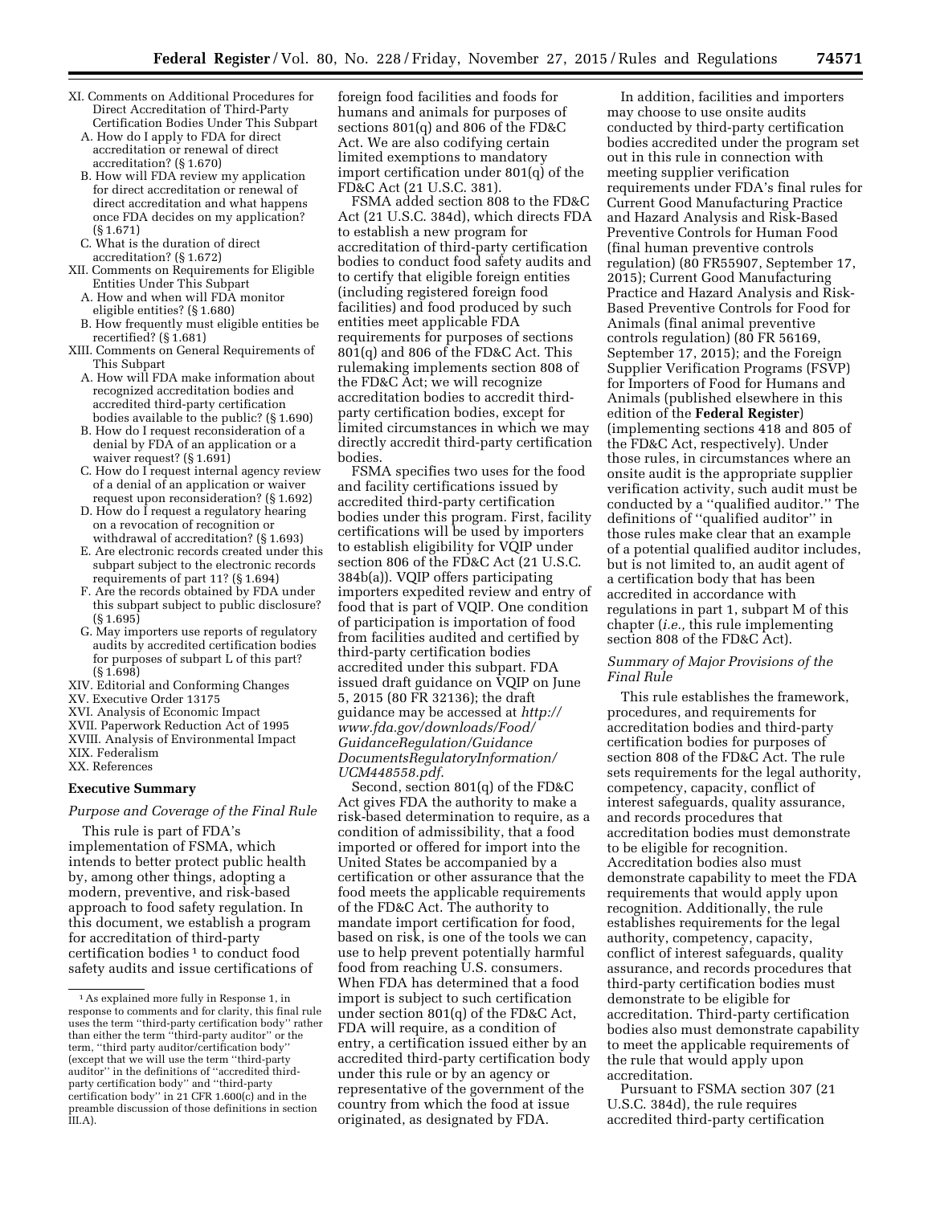- XI. Comments on Additional Procedures for Direct Accreditation of Third-Party Certification Bodies Under This Subpart
  - A. How do I apply to FDA for direct accreditation or renewal of direct accreditation? (§ 1.670)
  - B. How will FDA review my application for direct accreditation or renewal of direct accreditation and what happens once FDA decides on my application? (§ 1.671)
  - C. What is the duration of direct accreditation? (§ 1.672)
- XII. Comments on Requirements for Eligible Entities Under This Subpart
  - A. How and when will FDA monitor eligible entities? (§ 1.680)
  - B. How frequently must eligible entities be recertified? (§ 1.681)
- XIII. Comments on General Requirements of This Subpart
  - A. How will FDA make information about recognized accreditation bodies and accredited third-party certification bodies available to the public? (§ 1.690)
  - B. How do I request reconsideration of a denial by FDA of an application or a waiver request? (§ 1.691)
  - C. How do I request internal agency review of a denial of an application or waiver request upon reconsideration? (§ 1.692)
  - D. How do I request a regulatory hearing on a revocation of recognition or withdrawal of accreditation? (§ 1.693)
  - E. Are electronic records created under this subpart subject to the electronic records requirements of part 11? (§ 1.694)
  - F. Are the records obtained by FDA under this subpart subject to public disclosure? (§ 1.695)
  - G. May importers use reports of regulatory audits by accredited certification bodies for purposes of subpart L of this part? (§ 1.698)
- XIV. Editorial and Conforming Changes
- XV. Executive Order 13175
- XVI. Analysis of Economic Impact
- XVII. Paperwork Reduction Act of 1995
- XVIII. Analysis of Environmental Impact
- XIX. Federalism
- XX. References

## Executive Summary

### *Purpose and Coverage of the Final Rule*

This rule is part of FDA's implementation of FSMA, which intends to better protect public health by, among other things, adopting a modern, preventive, and risk-based approach to food safety regulation. In this document, we establish a program for accreditation of third-party certification bodies [1] to conduct food safety audits and issue certifications of foreign food facilities and foods for humans and animals for purposes of sections 801(q) and 806 of the FD&C Act. We are also codifying certain limited exemptions to mandatory import certification under 801(q) of the FD&C Act (21 U.S.C. 381).

FSMA added section 808 to the FD&C Act (21 U.S.C. 384d), which directs FDA to establish a new program for accreditation of third-party certification bodies to conduct food safety audits and to certify that eligible foreign entities (including registered foreign food facilities) and food produced by such entities meet applicable FDA requirements for purposes of sections 801(q) and 806 of the FD&C Act. This rulemaking implements section 808 of the FD&C Act; we will recognize accreditation bodies to accredit third-party certification bodies, except for limited circumstances in which we may directly accredit third-party certification bodies.

FSMA specifies two uses for the food and facility certifications issued by accredited third-party certification bodies under this program. First, facility certifications will be used by importers to establish eligibility for VQIP under section 806 of the FD&C Act (21 U.S.C. 384b(a)). VQIP offers participating importers expedited review and entry of food that is part of VQIP. One condition of participation is importation of food from facilities audited and certified by third-party certification bodies accredited under this subpart. FDA issued draft guidance on VQIP on June 5, 2015 (80 FR 32136); the draft guidance may be accessed at *http://www.fda.gov/downloads/Food/GuidanceRegulation/GuidanceDocumentsRegulatoryInformation/UCM448558.pdf*.

Second, section 801(q) of the FD&C Act gives FDA the authority to make a risk-based determination to require, as a condition of admissibility, that a food imported or offered for import into the United States be accompanied by a certification or other assurance that the food meets the applicable requirements of the FD&C Act. The authority to mandate import certification for food, based on risk, is one of the tools we can use to help prevent potentially harmful food from reaching U.S. consumers. When FDA has determined that a food import is subject to such certification under section 801(q) of the FD&C Act, FDA will require, as a condition of entry, a certification issued either by an accredited third-party certification body under this rule or by an agency or representative of the government of the country from which the food at issue originated, as designated by FDA.

In addition, facilities and importers may choose to use onsite audits conducted by third-party certification bodies accredited under the program set out in this rule in connection with meeting supplier verification requirements under FDA's final rules for Current Good Manufacturing Practice and Hazard Analysis and Risk-Based Preventive Controls for Human Food (final human preventive controls regulation) (80 FR55907, September 17, 2015); Current Good Manufacturing Practice and Hazard Analysis and Risk-Based Preventive Controls for Food for Animals (final animal preventive controls regulation) (80 FR 56169, September 17, 2015); and the Foreign Supplier Verification Programs (FSVP) for Importers of Food for Humans and Animals (published elsewhere in this edition of the **Federal Register**) (implementing sections 418 and 805 of the FD&C Act, respectively). Under those rules, in circumstances where an onsite audit is the appropriate supplier verification activity, such audit must be conducted by a ''qualified auditor.'' The definitions of ''qualified auditor'' in those rules make clear that an example of a potential qualified auditor includes, but is not limited to, an audit agent of a certification body that has been accredited in accordance with regulations in part 1, subpart M of this chapter (*i.e.,* this rule implementing section 808 of the FD&C Act).

### *Summary of Major Provisions of the Final Rule*

This rule establishes the framework, procedures, and requirements for accreditation bodies and third-party certification bodies for purposes of section 808 of the FD&C Act. The rule sets requirements for the legal authority, competency, capacity, conflict of interest safeguards, quality assurance, and records procedures that accreditation bodies must demonstrate to be eligible for recognition. Accreditation bodies also must demonstrate capability to meet the FDA requirements that would apply upon recognition. Additionally, the rule establishes requirements for the legal authority, competency, capacity, conflict of interest safeguards, quality assurance, and records procedures that third-party certification bodies must demonstrate to be eligible for accreditation. Third-party certification bodies also must demonstrate capability to meet the applicable requirements of the rule that would apply upon accreditation.

Pursuant to FSMA section 307 (21 U.S.C. 384d), the rule requires accredited third-party certification

[1] As explained more fully in Response 1, in response to comments and for clarity, this final rule uses the term ''third-party certification body'' rather than either the term ''third-party auditor'' or the term, ''third party auditor/certification body'' (except that we will use the term ''third-party auditor'' in the definitions of ''accredited third-party certification body'' and ''third-party certification body'' in 21 CFR 1.600(c) and in the preamble discussion of those definitions in section III.A).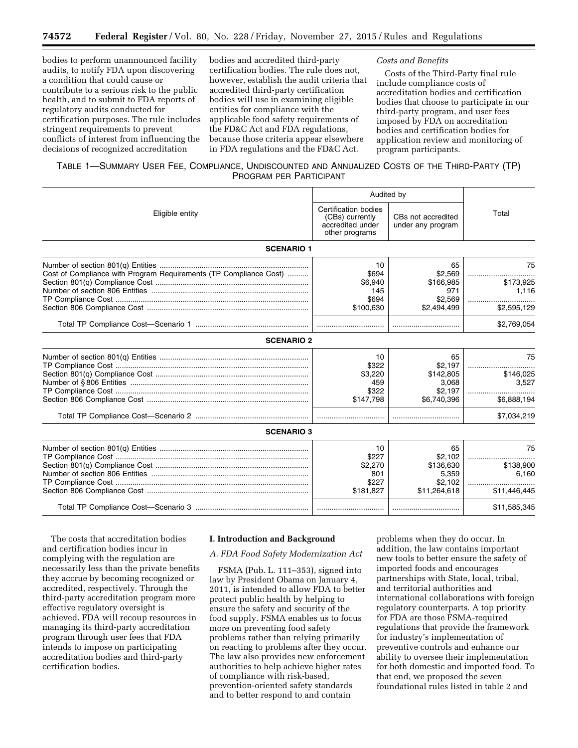bodies to perform unannounced facility audits, to notify FDA upon discovering a condition that could cause or contribute to a serious risk to the public health, and to submit to FDA reports of regulatory audits conducted for certification purposes. The rule includes stringent requirements to prevent conflicts of interest from influencing the decisions of recognized accreditation bodies and accredited third-party certification bodies. The rule does not, however, establish the audit criteria that accredited third-party certification bodies will use in examining eligible entities for compliance with the applicable food safety requirements of the FD&C Act and FDA regulations, because those criteria appear elsewhere in FDA regulations and the FD&C Act.

*Costs and Benefits*

Costs of the Third-Party final rule include compliance costs of accreditation bodies and certification bodies that choose to participate in our third-party program, and user fees imposed by FDA on accreditation bodies and certification bodies for application review and monitoring of program participants.

TABLE 1—SUMMARY USER FEE, COMPLIANCE, UNDISCOUNTED AND ANNUALIZED COSTS OF THE THIRD-PARTY (TP) PROGRAM PER PARTICIPANT

| Eligible entity | Audited by | | Total |
|---|---|---|---|
| | Certification bodies (CBs) currently accredited under other programs | CBs not accredited under any program | |
| **SCENARIO 1** | | | |
| Number of section 801(q) Entities | 10 | 65 | 75 |
| Cost of Compliance with Program Requirements (TP Compliance Cost) | $694 | $2,569 | |
| Section 801(q) Compliance Cost | $6,940 | $166,985 | $173,925 |
| Number of section 806 Entities | 145 | 971 | 1,116 |
| TP Compliance Cost | $694 | $2,569 | |
| Section 806 Compliance Cost | $100,630 | $2,494,499 | $2,595,129 |
| Total TP Compliance Cost—Scenario 1 | | | $2,769,054 |
| **SCENARIO 2** | | | |
| Number of section 801(q) Entities | 10 | 65 | 75 |
| TP Compliance Cost | $322 | $2,197 | |
| Section 801(q) Compliance Cost | $3,220 | $142,805 | $146,025 |
| Number of § 806 Entities | 459 | 3,068 | 3,527 |
| TP Compliance Cost | $322 | $2,197 | |
| Section 806 Compliance Cost | $147,798 | $6,740,396 | $6,888,194 |
| Total TP Compliance Cost—Scenario 2 | | | $7,034,219 |
| **SCENARIO 3** | | | |
| Number of section 801(q) Entities | 10 | 65 | 75 |
| TP Compliance Cost | $227 | $2,102 | |
| Section 801(q) Compliance Cost | $2,270 | $136,630 | $138,900 |
| Number of section 806 Entities | 801 | 5,359 | 6,160 |
| TP Compliance Cost | $227 | $2,102 | |
| Section 806 Compliance Cost | $181,827 | $11,264,618 | $11,446,445 |
| Total TP Compliance Cost—Scenario 3 | | | $11,585,345 |

The costs that accreditation bodies and certification bodies incur in complying with the regulation are necessarily less than the private benefits they accrue by becoming recognized or accredited, respectively. Through the third-party accreditation program more effective regulatory oversight is achieved. FDA will recoup resources in managing its third-party accreditation program through user fees that FDA intends to impose on participating accreditation bodies and third-party certification bodies.

## I. Introduction and Background

### A. FDA Food Safety Modernization Act

FSMA (Pub. L. 111–353), signed into law by President Obama on January 4, 2011, is intended to allow FDA to better protect public health by helping to ensure the safety and security of the food supply. FSMA enables us to focus more on preventing food safety problems rather than relying primarily on reacting to problems after they occur. The law also provides new enforcement authorities to help achieve higher rates of compliance with risk-based, prevention-oriented safety standards and to better respond to and contain problems when they do occur. In addition, the law contains important new tools to better ensure the safety of imported foods and encourages partnerships with State, local, tribal, and territorial authorities and international collaborations with foreign regulatory counterparts. A top priority for FDA are those FSMA-required regulations that provide the framework for industry's implementation of preventive controls and enhance our ability to oversee their implementation for both domestic and imported food. To that end, we proposed the seven foundational rules listed in table 2 and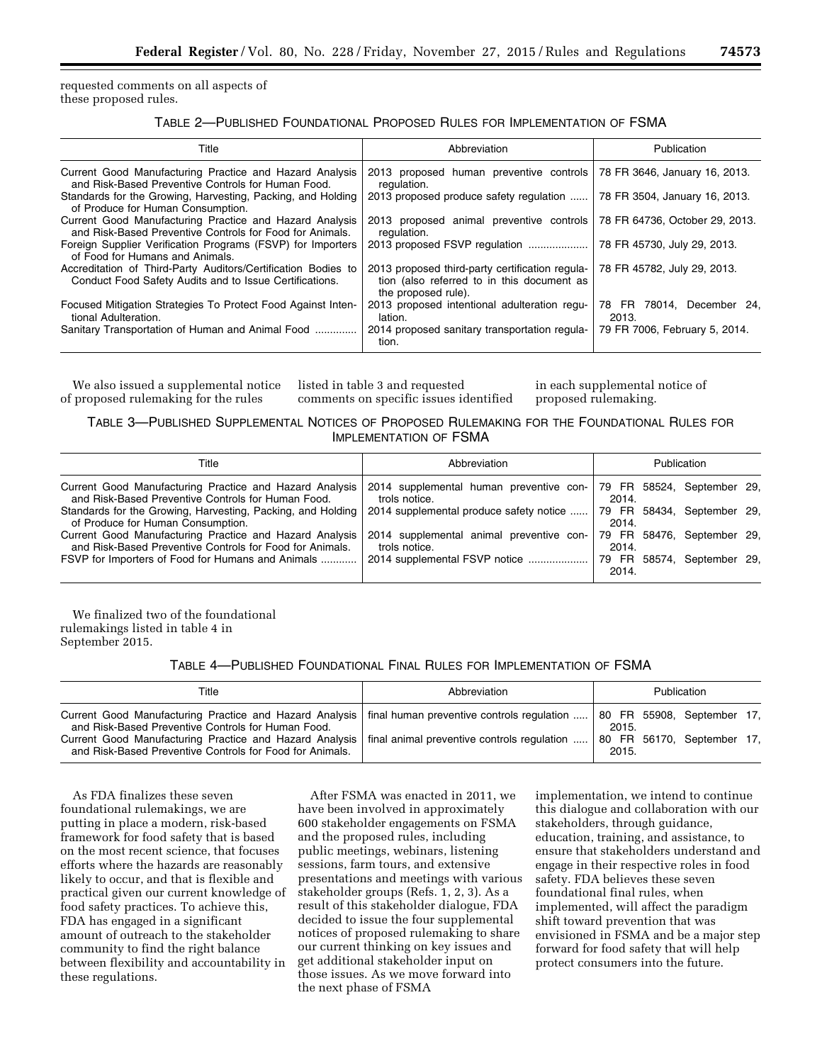requested comments on all aspects of these proposed rules.

TABLE 2—PUBLISHED FOUNDATIONAL PROPOSED RULES FOR IMPLEMENTATION OF FSMA

| Title | Abbreviation | Publication |
| --- | --- | --- |
| Current Good Manufacturing Practice and Hazard Analysis and Risk-Based Preventive Controls for Human Food. | 2013 proposed human preventive controls regulation. | 78 FR 3646, January 16, 2013. |
| Standards for the Growing, Harvesting, Packing, and Holding of Produce for Human Consumption. | 2013 proposed produce safety regulation | 78 FR 3504, January 16, 2013. |
| Current Good Manufacturing Practice and Hazard Analysis and Risk-Based Preventive Controls for Food for Animals. | 2013 proposed animal preventive controls regulation. | 78 FR 64736, October 29, 2013. |
| Foreign Supplier Verification Programs (FSVP) for Importers of Food for Humans and Animals. | 2013 proposed FSVP regulation | 78 FR 45730, July 29, 2013. |
| Accreditation of Third-Party Auditors/Certification Bodies to Conduct Food Safety Audits and to Issue Certifications. | 2013 proposed third-party certification regulation (also referred to in this document as the proposed rule). | 78 FR 45782, July 29, 2013. |
| Focused Mitigation Strategies To Protect Food Against Intentional Adulteration. | 2013 proposed intentional adulteration regulation. | 78 FR 78014, December 24, 2013. |
| Sanitary Transportation of Human and Animal Food | 2014 proposed sanitary transportation regulation. | 79 FR 7006, February 5, 2014. |

We also issued a supplemental notice of proposed rulemaking for the rules listed in table 3 and requested comments on specific issues identified in each supplemental notice of proposed rulemaking.

TABLE 3—PUBLISHED SUPPLEMENTAL NOTICES OF PROPOSED RULEMAKING FOR THE FOUNDATIONAL RULES FOR IMPLEMENTATION OF FSMA

| Title | Abbreviation | Publication |
| --- | --- | --- |
| Current Good Manufacturing Practice and Hazard Analysis and Risk-Based Preventive Controls for Human Food. | 2014 supplemental human preventive controls notice. | 79 FR 58524, September 29, 2014. |
| Standards for the Growing, Harvesting, Packing, and Holding of Produce for Human Consumption. | 2014 supplemental produce safety notice | 79 FR 58434, September 29, 2014. |
| Current Good Manufacturing Practice and Hazard Analysis and Risk-Based Preventive Controls for Food for Animals. | 2014 supplemental animal preventive controls notice. | 79 FR 58476, September 29, 2014. |
| FSVP for Importers of Food for Humans and Animals | 2014 supplemental FSVP notice | 79 FR 58574, September 29, 2014. |

We finalized two of the foundational rulemakings listed in table 4 in September 2015.

TABLE 4—PUBLISHED FOUNDATIONAL FINAL RULES FOR IMPLEMENTATION OF FSMA

| Title | Abbreviation | Publication |
| --- | --- | --- |
| Current Good Manufacturing Practice and Hazard Analysis and Risk-Based Preventive Controls for Human Food. | final human preventive controls regulation | 80 FR 55908, September 17, 2015. |
| Current Good Manufacturing Practice and Hazard Analysis and Risk-Based Preventive Controls for Food for Animals. | final animal preventive controls regulation | 80 FR 56170, September 17, 2015. |

As FDA finalizes these seven foundational rulemakings, we are putting in place a modern, risk-based framework for food safety that is based on the most recent science, that focuses efforts where the hazards are reasonably likely to occur, and that is flexible and practical given our current knowledge of food safety practices. To achieve this, FDA has engaged in a significant amount of outreach to the stakeholder community to find the right balance between flexibility and accountability in these regulations.

After FSMA was enacted in 2011, we have been involved in approximately 600 stakeholder engagements on FSMA and the proposed rules, including public meetings, webinars, listening sessions, farm tours, and extensive presentations and meetings with various stakeholder groups (Refs. 1, 2, 3). As a result of this stakeholder dialogue, FDA decided to issue the four supplemental notices of proposed rulemaking to share our current thinking on key issues and get additional stakeholder input on those issues. As we move forward into the next phase of FSMA implementation, we intend to continue this dialogue and collaboration with our stakeholders, through guidance, education, training, and assistance, to ensure that stakeholders understand and engage in their respective roles in food safety. FDA believes these seven foundational final rules, when implemented, will affect the paradigm shift toward prevention that was envisioned in FSMA and be a major step forward for food safety that will help protect consumers into the future.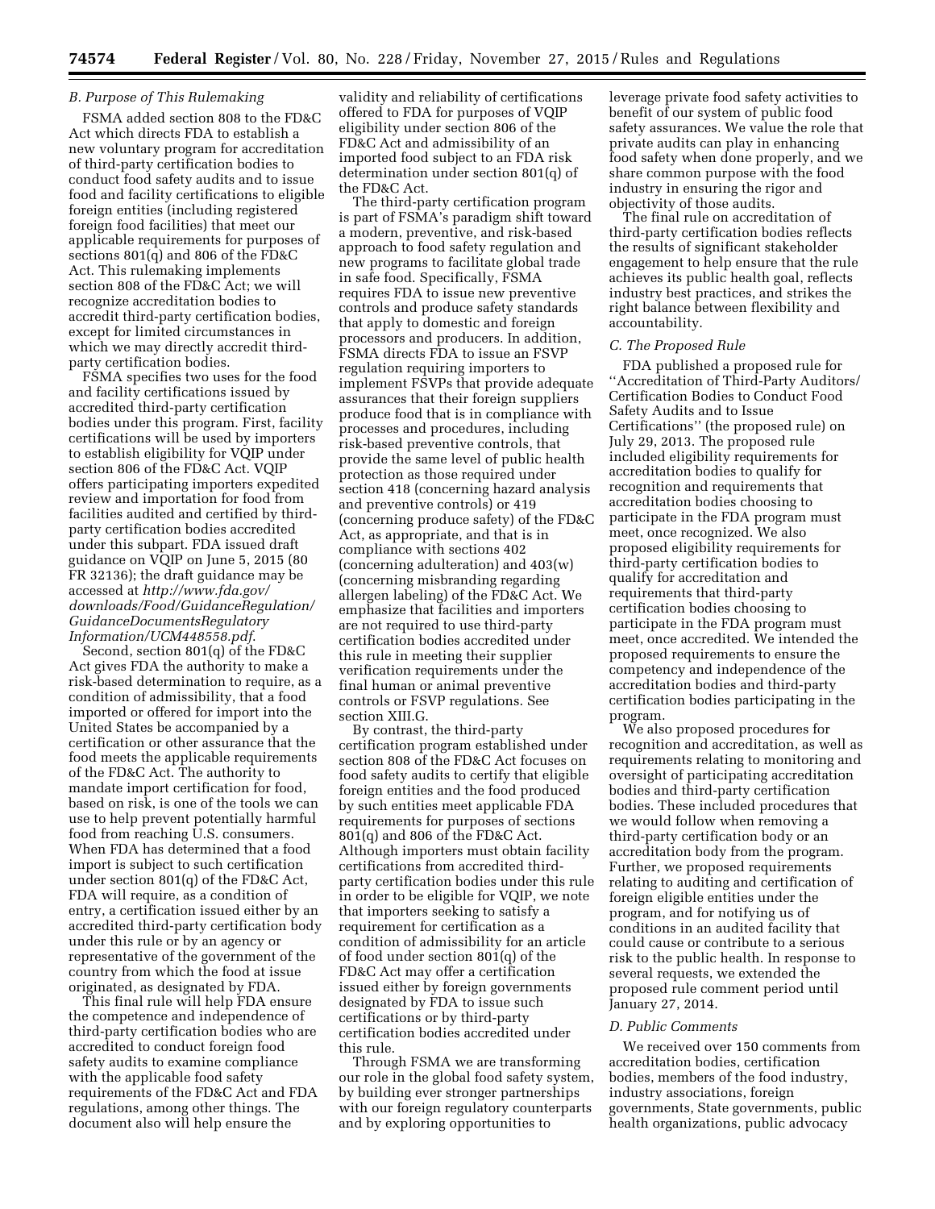### B. Purpose of This Rulemaking

FSMA added section 808 to the FD&C Act which directs FDA to establish a new voluntary program for accreditation of third-party certification bodies to conduct food safety audits and to issue food and facility certifications to eligible foreign entities (including registered foreign food facilities) that meet our applicable requirements for purposes of sections 801(q) and 806 of the FD&C Act. This rulemaking implements section 808 of the FD&C Act; we will recognize accreditation bodies to accredit third-party certification bodies, except for limited circumstances in which we may directly accredit third-party certification bodies.

FSMA specifies two uses for the food and facility certifications issued by accredited third-party certification bodies under this program. First, facility certifications will be used by importers to establish eligibility for VQIP under section 806 of the FD&C Act. VQIP offers participating importers expedited review and importation for food from facilities audited and certified by third-party certification bodies accredited under this subpart. FDA issued draft guidance on VQIP on June 5, 2015 (80 FR 32136); the draft guidance may be accessed at *http://www.fda.gov/downloads/Food/GuidanceRegulation/GuidanceDocumentsRegulatoryInformation/UCM448558.pdf*.

Second, section 801(q) of the FD&C Act gives FDA the authority to make a risk-based determination to require, as a condition of admissibility, that a food imported or offered for import into the United States be accompanied by a certification or other assurance that the food meets the applicable requirements of the FD&C Act. The authority to mandate import certification for food, based on risk, is one of the tools we can use to help prevent potentially harmful food from reaching U.S. consumers. When FDA has determined that a food import is subject to such certification under section 801(q) of the FD&C Act, FDA will require, as a condition of entry, a certification issued either by an accredited third-party certification body under this rule or by an agency or representative of the government of the country from which the food at issue originated, as designated by FDA.

This final rule will help FDA ensure the competence and independence of third-party certification bodies who are accredited to conduct foreign food safety audits to examine compliance with the applicable food safety requirements of the FD&C Act and FDA regulations, among other things. The document also will help ensure the validity and reliability of certifications offered to FDA for purposes of VQIP eligibility under section 806 of the FD&C Act and admissibility of an imported food subject to an FDA risk determination under section 801(q) of the FD&C Act.

The third-party certification program is part of FSMA's paradigm shift toward a modern, preventive, and risk-based approach to food safety regulation and new programs to facilitate global trade in safe food. Specifically, FSMA requires FDA to issue new preventive controls and produce safety standards that apply to domestic and foreign processors and producers. In addition, FSMA directs FDA to issue an FSVP regulation requiring importers to implement FSVPs that provide adequate assurances that their foreign suppliers produce food that is in compliance with processes and procedures, including risk-based preventive controls, that provide the same level of public health protection as those required under section 418 (concerning hazard analysis and preventive controls) or 419 (concerning produce safety) of the FD&C Act, as appropriate, and that is in compliance with sections 402 (concerning adulteration) and 403(w) (concerning misbranding regarding allergen labeling) of the FD&C Act. We emphasize that facilities and importers are not required to use third-party certification bodies accredited under this rule in meeting their supplier verification requirements under the final human or animal preventive controls or FSVP regulations. See section XIII.G.

By contrast, the third-party certification program established under section 808 of the FD&C Act focuses on food safety audits to certify that eligible foreign entities and the food produced by such entities meet applicable FDA requirements for purposes of sections 801(q) and 806 of the FD&C Act. Although importers must obtain facility certifications from accredited third-party certification bodies under this rule in order to be eligible for VQIP, we note that importers seeking to satisfy a requirement for certification as a condition of admissibility for an article of food under section 801(q) of the FD&C Act may offer a certification issued either by foreign governments designated by FDA to issue such certifications or by third-party certification bodies accredited under this rule.

Through FSMA we are transforming our role in the global food safety system, by building ever stronger partnerships with our foreign regulatory counterparts and by exploring opportunities to leverage private food safety activities to benefit of our system of public food safety assurances. We value the role that private audits can play in enhancing food safety when done properly, and we share common purpose with the food industry in ensuring the rigor and objectivity of those audits.

The final rule on accreditation of third-party certification bodies reflects the results of significant stakeholder engagement to help ensure that the rule achieves its public health goal, reflects industry best practices, and strikes the right balance between flexibility and accountability.

### C. The Proposed Rule

FDA published a proposed rule for "Accreditation of Third-Party Auditors/Certification Bodies to Conduct Food Safety Audits and to Issue Certifications" (the proposed rule) on July 29, 2013. The proposed rule included eligibility requirements for accreditation bodies to qualify for recognition and requirements that accreditation bodies choosing to participate in the FDA program must meet, once recognized. We also proposed eligibility requirements for third-party certification bodies to qualify for accreditation and requirements that third-party certification bodies choosing to participate in the FDA program must meet, once accredited. We intended the proposed requirements to ensure the competency and independence of the accreditation bodies and third-party certification bodies participating in the program.

We also proposed procedures for recognition and accreditation, as well as requirements relating to monitoring and oversight of participating accreditation bodies and third-party certification bodies. These included procedures that we would follow when removing a third-party certification body or an accreditation body from the program. Further, we proposed requirements relating to auditing and certification of foreign eligible entities under the program, and for notifying us of conditions in an audited facility that could cause or contribute to a serious risk to the public health. In response to several requests, we extended the proposed rule comment period until January 27, 2014.

### D. Public Comments

We received over 150 comments from accreditation bodies, certification bodies, members of the food industry, industry associations, foreign governments, State governments, public health organizations, public advocacy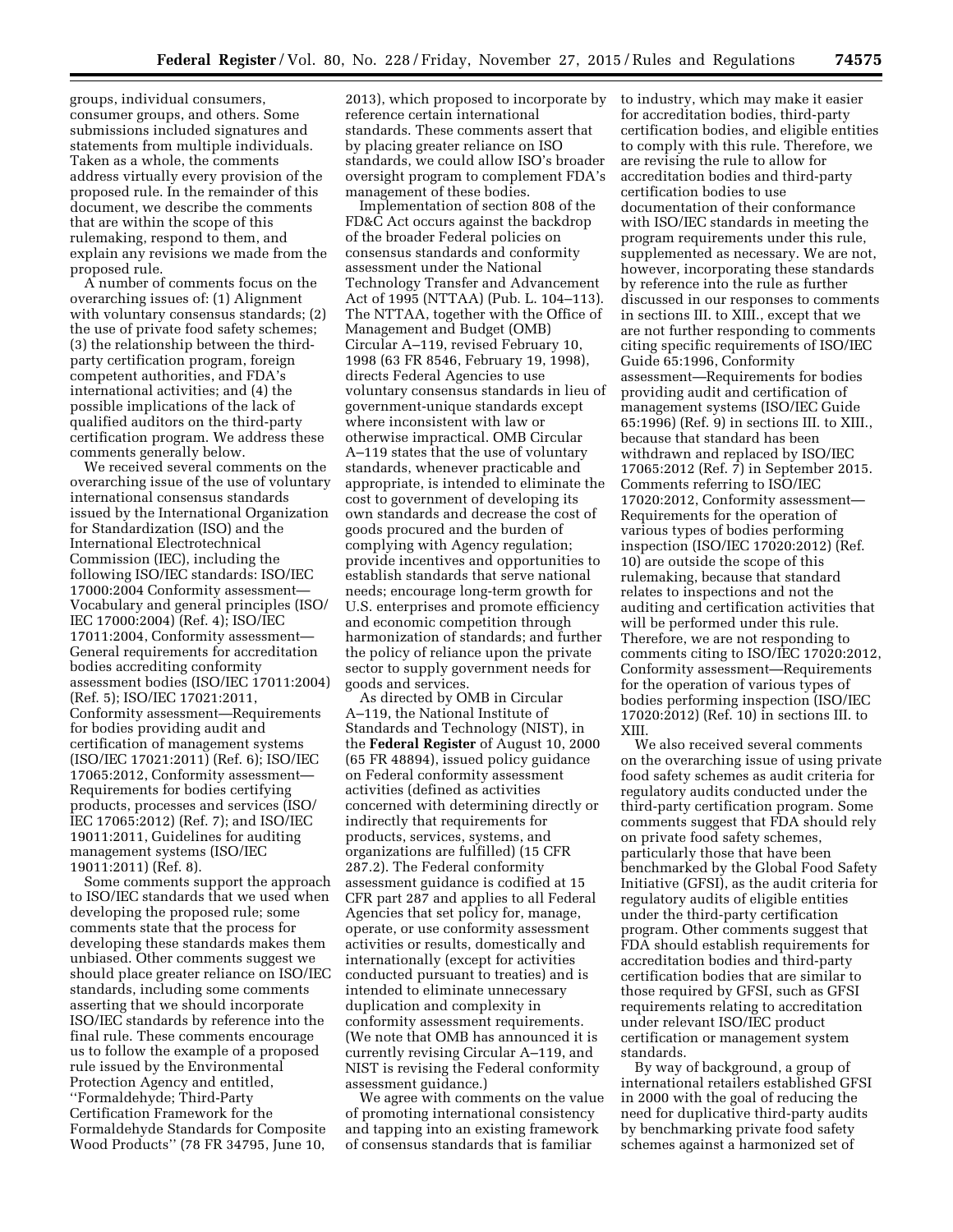groups, individual consumers, consumer groups, and others. Some submissions included signatures and statements from multiple individuals. Taken as a whole, the comments address virtually every provision of the proposed rule. In the remainder of this document, we describe the comments that are within the scope of this rulemaking, respond to them, and explain any revisions we made from the proposed rule.

A number of comments focus on the overarching issues of: (1) Alignment with voluntary consensus standards; (2) the use of private food safety schemes; (3) the relationship between the third-party certification program, foreign competent authorities, and FDA's international activities; and (4) the possible implications of the lack of qualified auditors on the third-party certification program. We address these comments generally below.

We received several comments on the overarching issue of the use of voluntary international consensus standards issued by the International Organization for Standardization (ISO) and the International Electrotechnical Commission (IEC), including the following ISO/IEC standards: ISO/IEC 17000:2004 Conformity assessment—Vocabulary and general principles (ISO/IEC 17000:2004) (Ref. 4); ISO/IEC 17011:2004, Conformity assessment—General requirements for accreditation bodies accrediting conformity assessment bodies (ISO/IEC 17011:2004) (Ref. 5); ISO/IEC 17021:2011, Conformity assessment—Requirements for bodies providing audit and certification of management systems (ISO/IEC 17021:2011) (Ref. 6); ISO/IEC 17065:2012, Conformity assessment—Requirements for bodies certifying products, processes and services (ISO/IEC 17065:2012) (Ref. 7); and ISO/IEC 19011:2011, Guidelines for auditing management systems (ISO/IEC 19011:2011) (Ref. 8).

Some comments support the approach to ISO/IEC standards that we used when developing the proposed rule; some comments state that the process for developing these standards makes them unbiased. Other comments suggest we should place greater reliance on ISO/IEC standards, including some comments asserting that we should incorporate ISO/IEC standards by reference into the final rule. These comments encourage us to follow the example of a proposed rule issued by the Environmental Protection Agency and entitled, ''Formaldehyde; Third-Party Certification Framework for the Formaldehyde Standards for Composite Wood Products'' (78 FR 34795, June 10, 2013), which proposed to incorporate by reference certain international standards. These comments assert that by placing greater reliance on ISO standards, we could allow ISO's broader oversight program to complement FDA's management of these bodies.

Implementation of section 808 of the FD&C Act occurs against the backdrop of the broader Federal policies on consensus standards and conformity assessment under the National Technology Transfer and Advancement Act of 1995 (NTTAA) (Pub. L. 104–113). The NTTAA, together with the Office of Management and Budget (OMB) Circular A–119, revised February 10, 1998 (63 FR 8546, February 19, 1998), directs Federal Agencies to use voluntary consensus standards in lieu of government-unique standards except where inconsistent with law or otherwise impractical. OMB Circular A–119 states that the use of voluntary standards, whenever practicable and appropriate, is intended to eliminate the cost to government of developing its own standards and decrease the cost of goods procured and the burden of complying with Agency regulation; provide incentives and opportunities to establish standards that serve national needs; encourage long-term growth for U.S. enterprises and promote efficiency and economic competition through harmonization of standards; and further the policy of reliance upon the private sector to supply government needs for goods and services.

As directed by OMB in Circular A–119, the National Institute of Standards and Technology (NIST), in the **Federal Register** of August 10, 2000 (65 FR 48894), issued policy guidance on Federal conformity assessment activities (defined as activities concerned with determining directly or indirectly that requirements for products, services, systems, and organizations are fulfilled) (15 CFR 287.2). The Federal conformity assessment guidance is codified at 15 CFR part 287 and applies to all Federal Agencies that set policy for, manage, operate, or use conformity assessment activities or results, domestically and internationally (except for activities conducted pursuant to treaties) and is intended to eliminate unnecessary duplication and complexity in conformity assessment requirements. (We note that OMB has announced it is currently revising Circular A–119, and NIST is revising the Federal conformity assessment guidance.)

We agree with comments on the value of promoting international consistency and tapping into an existing framework of consensus standards that is familiar to industry, which may make it easier for accreditation bodies, third-party certification bodies, and eligible entities to comply with this rule. Therefore, we are revising the rule to allow for accreditation bodies and third-party certification bodies to use documentation of their conformance with ISO/IEC standards in meeting the program requirements under this rule, supplemented as necessary. We are not, however, incorporating these standards by reference into the rule as further discussed in our responses to comments in sections III. to XIII., except that we are not further responding to comments citing specific requirements of ISO/IEC Guide 65:1996, Conformity assessment—Requirements for bodies providing audit and certification of management systems (ISO/IEC Guide 65:1996) (Ref. 9) in sections III. to XIII., because that standard has been withdrawn and replaced by ISO/IEC 17065:2012 (Ref. 7) in September 2015. Comments referring to ISO/IEC 17020:2012, Conformity assessment—Requirements for the operation of various types of bodies performing inspection (ISO/IEC 17020:2012) (Ref. 10) are outside the scope of this rulemaking, because that standard relates to inspections and not the auditing and certification activities that will be performed under this rule. Therefore, we are not responding to comments citing to ISO/IEC 17020:2012, Conformity assessment—Requirements for the operation of various types of bodies performing inspection (ISO/IEC 17020:2012) (Ref. 10) in sections III. to XIII.

We also received several comments on the overarching issue of using private food safety schemes as audit criteria for regulatory audits conducted under the third-party certification program. Some comments suggest that FDA should rely on private food safety schemes, particularly those that have been benchmarked by the Global Food Safety Initiative (GFSI), as the audit criteria for regulatory audits of eligible entities under the third-party certification program. Other comments suggest that FDA should establish requirements for accreditation bodies and third-party certification bodies that are similar to those required by GFSI, such as GFSI requirements relating to accreditation under relevant ISO/IEC product certification or management system standards.

By way of background, a group of international retailers established GFSI in 2000 with the goal of reducing the need for duplicative third-party audits by benchmarking private food safety schemes against a harmonized set of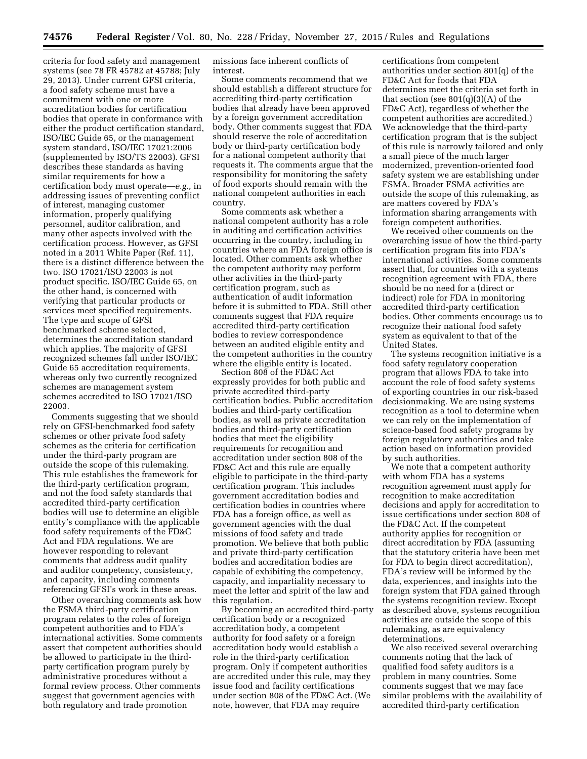criteria for food safety and management systems (see 78 FR 45782 at 45788; July 29, 2013). Under current GFSI criteria, a food safety scheme must have a commitment with one or more accreditation bodies for certification bodies that operate in conformance with either the product certification standard, ISO/IEC Guide 65, or the management system standard, ISO/IEC 17021:2006 (supplemented by ISO/TS 22003). GFSI describes these standards as having similar requirements for how a certification body must operate—*e.g.,* in addressing issues of preventing conflict of interest, managing customer information, properly qualifying personnel, auditor calibration, and many other aspects involved with the certification process. However, as GFSI noted in a 2011 White Paper (Ref. 11), there is a distinct difference between the two. ISO 17021/ISO 22003 is not product specific. ISO/IEC Guide 65, on the other hand, is concerned with verifying that particular products or services meet specified requirements. The type and scope of GFSI benchmarked scheme selected, determines the accreditation standard which applies. The majority of GFSI recognized schemes fall under ISO/IEC Guide 65 accreditation requirements, whereas only two currently recognized schemes are management system schemes accredited to ISO 17021/ISO 22003.

Comments suggesting that we should rely on GFSI-benchmarked food safety schemes or other private food safety schemes as the criteria for certification under the third-party program are outside the scope of this rulemaking. This rule establishes the framework for the third-party certification program, and not the food safety standards that accredited third-party certification bodies will use to determine an eligible entity's compliance with the applicable food safety requirements of the FD&C Act and FDA regulations. We are however responding to relevant comments that address audit quality and auditor competency, consistency, and capacity, including comments referencing GFSI's work in these areas.

Other overarching comments ask how the FSMA third-party certification program relates to the roles of foreign competent authorities and to FDA's international activities. Some comments assert that competent authorities should be allowed to participate in the third-party certification program purely by administrative procedures without a formal review process. Other comments suggest that government agencies with both regulatory and trade promotion missions face inherent conflicts of interest.

Some comments recommend that we should establish a different structure for accrediting third-party certification bodies that already have been approved by a foreign government accreditation body. Other comments suggest that FDA should reserve the role of accreditation body or third-party certification body for a national competent authority that requests it. The comments argue that the responsibility for monitoring the safety of food exports should remain with the national competent authorities in each country.

Some comments ask whether a national competent authority has a role in auditing and certification activities occurring in the country, including in countries where an FDA foreign office is located. Other comments ask whether the competent authority may perform other activities in the third-party certification program, such as authentication of audit information before it is submitted to FDA. Still other comments suggest that FDA require accredited third-party certification bodies to review correspondence between an audited eligible entity and the competent authorities in the country where the eligible entity is located.

Section 808 of the FD&C Act expressly provides for both public and private accredited third-party certification bodies. Public accreditation bodies and third-party certification bodies, as well as private accreditation bodies and third-party certification bodies that meet the eligibility requirements for recognition and accreditation under section 808 of the FD&C Act and this rule are equally eligible to participate in the third-party certification program. This includes government accreditation bodies and certification bodies in countries where FDA has a foreign office, as well as government agencies with the dual missions of food safety and trade promotion. We believe that both public and private third-party certification bodies and accreditation bodies are capable of exhibiting the competency, capacity, and impartiality necessary to meet the letter and spirit of the law and this regulation.

By becoming an accredited third-party certification body or a recognized accreditation body, a competent authority for food safety or a foreign accreditation body would establish a role in the third-party certification program. Only if competent authorities are accredited under this rule, may they issue food and facility certifications under section 808 of the FD&C Act. (We note, however, that FDA may require certifications from competent authorities under section 801(q) of the FD&C Act for foods that FDA determines meet the criteria set forth in that section (see 801(q)(3)(A) of the FD&C Act), regardless of whether the competent authorities are accredited.) We acknowledge that the third-party certification program that is the subject of this rule is narrowly tailored and only a small piece of the much larger modernized, prevention-oriented food safety system we are establishing under FSMA. Broader FSMA activities are outside the scope of this rulemaking, as are matters covered by FDA's information sharing arrangements with foreign competent authorities.

We received other comments on the overarching issue of how the third-party certification program fits into FDA's international activities. Some comments assert that, for countries with a systems recognition agreement with FDA, there should be no need for a (direct or indirect) role for FDA in monitoring accredited third-party certification bodies. Other comments encourage us to recognize their national food safety system as equivalent to that of the United States.

The systems recognition initiative is a food safety regulatory cooperation program that allows FDA to take into account the role of food safety systems of exporting countries in our risk-based decisionmaking. We are using systems recognition as a tool to determine when we can rely on the implementation of science-based food safety programs by foreign regulatory authorities and take action based on information provided by such authorities.

We note that a competent authority with whom FDA has a systems recognition agreement must apply for recognition to make accreditation decisions and apply for accreditation to issue certifications under section 808 of the FD&C Act. If the competent authority applies for recognition or direct accreditation by FDA (assuming that the statutory criteria have been met for FDA to begin direct accreditation), FDA's review will be informed by the data, experiences, and insights into the foreign system that FDA gained through the systems recognition review. Except as described above, systems recognition activities are outside the scope of this rulemaking, as are equivalency determinations.

We also received several overarching comments noting that the lack of qualified food safety auditors is a problem in many countries. Some comments suggest that we may face similar problems with the availability of accredited third-party certification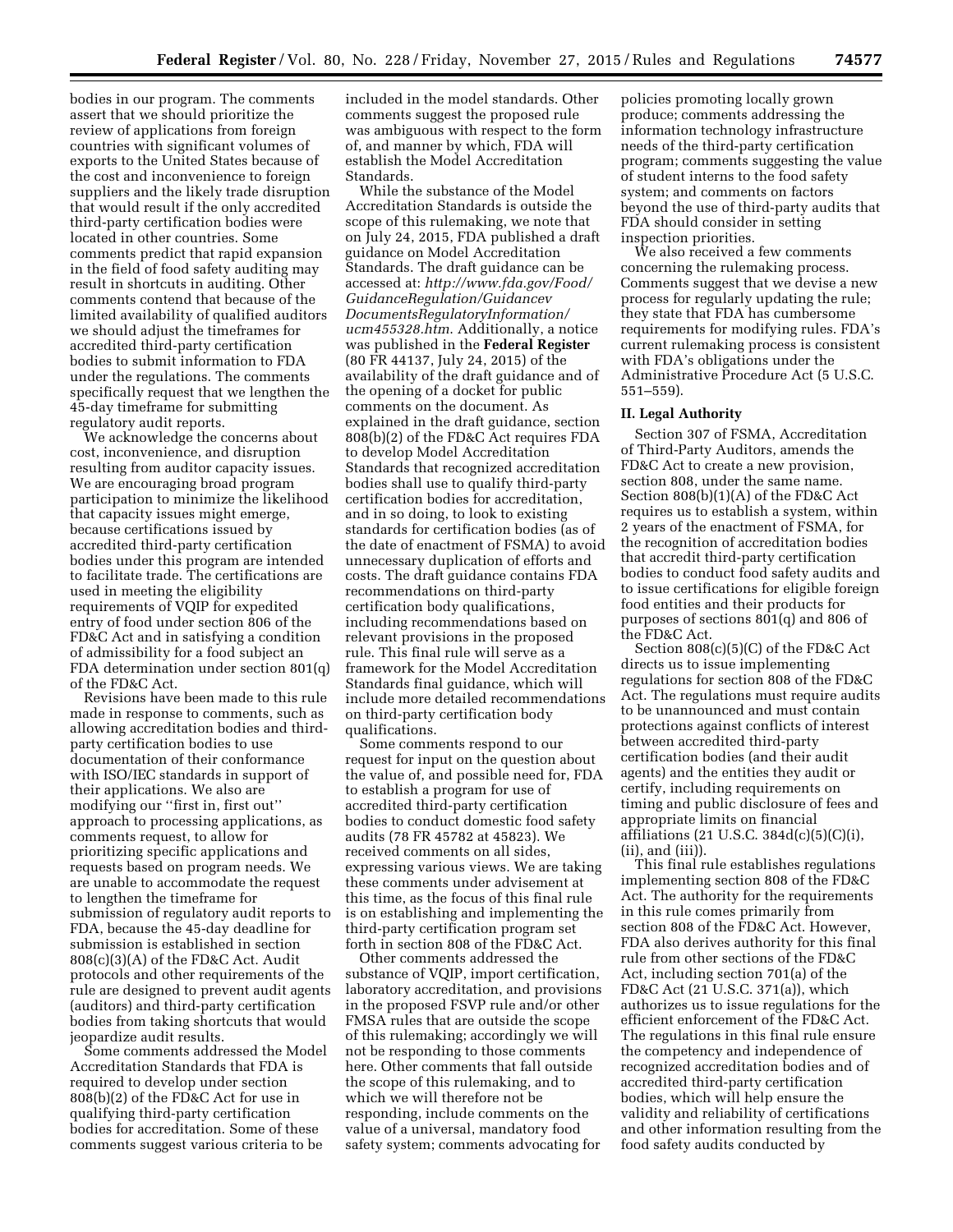bodies in our program. The comments assert that we should prioritize the review of applications from foreign countries with significant volumes of exports to the United States because of the cost and inconvenience to foreign suppliers and the likely trade disruption that would result if the only accredited third-party certification bodies were located in other countries. Some comments predict that rapid expansion in the field of food safety auditing may result in shortcuts in auditing. Other comments contend that because of the limited availability of qualified auditors we should adjust the timeframes for accredited third-party certification bodies to submit information to FDA under the regulations. The comments specifically request that we lengthen the 45-day timeframe for submitting regulatory audit reports.

We acknowledge the concerns about cost, inconvenience, and disruption resulting from auditor capacity issues. We are encouraging broad program participation to minimize the likelihood that capacity issues might emerge, because certifications issued by accredited third-party certification bodies under this program are intended to facilitate trade. The certifications are used in meeting the eligibility requirements of VQIP for expedited entry of food under section 806 of the FD&C Act and in satisfying a condition of admissibility for a food subject an FDA determination under section 801(q) of the FD&C Act.

Revisions have been made to this rule made in response to comments, such as allowing accreditation bodies and third-party certification bodies to use documentation of their conformance with ISO/IEC standards in support of their applications. We also are modifying our ''first in, first out'' approach to processing applications, as comments request, to allow for prioritizing specific applications and requests based on program needs. We are unable to accommodate the request to lengthen the timeframe for submission of regulatory audit reports to FDA, because the 45-day deadline for submission is established in section 808(c)(3)(A) of the FD&C Act. Audit protocols and other requirements of the rule are designed to prevent audit agents (auditors) and third-party certification bodies from taking shortcuts that would jeopardize audit results.

Some comments addressed the Model Accreditation Standards that FDA is required to develop under section 808(b)(2) of the FD&C Act for use in qualifying third-party certification bodies for accreditation. Some of these comments suggest various criteria to be included in the model standards. Other comments suggest the proposed rule was ambiguous with respect to the form of, and manner by which, FDA will establish the Model Accreditation Standards.

While the substance of the Model Accreditation Standards is outside the scope of this rulemaking, we note that on July 24, 2015, FDA published a draft guidance on Model Accreditation Standards. The draft guidance can be accessed at: *http://www.fda.gov/Food/GuidanceRegulation/GuidanceDocumentsRegulatoryInformation/ucm455328.htm*. Additionally, a notice was published in the **Federal Register** (80 FR 44137, July 24, 2015) of the availability of the draft guidance and of the opening of a docket for public comments on the document. As explained in the draft guidance, section 808(b)(2) of the FD&C Act requires FDA to develop Model Accreditation Standards that recognized accreditation bodies shall use to qualify third-party certification bodies for accreditation, and in so doing, to look to existing standards for certification bodies (as of the date of enactment of FSMA) to avoid unnecessary duplication of efforts and costs. The draft guidance contains FDA recommendations on third-party certification body qualifications, including recommendations based on relevant provisions in the proposed rule. This final rule will serve as a framework for the Model Accreditation Standards final guidance, which will include more detailed recommendations on third-party certification body qualifications.

Some comments respond to our request for input on the question about the value of, and possible need for, FDA to establish a program for use of accredited third-party certification bodies to conduct domestic food safety audits (78 FR 45782 at 45823). We received comments on all sides, expressing various views. We are taking these comments under advisement at this time, as the focus of this final rule is on establishing and implementing the third-party certification program set forth in section 808 of the FD&C Act.

Other comments addressed the substance of VQIP, import certification, laboratory accreditation, and provisions in the proposed FSVP rule and/or other FMSA rules that are outside the scope of this rulemaking; accordingly we will not be responding to those comments here. Other comments that fall outside the scope of this rulemaking, and to which we will therefore not be responding, include comments on the value of a universal, mandatory food safety system; comments advocating for policies promoting locally grown produce; comments addressing the information technology infrastructure needs of the third-party certification program; comments suggesting the value of student interns to the food safety system; and comments on factors beyond the use of third-party audits that FDA should consider in setting inspection priorities.

We also received a few comments concerning the rulemaking process. Comments suggest that we devise a new process for regularly updating the rule; they state that FDA has cumbersome requirements for modifying rules. FDA's current rulemaking process is consistent with FDA's obligations under the Administrative Procedure Act (5 U.S.C. 551–559).

## II. Legal Authority

Section 307 of FSMA, Accreditation of Third-Party Auditors, amends the FD&C Act to create a new provision, section 808, under the same name. Section 808(b)(1)(A) of the FD&C Act requires us to establish a system, within 2 years of the enactment of FSMA, for the recognition of accreditation bodies that accredit third-party certification bodies to conduct food safety audits and to issue certifications for eligible foreign food entities and their products for purposes of sections 801(q) and 806 of the FD&C Act.

Section 808(c)(5)(C) of the FD&C Act directs us to issue implementing regulations for section 808 of the FD&C Act. The regulations must require audits to be unannounced and must contain protections against conflicts of interest between accredited third-party certification bodies (and their audit agents) and the entities they audit or certify, including requirements on timing and public disclosure of fees and appropriate limits on financial affiliations (21 U.S.C. 384d(c)(5)(C)(i), (ii), and (iii)).

This final rule establishes regulations implementing section 808 of the FD&C Act. The authority for the requirements in this rule comes primarily from section 808 of the FD&C Act. However, FDA also derives authority for this final rule from other sections of the FD&C Act, including section 701(a) of the FD&C Act (21 U.S.C. 371(a)), which authorizes us to issue regulations for the efficient enforcement of the FD&C Act. The regulations in this final rule ensure the competency and independence of recognized accreditation bodies and of accredited third-party certification bodies, which will help ensure the validity and reliability of certifications and other information resulting from the food safety audits conducted by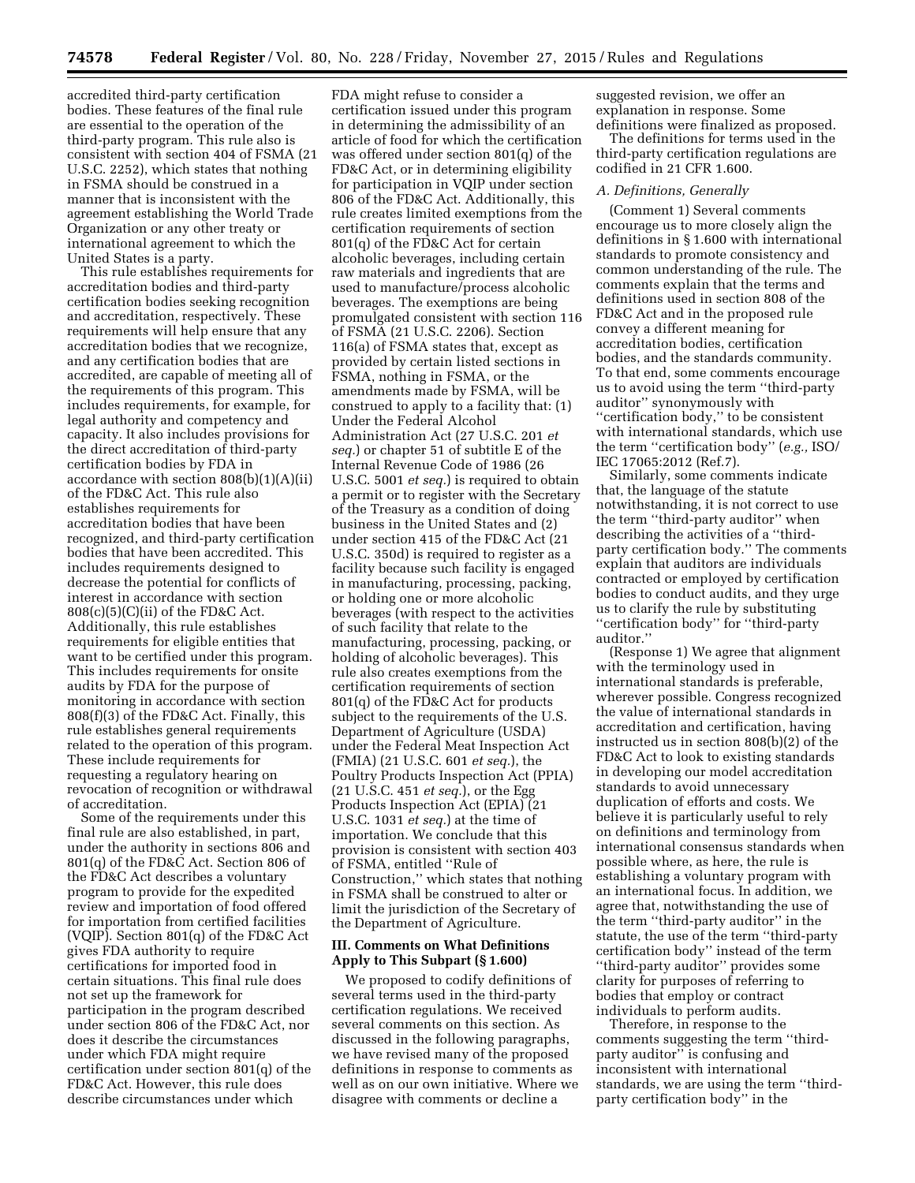accredited third-party certification bodies. These features of the final rule are essential to the operation of the third-party program. This rule also is consistent with section 404 of FSMA (21 U.S.C. 2252), which states that nothing in FSMA should be construed in a manner that is inconsistent with the agreement establishing the World Trade Organization or any other treaty or international agreement to which the United States is a party.

This rule establishes requirements for accreditation bodies and third-party certification bodies seeking recognition and accreditation, respectively. These requirements will help ensure that any accreditation bodies that we recognize, and any certification bodies that are accredited, are capable of meeting all of the requirements of this program. This includes requirements, for example, for legal authority and competency and capacity. It also includes provisions for the direct accreditation of third-party certification bodies by FDA in accordance with section 808(b)(1)(A)(ii) of the FD&C Act. This rule also establishes requirements for accreditation bodies that have been recognized, and third-party certification bodies that have been accredited. This includes requirements designed to decrease the potential for conflicts of interest in accordance with section 808(c)(5)(C)(ii) of the FD&C Act. Additionally, this rule establishes requirements for eligible entities that want to be certified under this program. This includes requirements for onsite audits by FDA for the purpose of monitoring in accordance with section 808(f)(3) of the FD&C Act. Finally, this rule establishes general requirements related to the operation of this program. These include requirements for requesting a regulatory hearing on revocation of recognition or withdrawal of accreditation.

Some of the requirements under this final rule are also established, in part, under the authority in sections 806 and 801(q) of the FD&C Act. Section 806 of the FD&C Act describes a voluntary program to provide for the expedited review and importation of food offered for importation from certified facilities (VQIP). Section 801(q) of the FD&C Act gives FDA authority to require certifications for imported food in certain situations. This final rule does not set up the framework for participation in the program described under section 806 of the FD&C Act, nor does it describe the circumstances under which FDA might require certification under section 801(q) of the FD&C Act. However, this rule does describe circumstances under which FDA might refuse to consider a certification issued under this program in determining the admissibility of an article of food for which the certification was offered under section 801(q) of the FD&C Act, or in determining eligibility for participation in VQIP under section 806 of the FD&C Act. Additionally, this rule creates limited exemptions from the certification requirements of section 801(q) of the FD&C Act for certain alcoholic beverages, including certain raw materials and ingredients that are used to manufacture/process alcoholic beverages. The exemptions are being promulgated consistent with section 116 of FSMA (21 U.S.C. 2206). Section 116(a) of FSMA states that, except as provided by certain listed sections in FSMA, nothing in FSMA, or the amendments made by FSMA, will be construed to apply to a facility that: (1) Under the Federal Alcohol Administration Act (27 U.S.C. 201 *et seq.*) or chapter 51 of subtitle E of the Internal Revenue Code of 1986 (26 U.S.C. 5001 *et seq.*) is required to obtain a permit or to register with the Secretary of the Treasury as a condition of doing business in the United States and (2) under section 415 of the FD&C Act (21 U.S.C. 350d) is required to register as a facility because such facility is engaged in manufacturing, processing, packing, or holding one or more alcoholic beverages (with respect to the activities of such facility that relate to the manufacturing, processing, packing, or holding of alcoholic beverages). This rule also creates exemptions from the certification requirements of section 801(q) of the FD&C Act for products subject to the requirements of the U.S. Department of Agriculture (USDA) under the Federal Meat Inspection Act (FMIA) (21 U.S.C. 601 *et seq.*), the Poultry Products Inspection Act (PPIA) (21 U.S.C. 451 *et seq.*), or the Egg Products Inspection Act (EPIA) (21 U.S.C. 1031 *et seq.*) at the time of importation. We conclude that this provision is consistent with section 403 of FSMA, entitled ''Rule of Construction,'' which states that nothing in FSMA shall be construed to alter or limit the jurisdiction of the Secretary of the Department of Agriculture.

## III. Comments on What Definitions Apply to This Subpart (§ 1.600)

We proposed to codify definitions of several terms used in the third-party certification regulations. We received several comments on this section. As discussed in the following paragraphs, we have revised many of the proposed definitions in response to comments as well as on our own initiative. Where we disagree with comments or decline a suggested revision, we offer an explanation in response. Some definitions were finalized as proposed.

The definitions for terms used in the third-party certification regulations are codified in 21 CFR 1.600.

### *A. Definitions, Generally*

(Comment 1) Several comments encourage us to more closely align the definitions in § 1.600 with international standards to promote consistency and common understanding of the rule. The comments explain that the terms and definitions used in section 808 of the FD&C Act and in the proposed rule convey a different meaning for accreditation bodies, certification bodies, and the standards community. To that end, some comments encourage us to avoid using the term ''third-party auditor'' synonymously with ''certification body,'' to be consistent with international standards, which use the term ''certification body'' (*e.g.,* ISO/IEC 17065:2012 (Ref.7).

Similarly, some comments indicate that, the language of the statute notwithstanding, it is not correct to use the term ''third-party auditor'' when describing the activities of a ''third-party certification body.'' The comments explain that auditors are individuals contracted or employed by certification bodies to conduct audits, and they urge us to clarify the rule by substituting ''certification body'' for ''third-party auditor.''

(Response 1) We agree that alignment with the terminology used in international standards is preferable, wherever possible. Congress recognized the value of international standards in accreditation and certification, having instructed us in section 808(b)(2) of the FD&C Act to look to existing standards in developing our model accreditation standards to avoid unnecessary duplication of efforts and costs. We believe it is particularly useful to rely on definitions and terminology from international consensus standards when possible where, as here, the rule is establishing a voluntary program with an international focus. In addition, we agree that, notwithstanding the use of the term ''third-party auditor'' in the statute, the use of the term ''third-party certification body'' instead of the term ''third-party auditor'' provides some clarity for purposes of referring to bodies that employ or contract individuals to perform audits.

Therefore, in response to the comments suggesting the term ''third-party auditor'' is confusing and inconsistent with international standards, we are using the term ''third-party certification body'' in the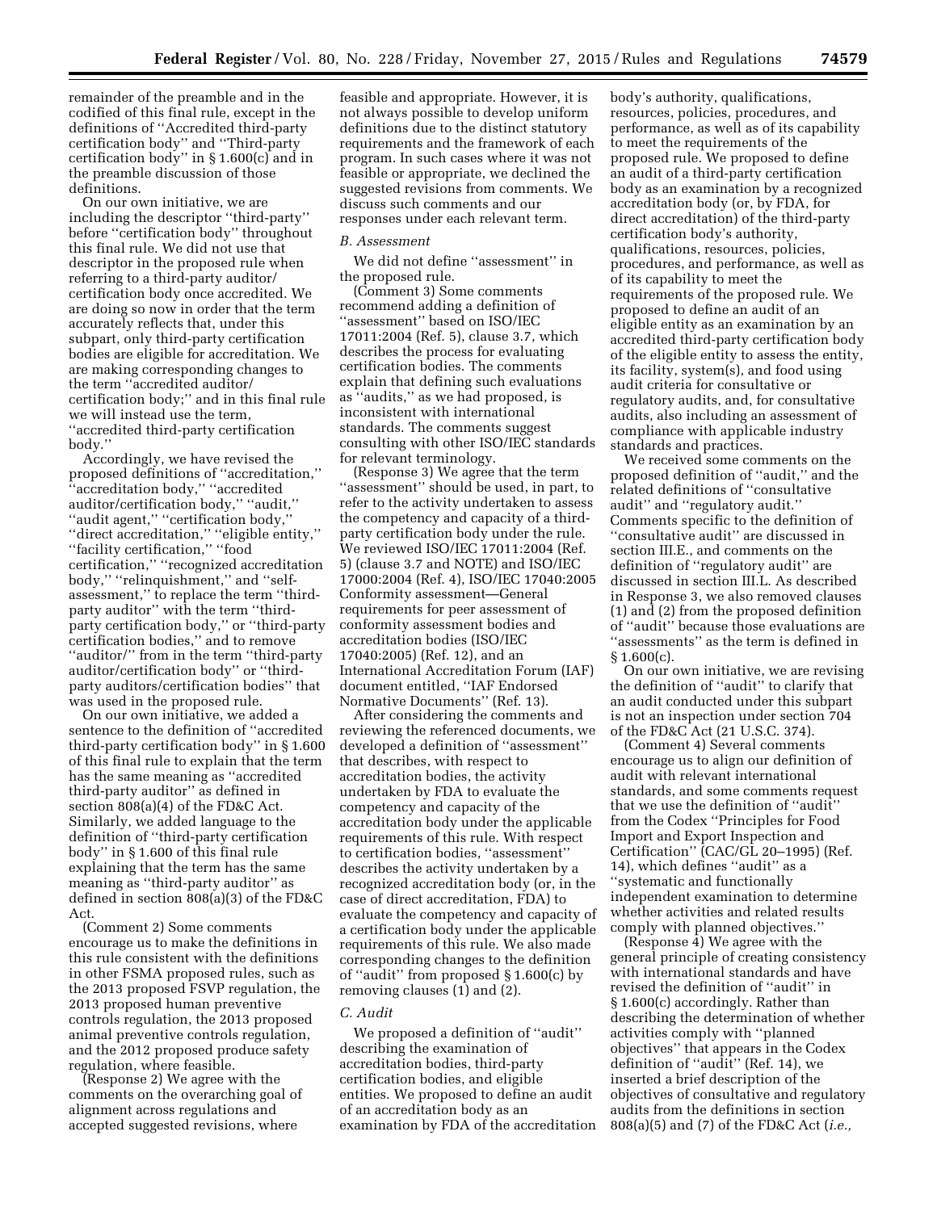remainder of the preamble and in the codified of this final rule, except in the definitions of ''Accredited third-party certification body'' and ''Third-party certification body'' in § 1.600(c) and in the preamble discussion of those definitions.

On our own initiative, we are including the descriptor ''third-party'' before ''certification body'' throughout this final rule. We did not use that descriptor in the proposed rule when referring to a third-party auditor/certification body once accredited. We are doing so now in order that the term accurately reflects that, under this subpart, only third-party certification bodies are eligible for accreditation. We are making corresponding changes to the term ''accredited auditor/certification body;'' and in this final rule we will instead use the term, ''accredited third-party certification body.''

Accordingly, we have revised the proposed definitions of ''accreditation,'' ''accreditation body,'' ''accredited auditor/certification body,'' ''audit,'' ''audit agent,'' ''certification body,'' ''direct accreditation,'' ''eligible entity,'' ''facility certification,'' ''food certification,'' ''recognized accreditation body,'' ''relinquishment,'' and ''self-assessment,'' to replace the term ''third-party auditor'' with the term ''third-party certification body,'' or ''third-party certification bodies,'' and to remove ''auditor/'' from in the term ''third-party auditor/certification body'' or ''third-party auditors/certification bodies'' that was used in the proposed rule.

On our own initiative, we added a sentence to the definition of ''accredited third-party certification body'' in § 1.600 of this final rule to explain that the term has the same meaning as ''accredited third-party auditor'' as defined in section 808(a)(4) of the FD&C Act. Similarly, we added language to the definition of ''third-party certification body'' in § 1.600 of this final rule explaining that the term has the same meaning as ''third-party auditor'' as defined in section 808(a)(3) of the FD&C Act.

(Comment 2) Some comments encourage us to make the definitions in this rule consistent with the definitions in other FSMA proposed rules, such as the 2013 proposed FSVP regulation, the 2013 proposed human preventive controls regulation, the 2013 proposed animal preventive controls regulation, and the 2012 proposed produce safety regulation, where feasible.

(Response 2) We agree with the comments on the overarching goal of alignment across regulations and accepted suggested revisions, where feasible and appropriate. However, it is not always possible to develop uniform definitions due to the distinct statutory requirements and the framework of each program. In such cases where it was not feasible or appropriate, we declined the suggested revisions from comments. We discuss such comments and our responses under each relevant term.

### B. Assessment

We did not define ''assessment'' in the proposed rule.

(Comment 3) Some comments recommend adding a definition of ''assessment'' based on ISO/IEC 17011:2004 (Ref. 5), clause 3.7, which describes the process for evaluating certification bodies. The comments explain that defining such evaluations as ''audits,'' as we had proposed, is inconsistent with international standards. The comments suggest consulting with other ISO/IEC standards for relevant terminology.

(Response 3) We agree that the term ''assessment'' should be used, in part, to refer to the activity undertaken to assess the competency and capacity of a third-party certification body under the rule. We reviewed ISO/IEC 17011:2004 (Ref. 5) (clause 3.7 and NOTE) and ISO/IEC 17000:2004 (Ref. 4), ISO/IEC 17040:2005 Conformity assessment—General requirements for peer assessment of conformity assessment bodies and accreditation bodies (ISO/IEC 17040:2005) (Ref. 12), and an International Accreditation Forum (IAF) document entitled, ''IAF Endorsed Normative Documents'' (Ref. 13).

After considering the comments and reviewing the referenced documents, we developed a definition of ''assessment'' that describes, with respect to accreditation bodies, the activity undertaken by FDA to evaluate the competency and capacity of the accreditation body under the applicable requirements of this rule. With respect to certification bodies, ''assessment'' describes the activity undertaken by a recognized accreditation body (or, in the case of direct accreditation, FDA) to evaluate the competency and capacity of a certification body under the applicable requirements of this rule. We also made corresponding changes to the definition of ''audit'' from proposed § 1.600(c) by removing clauses (1) and (2).

### C. Audit

We proposed a definition of ''audit'' describing the examination of accreditation bodies, third-party certification bodies, and eligible entities. We proposed to define an audit of an accreditation body as an examination by FDA of the accreditation body's authority, qualifications, resources, policies, procedures, and performance, as well as of its capability to meet the requirements of the proposed rule. We proposed to define an audit of a third-party certification body as an examination by a recognized accreditation body (or, by FDA, for direct accreditation) of the third-party certification body's authority, qualifications, resources, policies, procedures, and performance, as well as of its capability to meet the requirements of the proposed rule. We proposed to define an audit of an eligible entity as an examination by an accredited third-party certification body of the eligible entity to assess the entity, its facility, system(s), and food using audit criteria for consultative or regulatory audits, and, for consultative audits, also including an assessment of compliance with applicable industry standards and practices.

We received some comments on the proposed definition of ''audit,'' and the related definitions of ''consultative audit'' and ''regulatory audit.'' Comments specific to the definition of ''consultative audit'' are discussed in section III.E., and comments on the definition of ''regulatory audit'' are discussed in section III.L. As described in Response 3, we also removed clauses (1) and (2) from the proposed definition of ''audit'' because those evaluations are ''assessments'' as the term is defined in § 1.600(c).

On our own initiative, we are revising the definition of ''audit'' to clarify that an audit conducted under this subpart is not an inspection under section 704 of the FD&C Act (21 U.S.C. 374).

(Comment 4) Several comments encourage us to align our definition of audit with relevant international standards, and some comments request that we use the definition of ''audit'' from the Codex ''Principles for Food Import and Export Inspection and Certification'' (CAC/GL 20–1995) (Ref. 14), which defines ''audit'' as a ''systematic and functionally independent examination to determine whether activities and related results comply with planned objectives.''

(Response 4) We agree with the general principle of creating consistency with international standards and have revised the definition of ''audit'' in § 1.600(c) accordingly. Rather than describing the determination of whether activities comply with ''planned objectives'' that appears in the Codex definition of ''audit'' (Ref. 14), we inserted a brief description of the objectives of consultative and regulatory audits from the definitions in section 808(a)(5) and (7) of the FD&C Act (*i.e.,*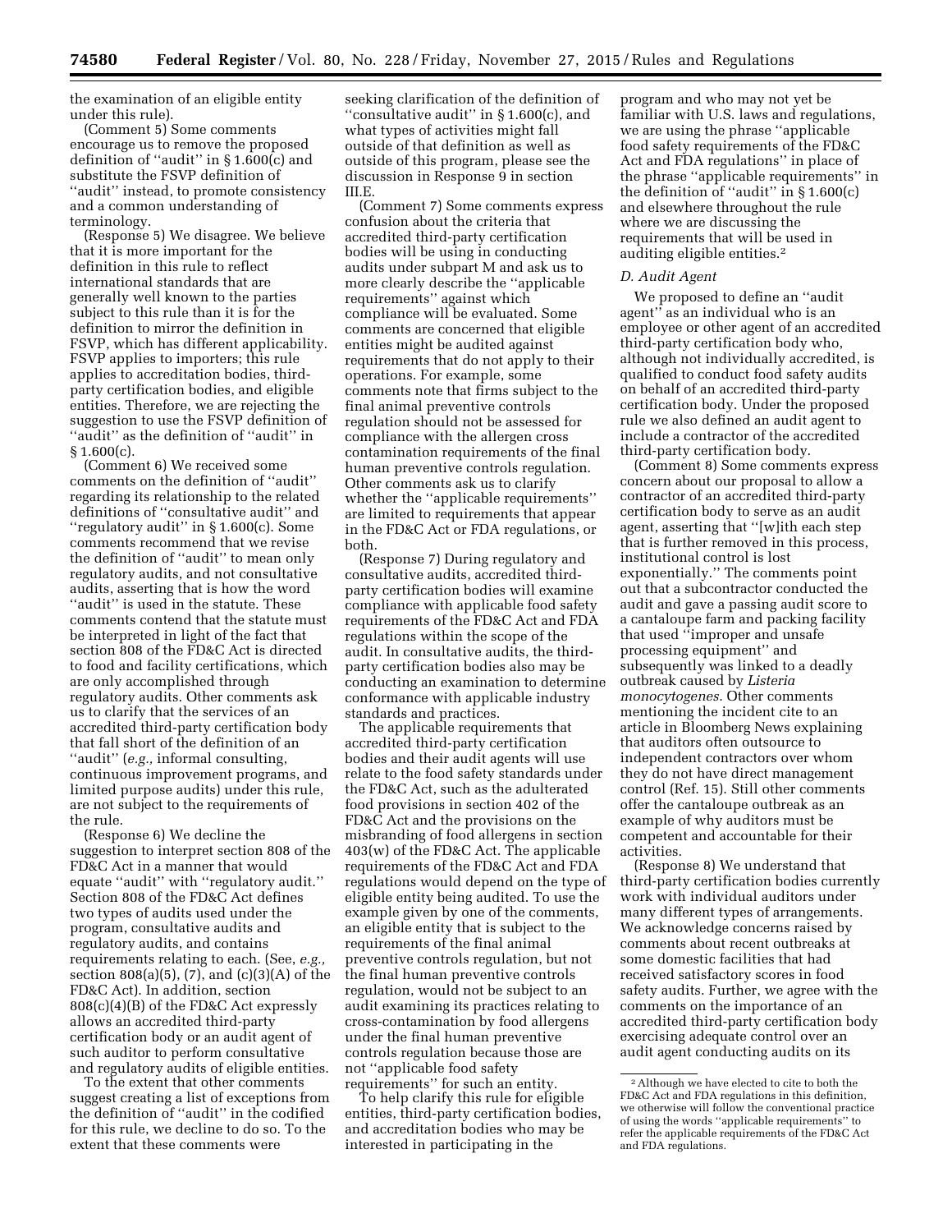the examination of an eligible entity under this rule).

(Comment 5) Some comments encourage us to remove the proposed definition of ''audit'' in § 1.600(c) and substitute the FSVP definition of ''audit'' instead, to promote consistency and a common understanding of terminology.

(Response 5) We disagree. We believe that it is more important for the definition in this rule to reflect international standards that are generally well known to the parties subject to this rule than it is for the definition to mirror the definition in FSVP, which has different applicability. FSVP applies to importers; this rule applies to accreditation bodies, third-party certification bodies, and eligible entities. Therefore, we are rejecting the suggestion to use the FSVP definition of ''audit'' as the definition of ''audit'' in § 1.600(c).

(Comment 6) We received some comments on the definition of ''audit'' regarding its relationship to the related definitions of ''consultative audit'' and ''regulatory audit'' in § 1.600(c). Some comments recommend that we revise the definition of ''audit'' to mean only regulatory audits, and not consultative audits, asserting that is how the word ''audit'' is used in the statute. These comments contend that the statute must be interpreted in light of the fact that section 808 of the FD&C Act is directed to food and facility certifications, which are only accomplished through regulatory audits. Other comments ask us to clarify that the services of an accredited third-party certification body that fall short of the definition of an ''audit'' (*e.g.,* informal consulting, continuous improvement programs, and limited purpose audits) under this rule, are not subject to the requirements of the rule.

(Response 6) We decline the suggestion to interpret section 808 of the FD&C Act in a manner that would equate ''audit'' with ''regulatory audit.'' Section 808 of the FD&C Act defines two types of audits used under the program, consultative audits and regulatory audits, and contains requirements relating to each. (See, *e.g.,* section 808(a)(5), (7), and (c)(3)(A) of the FD&C Act). In addition, section 808(c)(4)(B) of the FD&C Act expressly allows an accredited third-party certification body or an audit agent of such auditor to perform consultative and regulatory audits of eligible entities.

To the extent that other comments suggest creating a list of exceptions from the definition of ''audit'' in the codified for this rule, we decline to do so. To the extent that these comments were seeking clarification of the definition of ''consultative audit'' in § 1.600(c), and what types of activities might fall outside of that definition as well as outside of this program, please see the discussion in Response 9 in section III.E.

(Comment 7) Some comments express confusion about the criteria that accredited third-party certification bodies will be using in conducting audits under subpart M and ask us to more clearly describe the ''applicable requirements'' against which compliance will be evaluated. Some comments are concerned that eligible entities might be audited against requirements that do not apply to their operations. For example, some comments note that firms subject to the final animal preventive controls regulation should not be assessed for compliance with the allergen cross contamination requirements of the final human preventive controls regulation. Other comments ask us to clarify whether the ''applicable requirements'' are limited to requirements that appear in the FD&C Act or FDA regulations, or both.

(Response 7) During regulatory and consultative audits, accredited third-party certification bodies will examine compliance with applicable food safety requirements of the FD&C Act and FDA regulations within the scope of the audit. In consultative audits, the third-party certification bodies also may be conducting an examination to determine conformance with applicable industry standards and practices.

The applicable requirements that accredited third-party certification bodies and their audit agents will use relate to the food safety standards under the FD&C Act, such as the adulterated food provisions in section 402 of the FD&C Act and the provisions on the misbranding of food allergens in section 403(w) of the FD&C Act. The applicable requirements of the FD&C Act and FDA regulations would depend on the type of eligible entity being audited. To use the example given by one of the comments, an eligible entity that is subject to the requirements of the final animal preventive controls regulation, but not the final human preventive controls regulation, would not be subject to an audit examining its practices relating to cross-contamination by food allergens under the final human preventive controls regulation because those are not ''applicable food safety requirements'' for such an entity.

To help clarify this rule for eligible entities, third-party certification bodies, and accreditation bodies who may be interested in participating in the program and who may not yet be familiar with U.S. laws and regulations, we are using the phrase ''applicable food safety requirements of the FD&C Act and FDA regulations'' in place of the phrase ''applicable requirements'' in the definition of ''audit'' in § 1.600(c) and elsewhere throughout the rule where we are discussing the requirements that will be used in auditing eligible entities.[2]

### *D. Audit Agent*

We proposed to define an ''audit agent'' as an individual who is an employee or other agent of an accredited third-party certification body who, although not individually accredited, is qualified to conduct food safety audits on behalf of an accredited third-party certification body. Under the proposed rule we also defined an audit agent to include a contractor of the accredited third-party certification body.

(Comment 8) Some comments express concern about our proposal to allow a contractor of an accredited third-party certification body to serve as an audit agent, asserting that ''[w]ith each step that is further removed in this process, institutional control is lost exponentially.'' The comments point out that a subcontractor conducted the audit and gave a passing audit score to a cantaloupe farm and packing facility that used ''improper and unsafe processing equipment'' and subsequently was linked to a deadly outbreak caused by *Listeria monocytogenes.* Other comments mentioning the incident cite to an article in Bloomberg News explaining that auditors often outsource to independent contractors over whom they do not have direct management control (Ref. 15). Still other comments offer the cantaloupe outbreak as an example of why auditors must be competent and accountable for their activities.

(Response 8) We understand that third-party certification bodies currently work with individual auditors under many different types of arrangements. We acknowledge concerns raised by comments about recent outbreaks at some domestic facilities that had received satisfactory scores in food safety audits. Further, we agree with the comments on the importance of an accredited third-party certification body exercising adequate control over an audit agent conducting audits on its

[2] Although we have elected to cite to both the FD&C Act and FDA regulations in this definition, we otherwise will follow the conventional practice of using the words ''applicable requirements'' to refer the applicable requirements of the FD&C Act and FDA regulations.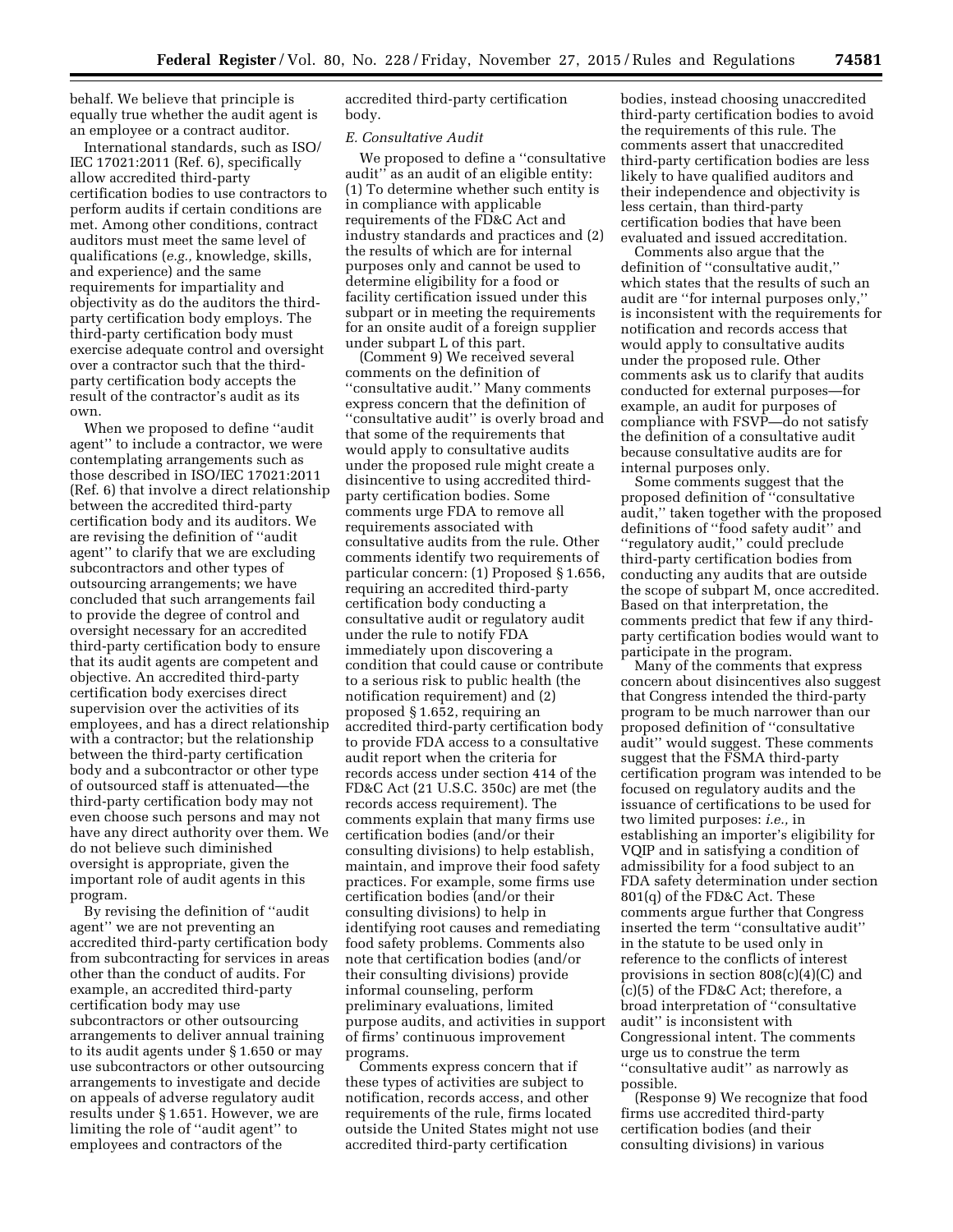behalf. We believe that principle is equally true whether the audit agent is an employee or a contract auditor.

International standards, such as ISO/IEC 17021:2011 (Ref. 6), specifically allow accredited third-party certification bodies to use contractors to perform audits if certain conditions are met. Among other conditions, contract auditors must meet the same level of qualifications (*e.g.,* knowledge, skills, and experience) and the same requirements for impartiality and objectivity as do the auditors the third-party certification body employs. The third-party certification body must exercise adequate control and oversight over a contractor such that the third-party certification body accepts the result of the contractor's audit as its own.

When we proposed to define ''audit agent'' to include a contractor, we were contemplating arrangements such as those described in ISO/IEC 17021:2011 (Ref. 6) that involve a direct relationship between the accredited third-party certification body and its auditors. We are revising the definition of ''audit agent'' to clarify that we are excluding subcontractors and other types of outsourcing arrangements; we have concluded that such arrangements fail to provide the degree of control and oversight necessary for an accredited third-party certification body to ensure that its audit agents are competent and objective. An accredited third-party certification body exercises direct supervision over the activities of its employees, and has a direct relationship with a contractor; but the relationship between the third-party certification body and a subcontractor or other type of outsourced staff is attenuated—the third-party certification body may not even choose such persons and may not have any direct authority over them. We do not believe such diminished oversight is appropriate, given the important role of audit agents in this program.

By revising the definition of ''audit agent'' we are not preventing an accredited third-party certification body from subcontracting for services in areas other than the conduct of audits. For example, an accredited third-party certification body may use subcontractors or other outsourcing arrangements to deliver annual training to its audit agents under § 1.650 or may use subcontractors or other outsourcing arrangements to investigate and decide on appeals of adverse regulatory audit results under § 1.651. However, we are limiting the role of ''audit agent'' to employees and contractors of the accredited third-party certification body.

*E. Consultative Audit*

We proposed to define a ''consultative audit'' as an audit of an eligible entity: (1) To determine whether such entity is in compliance with applicable requirements of the FD&C Act and industry standards and practices and (2) the results of which are for internal purposes only and cannot be used to determine eligibility for a food or facility certification issued under this subpart or in meeting the requirements for an onsite audit of a foreign supplier under subpart L of this part.

(Comment 9) We received several comments on the definition of ''consultative audit.'' Many comments express concern that the definition of ''consultative audit'' is overly broad and that some of the requirements that would apply to consultative audits under the proposed rule might create a disincentive to using accredited third-party certification bodies. Some comments urge FDA to remove all requirements associated with consultative audits from the rule. Other comments identify two requirements of particular concern: (1) Proposed § 1.656, requiring an accredited third-party certification body conducting a consultative audit or regulatory audit under the rule to notify FDA immediately upon discovering a condition that could cause or contribute to a serious risk to public health (the notification requirement) and (2) proposed § 1.652, requiring an accredited third-party certification body to provide FDA access to a consultative audit report when the criteria for records access under section 414 of the FD&C Act (21 U.S.C. 350c) are met (the records access requirement). The comments explain that many firms use certification bodies (and/or their consulting divisions) to help establish, maintain, and improve their food safety practices. For example, some firms use certification bodies (and/or their consulting divisions) to help in identifying root causes and remediating food safety problems. Comments also note that certification bodies (and/or their consulting divisions) provide informal counseling, perform preliminary evaluations, limited purpose audits, and activities in support of firms' continuous improvement programs.

Comments express concern that if these types of activities are subject to notification, records access, and other requirements of the rule, firms located outside the United States might not use accredited third-party certification bodies, instead choosing unaccredited third-party certification bodies to avoid the requirements of this rule. The comments assert that unaccredited third-party certification bodies are less likely to have qualified auditors and their independence and objectivity is less certain, than third-party certification bodies that have been evaluated and issued accreditation.

Comments also argue that the definition of ''consultative audit,'' which states that the results of such an audit are ''for internal purposes only,'' is inconsistent with the requirements for notification and records access that would apply to consultative audits under the proposed rule. Other comments ask us to clarify that audits conducted for external purposes—for example, an audit for purposes of compliance with FSVP—do not satisfy the definition of a consultative audit because consultative audits are for internal purposes only.

Some comments suggest that the proposed definition of ''consultative audit,'' taken together with the proposed definitions of ''food safety audit'' and ''regulatory audit,'' could preclude third-party certification bodies from conducting any audits that are outside the scope of subpart M, once accredited. Based on that interpretation, the comments predict that few if any third-party certification bodies would want to participate in the program.

Many of the comments that express concern about disincentives also suggest that Congress intended the third-party program to be much narrower than our proposed definition of ''consultative audit'' would suggest. These comments suggest that the FSMA third-party certification program was intended to be focused on regulatory audits and the issuance of certifications to be used for two limited purposes: *i.e.,* in establishing an importer's eligibility for VQIP and in satisfying a condition of admissibility for a food subject to an FDA safety determination under section 801(q) of the FD&C Act. These comments argue further that Congress inserted the term ''consultative audit'' in the statute to be used only in reference to the conflicts of interest provisions in section 808(c)(4)(C) and (c)(5) of the FD&C Act; therefore, a broad interpretation of ''consultative audit'' is inconsistent with Congressional intent. The comments urge us to construe the term ''consultative audit'' as narrowly as possible.

(Response 9) We recognize that food firms use accredited third-party certification bodies (and their consulting divisions) in various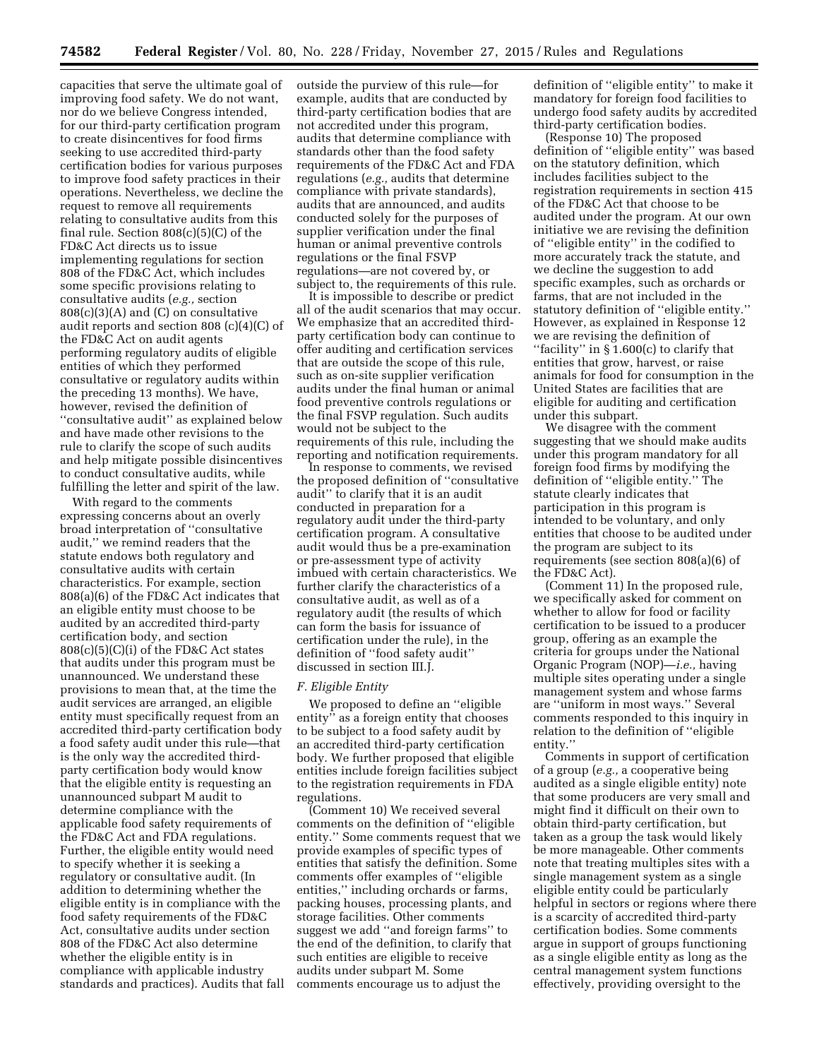capacities that serve the ultimate goal of improving food safety. We do not want, nor do we believe Congress intended, for our third-party certification program to create disincentives for food firms seeking to use accredited third-party certification bodies for various purposes to improve food safety practices in their operations. Nevertheless, we decline the request to remove all requirements relating to consultative audits from this final rule. Section 808(c)(5)(C) of the FD&C Act directs us to issue implementing regulations for section 808 of the FD&C Act, which includes some specific provisions relating to consultative audits (*e.g.,* section 808(c)(3)(A) and (C) on consultative audit reports and section 808 (c)(4)(C) of the FD&C Act on audit agents performing regulatory audits of eligible entities of which they performed consultative or regulatory audits within the preceding 13 months). We have, however, revised the definition of ''consultative audit'' as explained below and have made other revisions to the rule to clarify the scope of such audits and help mitigate possible disincentives to conduct consultative audits, while fulfilling the letter and spirit of the law.

With regard to the comments expressing concerns about an overly broad interpretation of ''consultative audit,'' we remind readers that the statute endows both regulatory and consultative audits with certain characteristics. For example, section 808(a)(6) of the FD&C Act indicates that an eligible entity must choose to be audited by an accredited third-party certification body, and section 808(c)(5)(C)(i) of the FD&C Act states that audits under this program must be unannounced. We understand these provisions to mean that, at the time the audit services are arranged, an eligible entity must specifically request from an accredited third-party certification body a food safety audit under this rule—that is the only way the accredited third-party certification body would know that the eligible entity is requesting an unannounced subpart M audit to determine compliance with the applicable food safety requirements of the FD&C Act and FDA regulations. Further, the eligible entity would need to specify whether it is seeking a regulatory or consultative audit. (In addition to determining whether the eligible entity is in compliance with the food safety requirements of the FD&C Act, consultative audits under section 808 of the FD&C Act also determine whether the eligible entity is in compliance with applicable industry standards and practices). Audits that fall outside the purview of this rule—for example, audits that are conducted by third-party certification bodies that are not accredited under this program, audits that determine compliance with standards other than the food safety requirements of the FD&C Act and FDA regulations (*e.g.,* audits that determine compliance with private standards), audits that are announced, and audits conducted solely for the purposes of supplier verification under the final human or animal preventive controls regulations or the final FSVP regulations—are not covered by, or subject to, the requirements of this rule.

It is impossible to describe or predict all of the audit scenarios that may occur. We emphasize that an accredited third-party certification body can continue to offer auditing and certification services that are outside the scope of this rule, such as on-site supplier verification audits under the final human or animal food preventive controls regulations or the final FSVP regulation. Such audits would not be subject to the requirements of this rule, including the reporting and notification requirements.

In response to comments, we revised the proposed definition of ''consultative audit'' to clarify that it is an audit conducted in preparation for a regulatory audit under the third-party certification program. A consultative audit would thus be a pre-examination or pre-assessment type of activity imbued with certain characteristics. We further clarify the characteristics of a consultative audit, as well as of a regulatory audit (the results of which can form the basis for issuance of certification under the rule), in the definition of ''food safety audit'' discussed in section III.J.

### *F. Eligible Entity*

We proposed to define an ''eligible entity'' as a foreign entity that chooses to be subject to a food safety audit by an accredited third-party certification body. We further proposed that eligible entities include foreign facilities subject to the registration requirements in FDA regulations.

(Comment 10) We received several comments on the definition of ''eligible entity.'' Some comments request that we provide examples of specific types of entities that satisfy the definition. Some comments offer examples of ''eligible entities,'' including orchards or farms, packing houses, processing plants, and storage facilities. Other comments suggest we add ''and foreign farms'' to the end of the definition, to clarify that such entities are eligible to receive audits under subpart M. Some comments encourage us to adjust the definition of ''eligible entity'' to make it mandatory for foreign food facilities to undergo food safety audits by accredited third-party certification bodies.

(Response 10) The proposed definition of ''eligible entity'' was based on the statutory definition, which includes facilities subject to the registration requirements in section 415 of the FD&C Act that choose to be audited under the program. At our own initiative we are revising the definition of ''eligible entity'' in the codified to more accurately track the statute, and we decline the suggestion to add specific examples, such as orchards or farms, that are not included in the statutory definition of ''eligible entity.'' However, as explained in Response 12 we are revising the definition of ''facility'' in § 1.600(c) to clarify that entities that grow, harvest, or raise animals for food for consumption in the United States are facilities that are eligible for auditing and certification under this subpart.

We disagree with the comment suggesting that we should make audits under this program mandatory for all foreign food firms by modifying the definition of ''eligible entity.'' The statute clearly indicates that participation in this program is intended to be voluntary, and only entities that choose to be audited under the program are subject to its requirements (see section 808(a)(6) of the FD&C Act).

(Comment 11) In the proposed rule, we specifically asked for comment on whether to allow for food or facility certification to be issued to a producer group, offering as an example the criteria for groups under the National Organic Program (NOP)—*i.e.,* having multiple sites operating under a single management system and whose farms are ''uniform in most ways.'' Several comments responded to this inquiry in relation to the definition of ''eligible entity.''

Comments in support of certification of a group (*e.g.,* a cooperative being audited as a single eligible entity) note that some producers are very small and might find it difficult on their own to obtain third-party certification, but taken as a group the task would likely be more manageable. Other comments note that treating multiples sites with a single management system as a single eligible entity could be particularly helpful in sectors or regions where there is a scarcity of accredited third-party certification bodies. Some comments argue in support of groups functioning as a single eligible entity as long as the central management system functions effectively, providing oversight to the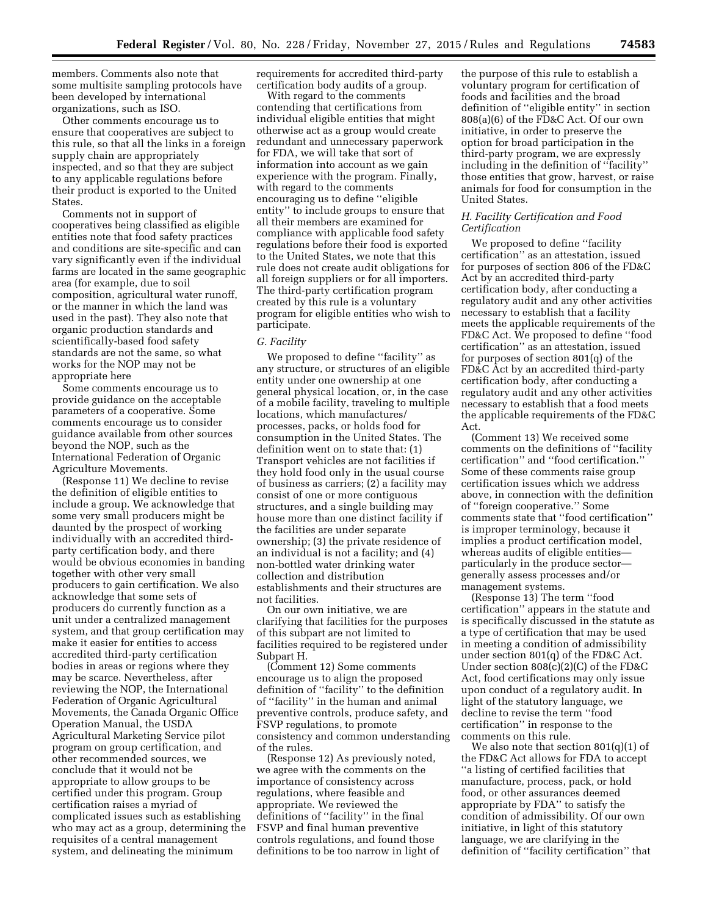members. Comments also note that some multisite sampling protocols have been developed by international organizations, such as ISO.

Other comments encourage us to ensure that cooperatives are subject to this rule, so that all the links in a foreign supply chain are appropriately inspected, and so that they are subject to any applicable regulations before their product is exported to the United States.

Comments not in support of cooperatives being classified as eligible entities note that food safety practices and conditions are site-specific and can vary significantly even if the individual farms are located in the same geographic area (for example, due to soil composition, agricultural water runoff, or the manner in which the land was used in the past). They also note that organic production standards and scientifically-based food safety standards are not the same, so what works for the NOP may not be appropriate here

Some comments encourage us to provide guidance on the acceptable parameters of a cooperative. Some comments encourage us to consider guidance available from other sources beyond the NOP, such as the International Federation of Organic Agriculture Movements.

(Response 11) We decline to revise the definition of eligible entities to include a group. We acknowledge that some very small producers might be daunted by the prospect of working individually with an accredited third-party certification body, and there would be obvious economies in banding together with other very small producers to gain certification. We also acknowledge that some sets of producers do currently function as a unit under a centralized management system, and that group certification may make it easier for entities to access accredited third-party certification bodies in areas or regions where they may be scarce. Nevertheless, after reviewing the NOP, the International Federation of Organic Agricultural Movements, the Canada Organic Office Operation Manual, the USDA Agricultural Marketing Service pilot program on group certification, and other recommended sources, we conclude that it would not be appropriate to allow groups to be certified under this program. Group certification raises a myriad of complicated issues such as establishing who may act as a group, determining the requisites of a central management system, and delineating the minimum requirements for accredited third-party certification body audits of a group.

With regard to the comments contending that certifications from individual eligible entities that might otherwise act as a group would create redundant and unnecessary paperwork for FDA, we will take that sort of information into account as we gain experience with the program. Finally, with regard to the comments encouraging us to define "eligible entity" to include groups to ensure that all their members are examined for compliance with applicable food safety regulations before their food is exported to the United States, we note that this rule does not create audit obligations for all foreign suppliers or for all importers. The third-party certification program created by this rule is a voluntary program for eligible entities who wish to participate.

*G. Facility*

We proposed to define "facility" as any structure, or structures of an eligible entity under one ownership at one general physical location, or, in the case of a mobile facility, traveling to multiple locations, which manufactures/processes, packs, or holds food for consumption in the United States. The definition went on to state that: (1) Transport vehicles are not facilities if they hold food only in the usual course of business as carriers; (2) a facility may consist of one or more contiguous structures, and a single building may house more than one distinct facility if the facilities are under separate ownership; (3) the private residence of an individual is not a facility; and (4) non-bottled water drinking water collection and distribution establishments and their structures are not facilities.

On our own initiative, we are clarifying that facilities for the purposes of this subpart are not limited to facilities required to be registered under Subpart H.

(Comment 12) Some comments encourage us to align the proposed definition of "facility" to the definition of "facility" in the human and animal preventive controls, produce safety, and FSVP regulations, to promote consistency and common understanding of the rules.

(Response 12) As previously noted, we agree with the comments on the importance of consistency across regulations, where feasible and appropriate. We reviewed the definitions of "facility" in the final FSVP and final human preventive controls regulations, and found those definitions to be too narrow in light of the purpose of this rule to establish a voluntary program for certification of foods and facilities and the broad definition of "eligible entity" in section 808(a)(6) of the FD&C Act. Of our own initiative, in order to preserve the option for broad participation in the third-party program, we are expressly including in the definition of "facility" those entities that grow, harvest, or raise animals for food for consumption in the United States.

*H. Facility Certification and Food Certification*

We proposed to define "facility certification" as an attestation, issued for purposes of section 806 of the FD&C Act by an accredited third-party certification body, after conducting a regulatory audit and any other activities necessary to establish that a facility meets the applicable requirements of the FD&C Act. We proposed to define "food certification" as an attestation, issued for purposes of section 801(q) of the FD&C Act by an accredited third-party certification body, after conducting a regulatory audit and any other activities necessary to establish that a food meets the applicable requirements of the FD&C Act.

(Comment 13) We received some comments on the definitions of "facility certification" and "food certification." Some of these comments raise group certification issues which we address above, in connection with the definition of "foreign cooperative." Some comments state that "food certification" is improper terminology, because it implies a product certification model, whereas audits of eligible entities—particularly in the produce sector—generally assess processes and/or management systems.

(Response 13) The term "food certification" appears in the statute and is specifically discussed in the statute as a type of certification that may be used in meeting a condition of admissibility under section 801(q) of the FD&C Act. Under section 808(c)(2)(C) of the FD&C Act, food certifications may only issue upon conduct of a regulatory audit. In light of the statutory language, we decline to revise the term "food certification" in response to the comments on this rule.

We also note that section 801(q)(1) of the FD&C Act allows for FDA to accept "a listing of certified facilities that manufacture, process, pack, or hold food, or other assurances deemed appropriate by FDA" to satisfy the condition of admissibility. Of our own initiative, in light of this statutory language, we are clarifying in the definition of "facility certification" that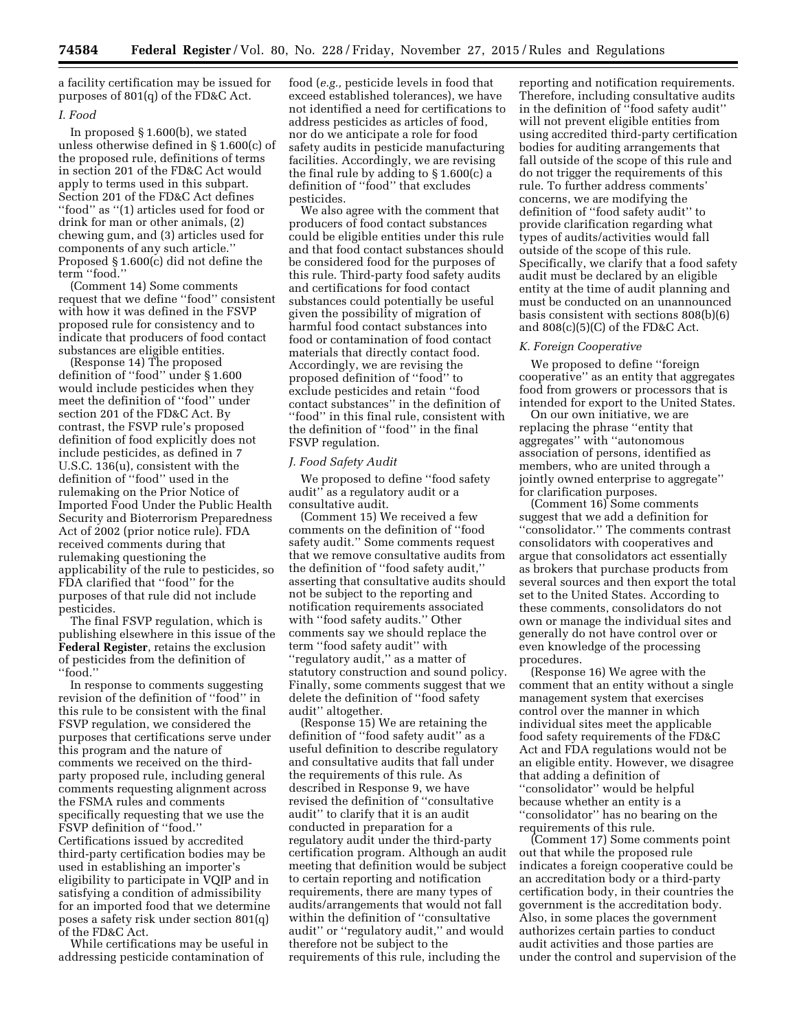a facility certification may be issued for purposes of 801(q) of the FD&C Act.

### I. Food

In proposed § 1.600(b), we stated unless otherwise defined in § 1.600(c) of the proposed rule, definitions of terms in section 201 of the FD&C Act would apply to terms used in this subpart. Section 201 of the FD&C Act defines ''food'' as ''(1) articles used for food or drink for man or other animals, (2) chewing gum, and (3) articles used for components of any such article.'' Proposed § 1.600(c) did not define the term ''food.''

(Comment 14) Some comments request that we define ''food'' consistent with how it was defined in the FSVP proposed rule for consistency and to indicate that producers of food contact substances are eligible entities.

(Response 14) The proposed definition of ''food'' under § 1.600 would include pesticides when they meet the definition of ''food'' under section 201 of the FD&C Act. By contrast, the FSVP rule's proposed definition of food explicitly does not include pesticides, as defined in 7 U.S.C. 136(u), consistent with the definition of ''food'' used in the rulemaking on the Prior Notice of Imported Food Under the Public Health Security and Bioterrorism Preparedness Act of 2002 (prior notice rule). FDA received comments during that rulemaking questioning the applicability of the rule to pesticides, so FDA clarified that ''food'' for the purposes of that rule did not include pesticides.

The final FSVP regulation, which is publishing elsewhere in this issue of the **Federal Register**, retains the exclusion of pesticides from the definition of ''food.''

In response to comments suggesting revision of the definition of ''food'' in this rule to be consistent with the final FSVP regulation, we considered the purposes that certifications serve under this program and the nature of comments we received on the third-party proposed rule, including general comments requesting alignment across the FSMA rules and comments specifically requesting that we use the FSVP definition of ''food.'' Certifications issued by accredited third-party certification bodies may be used in establishing an importer's eligibility to participate in VQIP and in satisfying a condition of admissibility for an imported food that we determine poses a safety risk under section 801(q) of the FD&C Act.

While certifications may be useful in addressing pesticide contamination of food (*e.g.,* pesticide levels in food that exceed established tolerances), we have not identified a need for certifications to address pesticides as articles of food, nor do we anticipate a role for food safety audits in pesticide manufacturing facilities. Accordingly, we are revising the final rule by adding to § 1.600(c) a definition of ''food'' that excludes pesticides.

We also agree with the comment that producers of food contact substances could be eligible entities under this rule and that food contact substances should be considered food for the purposes of this rule. Third-party food safety audits and certifications for food contact substances could potentially be useful given the possibility of migration of harmful food contact substances into food or contamination of food contact materials that directly contact food. Accordingly, we are revising the proposed definition of ''food'' to exclude pesticides and retain ''food contact substances'' in the definition of ''food'' in this final rule, consistent with the definition of ''food'' in the final FSVP regulation.

### J. Food Safety Audit

We proposed to define ''food safety audit'' as a regulatory audit or a consultative audit.

(Comment 15) We received a few comments on the definition of ''food safety audit.'' Some comments request that we remove consultative audits from the definition of ''food safety audit,'' asserting that consultative audits should not be subject to the reporting and notification requirements associated with ''food safety audits.'' Other comments say we should replace the term ''food safety audit'' with ''regulatory audit,'' as a matter of statutory construction and sound policy. Finally, some comments suggest that we delete the definition of ''food safety audit'' altogether.

(Response 15) We are retaining the definition of ''food safety audit'' as a useful definition to describe regulatory and consultative audits that fall under the requirements of this rule. As described in Response 9, we have revised the definition of ''consultative audit'' to clarify that it is an audit conducted in preparation for a regulatory audit under the third-party certification program. Although an audit meeting that definition would be subject to certain reporting and notification requirements, there are many types of audits/arrangements that would not fall within the definition of ''consultative audit'' or ''regulatory audit,'' and would therefore not be subject to the requirements of this rule, including the reporting and notification requirements. Therefore, including consultative audits in the definition of ''food safety audit'' will not prevent eligible entities from using accredited third-party certification bodies for auditing arrangements that fall outside of the scope of this rule and do not trigger the requirements of this rule. To further address comments' concerns, we are modifying the definition of ''food safety audit'' to provide clarification regarding what types of audits/activities would fall outside of the scope of this rule. Specifically, we clarify that a food safety audit must be declared by an eligible entity at the time of audit planning and must be conducted on an unannounced basis consistent with sections 808(b)(6) and 808(c)(5)(C) of the FD&C Act.

### K. Foreign Cooperative

We proposed to define ''foreign cooperative'' as an entity that aggregates food from growers or processors that is intended for export to the United States.

On our own initiative, we are replacing the phrase ''entity that aggregates'' with ''autonomous association of persons, identified as members, who are united through a jointly owned enterprise to aggregate'' for clarification purposes.

(Comment 16) Some comments suggest that we add a definition for ''consolidator.'' The comments contrast consolidators with cooperatives and argue that consolidators act essentially as brokers that purchase products from several sources and then export the total set to the United States. According to these comments, consolidators do not own or manage the individual sites and generally do not have control over or even knowledge of the processing procedures.

(Response 16) We agree with the comment that an entity without a single management system that exercises control over the manner in which individual sites meet the applicable food safety requirements of the FD&C Act and FDA regulations would not be an eligible entity. However, we disagree that adding a definition of ''consolidator'' would be helpful because whether an entity is a ''consolidator'' has no bearing on the requirements of this rule.

(Comment 17) Some comments point out that while the proposed rule indicates a foreign cooperative could be an accreditation body or a third-party certification body, in their countries the government is the accreditation body. Also, in some places the government authorizes certain parties to conduct audit activities and those parties are under the control and supervision of the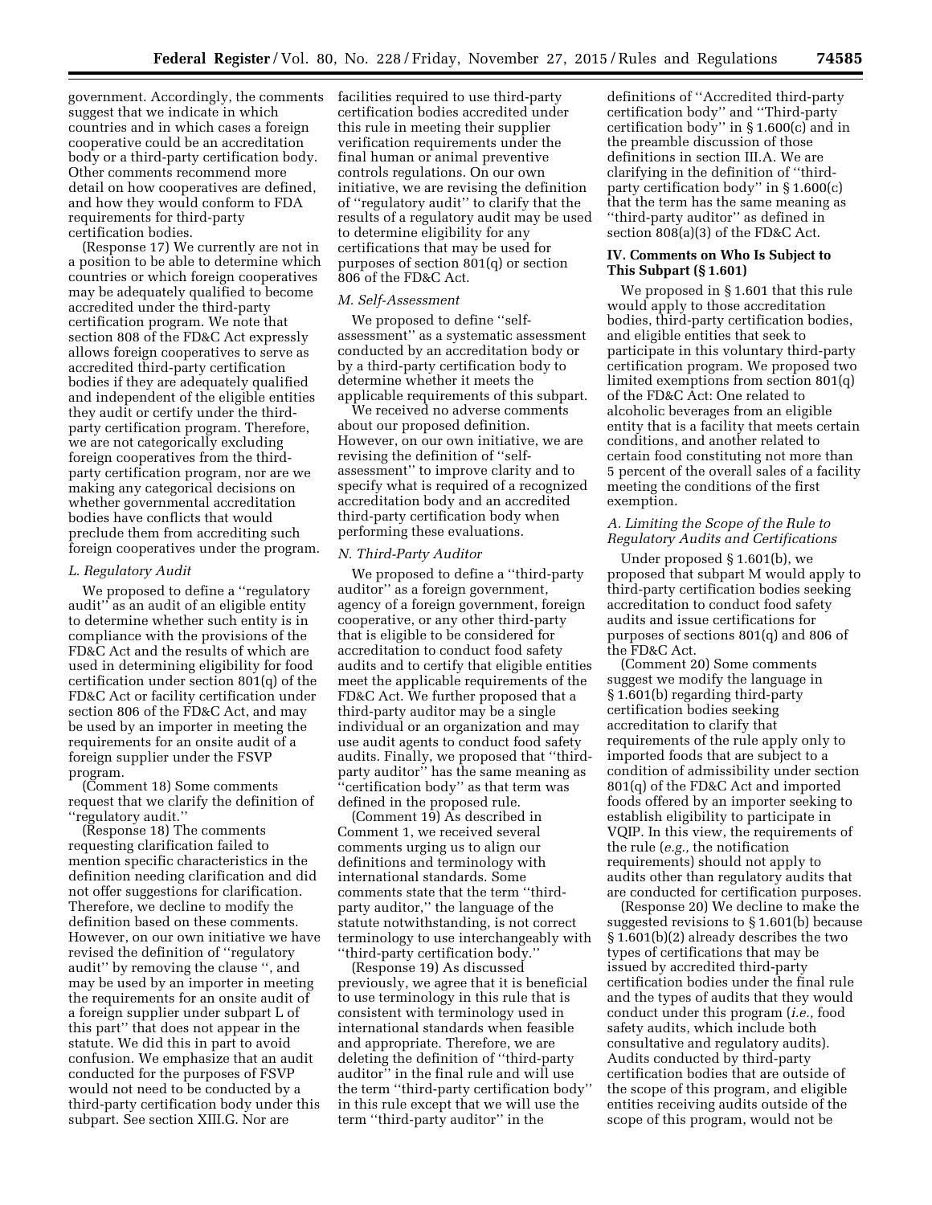government. Accordingly, the comments suggest that we indicate in which countries and in which cases a foreign cooperative could be an accreditation body or a third-party certification body. Other comments recommend more detail on how cooperatives are defined, and how they would conform to FDA requirements for third-party certification bodies.

(Response 17) We currently are not in a position to be able to determine which countries or which foreign cooperatives may be adequately qualified to become accredited under the third-party certification program. We note that section 808 of the FD&C Act expressly allows foreign cooperatives to serve as accredited third-party certification bodies if they are adequately qualified and independent of the eligible entities they audit or certify under the third-party certification program. Therefore, we are not categorically excluding foreign cooperatives from the third-party certification program, nor are we making any categorical decisions on whether governmental accreditation bodies have conflicts that would preclude them from accrediting such foreign cooperatives under the program.

### L. Regulatory Audit

We proposed to define a ''regulatory audit'' as an audit of an eligible entity to determine whether such entity is in compliance with the provisions of the FD&C Act and the results of which are used in determining eligibility for food certification under section 801(q) of the FD&C Act or facility certification under section 806 of the FD&C Act, and may be used by an importer in meeting the requirements for an onsite audit of a foreign supplier under the FSVP program.

(Comment 18) Some comments request that we clarify the definition of ''regulatory audit.''

(Response 18) The comments requesting clarification failed to mention specific characteristics in the definition needing clarification and did not offer suggestions for clarification. Therefore, we decline to modify the definition based on these comments. However, on our own initiative we have revised the definition of ''regulatory audit'' by removing the clause '', and may be used by an importer in meeting the requirements for an onsite audit of a foreign supplier under subpart L of this part'' that does not appear in the statute. We did this in part to avoid confusion. We emphasize that an audit conducted for the purposes of FSVP would not need to be conducted by a third-party certification body under this subpart. See section XIII.G. Nor are facilities required to use third-party certification bodies accredited under this rule in meeting their supplier verification requirements under the final human or animal preventive controls regulations. On our own initiative, we are revising the definition of ''regulatory audit'' to clarify that the results of a regulatory audit may be used to determine eligibility for any certifications that may be used for purposes of section 801(q) or section 806 of the FD&C Act.

### M. Self-Assessment

We proposed to define ''self-assessment'' as a systematic assessment conducted by an accreditation body or by a third-party certification body to determine whether it meets the applicable requirements of this subpart.

We received no adverse comments about our proposed definition. However, on our own initiative, we are revising the definition of ''self-assessment'' to improve clarity and to specify what is required of a recognized accreditation body and an accredited third-party certification body when performing these evaluations.

### N. Third-Party Auditor

We proposed to define a ''third-party auditor'' as a foreign government, agency of a foreign government, foreign cooperative, or any other third-party that is eligible to be considered for accreditation to conduct food safety audits and to certify that eligible entities meet the applicable requirements of the FD&C Act. We further proposed that a third-party auditor may be a single individual or an organization and may use audit agents to conduct food safety audits. Finally, we proposed that ''third-party auditor'' has the same meaning as ''certification body'' as that term was defined in the proposed rule.

(Comment 19) As described in Comment 1, we received several comments urging us to align our definitions and terminology with international standards. Some comments state that the term ''third-party auditor,'' the language of the statute notwithstanding, is not correct terminology to use interchangeably with ''third-party certification body.''

(Response 19) As discussed previously, we agree that it is beneficial to use terminology in this rule that is consistent with terminology used in international standards when feasible and appropriate. Therefore, we are deleting the definition of ''third-party auditor'' in the final rule and will use the term ''third-party certification body'' in this rule except that we will use the term ''third-party auditor'' in the definitions of ''Accredited third-party certification body'' and ''Third-party certification body'' in § 1.600(c) and in the preamble discussion of those definitions in section III.A. We are clarifying in the definition of ''third-party certification body'' in § 1.600(c) that the term has the same meaning as ''third-party auditor'' as defined in section 808(a)(3) of the FD&C Act.

## IV. Comments on Who Is Subject to This Subpart (§ 1.601)

We proposed in § 1.601 that this rule would apply to those accreditation bodies, third-party certification bodies, and eligible entities that seek to participate in this voluntary third-party certification program. We proposed two limited exemptions from section 801(q) of the FD&C Act: One related to alcoholic beverages from an eligible entity that is a facility that meets certain conditions, and another related to certain food constituting not more than 5 percent of the overall sales of a facility meeting the conditions of the first exemption.

### A. Limiting the Scope of the Rule to Regulatory Audits and Certifications

Under proposed § 1.601(b), we proposed that subpart M would apply to third-party certification bodies seeking accreditation to conduct food safety audits and issue certifications for purposes of sections 801(q) and 806 of the FD&C Act.

(Comment 20) Some comments suggest we modify the language in § 1.601(b) regarding third-party certification bodies seeking accreditation to clarify that requirements of the rule apply only to imported foods that are subject to a condition of admissibility under section 801(q) of the FD&C Act and imported foods offered by an importer seeking to establish eligibility to participate in VQIP. In this view, the requirements of the rule (*e.g.,* the notification requirements) should not apply to audits other than regulatory audits that are conducted for certification purposes.

(Response 20) We decline to make the suggested revisions to § 1.601(b) because § 1.601(b)(2) already describes the two types of certifications that may be issued by accredited third-party certification bodies under the final rule and the types of audits that they would conduct under this program (*i.e.,* food safety audits, which include both consultative and regulatory audits). Audits conducted by third-party certification bodies that are outside of the scope of this program, and eligible entities receiving audits outside of the scope of this program, would not be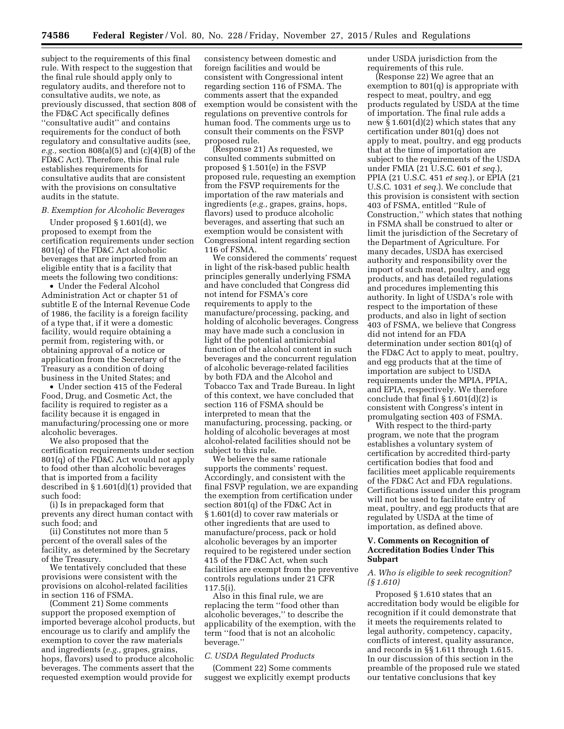subject to the requirements of this final rule. With respect to the suggestion that the final rule should apply only to regulatory audits, and therefore not to consultative audits, we note, as previously discussed, that section 808 of the FD&C Act specifically defines ''consultative audit'' and contains requirements for the conduct of both regulatory and consultative audits (see, *e.g.,* section 808(a)(5) and (c)(4)(B) of the FD&C Act). Therefore, this final rule establishes requirements for consultative audits that are consistent with the provisions on consultative audits in the statute.

### *B. Exemption for Alcoholic Beverages*

Under proposed § 1.601(d), we proposed to exempt from the certification requirements under section 801(q) of the FD&C Act alcoholic beverages that are imported from an eligible entity that is a facility that meets the following two conditions:

- Under the Federal Alcohol Administration Act or chapter 51 of subtitle E of the Internal Revenue Code of 1986, the facility is a foreign facility of a type that, if it were a domestic facility, would require obtaining a permit from, registering with, or obtaining approval of a notice or application from the Secretary of the Treasury as a condition of doing business in the United States; and
- Under section 415 of the Federal Food, Drug, and Cosmetic Act, the facility is required to register as a facility because it is engaged in manufacturing/processing one or more alcoholic beverages.

We also proposed that the certification requirements under section 801(q) of the FD&C Act would not apply to food other than alcoholic beverages that is imported from a facility described in § 1.601(d)(1) provided that such food:

(i) Is in prepackaged form that prevents any direct human contact with such food; and

(ii) Constitutes not more than 5 percent of the overall sales of the facility, as determined by the Secretary of the Treasury.

We tentatively concluded that these provisions were consistent with the provisions on alcohol-related facilities in section 116 of FSMA.

(Comment 21) Some comments support the proposed exemption of imported beverage alcohol products, but encourage us to clarify and amplify the exemption to cover the raw materials and ingredients (*e.g.,* grapes, grains, hops, flavors) used to produce alcoholic beverages. The comments assert that the requested exemption would provide for consistency between domestic and foreign facilities and would be consistent with Congressional intent regarding section 116 of FSMA. The comments assert that the expanded exemption would be consistent with the regulations on preventive controls for human food. The comments urge us to consult their comments on the FSVP proposed rule.

(Response 21) As requested, we consulted comments submitted on proposed § 1.501(e) in the FSVP proposed rule, requesting an exemption from the FSVP requirements for the importation of the raw materials and ingredients (*e.g.,* grapes, grains, hops, flavors) used to produce alcoholic beverages, and asserting that such an exemption would be consistent with Congressional intent regarding section 116 of FSMA.

We considered the comments' request in light of the risk-based public health principles generally underlying FSMA and have concluded that Congress did not intend for FSMA's core requirements to apply to the manufacture/processing, packing, and holding of alcoholic beverages. Congress may have made such a conclusion in light of the potential antimicrobial function of the alcohol content in such beverages and the concurrent regulation of alcoholic beverage-related facilities by both FDA and the Alcohol and Tobacco Tax and Trade Bureau. In light of this context, we have concluded that section 116 of FSMA should be interpreted to mean that the manufacturing, processing, packing, or holding of alcoholic beverages at most alcohol-related facilities should not be subject to this rule.

We believe the same rationale supports the comments' request. Accordingly, and consistent with the final FSVP regulation, we are expanding the exemption from certification under section 801(q) of the FD&C Act in § 1.601(d) to cover raw materials or other ingredients that are used to manufacture/process, pack or hold alcoholic beverages by an importer required to be registered under section 415 of the FD&C Act, when such facilities are exempt from the preventive controls regulations under 21 CFR 117.5(i).

Also in this final rule, we are replacing the term ''food other than alcoholic beverages,'' to describe the applicability of the exemption, with the term ''food that is not an alcoholic beverage.''

### *C. USDA Regulated Products*

(Comment 22) Some comments suggest we explicitly exempt products under USDA jurisdiction from the requirements of this rule.

(Response 22) We agree that an exemption to 801(q) is appropriate with respect to meat, poultry, and egg products regulated by USDA at the time of importation. The final rule adds a new § 1.601(d)(2) which states that any certification under 801(q) does not apply to meat, poultry, and egg products that at the time of importation are subject to the requirements of the USDA under FMIA (21 U.S.C. 601 *et seq.*), PPIA (21 U.S.C. 451 *et seq.*), or EPIA (21 U.S.C. 1031 *et seq.*). We conclude that this provision is consistent with section 403 of FSMA, entitled ''Rule of Construction,'' which states that nothing in FSMA shall be construed to alter or limit the jurisdiction of the Secretary of the Department of Agriculture. For many decades, USDA has exercised authority and responsibility over the import of such meat, poultry, and egg products, and has detailed regulations and procedures implementing this authority. In light of USDA's role with respect to the importation of these products, and also in light of section 403 of FSMA, we believe that Congress did not intend for an FDA determination under section 801(q) of the FD&C Act to apply to meat, poultry, and egg products that at the time of importation are subject to USDA requirements under the MPIA, PPIA, and EPIA, respectively. We therefore conclude that final § 1.601(d)(2) is consistent with Congress's intent in promulgating section 403 of FSMA.

With respect to the third-party program, we note that the program establishes a voluntary system of certification by accredited third-party certification bodies that food and facilities meet applicable requirements of the FD&C Act and FDA regulations. Certifications issued under this program will not be used to facilitate entry of meat, poultry, and egg products that are regulated by USDA at the time of importation, as defined above.

## V. Comments on Recognition of Accreditation Bodies Under This Subpart

### *A. Who is eligible to seek recognition? (§ 1.610)*

Proposed § 1.610 states that an accreditation body would be eligible for recognition if it could demonstrate that it meets the requirements related to legal authority, competency, capacity, conflicts of interest, quality assurance, and records in §§ 1.611 through 1.615. In our discussion of this section in the preamble of the proposed rule we stated our tentative conclusions that key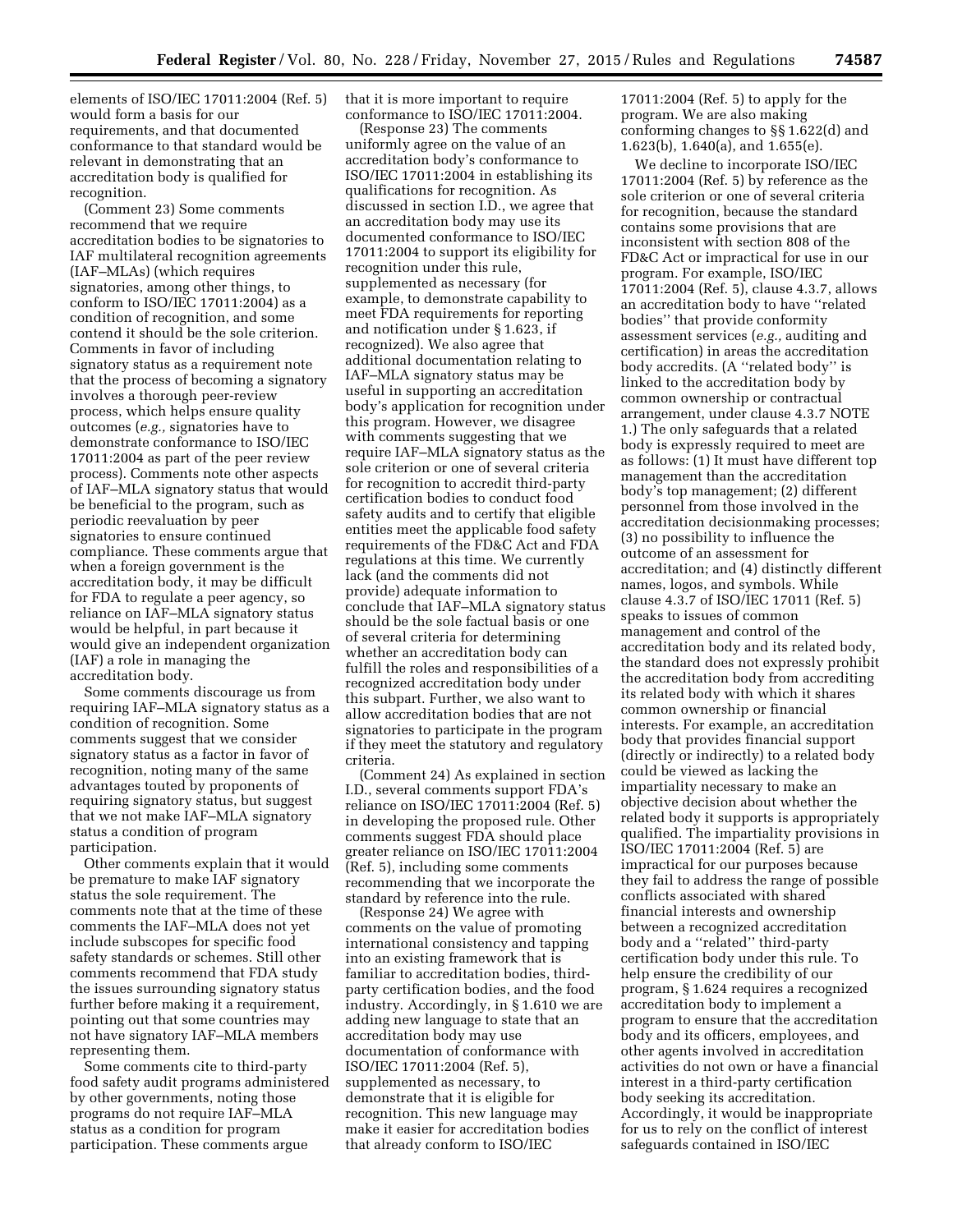elements of ISO/IEC 17011:2004 (Ref. 5) would form a basis for our requirements, and that documented conformance to that standard would be relevant in demonstrating that an accreditation body is qualified for recognition.

(Comment 23) Some comments recommend that we require accreditation bodies to be signatories to IAF multilateral recognition agreements (IAF–MLAs) (which requires signatories, among other things, to conform to ISO/IEC 17011:2004) as a condition of recognition, and some contend it should be the sole criterion. Comments in favor of including signatory status as a requirement note that the process of becoming a signatory involves a thorough peer-review process, which helps ensure quality outcomes (*e.g.,* signatories have to demonstrate conformance to ISO/IEC 17011:2004 as part of the peer review process). Comments note other aspects of IAF–MLA signatory status that would be beneficial to the program, such as periodic reevaluation by peer signatories to ensure continued compliance. These comments argue that when a foreign government is the accreditation body, it may be difficult for FDA to regulate a peer agency, so reliance on IAF–MLA signatory status would be helpful, in part because it would give an independent organization (IAF) a role in managing the accreditation body.

Some comments discourage us from requiring IAF–MLA signatory status as a condition of recognition. Some comments suggest that we consider signatory status as a factor in favor of recognition, noting many of the same advantages touted by proponents of requiring signatory status, but suggest that we not make IAF–MLA signatory status a condition of program participation.

Other comments explain that it would be premature to make IAF signatory status the sole requirement. The comments note that at the time of these comments the IAF–MLA does not yet include subscopes for specific food safety standards or schemes. Still other comments recommend that FDA study the issues surrounding signatory status further before making it a requirement, pointing out that some countries may not have signatory IAF–MLA members representing them.

Some comments cite to third-party food safety audit programs administered by other governments, noting those programs do not require IAF–MLA status as a condition for program participation. These comments argue that it is more important to require conformance to ISO/IEC 17011:2004.

(Response 23) The comments uniformly agree on the value of an accreditation body's conformance to ISO/IEC 17011:2004 in establishing its qualifications for recognition. As discussed in section I.D., we agree that an accreditation body may use its documented conformance to ISO/IEC 17011:2004 to support its eligibility for recognition under this rule, supplemented as necessary (for example, to demonstrate capability to meet FDA requirements for reporting and notification under § 1.623, if recognized). We also agree that additional documentation relating to IAF–MLA signatory status may be useful in supporting an accreditation body's application for recognition under this program. However, we disagree with comments suggesting that we require IAF–MLA signatory status as the sole criterion or one of several criteria for recognition to accredit third-party certification bodies to conduct food safety audits and to certify that eligible entities meet the applicable food safety requirements of the FD&C Act and FDA regulations at this time. We currently lack (and the comments did not provide) adequate information to conclude that IAF–MLA signatory status should be the sole factual basis or one of several criteria for determining whether an accreditation body can fulfill the roles and responsibilities of a recognized accreditation body under this subpart. Further, we also want to allow accreditation bodies that are not signatories to participate in the program if they meet the statutory and regulatory criteria.

(Comment 24) As explained in section I.D., several comments support FDA's reliance on ISO/IEC 17011:2004 (Ref. 5) in developing the proposed rule. Other comments suggest FDA should place greater reliance on ISO/IEC 17011:2004 (Ref. 5), including some comments recommending that we incorporate the standard by reference into the rule.

(Response 24) We agree with comments on the value of promoting international consistency and tapping into an existing framework that is familiar to accreditation bodies, third-party certification bodies, and the food industry. Accordingly, in § 1.610 we are adding new language to state that an accreditation body may use documentation of conformance with ISO/IEC 17011:2004 (Ref. 5), supplemented as necessary, to demonstrate that it is eligible for recognition. This new language may make it easier for accreditation bodies that already conform to ISO/IEC 17011:2004 (Ref. 5) to apply for the program. We are also making conforming changes to §§ 1.622(d) and 1.623(b), 1.640(a), and 1.655(e).

We decline to incorporate ISO/IEC 17011:2004 (Ref. 5) by reference as the sole criterion or one of several criteria for recognition, because the standard contains some provisions that are inconsistent with section 808 of the FD&C Act or impractical for use in our program. For example, ISO/IEC 17011:2004 (Ref. 5), clause 4.3.7, allows an accreditation body to have ''related bodies'' that provide conformity assessment services (*e.g.,* auditing and certification) in areas the accreditation body accredits. (A ''related body'' is linked to the accreditation body by common ownership or contractual arrangement, under clause 4.3.7 NOTE 1.) The only safeguards that a related body is expressly required to meet are as follows: (1) It must have different top management than the accreditation body's top management; (2) different personnel from those involved in the accreditation decisionmaking processes; (3) no possibility to influence the outcome of an assessment for accreditation; and (4) distinctly different names, logos, and symbols. While clause 4.3.7 of ISO/IEC 17011 (Ref. 5) speaks to issues of common management and control of the accreditation body and its related body, the standard does not expressly prohibit the accreditation body from accrediting its related body with which it shares common ownership or financial interests. For example, an accreditation body that provides financial support (directly or indirectly) to a related body could be viewed as lacking the impartiality necessary to make an objective decision about whether the related body it supports is appropriately qualified. The impartiality provisions in ISO/IEC 17011:2004 (Ref. 5) are impractical for our purposes because they fail to address the range of possible conflicts associated with shared financial interests and ownership between a recognized accreditation body and a ''related'' third-party certification body under this rule. To help ensure the credibility of our program, § 1.624 requires a recognized accreditation body to implement a program to ensure that the accreditation body and its officers, employees, and other agents involved in accreditation activities do not own or have a financial interest in a third-party certification body seeking its accreditation. Accordingly, it would be inappropriate for us to rely on the conflict of interest safeguards contained in ISO/IEC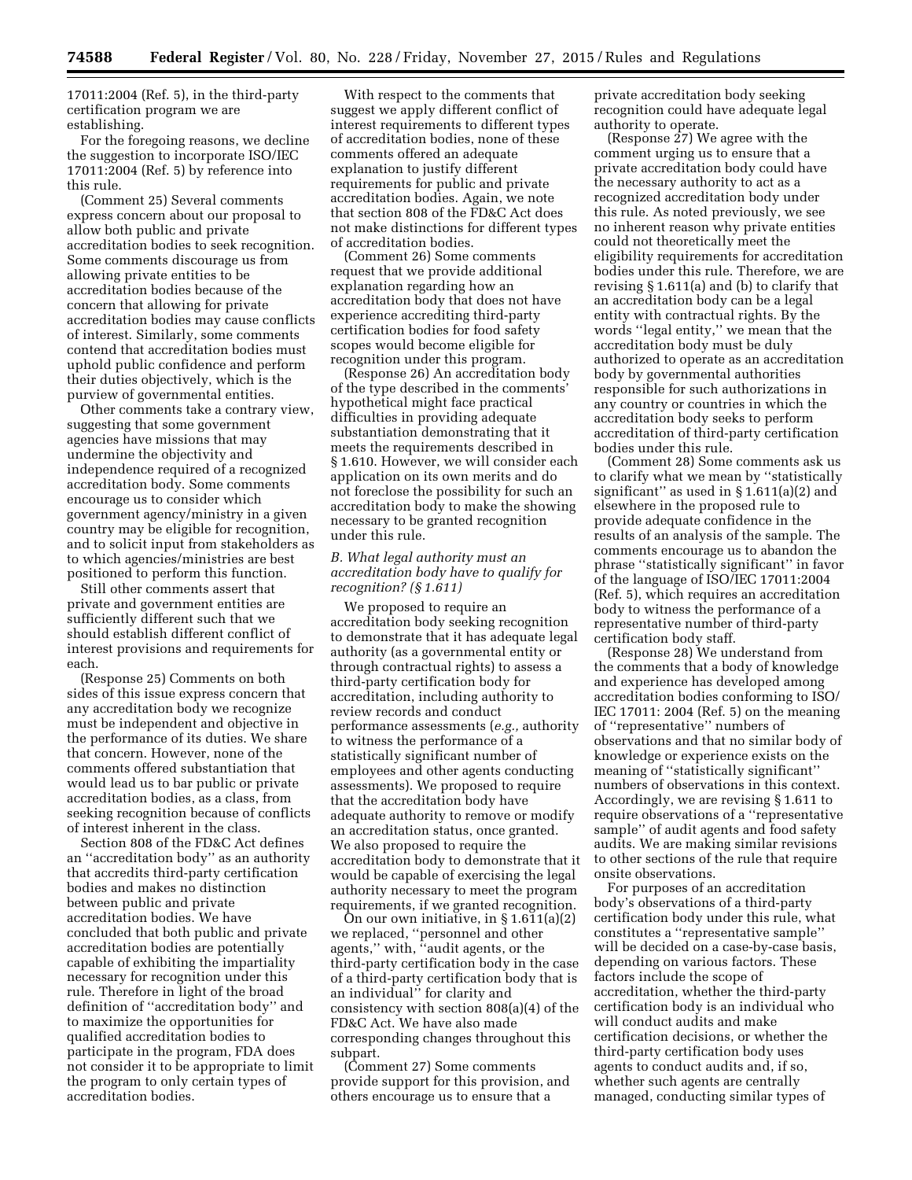17011:2004 (Ref. 5), in the third-party certification program we are establishing.

For the foregoing reasons, we decline the suggestion to incorporate ISO/IEC 17011:2004 (Ref. 5) by reference into this rule.

(Comment 25) Several comments express concern about our proposal to allow both public and private accreditation bodies to seek recognition. Some comments discourage us from allowing private entities to be accreditation bodies because of the concern that allowing for private accreditation bodies may cause conflicts of interest. Similarly, some comments contend that accreditation bodies must uphold public confidence and perform their duties objectively, which is the purview of governmental entities.

Other comments take a contrary view, suggesting that some government agencies have missions that may undermine the objectivity and independence required of a recognized accreditation body. Some comments encourage us to consider which government agency/ministry in a given country may be eligible for recognition, and to solicit input from stakeholders as to which agencies/ministries are best positioned to perform this function.

Still other comments assert that private and government entities are sufficiently different such that we should establish different conflict of interest provisions and requirements for each.

(Response 25) Comments on both sides of this issue express concern that any accreditation body we recognize must be independent and objective in the performance of its duties. We share that concern. However, none of the comments offered substantiation that would lead us to bar public or private accreditation bodies, as a class, from seeking recognition because of conflicts of interest inherent in the class.

Section 808 of the FD&C Act defines an ''accreditation body'' as an authority that accredits third-party certification bodies and makes no distinction between public and private accreditation bodies. We have concluded that both public and private accreditation bodies are potentially capable of exhibiting the impartiality necessary for recognition under this rule. Therefore in light of the broad definition of ''accreditation body'' and to maximize the opportunities for qualified accreditation bodies to participate in the program, FDA does not consider it to be appropriate to limit the program to only certain types of accreditation bodies.

With respect to the comments that suggest we apply different conflict of interest requirements to different types of accreditation bodies, none of these comments offered an adequate explanation to justify different requirements for public and private accreditation bodies. Again, we note that section 808 of the FD&C Act does not make distinctions for different types of accreditation bodies.

(Comment 26) Some comments request that we provide additional explanation regarding how an accreditation body that does not have experience accrediting third-party certification bodies for food safety scopes would become eligible for recognition under this program.

(Response 26) An accreditation body of the type described in the comments' hypothetical might face practical difficulties in providing adequate substantiation demonstrating that it meets the requirements described in § 1.610. However, we will consider each application on its own merits and do not foreclose the possibility for such an accreditation body to make the showing necessary to be granted recognition under this rule.

### *B. What legal authority must an accreditation body have to qualify for recognition? (§ 1.611)*

We proposed to require an accreditation body seeking recognition to demonstrate that it has adequate legal authority (as a governmental entity or through contractual rights) to assess a third-party certification body for accreditation, including authority to review records and conduct performance assessments (*e.g.,* authority to witness the performance of a statistically significant number of employees and other agents conducting assessments). We proposed to require that the accreditation body have adequate authority to remove or modify an accreditation status, once granted. We also proposed to require the accreditation body to demonstrate that it would be capable of exercising the legal authority necessary to meet the program requirements, if we granted recognition.

On our own initiative, in § 1.611(a)(2) we replaced, ''personnel and other agents,'' with, ''audit agents, or the third-party certification body in the case of a third-party certification body that is an individual'' for clarity and consistency with section 808(a)(4) of the FD&C Act. We have also made corresponding changes throughout this subpart.

(Comment 27) Some comments provide support for this provision, and others encourage us to ensure that a private accreditation body seeking recognition could have adequate legal authority to operate.

(Response 27) We agree with the comment urging us to ensure that a private accreditation body could have the necessary authority to act as a recognized accreditation body under this rule. As noted previously, we see no inherent reason why private entities could not theoretically meet the eligibility requirements for accreditation bodies under this rule. Therefore, we are revising § 1.611(a) and (b) to clarify that an accreditation body can be a legal entity with contractual rights. By the words ''legal entity,'' we mean that the accreditation body must be duly authorized to operate as an accreditation body by governmental authorities responsible for such authorizations in any country or countries in which the accreditation body seeks to perform accreditation of third-party certification bodies under this rule.

(Comment 28) Some comments ask us to clarify what we mean by ''statistically significant'' as used in § 1.611(a)(2) and elsewhere in the proposed rule to provide adequate confidence in the results of an analysis of the sample. The comments encourage us to abandon the phrase ''statistically significant'' in favor of the language of ISO/IEC 17011:2004 (Ref. 5), which requires an accreditation body to witness the performance of a representative number of third-party certification body staff.

(Response 28) We understand from the comments that a body of knowledge and experience has developed among accreditation bodies conforming to ISO/IEC 17011: 2004 (Ref. 5) on the meaning of ''representative'' numbers of observations and that no similar body of knowledge or experience exists on the meaning of ''statistically significant'' numbers of observations in this context. Accordingly, we are revising § 1.611 to require observations of a ''representative sample'' of audit agents and food safety audits. We are making similar revisions to other sections of the rule that require onsite observations.

For purposes of an accreditation body's observations of a third-party certification body under this rule, what constitutes a ''representative sample'' will be decided on a case-by-case basis, depending on various factors. These factors include the scope of accreditation, whether the third-party certification body is an individual who will conduct audits and make certification decisions, or whether the third-party certification body uses agents to conduct audits and, if so, whether such agents are centrally managed, conducting similar types of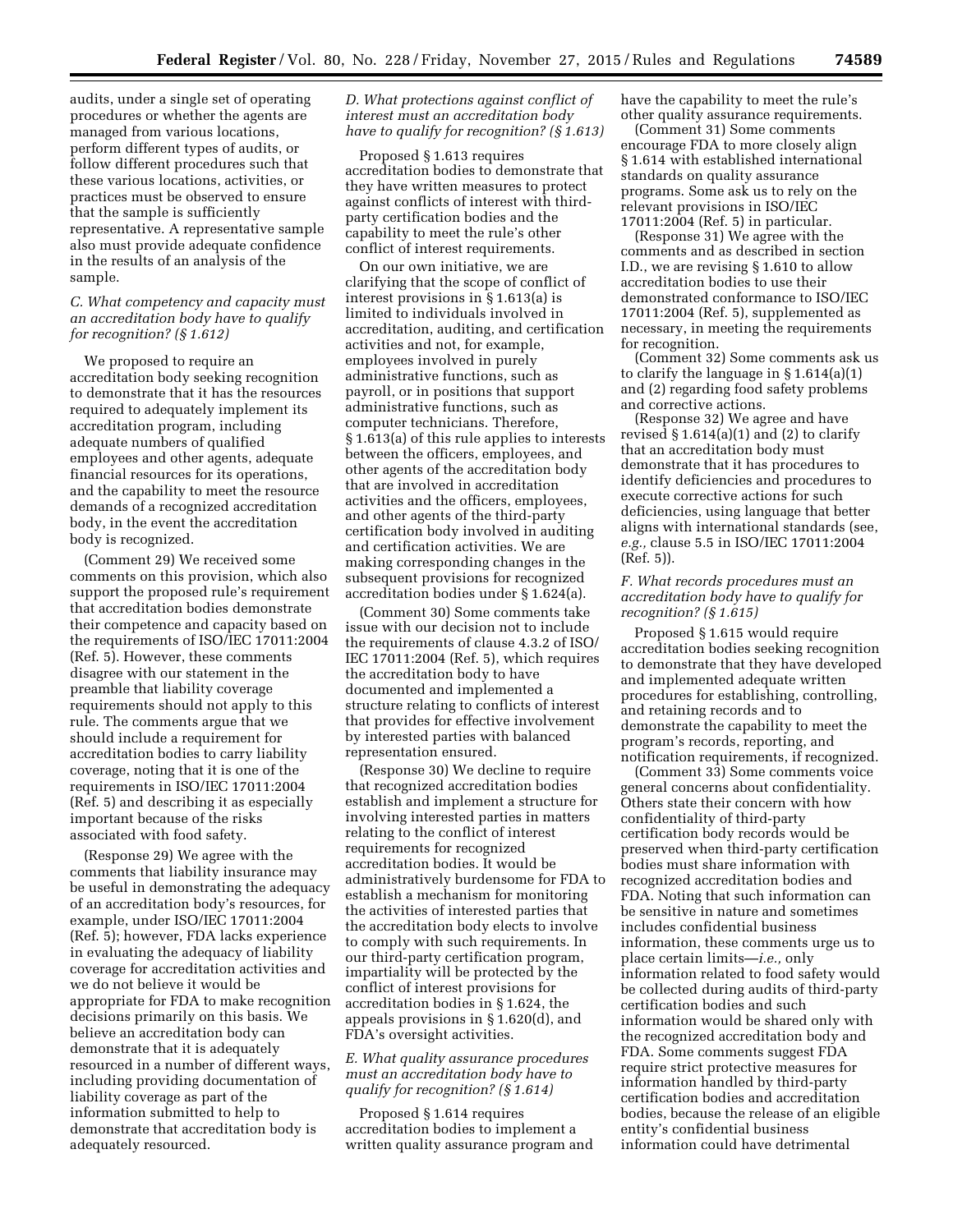audits, under a single set of operating procedures or whether the agents are managed from various locations, perform different types of audits, or follow different procedures such that these various locations, activities, or practices must be observed to ensure that the sample is sufficiently representative. A representative sample also must provide adequate confidence in the results of an analysis of the sample.

### C. What competency and capacity must an accreditation body have to qualify for recognition? (§ 1.612)

We proposed to require an accreditation body seeking recognition to demonstrate that it has the resources required to adequately implement its accreditation program, including adequate numbers of qualified employees and other agents, adequate financial resources for its operations, and the capability to meet the resource demands of a recognized accreditation body, in the event the accreditation body is recognized.

(Comment 29) We received some comments on this provision, which also support the proposed rule's requirement that accreditation bodies demonstrate their competence and capacity based on the requirements of ISO/IEC 17011:2004 (Ref. 5). However, these comments disagree with our statement in the preamble that liability coverage requirements should not apply to this rule. The comments argue that we should include a requirement for accreditation bodies to carry liability coverage, noting that it is one of the requirements in ISO/IEC 17011:2004 (Ref. 5) and describing it as especially important because of the risks associated with food safety.

(Response 29) We agree with the comments that liability insurance may be useful in demonstrating the adequacy of an accreditation body's resources, for example, under ISO/IEC 17011:2004 (Ref. 5); however, FDA lacks experience in evaluating the adequacy of liability coverage for accreditation activities and we do not believe it would be appropriate for FDA to make recognition decisions primarily on this basis. We believe an accreditation body can demonstrate that it is adequately resourced in a number of different ways, including providing documentation of liability coverage as part of the information submitted to help to demonstrate that accreditation body is adequately resourced.

### D. What protections against conflict of interest must an accreditation body have to qualify for recognition? (§ 1.613)

Proposed § 1.613 requires accreditation bodies to demonstrate that they have written measures to protect against conflicts of interest with third-party certification bodies and the capability to meet the rule's other conflict of interest requirements.

On our own initiative, we are clarifying that the scope of conflict of interest provisions in § 1.613(a) is limited to individuals involved in accreditation, auditing, and certification activities and not, for example, employees involved in purely administrative functions, such as payroll, or in positions that support administrative functions, such as computer technicians. Therefore, § 1.613(a) of this rule applies to interests between the officers, employees, and other agents of the accreditation body that are involved in accreditation activities and the officers, employees, and other agents of the third-party certification body involved in auditing and certification activities. We are making corresponding changes in the subsequent provisions for recognized accreditation bodies under § 1.624(a).

(Comment 30) Some comments take issue with our decision not to include the requirements of clause 4.3.2 of ISO/IEC 17011:2004 (Ref. 5), which requires the accreditation body to have documented and implemented a structure relating to conflicts of interest that provides for effective involvement by interested parties with balanced representation ensured.

(Response 30) We decline to require that recognized accreditation bodies establish and implement a structure for involving interested parties in matters relating to the conflict of interest requirements for recognized accreditation bodies. It would be administratively burdensome for FDA to establish a mechanism for monitoring the activities of interested parties that the accreditation body elects to involve to comply with such requirements. In our third-party certification program, impartiality will be protected by the conflict of interest provisions for accreditation bodies in § 1.624, the appeals provisions in § 1.620(d), and FDA's oversight activities.

### E. What quality assurance procedures must an accreditation body have to qualify for recognition? (§ 1.614)

Proposed § 1.614 requires accreditation bodies to implement a written quality assurance program and have the capability to meet the rule's other quality assurance requirements.

(Comment 31) Some comments encourage FDA to more closely align § 1.614 with established international standards on quality assurance programs. Some ask us to rely on the relevant provisions in ISO/IEC 17011:2004 (Ref. 5) in particular.

(Response 31) We agree with the comments and as described in section I.D., we are revising § 1.610 to allow accreditation bodies to use their demonstrated conformance to ISO/IEC 17011:2004 (Ref. 5), supplemented as necessary, in meeting the requirements for recognition.

(Comment 32) Some comments ask us to clarify the language in § 1.614(a)(1) and (2) regarding food safety problems and corrective actions.

(Response 32) We agree and have revised § 1.614(a)(1) and (2) to clarify that an accreditation body must demonstrate that it has procedures to identify deficiencies and procedures to execute corrective actions for such deficiencies, using language that better aligns with international standards (see, *e.g.,* clause 5.5 in ISO/IEC 17011:2004 (Ref. 5)).

### F. What records procedures must an accreditation body have to qualify for recognition? (§ 1.615)

Proposed § 1.615 would require accreditation bodies seeking recognition to demonstrate that they have developed and implemented adequate written procedures for establishing, controlling, and retaining records and to demonstrate the capability to meet the program's records, reporting, and notification requirements, if recognized.

(Comment 33) Some comments voice general concerns about confidentiality. Others state their concern with how confidentiality of third-party certification body records would be preserved when third-party certification bodies must share information with recognized accreditation bodies and FDA. Noting that such information can be sensitive in nature and sometimes includes confidential business information, these comments urge us to place certain limits—*i.e.,* only information related to food safety would be collected during audits of third-party certification bodies and such information would be shared only with the recognized accreditation body and FDA. Some comments suggest FDA require strict protective measures for information handled by third-party certification bodies and accreditation bodies, because the release of an eligible entity's confidential business information could have detrimental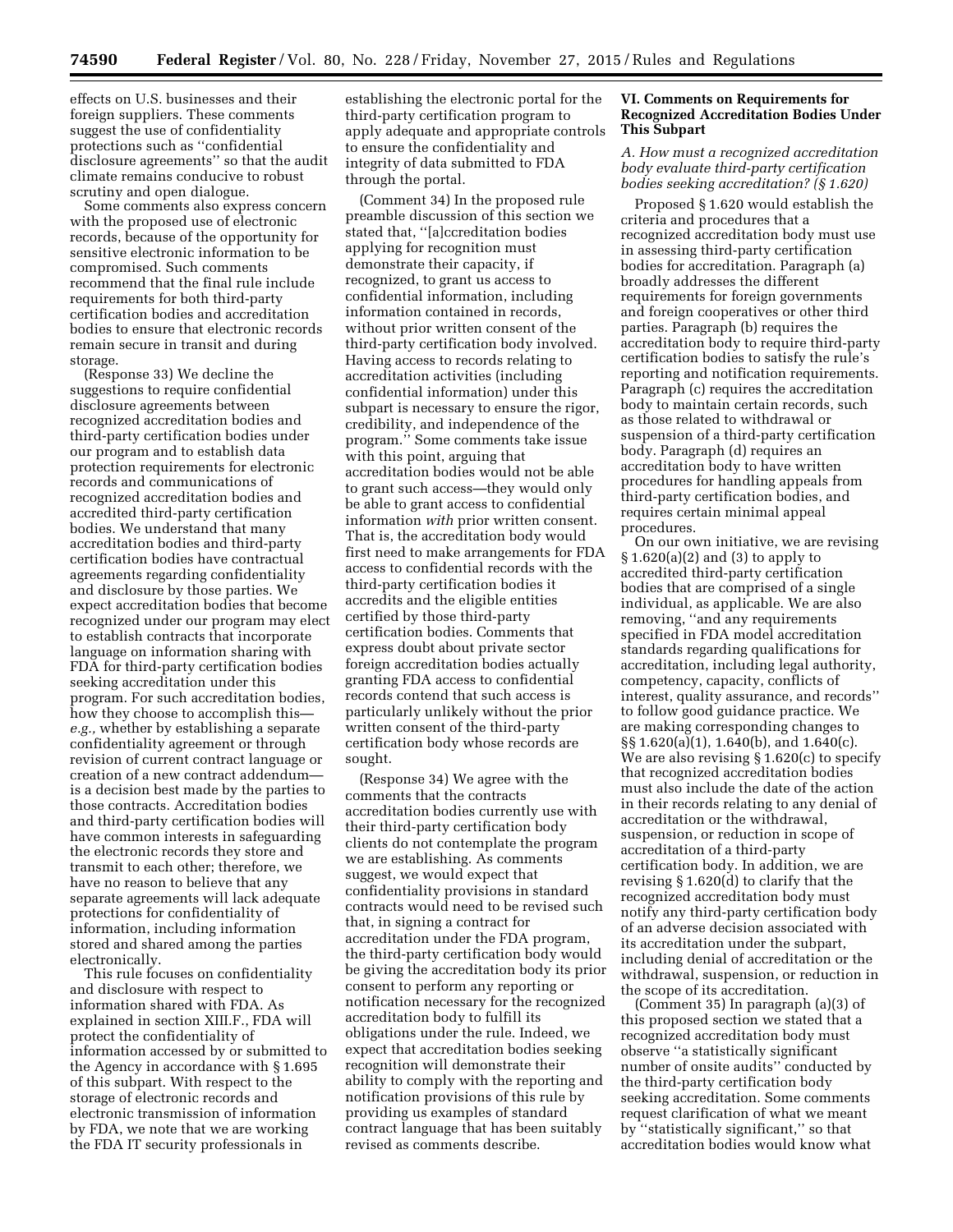effects on U.S. businesses and their foreign suppliers. These comments suggest the use of confidentiality protections such as "confidential disclosure agreements" so that the audit climate remains conducive to robust scrutiny and open dialogue.

Some comments also express concern with the proposed use of electronic records, because of the opportunity for sensitive electronic information to be compromised. Such comments recommend that the final rule include requirements for both third-party certification bodies and accreditation bodies to ensure that electronic records remain secure in transit and during storage.

(Response 33) We decline the suggestions to require confidential disclosure agreements between recognized accreditation bodies and third-party certification bodies under our program and to establish data protection requirements for electronic records and communications of recognized accreditation bodies and accredited third-party certification bodies. We understand that many accreditation bodies and third-party certification bodies have contractual agreements regarding confidentiality and disclosure by those parties. We expect accreditation bodies that become recognized under our program may elect to establish contracts that incorporate language on information sharing with FDA for third-party certification bodies seeking accreditation under this program. For such accreditation bodies, how they choose to accomplish this— *e.g.,* whether by establishing a separate confidentiality agreement or through revision of current contract language or creation of a new contract addendum— is a decision best made by the parties to those contracts. Accreditation bodies and third-party certification bodies will have common interests in safeguarding the electronic records they store and transmit to each other; therefore, we have no reason to believe that any separate agreements will lack adequate protections for confidentiality of information, including information stored and shared among the parties electronically.

This rule focuses on confidentiality and disclosure with respect to information shared with FDA. As explained in section XIII.F., FDA will protect the confidentiality of information accessed by or submitted to the Agency in accordance with § 1.695 of this subpart. With respect to the storage of electronic records and electronic transmission of information by FDA, we note that we are working the FDA IT security professionals in establishing the electronic portal for the third-party certification program to apply adequate and appropriate controls to ensure the confidentiality and integrity of data submitted to FDA through the portal.

(Comment 34) In the proposed rule preamble discussion of this section we stated that, "[a]ccreditation bodies applying for recognition must demonstrate their capacity, if recognized, to grant us access to confidential information, including information contained in records, without prior written consent of the third-party certification body involved. Having access to records relating to accreditation activities (including confidential information) under this subpart is necessary to ensure the rigor, credibility, and independence of the program." Some comments take issue with this point, arguing that accreditation bodies would not be able to grant such access—they would only be able to grant access to confidential information *with* prior written consent. That is, the accreditation body would first need to make arrangements for FDA access to confidential records with the third-party certification bodies it accredits and the eligible entities certified by those third-party certification bodies. Comments that express doubt about private sector foreign accreditation bodies actually granting FDA access to confidential records contend that such access is particularly unlikely without the prior written consent of the third-party certification body whose records are sought.

(Response 34) We agree with the comments that the contracts accreditation bodies currently use with their third-party certification body clients do not contemplate the program we are establishing. As comments suggest, we would expect that confidentiality provisions in standard contracts would need to be revised such that, in signing a contract for accreditation under the FDA program, the third-party certification body would be giving the accreditation body its prior consent to perform any reporting or notification necessary for the recognized accreditation body to fulfill its obligations under the rule. Indeed, we expect that accreditation bodies seeking recognition will demonstrate their ability to comply with the reporting and notification provisions of this rule by providing us examples of standard contract language that has been suitably revised as comments describe.

## VI. Comments on Requirements for Recognized Accreditation Bodies Under This Subpart

### *A. How must a recognized accreditation body evaluate third-party certification bodies seeking accreditation? (§ 1.620)*

Proposed § 1.620 would establish the criteria and procedures that a recognized accreditation body must use in assessing third-party certification bodies for accreditation. Paragraph (a) broadly addresses the different requirements for foreign governments and foreign cooperatives or other third parties. Paragraph (b) requires the accreditation body to require third-party certification bodies to satisfy the rule's reporting and notification requirements. Paragraph (c) requires the accreditation body to maintain certain records, such as those related to withdrawal or suspension of a third-party certification body. Paragraph (d) requires an accreditation body to have written procedures for handling appeals from third-party certification bodies, and requires certain minimal appeal procedures.

On our own initiative, we are revising § 1.620(a)(2) and (3) to apply to accredited third-party certification bodies that are comprised of a single individual, as applicable. We are also removing, "and any requirements specified in FDA model accreditation standards regarding qualifications for accreditation, including legal authority, competency, capacity, conflicts of interest, quality assurance, and records" to follow good guidance practice. We are making corresponding changes to §§ 1.620(a)(1), 1.640(b), and 1.640(c). We are also revising § 1.620(c) to specify that recognized accreditation bodies must also include the date of the action in their records relating to any denial of accreditation or the withdrawal, suspension, or reduction in scope of accreditation of a third-party certification body. In addition, we are revising § 1.620(d) to clarify that the recognized accreditation body must notify any third-party certification body of an adverse decision associated with its accreditation under the subpart, including denial of accreditation or the withdrawal, suspension, or reduction in the scope of its accreditation.

(Comment 35) In paragraph (a)(3) of this proposed section we stated that a recognized accreditation body must observe "a statistically significant number of onsite audits" conducted by the third-party certification body seeking accreditation. Some comments request clarification of what we meant by "statistically significant," so that accreditation bodies would know what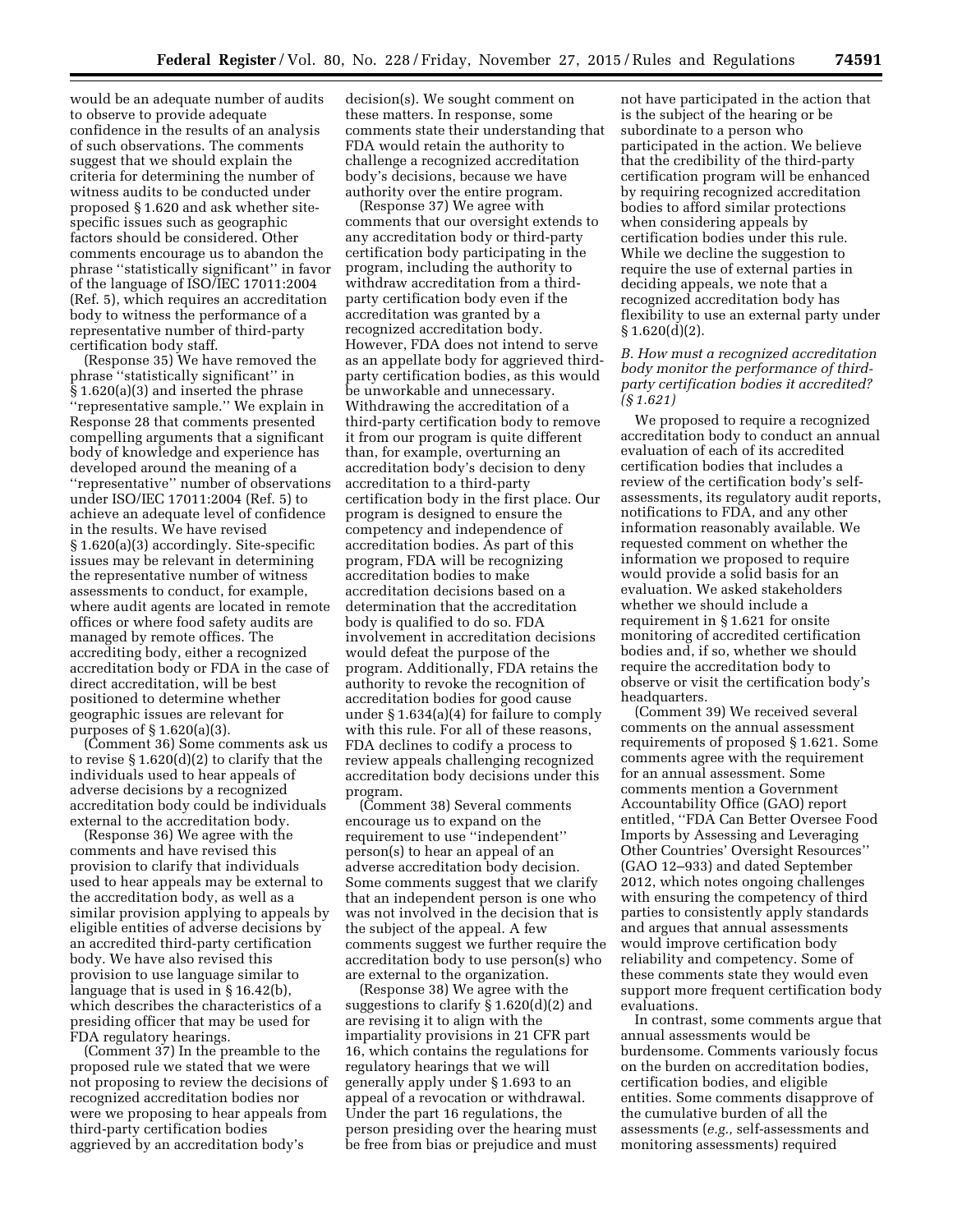would be an adequate number of audits to observe to provide adequate confidence in the results of an analysis of such observations. The comments suggest that we should explain the criteria for determining the number of witness audits to be conducted under proposed § 1.620 and ask whether site-specific issues such as geographic factors should be considered. Other comments encourage us to abandon the phrase ''statistically significant'' in favor of the language of ISO/IEC 17011:2004 (Ref. 5), which requires an accreditation body to witness the performance of a representative number of third-party certification body staff.

(Response 35) We have removed the phrase ''statistically significant'' in § 1.620(a)(3) and inserted the phrase ''representative sample.'' We explain in Response 28 that comments presented compelling arguments that a significant body of knowledge and experience has developed around the meaning of a ''representative'' number of observations under ISO/IEC 17011:2004 (Ref. 5) to achieve an adequate level of confidence in the results. We have revised § 1.620(a)(3) accordingly. Site-specific issues may be relevant in determining the representative number of witness assessments to conduct, for example, where audit agents are located in remote offices or where food safety audits are managed by remote offices. The accrediting body, either a recognized accreditation body or FDA in the case of direct accreditation, will be best positioned to determine whether geographic issues are relevant for purposes of § 1.620(a)(3).

(Comment 36) Some comments ask us to revise § 1.620(d)(2) to clarify that the individuals used to hear appeals of adverse decisions by a recognized accreditation body could be individuals external to the accreditation body.

(Response 36) We agree with the comments and have revised this provision to clarify that individuals used to hear appeals may be external to the accreditation body, as well as a similar provision applying to appeals by eligible entities of adverse decisions by an accredited third-party certification body. We have also revised this provision to use language similar to language that is used in § 16.42(b), which describes the characteristics of a presiding officer that may be used for FDA regulatory hearings.

(Comment 37) In the preamble to the proposed rule we stated that we were not proposing to review the decisions of recognized accreditation bodies nor were we proposing to hear appeals from third-party certification bodies aggrieved by an accreditation body's decision(s). We sought comment on these matters. In response, some comments state their understanding that FDA would retain the authority to challenge a recognized accreditation body's decisions, because we have authority over the entire program.

(Response 37) We agree with comments that our oversight extends to any accreditation body or third-party certification body participating in the program, including the authority to withdraw accreditation from a third-party certification body even if the accreditation was granted by a recognized accreditation body. However, FDA does not intend to serve as an appellate body for aggrieved third-party certification bodies, as this would be unworkable and unnecessary. Withdrawing the accreditation of a third-party certification body to remove it from our program is quite different than, for example, overturning an accreditation body's decision to deny accreditation to a third-party certification body in the first place. Our program is designed to ensure the competency and independence of accreditation bodies. As part of this program, FDA will be recognizing accreditation bodies to make accreditation decisions based on a determination that the accreditation body is qualified to do so. FDA involvement in accreditation decisions would defeat the purpose of the program. Additionally, FDA retains the authority to revoke the recognition of accreditation bodies for good cause under § 1.634(a)(4) for failure to comply with this rule. For all of these reasons, FDA declines to codify a process to review appeals challenging recognized accreditation body decisions under this program.

(Comment 38) Several comments encourage us to expand on the requirement to use ''independent'' person(s) to hear an appeal of an adverse accreditation body decision. Some comments suggest that we clarify that an independent person is one who was not involved in the decision that is the subject of the appeal. A few comments suggest we further require the accreditation body to use person(s) who are external to the organization.

(Response 38) We agree with the suggestions to clarify § 1.620(d)(2) and are revising it to align with the impartiality provisions in 21 CFR part 16, which contains the regulations for regulatory hearings that we will generally apply under § 1.693 to an appeal of a revocation or withdrawal. Under the part 16 regulations, the person presiding over the hearing must be free from bias or prejudice and must not have participated in the action that is the subject of the hearing or be subordinate to a person who participated in the action. We believe that the credibility of the third-party certification program will be enhanced by requiring recognized accreditation bodies to afford similar protections when considering appeals by certification bodies under this rule. While we decline the suggestion to require the use of external parties in deciding appeals, we note that a recognized accreditation body has flexibility to use an external party under § 1.620(d)(2).

### *B. How must a recognized accreditation body monitor the performance of third-party certification bodies it accredited? (§ 1.621)*

We proposed to require a recognized accreditation body to conduct an annual evaluation of each of its accredited certification bodies that includes a review of the certification body's self-assessments, its regulatory audit reports, notifications to FDA, and any other information reasonably available. We requested comment on whether the information we proposed to require would provide a solid basis for an evaluation. We asked stakeholders whether we should include a requirement in § 1.621 for onsite monitoring of accredited certification bodies and, if so, whether we should require the accreditation body to observe or visit the certification body's headquarters.

(Comment 39) We received several comments on the annual assessment requirements of proposed § 1.621. Some comments agree with the requirement for an annual assessment. Some comments mention a Government Accountability Office (GAO) report entitled, ''FDA Can Better Oversee Food Imports by Assessing and Leveraging Other Countries' Oversight Resources'' (GAO 12–933) and dated September 2012, which notes ongoing challenges with ensuring the competency of third parties to consistently apply standards and argues that annual assessments would improve certification body reliability and competency. Some of these comments state they would even support more frequent certification body evaluations.

In contrast, some comments argue that annual assessments would be burdensome. Comments variously focus on the burden on accreditation bodies, certification bodies, and eligible entities. Some comments disapprove of the cumulative burden of all the assessments (*e.g.,* self-assessments and monitoring assessments) required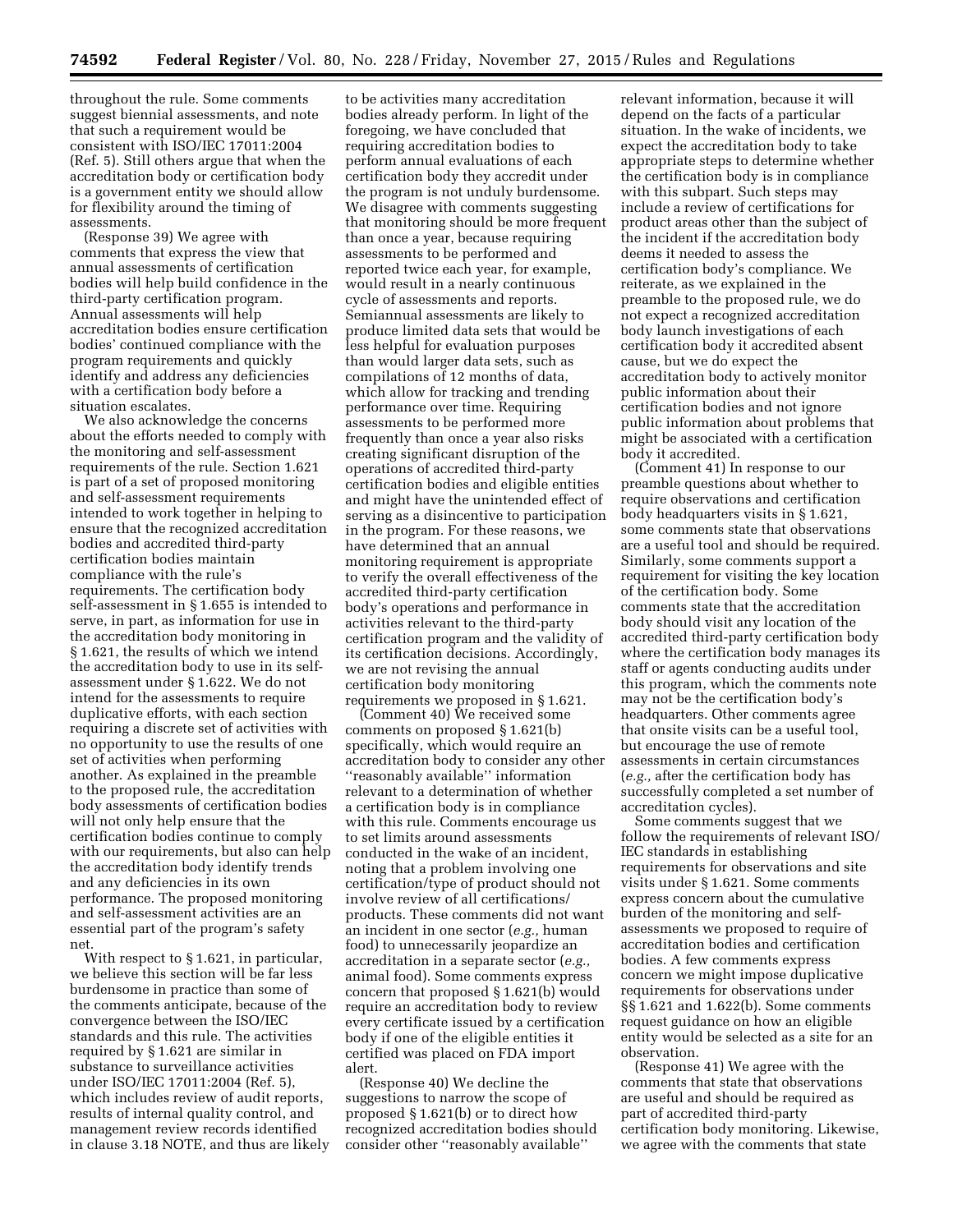throughout the rule. Some comments suggest biennial assessments, and note that such a requirement would be consistent with ISO/IEC 17011:2004 (Ref. 5). Still others argue that when the accreditation body or certification body is a government entity we should allow for flexibility around the timing of assessments.

(Response 39) We agree with comments that express the view that annual assessments of certification bodies will help build confidence in the third-party certification program. Annual assessments will help accreditation bodies ensure certification bodies' continued compliance with the program requirements and quickly identify and address any deficiencies with a certification body before a situation escalates.

We also acknowledge the concerns about the efforts needed to comply with the monitoring and self-assessment requirements of the rule. Section 1.621 is part of a set of proposed monitoring and self-assessment requirements intended to work together in helping to ensure that the recognized accreditation bodies and accredited third-party certification bodies maintain compliance with the rule's requirements. The certification body self-assessment in § 1.655 is intended to serve, in part, as information for use in the accreditation body monitoring in § 1.621, the results of which we intend the accreditation body to use in its self-assessment under § 1.622. We do not intend for the assessments to require duplicative efforts, with each section requiring a discrete set of activities with no opportunity to use the results of one set of activities when performing another. As explained in the preamble to the proposed rule, the accreditation body assessments of certification bodies will not only help ensure that the certification bodies continue to comply with our requirements, but also can help the accreditation body identify trends and any deficiencies in its own performance. The proposed monitoring and self-assessment activities are an essential part of the program's safety net.

With respect to § 1.621, in particular, we believe this section will be far less burdensome in practice than some of the comments anticipate, because of the convergence between the ISO/IEC standards and this rule. The activities required by § 1.621 are similar in substance to surveillance activities under ISO/IEC 17011:2004 (Ref. 5), which includes review of audit reports, results of internal quality control, and management review records identified in clause 3.18 NOTE, and thus are likely to be activities many accreditation bodies already perform. In light of the foregoing, we have concluded that requiring accreditation bodies to perform annual evaluations of each certification body they accredit under the program is not unduly burdensome. We disagree with comments suggesting that monitoring should be more frequent than once a year, because requiring assessments to be performed and reported twice each year, for example, would result in a nearly continuous cycle of assessments and reports. Semiannual assessments are likely to produce limited data sets that would be less helpful for evaluation purposes than would larger data sets, such as compilations of 12 months of data, which allow for tracking and trending performance over time. Requiring assessments to be performed more frequently than once a year also risks creating significant disruption of the operations of accredited third-party certification bodies and eligible entities and might have the unintended effect of serving as a disincentive to participation in the program. For these reasons, we have determined that an annual monitoring requirement is appropriate to verify the overall effectiveness of the accredited third-party certification body's operations and performance in activities relevant to the third-party certification program and the validity of its certification decisions. Accordingly, we are not revising the annual certification body monitoring requirements we proposed in § 1.621.

(Comment 40) We received some comments on proposed § 1.621(b) specifically, which would require an accreditation body to consider any other ''reasonably available'' information relevant to a determination of whether a certification body is in compliance with this rule. Comments encourage us to set limits around assessments conducted in the wake of an incident, noting that a problem involving one certification/type of product should not involve review of all certifications/products. These comments did not want an incident in one sector (*e.g.,* human food) to unnecessarily jeopardize an accreditation in a separate sector (*e.g.,* animal food). Some comments express concern that proposed § 1.621(b) would require an accreditation body to review every certificate issued by a certification body if one of the eligible entities it certified was placed on FDA import alert.

(Response 40) We decline the suggestions to narrow the scope of proposed § 1.621(b) or to direct how recognized accreditation bodies should consider other ''reasonably available'' relevant information, because it will depend on the facts of a particular situation. In the wake of incidents, we expect the accreditation body to take appropriate steps to determine whether the certification body is in compliance with this subpart. Such steps may include a review of certifications for product areas other than the subject of the incident if the accreditation body deems it needed to assess the certification body's compliance. We reiterate, as we explained in the preamble to the proposed rule, we do not expect a recognized accreditation body launch investigations of each certification body it accredited absent cause, but we do expect the accreditation body to actively monitor public information about their certification bodies and not ignore public information about problems that might be associated with a certification body it accredited.

(Comment 41) In response to our preamble questions about whether to require observations and certification body headquarters visits in § 1.621, some comments state that observations are a useful tool and should be required. Similarly, some comments support a requirement for visiting the key location of the certification body. Some comments state that the accreditation body should visit any location of the accredited third-party certification body where the certification body manages its staff or agents conducting audits under this program, which the comments note may not be the certification body's headquarters. Other comments agree that onsite visits can be a useful tool, but encourage the use of remote assessments in certain circumstances (*e.g.,* after the certification body has successfully completed a set number of accreditation cycles).

Some comments suggest that we follow the requirements of relevant ISO/IEC standards in establishing requirements for observations and site visits under § 1.621. Some comments express concern about the cumulative burden of the monitoring and self-assessments we proposed to require of accreditation bodies and certification bodies. A few comments express concern we might impose duplicative requirements for observations under §§ 1.621 and 1.622(b). Some comments request guidance on how an eligible entity would be selected as a site for an observation.

(Response 41) We agree with the comments that state that observations are useful and should be required as part of accredited third-party certification body monitoring. Likewise, we agree with the comments that state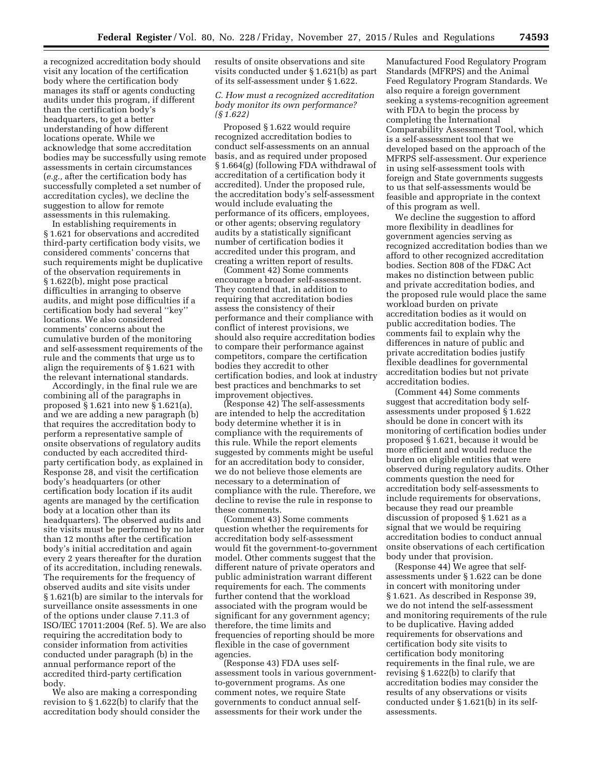a recognized accreditation body should visit any location of the certification body where the certification body manages its staff or agents conducting audits under this program, if different than the certification body's headquarters, to get a better understanding of how different locations operate. While we acknowledge that some accreditation bodies may be successfully using remote assessments in certain circumstances (*e.g.,* after the certification body has successfully completed a set number of accreditation cycles), we decline the suggestion to allow for remote assessments in this rulemaking.

In establishing requirements in § 1.621 for observations and accredited third-party certification body visits, we considered comments' concerns that such requirements might be duplicative of the observation requirements in § 1.622(b), might pose practical difficulties in arranging to observe audits, and might pose difficulties if a certification body had several ''key'' locations. We also considered comments' concerns about the cumulative burden of the monitoring and self-assessment requirements of the rule and the comments that urge us to align the requirements of § 1.621 with the relevant international standards.

Accordingly, in the final rule we are combining all of the paragraphs in proposed § 1.621 into new § 1.621(a), and we are adding a new paragraph (b) that requires the accreditation body to perform a representative sample of onsite observations of regulatory audits conducted by each accredited third-party certification body, as explained in Response 28, and visit the certification body's headquarters (or other certification body location if its audit agents are managed by the certification body at a location other than its headquarters). The observed audits and site visits must be performed by no later than 12 months after the certification body's initial accreditation and again every 2 years thereafter for the duration of its accreditation, including renewals. The requirements for the frequency of observed audits and site visits under § 1.621(b) are similar to the intervals for surveillance onsite assessments in one of the options under clause 7.11.3 of ISO/IEC 17011:2004 (Ref. 5). We are also requiring the accreditation body to consider information from activities conducted under paragraph (b) in the annual performance report of the accredited third-party certification body.

We also are making a corresponding revision to § 1.622(b) to clarify that the accreditation body should consider the results of onsite observations and site visits conducted under § 1.621(b) as part of its self-assessment under § 1.622.

### *C. How must a recognized accreditation body monitor its own performance? (§ 1.622)*

Proposed § 1.622 would require recognized accreditation bodies to conduct self-assessments on an annual basis, and as required under proposed § 1.664(g) (following FDA withdrawal of accreditation of a certification body it accredited). Under the proposed rule, the accreditation body's self-assessment would include evaluating the performance of its officers, employees, or other agents; observing regulatory audits by a statistically significant number of certification bodies it accredited under this program, and creating a written report of results.

(Comment 42) Some comments encourage a broader self-assessment. They contend that, in addition to requiring that accreditation bodies assess the consistency of their performance and their compliance with conflict of interest provisions, we should also require accreditation bodies to compare their performance against competitors, compare the certification bodies they accredit to other certification bodies, and look at industry best practices and benchmarks to set improvement objectives.

(Response 42) The self-assessments are intended to help the accreditation body determine whether it is in compliance with the requirements of this rule. While the report elements suggested by comments might be useful for an accreditation body to consider, we do not believe those elements are necessary to a determination of compliance with the rule. Therefore, we decline to revise the rule in response to these comments.

(Comment 43) Some comments question whether the requirements for accreditation body self-assessment would fit the government-to-government model. Other comments suggest that the different nature of private operators and public administration warrant different requirements for each. The comments further contend that the workload associated with the program would be significant for any government agency; therefore, the time limits and frequencies of reporting should be more flexible in the case of government agencies.

(Response 43) FDA uses self-assessment tools in various government-to-government programs. As one comment notes, we require State governments to conduct annual self-assessments for their work under the Manufactured Food Regulatory Program Standards (MFRPS) and the Animal Feed Regulatory Program Standards. We also require a foreign government seeking a systems-recognition agreement with FDA to begin the process by completing the International Comparability Assessment Tool, which is a self-assessment tool that we developed based on the approach of the MFRPS self-assessment. Our experience in using self-assessment tools with foreign and State governments suggests to us that self-assessments would be feasible and appropriate in the context of this program as well.

We decline the suggestion to afford more flexibility in deadlines for government agencies serving as recognized accreditation bodies than we afford to other recognized accreditation bodies. Section 808 of the FD&C Act makes no distinction between public and private accreditation bodies, and the proposed rule would place the same workload burden on private accreditation bodies as it would on public accreditation bodies. The comments fail to explain why the differences in nature of public and private accreditation bodies justify flexible deadlines for governmental accreditation bodies but not private accreditation bodies.

(Comment 44) Some comments suggest that accreditation body self-assessments under proposed § 1.622 should be done in concert with its monitoring of certification bodies under proposed § 1.621, because it would be more efficient and would reduce the burden on eligible entities that were observed during regulatory audits. Other comments question the need for accreditation body self-assessments to include requirements for observations, because they read our preamble discussion of proposed § 1.621 as a signal that we would be requiring accreditation bodies to conduct annual onsite observations of each certification body under that provision.

(Response 44) We agree that self-assessments under § 1.622 can be done in concert with monitoring under § 1.621. As described in Response 39, we do not intend the self-assessment and monitoring requirements of the rule to be duplicative. Having added requirements for observations and certification body site visits to certification body monitoring requirements in the final rule, we are revising § 1.622(b) to clarify that accreditation bodies may consider the results of any observations or visits conducted under § 1.621(b) in its self-assessments.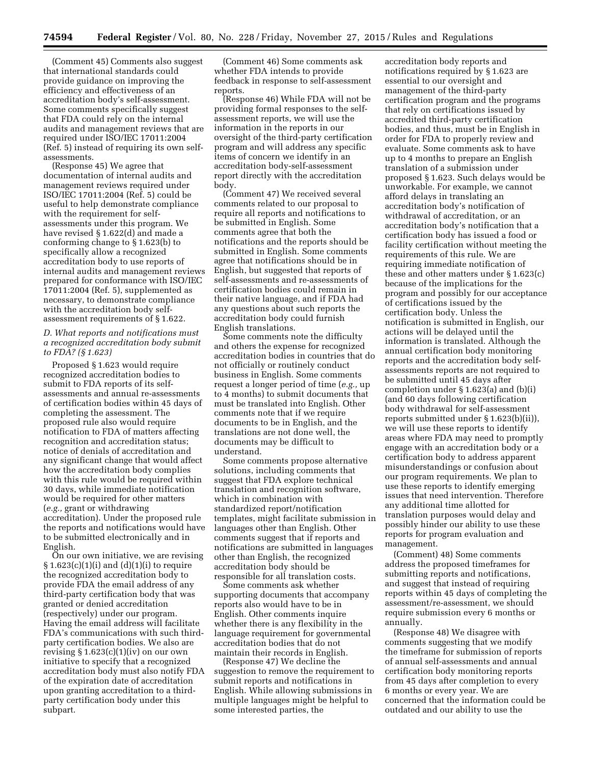(Comment 45) Comments also suggest that international standards could provide guidance on improving the efficiency and effectiveness of an accreditation body's self-assessment. Some comments specifically suggest that FDA could rely on the internal audits and management reviews that are required under ISO/IEC 17011:2004 (Ref. 5) instead of requiring its own self-assessments.

(Response 45) We agree that documentation of internal audits and management reviews required under ISO/IEC 17011:2004 (Ref. 5) could be useful to help demonstrate compliance with the requirement for self-assessments under this program. We have revised § 1.622(d) and made a conforming change to § 1.623(b) to specifically allow a recognized accreditation body to use reports of internal audits and management reviews prepared for conformance with ISO/IEC 17011:2004 (Ref. 5), supplemented as necessary, to demonstrate compliance with the accreditation body self-assessment requirements of § 1.622.

### *D. What reports and notifications must a recognized accreditation body submit to FDA? (§ 1.623)*

Proposed § 1.623 would require recognized accreditation bodies to submit to FDA reports of its self-assessments and annual re-assessments of certification bodies within 45 days of completing the assessment. The proposed rule also would require notification to FDA of matters affecting recognition and accreditation status; notice of denials of accreditation and any significant change that would affect how the accreditation body complies with this rule would be required within 30 days, while immediate notification would be required for other matters (*e.g.,* grant or withdrawing accreditation). Under the proposed rule the reports and notifications would have to be submitted electronically and in English.

On our own initiative, we are revising § 1.623(c)(1)(i) and (d)(1)(i) to require the recognized accreditation body to provide FDA the email address of any third-party certification body that was granted or denied accreditation (respectively) under our program. Having the email address will facilitate FDA's communications with such third-party certification bodies. We also are revising § 1.623(c)(1)(iv) on our own initiative to specify that a recognized accreditation body must also notify FDA of the expiration date of accreditation upon granting accreditation to a third-party certification body under this subpart.

(Comment 46) Some comments ask whether FDA intends to provide feedback in response to self-assessment reports.

(Response 46) While FDA will not be providing formal responses to the self-assessment reports, we will use the information in the reports in our oversight of the third-party certification program and will address any specific items of concern we identify in an accreditation body-self-assessment report directly with the accreditation body.

(Comment 47) We received several comments related to our proposal to require all reports and notifications to be submitted in English. Some comments agree that both the notifications and the reports should be submitted in English. Some comments agree that notifications should be in English, but suggested that reports of self-assessments and re-assessments of certification bodies could remain in their native language, and if FDA had any questions about such reports the accreditation body could furnish English translations.

Some comments note the difficulty and others the expense for recognized accreditation bodies in countries that do not officially or routinely conduct business in English. Some comments request a longer period of time (*e.g.,* up to 4 months) to submit documents that must be translated into English. Other comments note that if we require documents to be in English, and the translations are not done well, the documents may be difficult to understand.

Some comments propose alternative solutions, including comments that suggest that FDA explore technical translation and recognition software, which in combination with standardized report/notification templates, might facilitate submission in languages other than English. Other comments suggest that if reports and notifications are submitted in languages other than English, the recognized accreditation body should be responsible for all translation costs.

Some comments ask whether supporting documents that accompany reports also would have to be in English. Other comments inquire whether there is any flexibility in the language requirement for governmental accreditation bodies that do not maintain their records in English.

(Response 47) We decline the suggestion to remove the requirement to submit reports and notifications in English. While allowing submissions in multiple languages might be helpful to some interested parties, the accreditation body reports and notifications required by § 1.623 are essential to our oversight and management of the third-party certification program and the programs that rely on certifications issued by accredited third-party certification bodies, and thus, must be in English in order for FDA to properly review and evaluate. Some comments ask to have up to 4 months to prepare an English translation of a submission under proposed § 1.623. Such delays would be unworkable. For example, we cannot afford delays in translating an accreditation body's notification of withdrawal of accreditation, or an accreditation body's notification that a certification body has issued a food or facility certification without meeting the requirements of this rule. We are requiring immediate notification of these and other matters under § 1.623(c) because of the implications for the program and possibly for our acceptance of certifications issued by the certification body. Unless the notification is submitted in English, our actions will be delayed until the information is translated. Although the annual certification body monitoring reports and the accreditation body self-assessments reports are not required to be submitted until 45 days after completion under § 1.623(a) and (b)(i) (and 60 days following certification body withdrawal for self-assessment reports submitted under § 1.623(b)(ii)), we will use these reports to identify areas where FDA may need to promptly engage with an accreditation body or a certification body to address apparent misunderstandings or confusion about our program requirements. We plan to use these reports to identify emerging issues that need intervention. Therefore any additional time allotted for translation purposes would delay and possibly hinder our ability to use these reports for program evaluation and management.

(Comment) 48) Some comments address the proposed timeframes for submitting reports and notifications, and suggest that instead of requiring reports within 45 days of completing the assessment/re-assessment, we should require submission every 6 months or annually.

(Response 48) We disagree with comments suggesting that we modify the timeframe for submission of reports of annual self-assessments and annual certification body monitoring reports from 45 days after completion to every 6 months or every year. We are concerned that the information could be outdated and our ability to use the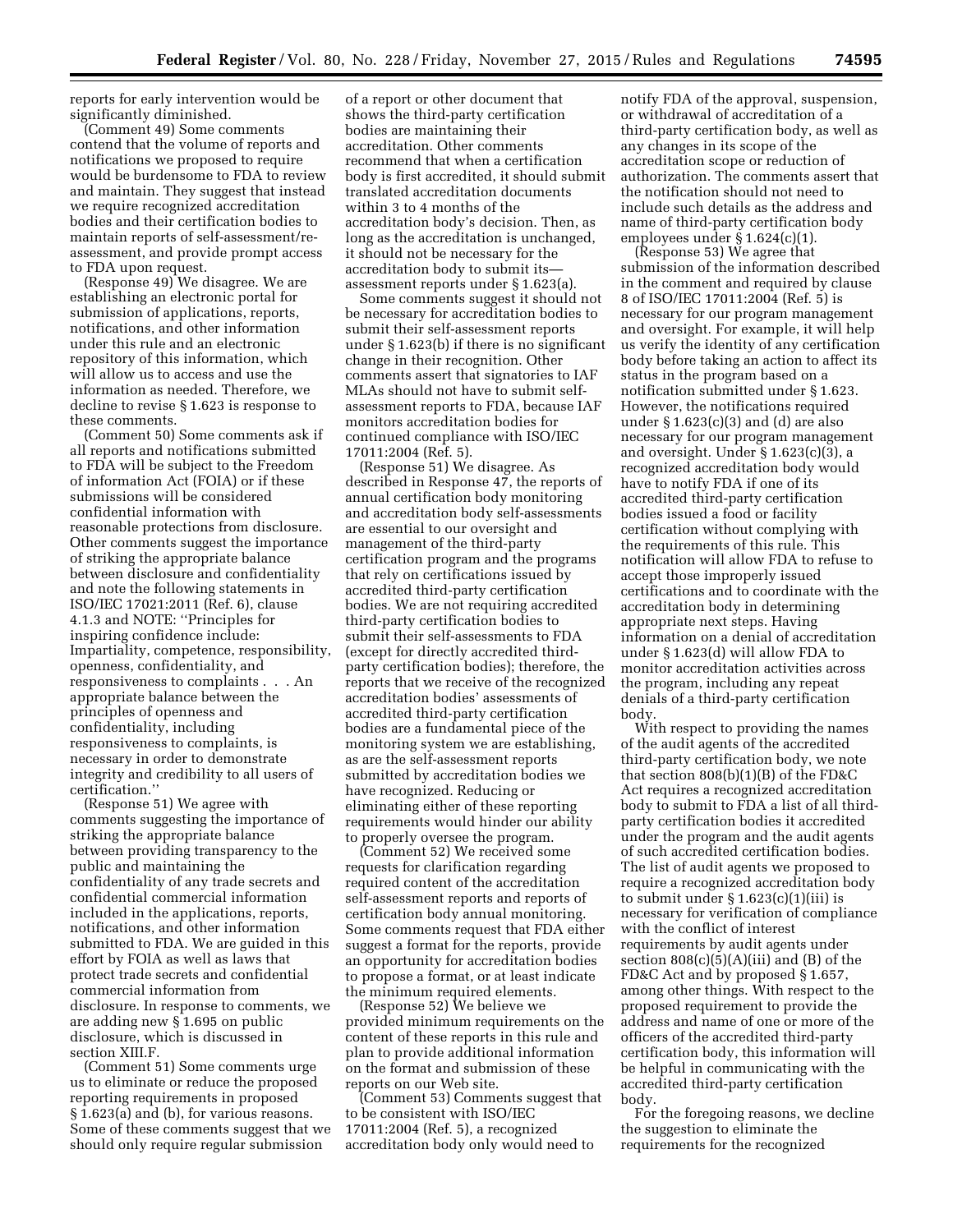reports for early intervention would be significantly diminished.

(Comment 49) Some comments contend that the volume of reports and notifications we proposed to require would be burdensome to FDA to review and maintain. They suggest that instead we require recognized accreditation bodies and their certification bodies to maintain reports of self-assessment/re-assessment, and provide prompt access to FDA upon request.

(Response 49) We disagree. We are establishing an electronic portal for submission of applications, reports, notifications, and other information under this rule and an electronic repository of this information, which will allow us to access and use the information as needed. Therefore, we decline to revise § 1.623 is response to these comments.

(Comment 50) Some comments ask if all reports and notifications submitted to FDA will be subject to the Freedom of information Act (FOIA) or if these submissions will be considered confidential information with reasonable protections from disclosure. Other comments suggest the importance of striking the appropriate balance between disclosure and confidentiality and note the following statements in ISO/IEC 17021:2011 (Ref. 6), clause 4.1.3 and NOTE: ''Principles for inspiring confidence include: Impartiality, competence, responsibility, openness, confidentiality, and responsiveness to complaints . . . An appropriate balance between the principles of openness and confidentiality, including responsiveness to complaints, is necessary in order to demonstrate integrity and credibility to all users of certification.''

(Response 51) We agree with comments suggesting the importance of striking the appropriate balance between providing transparency to the public and maintaining the confidentiality of any trade secrets and confidential commercial information included in the applications, reports, notifications, and other information submitted to FDA. We are guided in this effort by FOIA as well as laws that protect trade secrets and confidential commercial information from disclosure. In response to comments, we are adding new § 1.695 on public disclosure, which is discussed in section XIII.F.

(Comment 51) Some comments urge us to eliminate or reduce the proposed reporting requirements in proposed § 1.623(a) and (b), for various reasons. Some of these comments suggest that we should only require regular submission of a report or other document that shows the third-party certification bodies are maintaining their accreditation. Other comments recommend that when a certification body is first accredited, it should submit translated accreditation documents within 3 to 4 months of the accreditation body's decision. Then, as long as the accreditation is unchanged, it should not be necessary for the accreditation body to submit its—assessment reports under § 1.623(a).

Some comments suggest it should not be necessary for accreditation bodies to submit their self-assessment reports under § 1.623(b) if there is no significant change in their recognition. Other comments assert that signatories to IAF MLAs should not have to submit self-assessment reports to FDA, because IAF monitors accreditation bodies for continued compliance with ISO/IEC 17011:2004 (Ref. 5).

(Response 51) We disagree. As described in Response 47, the reports of annual certification body monitoring and accreditation body self-assessments are essential to our oversight and management of the third-party certification program and the programs that rely on certifications issued by accredited third-party certification bodies. We are not requiring accredited third-party certification bodies to submit their self-assessments to FDA (except for directly accredited third-party certification bodies); therefore, the reports that we receive of the recognized accreditation bodies' assessments of accredited third-party certification bodies are a fundamental piece of the monitoring system we are establishing, as are the self-assessment reports submitted by accreditation bodies we have recognized. Reducing or eliminating either of these reporting requirements would hinder our ability to properly oversee the program.

(Comment 52) We received some requests for clarification regarding required content of the accreditation self-assessment reports and reports of certification body annual monitoring. Some comments request that FDA either suggest a format for the reports, provide an opportunity for accreditation bodies to propose a format, or at least indicate the minimum required elements.

(Response 52) We believe we provided minimum requirements on the content of these reports in this rule and plan to provide additional information on the format and submission of these reports on our Web site.

(Comment 53) Comments suggest that to be consistent with ISO/IEC 17011:2004 (Ref. 5), a recognized accreditation body only would need to notify FDA of the approval, suspension, or withdrawal of accreditation of a third-party certification body, as well as any changes in its scope of the accreditation scope or reduction of authorization. The comments assert that the notification should not need to include such details as the address and name of third-party certification body employees under § 1.624(c)(1).

(Response 53) We agree that submission of the information described in the comment and required by clause 8 of ISO/IEC 17011:2004 (Ref. 5) is necessary for our program management and oversight. For example, it will help us verify the identity of any certification body before taking an action to affect its status in the program based on a notification submitted under § 1.623. However, the notifications required under § 1.623(c)(3) and (d) are also necessary for our program management and oversight. Under § 1.623(c)(3), a recognized accreditation body would have to notify FDA if one of its accredited third-party certification bodies issued a food or facility certification without complying with the requirements of this rule. This notification will allow FDA to refuse to accept those improperly issued certifications and to coordinate with the accreditation body in determining appropriate next steps. Having information on a denial of accreditation under § 1.623(d) will allow FDA to monitor accreditation activities across the program, including any repeat denials of a third-party certification body.

With respect to providing the names of the audit agents of the accredited third-party certification body, we note that section 808(b)(1)(B) of the FD&C Act requires a recognized accreditation body to submit to FDA a list of all third-party certification bodies it accredited under the program and the audit agents of such accredited certification bodies. The list of audit agents we proposed to require a recognized accreditation body to submit under § 1.623(c)(1)(iii) is necessary for verification of compliance with the conflict of interest requirements by audit agents under section 808(c)(5)(A)(iii) and (B) of the FD&C Act and by proposed § 1.657, among other things. With respect to the proposed requirement to provide the address and name of one or more of the officers of the accredited third-party certification body, this information will be helpful in communicating with the accredited third-party certification body.

For the foregoing reasons, we decline the suggestion to eliminate the requirements for the recognized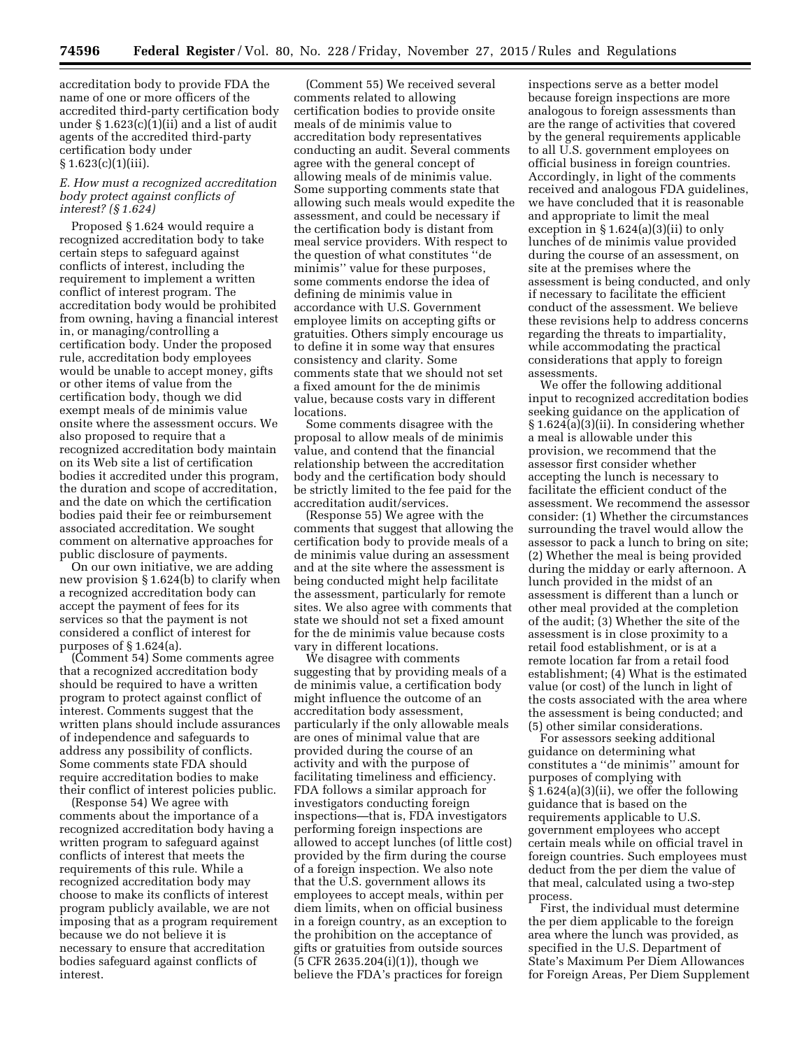accreditation body to provide FDA the name of one or more officers of the accredited third-party certification body under § 1.623(c)(1)(ii) and a list of audit agents of the accredited third-party certification body under § 1.623(c)(1)(iii).

### *E. How must a recognized accreditation body protect against conflicts of interest? (§ 1.624)*

Proposed § 1.624 would require a recognized accreditation body to take certain steps to safeguard against conflicts of interest, including the requirement to implement a written conflict of interest program. The accreditation body would be prohibited from owning, having a financial interest in, or managing/controlling a certification body. Under the proposed rule, accreditation body employees would be unable to accept money, gifts or other items of value from the certification body, though we did exempt meals of de minimis value onsite where the assessment occurs. We also proposed to require that a recognized accreditation body maintain on its Web site a list of certification bodies it accredited under this program, the duration and scope of accreditation, and the date on which the certification bodies paid their fee or reimbursement associated accreditation. We sought comment on alternative approaches for public disclosure of payments.

On our own initiative, we are adding new provision § 1.624(b) to clarify when a recognized accreditation body can accept the payment of fees for its services so that the payment is not considered a conflict of interest for purposes of § 1.624(a).

(Comment 54) Some comments agree that a recognized accreditation body should be required to have a written program to protect against conflict of interest. Comments suggest that the written plans should include assurances of independence and safeguards to address any possibility of conflicts. Some comments state FDA should require accreditation bodies to make their conflict of interest policies public.

(Response 54) We agree with comments about the importance of a recognized accreditation body having a written program to safeguard against conflicts of interest that meets the requirements of this rule. While a recognized accreditation body may choose to make its conflicts of interest program publicly available, we are not imposing that as a program requirement because we do not believe it is necessary to ensure that accreditation bodies safeguard against conflicts of interest.

(Comment 55) We received several comments related to allowing certification bodies to provide onsite meals of de minimis value to accreditation body representatives conducting an audit. Several comments agree with the general concept of allowing meals of de minimis value. Some supporting comments state that allowing such meals would expedite the assessment, and could be necessary if the certification body is distant from meal service providers. With respect to the question of what constitutes "de minimis" value for these purposes, some comments endorse the idea of defining de minimis value in accordance with U.S. Government employee limits on accepting gifts or gratuities. Others simply encourage us to define it in some way that ensures consistency and clarity. Some comments state that we should not set a fixed amount for the de minimis value, because costs vary in different locations.

Some comments disagree with the proposal to allow meals of de minimis value, and contend that the financial relationship between the accreditation body and the certification body should be strictly limited to the fee paid for the accreditation audit/services.

(Response 55) We agree with the comments that suggest that allowing the certification body to provide meals of a de minimis value during an assessment and at the site where the assessment is being conducted might help facilitate the assessment, particularly for remote sites. We also agree with comments that state we should not set a fixed amount for the de minimis value because costs vary in different locations.

We disagree with comments suggesting that by providing meals of a de minimis value, a certification body might influence the outcome of an accreditation body assessment, particularly if the only allowable meals are ones of minimal value that are provided during the course of an activity and with the purpose of facilitating timeliness and efficiency. FDA follows a similar approach for investigators conducting foreign inspections—that is, FDA investigators performing foreign inspections are allowed to accept lunches (of little cost) provided by the firm during the course of a foreign inspection. We also note that the U.S. government allows its employees to accept meals, within per diem limits, when on official business in a foreign country, as an exception to the prohibition on the acceptance of gifts or gratuities from outside sources (5 CFR 2635.204(i)(1)), though we believe the FDA's practices for foreign inspections serve as a better model because foreign inspections are more analogous to foreign assessments than are the range of activities that covered by the general requirements applicable to all U.S. government employees on official business in foreign countries. Accordingly, in light of the comments received and analogous FDA guidelines, we have concluded that it is reasonable and appropriate to limit the meal exception in § 1.624(a)(3)(ii) to only lunches of de minimis value provided during the course of an assessment, on site at the premises where the assessment is being conducted, and only if necessary to facilitate the efficient conduct of the assessment. We believe these revisions help to address concerns regarding the threats to impartiality, while accommodating the practical considerations that apply to foreign assessments.

We offer the following additional input to recognized accreditation bodies seeking guidance on the application of § 1.624(a)(3)(ii). In considering whether a meal is allowable under this provision, we recommend that the assessor first consider whether accepting the lunch is necessary to facilitate the efficient conduct of the assessment. We recommend the assessor consider: (1) Whether the circumstances surrounding the travel would allow the assessor to pack a lunch to bring on site; (2) Whether the meal is being provided during the midday or early afternoon. A lunch provided in the midst of an assessment is different than a lunch or other meal provided at the completion of the audit; (3) Whether the site of the assessment is in close proximity to a retail food establishment, or is at a remote location far from a retail food establishment; (4) What is the estimated value (or cost) of the lunch in light of the costs associated with the area where the assessment is being conducted; and (5) other similar considerations.

For assessors seeking additional guidance on determining what constitutes a "de minimis" amount for purposes of complying with § 1.624(a)(3)(ii), we offer the following guidance that is based on the requirements applicable to U.S. government employees who accept certain meals while on official travel in foreign countries. Such employees must deduct from the per diem the value of that meal, calculated using a two-step process.

First, the individual must determine the per diem applicable to the foreign area where the lunch was provided, as specified in the U.S. Department of State's Maximum Per Diem Allowances for Foreign Areas, Per Diem Supplement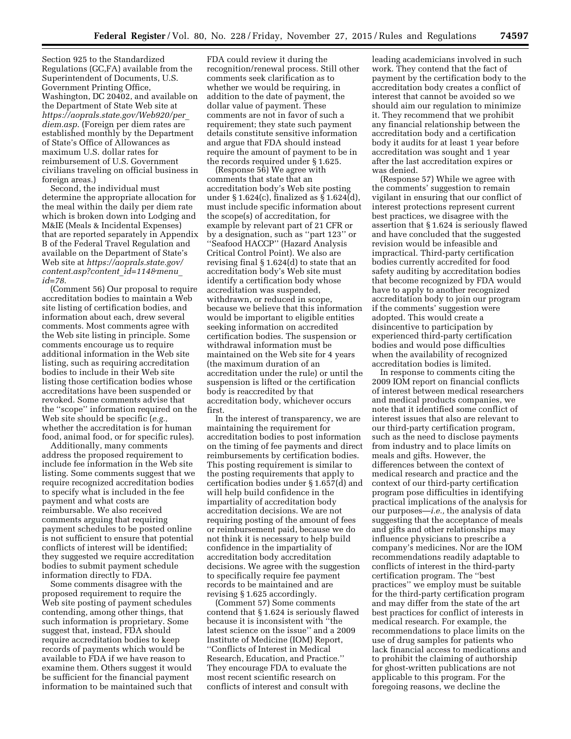Section 925 to the Standardized Regulations (GC,FA) available from the Superintendent of Documents, U.S. Government Printing Office, Washington, DC 20402, and available on the Department of State Web site at *https://aoprals.state.gov/Web920/per_diem.asp*. (Foreign per diem rates are established monthly by the Department of State's Office of Allowances as maximum U.S. dollar rates for reimbursement of U.S. Government civilians traveling on official business in foreign areas.)

Second, the individual must determine the appropriate allocation for the meal within the daily per diem rate which is broken down into Lodging and M&IE (Meals & Incidental Expenses) that are reported separately in Appendix B of the Federal Travel Regulation and available on the Department of State's Web site at *https://aoprals.state.gov/content.asp?content_id=114&menu_id=78*.

(Comment 56) Our proposal to require accreditation bodies to maintain a Web site listing of certification bodies, and information about each, drew several comments. Most comments agree with the Web site listing in principle. Some comments encourage us to require additional information in the Web site listing, such as requiring accreditation bodies to include in their Web site listing those certification bodies whose accreditations have been suspended or revoked. Some comments advise that the ''scope'' information required on the Web site should be specific (*e.g.,* whether the accreditation is for human food, animal food, or for specific rules).

Additionally, many comments address the proposed requirement to include fee information in the Web site listing. Some comments suggest that we require recognized accreditation bodies to specify what is included in the fee payment and what costs are reimbursable. We also received comments arguing that requiring payment schedules to be posted online is not sufficient to ensure that potential conflicts of interest will be identified; they suggested we require accreditation bodies to submit payment schedule information directly to FDA.

Some comments disagree with the proposed requirement to require the Web site posting of payment schedules contending, among other things, that such information is proprietary. Some suggest that, instead, FDA should require accreditation bodies to keep records of payments which would be available to FDA if we have reason to examine them. Others suggest it would be sufficient for the financial payment information to be maintained such that FDA could review it during the recognition/renewal process. Still other comments seek clarification as to whether we would be requiring, in addition to the date of payment, the dollar value of payment. These comments are not in favor of such a requirement; they state such payment details constitute sensitive information and argue that FDA should instead require the amount of payment to be in the records required under § 1.625.

(Response 56) We agree with comments that state that an accreditation body's Web site posting under § 1.624(c), finalized as § 1.624(d), must include specific information about the scope(s) of accreditation, for example by relevant part of 21 CFR or by a designation, such as ''part 123'' or ''Seafood HACCP'' (Hazard Analysis Critical Control Point). We also are revising final § 1.624(d) to state that an accreditation body's Web site must identify a certification body whose accreditation was suspended, withdrawn, or reduced in scope, because we believe that this information would be important to eligible entities seeking information on accredited certification bodies. The suspension or withdrawal information must be maintained on the Web site for 4 years (the maximum duration of an accreditation under the rule) or until the suspension is lifted or the certification body is reaccredited by that accreditation body, whichever occurs first.

In the interest of transparency, we are maintaining the requirement for accreditation bodies to post information on the timing of fee payments and direct reimbursements by certification bodies. This posting requirement is similar to the posting requirements that apply to certification bodies under § 1.657(d) and will help build confidence in the impartiality of accreditation body accreditation decisions. We are not requiring posting of the amount of fees or reimbursement paid, because we do not think it is necessary to help build confidence in the impartiality of accreditation body accreditation decisions. We agree with the suggestion to specifically require fee payment records to be maintained and are revising § 1.625 accordingly.

(Comment 57) Some comments contend that § 1.624 is seriously flawed because it is inconsistent with ''the latest science on the issue'' and a 2009 Institute of Medicine (IOM) Report, ''Conflicts of Interest in Medical Research, Education, and Practice.'' They encourage FDA to evaluate the most recent scientific research on conflicts of interest and consult with leading academicians involved in such work. They contend that the fact of payment by the certification body to the accreditation body creates a conflict of interest that cannot be avoided so we should aim our regulation to minimize it. They recommend that we prohibit any financial relationship between the accreditation body and a certification body it audits for at least 1 year before accreditation was sought and 1 year after the last accreditation expires or was denied.

(Response 57) While we agree with the comments' suggestion to remain vigilant in ensuring that our conflict of interest protections represent current best practices, we disagree with the assertion that § 1.624 is seriously flawed and have concluded that the suggested revision would be infeasible and impractical. Third-party certification bodies currently accredited for food safety auditing by accreditation bodies that become recognized by FDA would have to apply to another recognized accreditation body to join our program if the comments' suggestion were adopted. This would create a disincentive to participation by experienced third-party certification bodies and would pose difficulties when the availability of recognized accreditation bodies is limited.

In response to comments citing the 2009 IOM report on financial conflicts of interest between medical researchers and medical products companies, we note that it identified some conflict of interest issues that also are relevant to our third-party certification program, such as the need to disclose payments from industry and to place limits on meals and gifts. However, the differences between the context of medical research and practice and the context of our third-party certification program pose difficulties in identifying practical implications of the analysis for our purposes—*i.e.,* the analysis of data suggesting that the acceptance of meals and gifts and other relationships may influence physicians to prescribe a company's medicines. Nor are the IOM recommendations readily adaptable to conflicts of interest in the third-party certification program. The ''best practices'' we employ must be suitable for the third-party certification program and may differ from the state of the art best practices for conflict of interests in medical research. For example, the recommendations to place limits on the use of drug samples for patients who lack financial access to medications and to prohibit the claiming of authorship for ghost-written publications are not applicable to this program. For the foregoing reasons, we decline the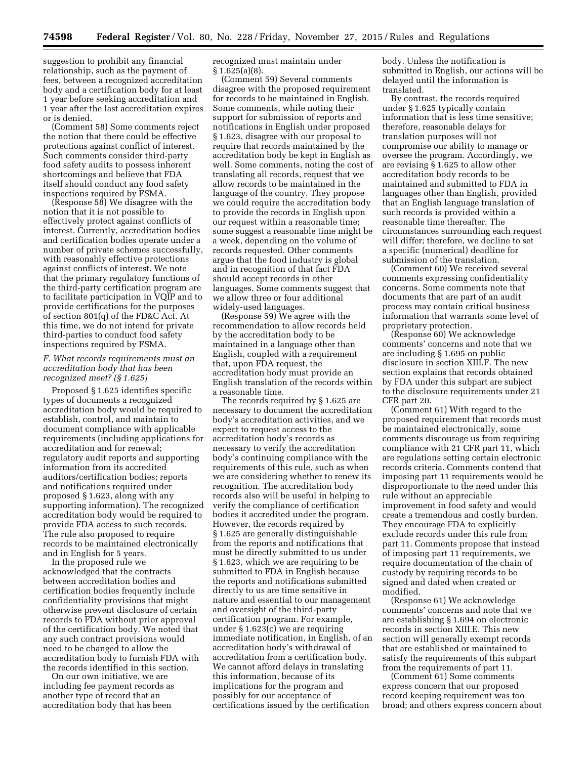suggestion to prohibit any financial relationship, such as the payment of fees, between a recognized accreditation body and a certification body for at least 1 year before seeking accreditation and 1 year after the last accreditation expires or is denied.

(Comment 58) Some comments reject the notion that there could be effective protections against conflict of interest. Such comments consider third-party food safety audits to possess inherent shortcomings and believe that FDA itself should conduct any food safety inspections required by FSMA.

(Response 58) We disagree with the notion that it is not possible to effectively protect against conflicts of interest. Currently, accreditation bodies and certification bodies operate under a number of private schemes successfully, with reasonably effective protections against conflicts of interest. We note that the primary regulatory functions of the third-party certification program are to facilitate participation in VQIP and to provide certifications for the purposes of section 801(q) of the FD&C Act. At this time, we do not intend for private third-parties to conduct food safety inspections required by FSMA.

### *F. What records requirements must an accreditation body that has been recognized meet? (§ 1.625)*

Proposed § 1.625 identifies specific types of documents a recognized accreditation body would be required to establish, control, and maintain to document compliance with applicable requirements (including applications for accreditation and for renewal; regulatory audit reports and supporting information from its accredited auditors/certification bodies; reports and notifications required under proposed § 1.623, along with any supporting information). The recognized accreditation body would be required to provide FDA access to such records. The rule also proposed to require records to be maintained electronically and in English for 5 years.

In the proposed rule we acknowledged that the contracts between accreditation bodies and certification bodies frequently include confidentiality provisions that might otherwise prevent disclosure of certain records to FDA without prior approval of the certification body. We noted that any such contract provisions would need to be changed to allow the accreditation body to furnish FDA with the records identified in this section.

On our own initiative, we are including fee payment records as another type of record that an accreditation body that has been recognized must maintain under § 1.625(a)(8).

(Comment 59) Several comments disagree with the proposed requirement for records to be maintained in English. Some comments, while noting their support for submission of reports and notifications in English under proposed § 1.623, disagree with our proposal to require that records maintained by the accreditation body be kept in English as well. Some comments, noting the cost of translating all records, request that we allow records to be maintained in the language of the country. They propose we could require the accreditation body to provide the records in English upon our request within a reasonable time; some suggest a reasonable time might be a week, depending on the volume of records requested. Other comments argue that the food industry is global and in recognition of that fact FDA should accept records in other languages. Some comments suggest that we allow three or four additional widely-used languages.

(Response 59) We agree with the recommendation to allow records held by the accreditation body to be maintained in a language other than English, coupled with a requirement that, upon FDA request, the accreditation body must provide an English translation of the records within a reasonable time.

The records required by § 1.625 are necessary to document the accreditation body's accreditation activities, and we expect to request access to the accreditation body's records as necessary to verify the accreditation body's continuing compliance with the requirements of this rule, such as when we are considering whether to renew its recognition. The accreditation body records also will be useful in helping to verify the compliance of certification bodies it accredited under the program. However, the records required by § 1.625 are generally distinguishable from the reports and notifications that must be directly submitted to us under § 1.623, which we are requiring to be submitted to FDA in English because the reports and notifications submitted directly to us are time sensitive in nature and essential to our management and oversight of the third-party certification program. For example, under § 1.623(c) we are requiring immediate notification, in English, of an accreditation body's withdrawal of accreditation from a certification body. We cannot afford delays in translating this information, because of its implications for the program and possibly for our acceptance of certifications issued by the certification body. Unless the notification is submitted in English, our actions will be delayed until the information is translated.

By contrast, the records required under § 1.625 typically contain information that is less time sensitive; therefore, reasonable delays for translation purposes will not compromise our ability to manage or oversee the program. Accordingly, we are revising § 1.625 to allow other accreditation body records to be maintained and submitted to FDA in languages other than English, provided that an English language translation of such records is provided within a reasonable time thereafter. The circumstances surrounding each request will differ; therefore, we decline to set a specific (numerical) deadline for submission of the translation.

(Comment 60) We received several comments expressing confidentiality concerns. Some comments note that documents that are part of an audit process may contain critical business information that warrants some level of proprietary protection.

(Response 60) We acknowledge comments' concerns and note that we are including § 1.695 on public disclosure in section XIII.F. The new section explains that records obtained by FDA under this subpart are subject to the disclosure requirements under 21 CFR part 20.

(Comment 61) With regard to the proposed requirement that records must be maintained electronically, some comments discourage us from requiring compliance with 21 CFR part 11, which are regulations setting certain electronic records criteria. Comments contend that imposing part 11 requirements would be disproportionate to the need under this rule without an appreciable improvement in food safety and would create a tremendous and costly burden. They encourage FDA to explicitly exclude records under this rule from part 11. Comments propose that instead of imposing part 11 requirements, we require documentation of the chain of custody by requiring records to be signed and dated when created or modified.

(Response 61) We acknowledge comments' concerns and note that we are establishing § 1.694 on electronic records in section XIII.E. This new section will generally exempt records that are established or maintained to satisfy the requirements of this subpart from the requirements of part 11.

(Comment 61) Some comments express concern that our proposed record keeping requirement was too broad; and others express concern about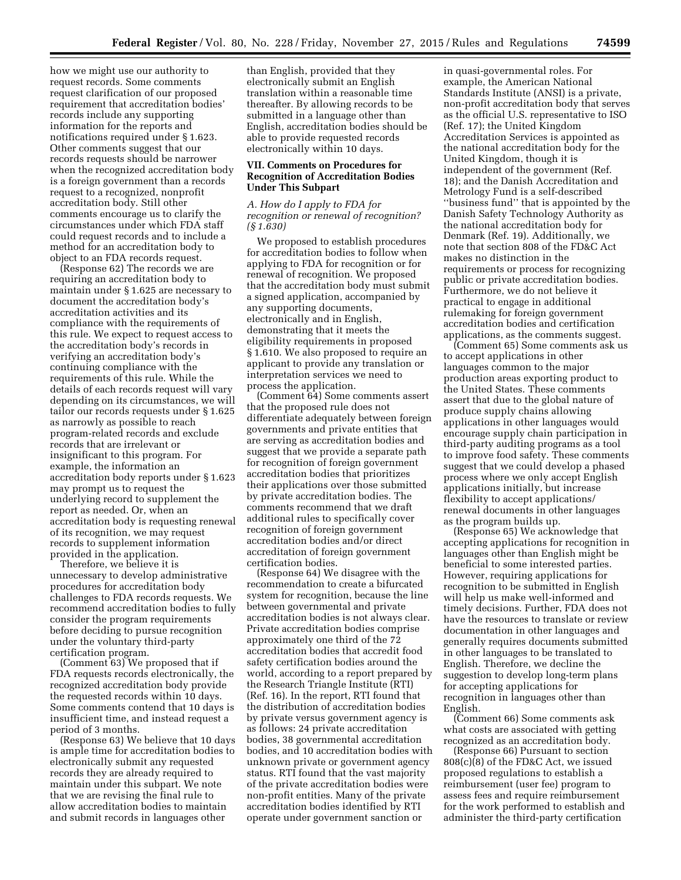how we might use our authority to request records. Some comments request clarification of our proposed requirement that accreditation bodies' records include any supporting information for the reports and notifications required under § 1.623. Other comments suggest that our records requests should be narrower when the recognized accreditation body is a foreign government than a records request to a recognized, nonprofit accreditation body. Still other comments encourage us to clarify the circumstances under which FDA staff could request records and to include a method for an accreditation body to object to an FDA records request.

(Response 62) The records we are requiring an accreditation body to maintain under § 1.625 are necessary to document the accreditation body's accreditation activities and its compliance with the requirements of this rule. We expect to request access to the accreditation body's records in verifying an accreditation body's continuing compliance with the requirements of this rule. While the details of each records request will vary depending on its circumstances, we will tailor our records requests under § 1.625 as narrowly as possible to reach program-related records and exclude records that are irrelevant or insignificant to this program. For example, the information an accreditation body reports under § 1.623 may prompt us to request the underlying record to supplement the report as needed. Or, when an accreditation body is requesting renewal of its recognition, we may request records to supplement information provided in the application.

Therefore, we believe it is unnecessary to develop administrative procedures for accreditation body challenges to FDA records requests. We recommend accreditation bodies to fully consider the program requirements before deciding to pursue recognition under the voluntary third-party certification program.

(Comment 63) We proposed that if FDA requests records electronically, the recognized accreditation body provide the requested records within 10 days. Some comments contend that 10 days is insufficient time, and instead request a period of 3 months.

(Response 63) We believe that 10 days is ample time for accreditation bodies to electronically submit any requested records they are already required to maintain under this subpart. We note that we are revising the final rule to allow accreditation bodies to maintain and submit records in languages other than English, provided that they electronically submit an English translation within a reasonable time thereafter. By allowing records to be submitted in a language other than English, accreditation bodies should be able to provide requested records electronically within 10 days.

## VII. Comments on Procedures for Recognition of Accreditation Bodies Under This Subpart

### *A. How do I apply to FDA for recognition or renewal of recognition? (§ 1.630)*

We proposed to establish procedures for accreditation bodies to follow when applying to FDA for recognition or for renewal of recognition. We proposed that the accreditation body must submit a signed application, accompanied by any supporting documents, electronically and in English, demonstrating that it meets the eligibility requirements in proposed § 1.610. We also proposed to require an applicant to provide any translation or interpretation services we need to process the application.

(Comment 64) Some comments assert that the proposed rule does not differentiate adequately between foreign governments and private entities that are serving as accreditation bodies and suggest that we provide a separate path for recognition of foreign government accreditation bodies that prioritizes their applications over those submitted by private accreditation bodies. The comments recommend that we draft additional rules to specifically cover recognition of foreign government accreditation bodies and/or direct accreditation of foreign government certification bodies.

(Response 64) We disagree with the recommendation to create a bifurcated system for recognition, because the line between governmental and private accreditation bodies is not always clear. Private accreditation bodies comprise approximately one third of the 72 accreditation bodies that accredit food safety certification bodies around the world, according to a report prepared by the Research Triangle Institute (RTI) (Ref. 16). In the report, RTI found that the distribution of accreditation bodies by private versus government agency is as follows: 24 private accreditation bodies, 38 governmental accreditation bodies, and 10 accreditation bodies with unknown private or government agency status. RTI found that the vast majority of the private accreditation bodies were non-profit entities. Many of the private accreditation bodies identified by RTI operate under government sanction or in quasi-governmental roles. For example, the American National Standards Institute (ANSI) is a private, non-profit accreditation body that serves as the official U.S. representative to ISO (Ref. 17); the United Kingdom Accreditation Services is appointed as the national accreditation body for the United Kingdom, though it is independent of the government (Ref. 18); and the Danish Accreditation and Metrology Fund is a self-described ''business fund'' that is appointed by the Danish Safety Technology Authority as the national accreditation body for Denmark (Ref. 19). Additionally, we note that section 808 of the FD&C Act makes no distinction in the requirements or process for recognizing public or private accreditation bodies. Furthermore, we do not believe it practical to engage in additional rulemaking for foreign government accreditation bodies and certification applications, as the comments suggest.

(Comment 65) Some comments ask us to accept applications in other languages common to the major production areas exporting product to the United States. These comments assert that due to the global nature of produce supply chains allowing applications in other languages would encourage supply chain participation in third-party auditing programs as a tool to improve food safety. These comments suggest that we could develop a phased process where we only accept English applications initially, but increase flexibility to accept applications/renewal documents in other languages as the program builds up.

(Response 65) We acknowledge that accepting applications for recognition in languages other than English might be beneficial to some interested parties. However, requiring applications for recognition to be submitted in English will help us make well-informed and timely decisions. Further, FDA does not have the resources to translate or review documentation in other languages and generally requires documents submitted in other languages to be translated to English. Therefore, we decline the suggestion to develop long-term plans for accepting applications for recognition in languages other than English.

(Comment 66) Some comments ask what costs are associated with getting recognized as an accreditation body.

(Response 66) Pursuant to section 808(c)(8) of the FD&C Act, we issued proposed regulations to establish a reimbursement (user fee) program to assess fees and require reimbursement for the work performed to establish and administer the third-party certification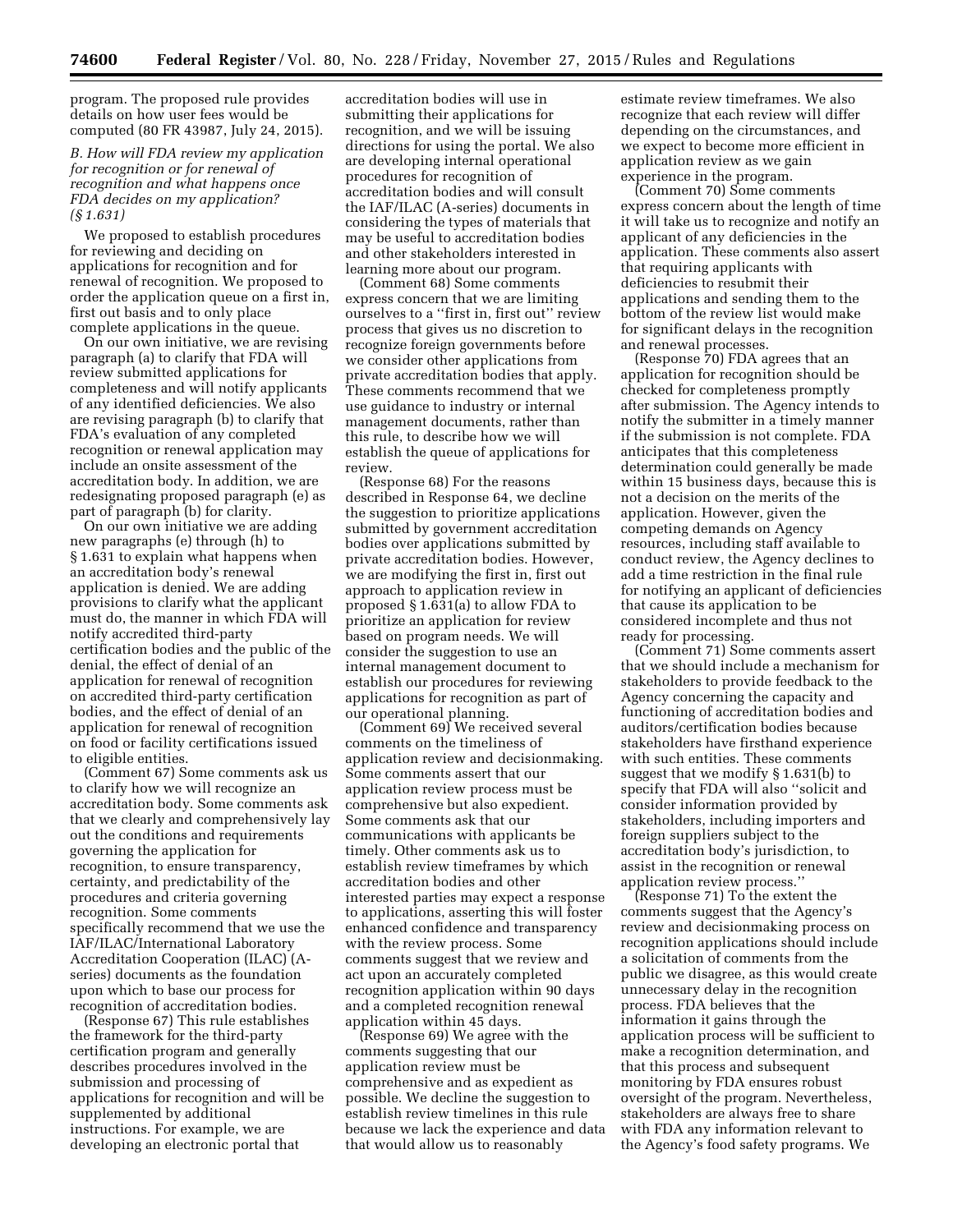program. The proposed rule provides details on how user fees would be computed (80 FR 43987, July 24, 2015).

### *B. How will FDA review my application for recognition or for renewal of recognition and what happens once FDA decides on my application? (§ 1.631)*

We proposed to establish procedures for reviewing and deciding on applications for recognition and for renewal of recognition. We proposed to order the application queue on a first in, first out basis and to only place complete applications in the queue.

On our own initiative, we are revising paragraph (a) to clarify that FDA will review submitted applications for completeness and will notify applicants of any identified deficiencies. We also are revising paragraph (b) to clarify that FDA's evaluation of any completed recognition or renewal application may include an onsite assessment of the accreditation body. In addition, we are redesignating proposed paragraph (e) as part of paragraph (b) for clarity.

On our own initiative we are adding new paragraphs (e) through (h) to § 1.631 to explain what happens when an accreditation body's renewal application is denied. We are adding provisions to clarify what the applicant must do, the manner in which FDA will notify accredited third-party certification bodies and the public of the denial, the effect of denial of an application for renewal of recognition on accredited third-party certification bodies, and the effect of denial of an application for renewal of recognition on food or facility certifications issued to eligible entities.

(Comment 67) Some comments ask us to clarify how we will recognize an accreditation body. Some comments ask that we clearly and comprehensively lay out the conditions and requirements governing the application for recognition, to ensure transparency, certainty, and predictability of the procedures and criteria governing recognition. Some comments specifically recommend that we use the IAF/ILAC/International Laboratory Accreditation Cooperation (ILAC) (A-series) documents as the foundation upon which to base our process for recognition of accreditation bodies.

(Response 67) This rule establishes the framework for the third-party certification program and generally describes procedures involved in the submission and processing of applications for recognition and will be supplemented by additional instructions. For example, we are developing an electronic portal that accreditation bodies will use in submitting their applications for recognition, and we will be issuing directions for using the portal. We also are developing internal operational procedures for recognition of accreditation bodies and will consult the IAF/ILAC (A-series) documents in considering the types of materials that may be useful to accreditation bodies and other stakeholders interested in learning more about our program.

(Comment 68) Some comments express concern that we are limiting ourselves to a ''first in, first out'' review process that gives us no discretion to recognize foreign governments before we consider other applications from private accreditation bodies that apply. These comments recommend that we use guidance to industry or internal management documents, rather than this rule, to describe how we will establish the queue of applications for review.

(Response 68) For the reasons described in Response 64, we decline the suggestion to prioritize applications submitted by government accreditation bodies over applications submitted by private accreditation bodies. However, we are modifying the first in, first out approach to application review in proposed § 1.631(a) to allow FDA to prioritize an application for review based on program needs. We will consider the suggestion to use an internal management document to establish our procedures for reviewing applications for recognition as part of our operational planning.

(Comment 69) We received several comments on the timeliness of application review and decisionmaking. Some comments assert that our application review process must be comprehensive but also expedient. Some comments ask that our communications with applicants be timely. Other comments ask us to establish review timeframes by which accreditation bodies and other interested parties may expect a response to applications, asserting this will foster enhanced confidence and transparency with the review process. Some comments suggest that we review and act upon an accurately completed recognition application within 90 days and a completed recognition renewal application within 45 days.

(Response 69) We agree with the comments suggesting that our application review must be comprehensive and as expedient as possible. We decline the suggestion to establish review timelines in this rule because we lack the experience and data that would allow us to reasonably estimate review timeframes. We also recognize that each review will differ depending on the circumstances, and we expect to become more efficient in application review as we gain experience in the program.

(Comment 70) Some comments express concern about the length of time it will take us to recognize and notify an applicant of any deficiencies in the application. These comments also assert that requiring applicants with deficiencies to resubmit their applications and sending them to the bottom of the review list would make for significant delays in the recognition and renewal processes.

(Response 70) FDA agrees that an application for recognition should be checked for completeness promptly after submission. The Agency intends to notify the submitter in a timely manner if the submission is not complete. FDA anticipates that this completeness determination could generally be made within 15 business days, because this is not a decision on the merits of the application. However, given the competing demands on Agency resources, including staff available to conduct review, the Agency declines to add a time restriction in the final rule for notifying an applicant of deficiencies that cause its application to be considered incomplete and thus not ready for processing.

(Comment 71) Some comments assert that we should include a mechanism for stakeholders to provide feedback to the Agency concerning the capacity and functioning of accreditation bodies and auditors/certification bodies because stakeholders have firsthand experience with such entities. These comments suggest that we modify § 1.631(b) to specify that FDA will also ''solicit and consider information provided by stakeholders, including importers and foreign suppliers subject to the accreditation body's jurisdiction, to assist in the recognition or renewal application review process.''

(Response 71) To the extent the comments suggest that the Agency's review and decisionmaking process on recognition applications should include a solicitation of comments from the public we disagree, as this would create unnecessary delay in the recognition process. FDA believes that the information it gains through the application process will be sufficient to make a recognition determination, and that this process and subsequent monitoring by FDA ensures robust oversight of the program. Nevertheless, stakeholders are always free to share with FDA any information relevant to the Agency's food safety programs. We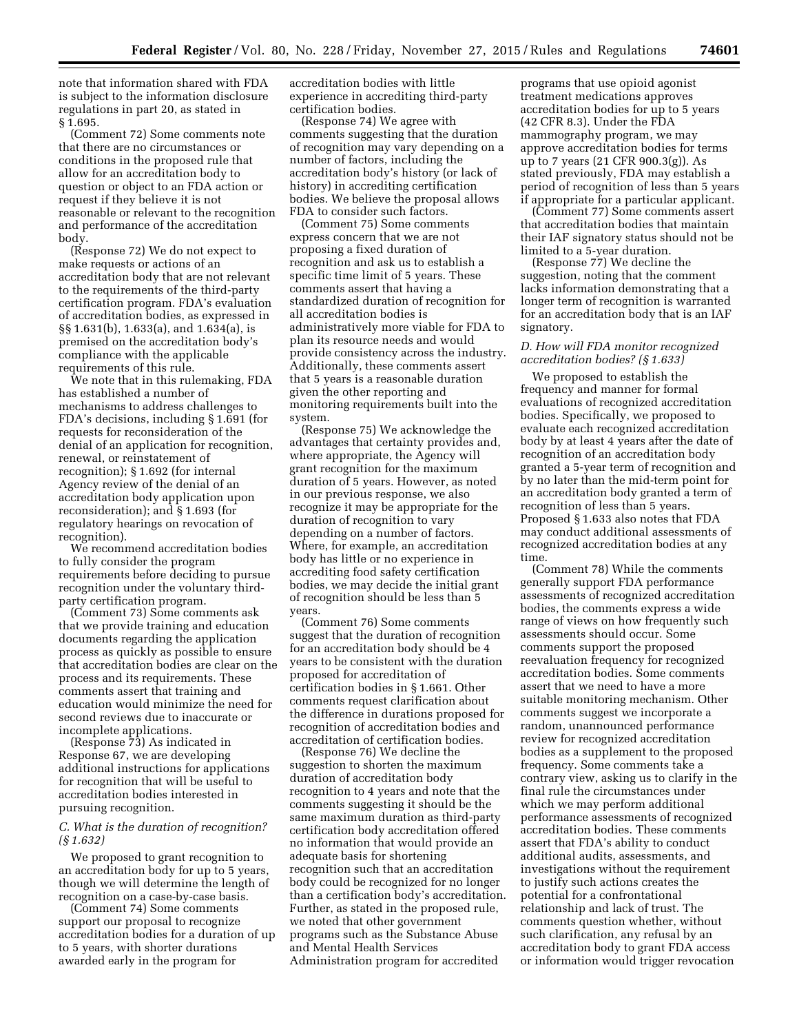note that information shared with FDA is subject to the information disclosure regulations in part 20, as stated in § 1.695.

(Comment 72) Some comments note that there are no circumstances or conditions in the proposed rule that allow for an accreditation body to question or object to an FDA action or request if they believe it is not reasonable or relevant to the recognition and performance of the accreditation body.

(Response 72) We do not expect to make requests or actions of an accreditation body that are not relevant to the requirements of the third-party certification program. FDA's evaluation of accreditation bodies, as expressed in §§ 1.631(b), 1.633(a), and 1.634(a), is premised on the accreditation body's compliance with the applicable requirements of this rule.

We note that in this rulemaking, FDA has established a number of mechanisms to address challenges to FDA's decisions, including § 1.691 (for requests for reconsideration of the denial of an application for recognition, renewal, or reinstatement of recognition); § 1.692 (for internal Agency review of the denial of an accreditation body application upon reconsideration); and § 1.693 (for regulatory hearings on revocation of recognition).

We recommend accreditation bodies to fully consider the program requirements before deciding to pursue recognition under the voluntary third-party certification program.

(Comment 73) Some comments ask that we provide training and education documents regarding the application process as quickly as possible to ensure that accreditation bodies are clear on the process and its requirements. These comments assert that training and education would minimize the need for second reviews due to inaccurate or incomplete applications.

(Response 73) As indicated in Response 67, we are developing additional instructions for applications for recognition that will be useful to accreditation bodies interested in pursuing recognition.

### *C. What is the duration of recognition? (§ 1.632)*

We proposed to grant recognition to an accreditation body for up to 5 years, though we will determine the length of recognition on a case-by-case basis.

(Comment 74) Some comments support our proposal to recognize accreditation bodies for a duration of up to 5 years, with shorter durations awarded early in the program for accreditation bodies with little experience in accrediting third-party certification bodies.

(Response 74) We agree with comments suggesting that the duration of recognition may vary depending on a number of factors, including the accreditation body's history (or lack of history) in accrediting certification bodies. We believe the proposal allows FDA to consider such factors.

(Comment 75) Some comments express concern that we are not proposing a fixed duration of recognition and ask us to establish a specific time limit of 5 years. These comments assert that having a standardized duration of recognition for all accreditation bodies is administratively more viable for FDA to plan its resource needs and would provide consistency across the industry. Additionally, these comments assert that 5 years is a reasonable duration given the other reporting and monitoring requirements built into the system.

(Response 75) We acknowledge the advantages that certainty provides and, where appropriate, the Agency will grant recognition for the maximum duration of 5 years. However, as noted in our previous response, we also recognize it may be appropriate for the duration of recognition to vary depending on a number of factors. Where, for example, an accreditation body has little or no experience in accrediting food safety certification bodies, we may decide the initial grant of recognition should be less than 5 years.

(Comment 76) Some comments suggest that the duration of recognition for an accreditation body should be 4 years to be consistent with the duration proposed for accreditation of certification bodies in § 1.661. Other comments request clarification about the difference in durations proposed for recognition of accreditation bodies and accreditation of certification bodies.

(Response 76) We decline the suggestion to shorten the maximum duration of accreditation body recognition to 4 years and note that the comments suggesting it should be the same maximum duration as third-party certification body accreditation offered no information that would provide an adequate basis for shortening recognition such that an accreditation body could be recognized for no longer than a certification body's accreditation. Further, as stated in the proposed rule, we noted that other government programs such as the Substance Abuse and Mental Health Services Administration program for accredited programs that use opioid agonist treatment medications approves accreditation bodies for up to 5 years (42 CFR 8.3). Under the FDA mammography program, we may approve accreditation bodies for terms up to 7 years (21 CFR 900.3(g)). As stated previously, FDA may establish a period of recognition of less than 5 years if appropriate for a particular applicant.

(Comment 77) Some comments assert that accreditation bodies that maintain their IAF signatory status should not be limited to a 5-year duration.

(Response 77) We decline the suggestion, noting that the comment lacks information demonstrating that a longer term of recognition is warranted for an accreditation body that is an IAF signatory.

### *D. How will FDA monitor recognized accreditation bodies? (§ 1.633)*

We proposed to establish the frequency and manner for formal evaluations of recognized accreditation bodies. Specifically, we proposed to evaluate each recognized accreditation body by at least 4 years after the date of recognition of an accreditation body granted a 5-year term of recognition and by no later than the mid-term point for an accreditation body granted a term of recognition of less than 5 years. Proposed § 1.633 also notes that FDA may conduct additional assessments of recognized accreditation bodies at any time.

(Comment 78) While the comments generally support FDA performance assessments of recognized accreditation bodies, the comments express a wide range of views on how frequently such assessments should occur. Some comments support the proposed reevaluation frequency for recognized accreditation bodies. Some comments assert that we need to have a more suitable monitoring mechanism. Other comments suggest we incorporate a random, unannounced performance review for recognized accreditation bodies as a supplement to the proposed frequency. Some comments take a contrary view, asking us to clarify in the final rule the circumstances under which we may perform additional performance assessments of recognized accreditation bodies. These comments assert that FDA's ability to conduct additional audits, assessments, and investigations without the requirement to justify such actions creates the potential for a confrontational relationship and lack of trust. The comments question whether, without such clarification, any refusal by an accreditation body to grant FDA access or information would trigger revocation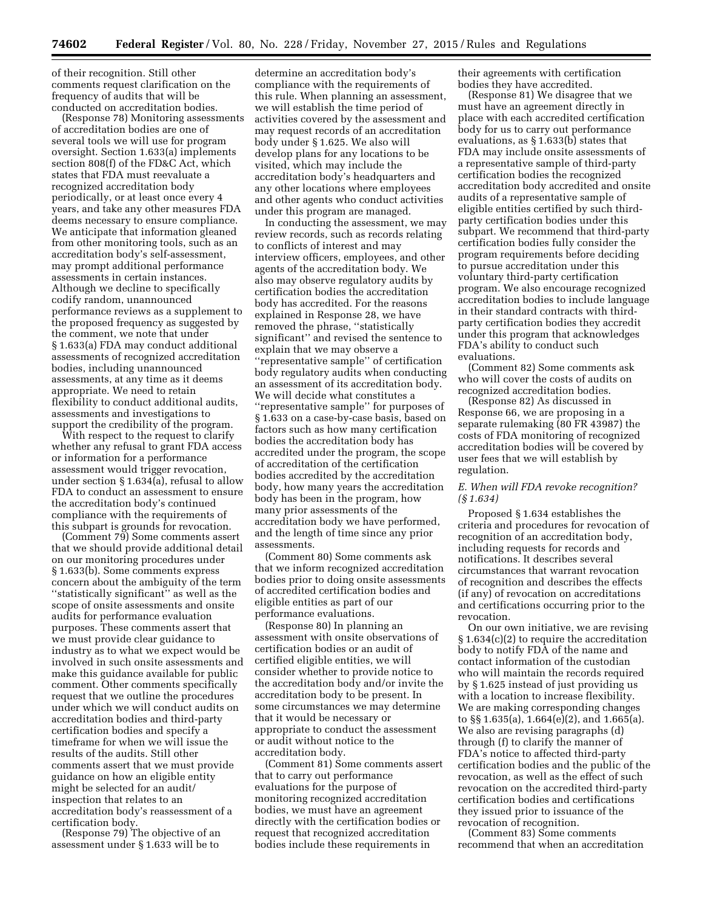of their recognition. Still other comments request clarification on the frequency of audits that will be conducted on accreditation bodies.

(Response 78) Monitoring assessments of accreditation bodies are one of several tools we will use for program oversight. Section 1.633(a) implements section 808(f) of the FD&C Act, which states that FDA must reevaluate a recognized accreditation body periodically, or at least once every 4 years, and take any other measures FDA deems necessary to ensure compliance. We anticipate that information gleaned from other monitoring tools, such as an accreditation body's self-assessment, may prompt additional performance assessments in certain instances. Although we decline to specifically codify random, unannounced performance reviews as a supplement to the proposed frequency as suggested by the comment, we note that under § 1.633(a) FDA may conduct additional assessments of recognized accreditation bodies, including unannounced assessments, at any time as it deems appropriate. We need to retain flexibility to conduct additional audits, assessments and investigations to support the credibility of the program.

With respect to the request to clarify whether any refusal to grant FDA access or information for a performance assessment would trigger revocation, under section § 1.634(a), refusal to allow FDA to conduct an assessment to ensure the accreditation body's continued compliance with the requirements of this subpart is grounds for revocation.

(Comment 79) Some comments assert that we should provide additional detail on our monitoring procedures under § 1.633(b). Some comments express concern about the ambiguity of the term ''statistically significant'' as well as the scope of onsite assessments and onsite audits for performance evaluation purposes. These comments assert that we must provide clear guidance to industry as to what we expect would be involved in such onsite assessments and make this guidance available for public comment. Other comments specifically request that we outline the procedures under which we will conduct audits on accreditation bodies and third-party certification bodies and specify a timeframe for when we will issue the results of the audits. Still other comments assert that we must provide guidance on how an eligible entity might be selected for an audit/inspection that relates to an accreditation body's reassessment of a certification body.

(Response 79) The objective of an assessment under § 1.633 will be to determine an accreditation body's compliance with the requirements of this rule. When planning an assessment, we will establish the time period of activities covered by the assessment and may request records of an accreditation body under § 1.625. We also will develop plans for any locations to be visited, which may include the accreditation body's headquarters and any other locations where employees and other agents who conduct activities under this program are managed.

In conducting the assessment, we may review records, such as records relating to conflicts of interest and may interview officers, employees, and other agents of the accreditation body. We also may observe regulatory audits by certification bodies the accreditation body has accredited. For the reasons explained in Response 28, we have removed the phrase, ''statistically significant'' and revised the sentence to explain that we may observe a ''representative sample'' of certification body regulatory audits when conducting an assessment of its accreditation body. We will decide what constitutes a ''representative sample'' for purposes of § 1.633 on a case-by-case basis, based on factors such as how many certification bodies the accreditation body has accredited under the program, the scope of accreditation of the certification bodies accredited by the accreditation body, how many years the accreditation body has been in the program, how many prior assessments of the accreditation body we have performed, and the length of time since any prior assessments.

(Comment 80) Some comments ask that we inform recognized accreditation bodies prior to doing onsite assessments of accredited certification bodies and eligible entities as part of our performance evaluations.

(Response 80) In planning an assessment with onsite observations of certification bodies or an audit of certified eligible entities, we will consider whether to provide notice to the accreditation body and/or invite the accreditation body to be present. In some circumstances we may determine that it would be necessary or appropriate to conduct the assessment or audit without notice to the accreditation body.

(Comment 81) Some comments assert that to carry out performance evaluations for the purpose of monitoring recognized accreditation bodies, we must have an agreement directly with the certification bodies or request that recognized accreditation bodies include these requirements in their agreements with certification bodies they have accredited.

(Response 81) We disagree that we must have an agreement directly in place with each accredited certification body for us to carry out performance evaluations, as § 1.633(b) states that FDA may include onsite assessments of a representative sample of third-party certification bodies the recognized accreditation body accredited and onsite audits of a representative sample of eligible entities certified by such third-party certification bodies under this subpart. We recommend that third-party certification bodies fully consider the program requirements before deciding to pursue accreditation under this voluntary third-party certification program. We also encourage recognized accreditation bodies to include language in their standard contracts with third-party certification bodies they accredit under this program that acknowledges FDA's ability to conduct such evaluations.

(Comment 82) Some comments ask who will cover the costs of audits on recognized accreditation bodies.

(Response 82) As discussed in Response 66, we are proposing in a separate rulemaking (80 FR 43987) the costs of FDA monitoring of recognized accreditation bodies will be covered by user fees that we will establish by regulation.

### *E. When will FDA revoke recognition? (§ 1.634)*

Proposed § 1.634 establishes the criteria and procedures for revocation of recognition of an accreditation body, including requests for records and notifications. It describes several circumstances that warrant revocation of recognition and describes the effects (if any) of revocation on accreditations and certifications occurring prior to the revocation.

On our own initiative, we are revising § 1.634(c)(2) to require the accreditation body to notify FDA of the name and contact information of the custodian who will maintain the records required by § 1.625 instead of just providing us with a location to increase flexibility. We are making corresponding changes to §§ 1.635(a), 1.664(e)(2), and 1.665(a). We also are revising paragraphs (d) through (f) to clarify the manner of FDA's notice to affected third-party certification bodies and the public of the revocation, as well as the effect of such revocation on the accredited third-party certification bodies and certifications they issued prior to issuance of the revocation of recognition.

(Comment 83) Some comments recommend that when an accreditation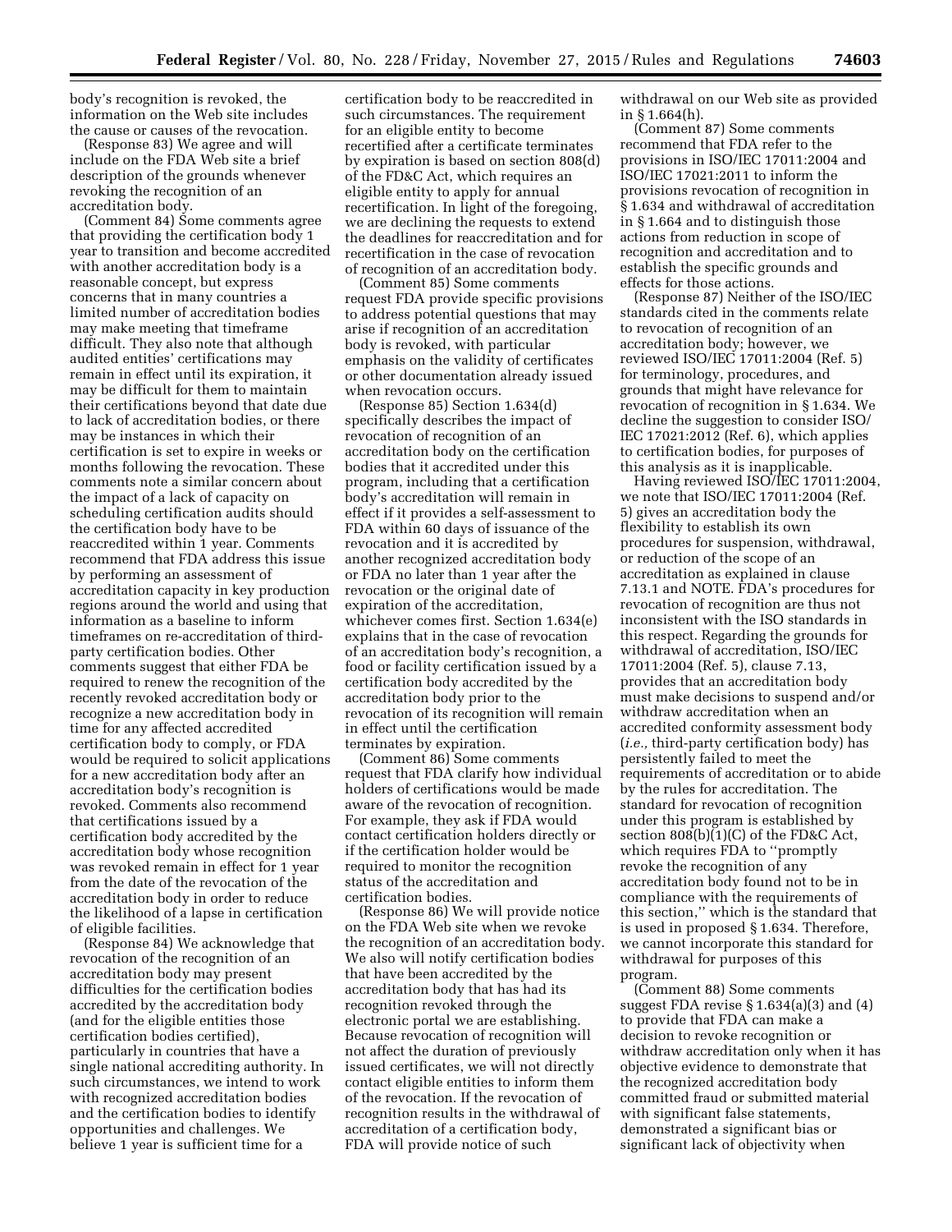body's recognition is revoked, the information on the Web site includes the cause or causes of the revocation.

(Response 83) We agree and will include on the FDA Web site a brief description of the grounds whenever revoking the recognition of an accreditation body.

(Comment 84) Some comments agree that providing the certification body 1 year to transition and become accredited with another accreditation body is a reasonable concept, but express concerns that in many countries a limited number of accreditation bodies may make meeting that timeframe difficult. They also note that although audited entities' certifications may remain in effect until its expiration, it may be difficult for them to maintain their certifications beyond that date due to lack of accreditation bodies, or there may be instances in which their certification is set to expire in weeks or months following the revocation. These comments note a similar concern about the impact of a lack of capacity on scheduling certification audits should the certification body have to be reaccredited within 1 year. Comments recommend that FDA address this issue by performing an assessment of accreditation capacity in key production regions around the world and using that information as a baseline to inform timeframes on re-accreditation of third-party certification bodies. Other comments suggest that either FDA be required to renew the recognition of the recently revoked accreditation body or recognize a new accreditation body in time for any affected accredited certification body to comply, or FDA would be required to solicit applications for a new accreditation body after an accreditation body's recognition is revoked. Comments also recommend that certifications issued by a certification body accredited by the accreditation body whose recognition was revoked remain in effect for 1 year from the date of the revocation of the accreditation body in order to reduce the likelihood of a lapse in certification of eligible facilities.

(Response 84) We acknowledge that revocation of the recognition of an accreditation body may present difficulties for the certification bodies accredited by the accreditation body (and for the eligible entities those certification bodies certified), particularly in countries that have a single national accrediting authority. In such circumstances, we intend to work with recognized accreditation bodies and the certification bodies to identify opportunities and challenges. We believe 1 year is sufficient time for a certification body to be reaccredited in such circumstances. The requirement for an eligible entity to become recertified after a certificate terminates by expiration is based on section 808(d) of the FD&C Act, which requires an eligible entity to apply for annual recertification. In light of the foregoing, we are declining the requests to extend the deadlines for reaccreditation and for recertification in the case of revocation of recognition of an accreditation body.

(Comment 85) Some comments request FDA provide specific provisions to address potential questions that may arise if recognition of an accreditation body is revoked, with particular emphasis on the validity of certificates or other documentation already issued when revocation occurs.

(Response 85) Section 1.634(d) specifically describes the impact of revocation of recognition of an accreditation body on the certification bodies that it accredited under this program, including that a certification body's accreditation will remain in effect if it provides a self-assessment to FDA within 60 days of issuance of the revocation and it is accredited by another recognized accreditation body or FDA no later than 1 year after the revocation or the original date of expiration of the accreditation, whichever comes first. Section 1.634(e) explains that in the case of revocation of an accreditation body's recognition, a food or facility certification issued by a certification body accredited by the accreditation body prior to the revocation of its recognition will remain in effect until the certification terminates by expiration.

(Comment 86) Some comments request that FDA clarify how individual holders of certifications would be made aware of the revocation of recognition. For example, they ask if FDA would contact certification holders directly or if the certification holder would be required to monitor the recognition status of the accreditation and certification bodies.

(Response 86) We will provide notice on the FDA Web site when we revoke the recognition of an accreditation body. We also will notify certification bodies that have been accredited by the accreditation body that has had its recognition revoked through the electronic portal we are establishing. Because revocation of recognition will not affect the duration of previously issued certificates, we will not directly contact eligible entities to inform them of the revocation. If the revocation of recognition results in the withdrawal of accreditation of a certification body, FDA will provide notice of such withdrawal on our Web site as provided in § 1.664(h).

(Comment 87) Some comments recommend that FDA refer to the provisions in ISO/IEC 17011:2004 and ISO/IEC 17021:2011 to inform the provisions revocation of recognition in § 1.634 and withdrawal of accreditation in § 1.664 and to distinguish those actions from reduction in scope of recognition and accreditation and to establish the specific grounds and effects for those actions.

(Response 87) Neither of the ISO/IEC standards cited in the comments relate to revocation of recognition of an accreditation body; however, we reviewed ISO/IEC 17011:2004 (Ref. 5) for terminology, procedures, and grounds that might have relevance for revocation of recognition in § 1.634. We decline the suggestion to consider ISO/IEC 17021:2012 (Ref. 6), which applies to certification bodies, for purposes of this analysis as it is inapplicable.

Having reviewed ISO/IEC 17011:2004, we note that ISO/IEC 17011:2004 (Ref. 5) gives an accreditation body the flexibility to establish its own procedures for suspension, withdrawal, or reduction of the scope of an accreditation as explained in clause 7.13.1 and NOTE. FDA's procedures for revocation of recognition are thus not inconsistent with the ISO standards in this respect. Regarding the grounds for withdrawal of accreditation, ISO/IEC 17011:2004 (Ref. 5), clause 7.13, provides that an accreditation body must make decisions to suspend and/or withdraw accreditation when an accredited conformity assessment body (*i.e.,* third-party certification body) has persistently failed to meet the requirements of accreditation or to abide by the rules for accreditation. The standard for revocation of recognition under this program is established by section 808(b)(1)(C) of the FD&C Act, which requires FDA to ''promptly revoke the recognition of any accreditation body found not to be in compliance with the requirements of this section,'' which is the standard that is used in proposed § 1.634. Therefore, we cannot incorporate this standard for withdrawal for purposes of this program.

(Comment 88) Some comments suggest FDA revise § 1.634(a)(3) and (4) to provide that FDA can make a decision to revoke recognition or withdraw accreditation only when it has objective evidence to demonstrate that the recognized accreditation body committed fraud or submitted material with significant false statements, demonstrated a significant bias or significant lack of objectivity when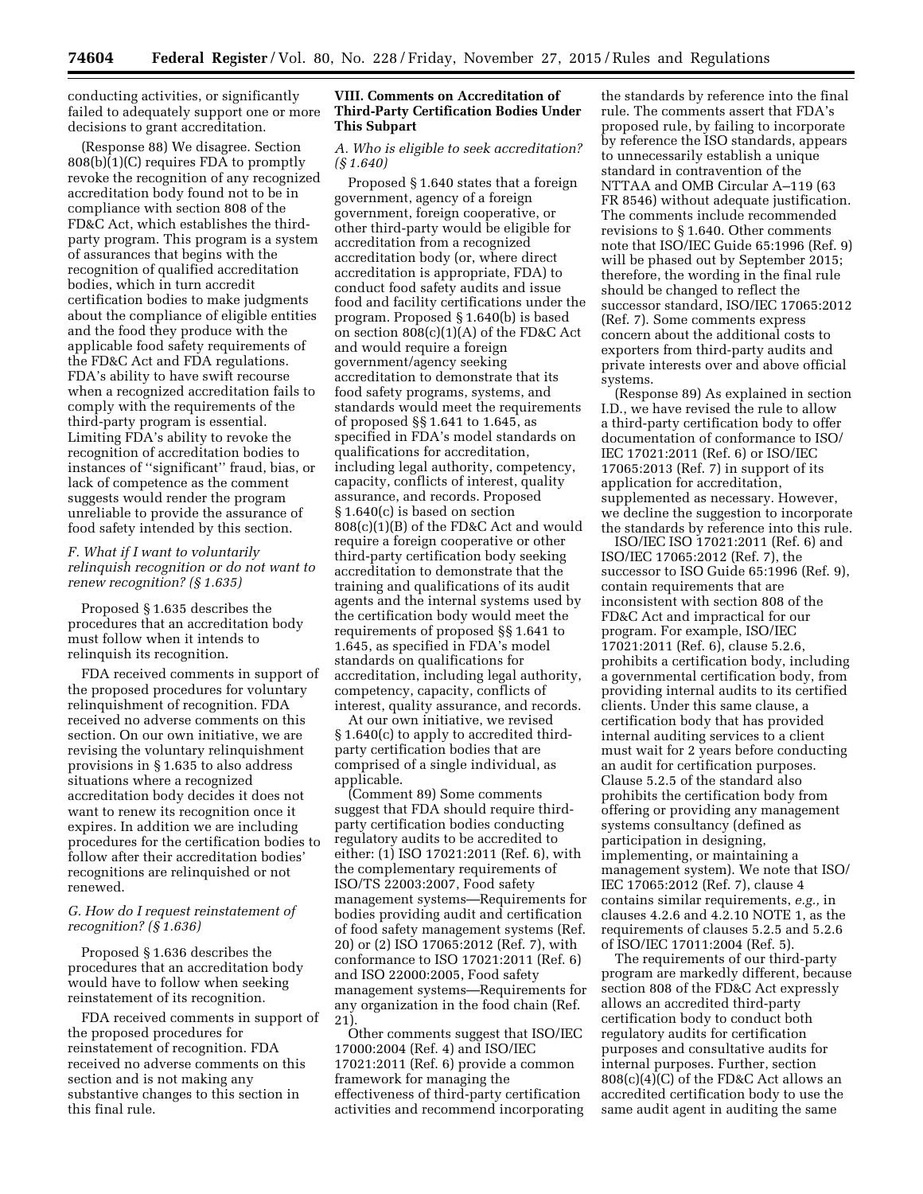conducting activities, or significantly failed to adequately support one or more decisions to grant accreditation.

(Response 88) We disagree. Section 808(b)(1)(C) requires FDA to promptly revoke the recognition of any recognized accreditation body found not to be in compliance with section 808 of the FD&C Act, which establishes the third-party program. This program is a system of assurances that begins with the recognition of qualified accreditation bodies, which in turn accredit certification bodies to make judgments about the compliance of eligible entities and the food they produce with the applicable food safety requirements of the FD&C Act and FDA regulations. FDA's ability to have swift recourse when a recognized accreditation fails to comply with the requirements of the third-party program is essential. Limiting FDA's ability to revoke the recognition of accreditation bodies to instances of "significant" fraud, bias, or lack of competence as the comment suggests would render the program unreliable to provide the assurance of food safety intended by this section.

### F. What if I want to voluntarily relinquish recognition or do not want to renew recognition? (§ 1.635)

Proposed § 1.635 describes the procedures that an accreditation body must follow when it intends to relinquish its recognition.

FDA received comments in support of the proposed procedures for voluntary relinquishment of recognition. FDA received no adverse comments on this section. On our own initiative, we are revising the voluntary relinquishment provisions in § 1.635 to also address situations where a recognized accreditation body decides it does not want to renew its recognition once it expires. In addition we are including procedures for the certification bodies to follow after their accreditation bodies' recognitions are relinquished or not renewed.

### G. How do I request reinstatement of recognition? (§ 1.636)

Proposed § 1.636 describes the procedures that an accreditation body would have to follow when seeking reinstatement of its recognition.

FDA received comments in support of the proposed procedures for reinstatement of recognition. FDA received no adverse comments on this section and is not making any substantive changes to this section in this final rule.

## VIII. Comments on Accreditation of Third-Party Certification Bodies Under This Subpart

### A. Who is eligible to seek accreditation? (§ 1.640)

Proposed § 1.640 states that a foreign government, agency of a foreign government, foreign cooperative, or other third-party would be eligible for accreditation from a recognized accreditation body (or, where direct accreditation is appropriate, FDA) to conduct food safety audits and issue food and facility certifications under the program. Proposed § 1.640(b) is based on section 808(c)(1)(A) of the FD&C Act and would require a foreign government/agency seeking accreditation to demonstrate that its food safety programs, systems, and standards would meet the requirements of proposed §§ 1.641 to 1.645, as specified in FDA's model standards on qualifications for accreditation, including legal authority, competency, capacity, conflicts of interest, quality assurance, and records. Proposed § 1.640(c) is based on section 808(c)(1)(B) of the FD&C Act and would require a foreign cooperative or other third-party certification body seeking accreditation to demonstrate that the training and qualifications of its audit agents and the internal systems used by the certification body would meet the requirements of proposed §§ 1.641 to 1.645, as specified in FDA's model standards on qualifications for accreditation, including legal authority, competency, capacity, conflicts of interest, quality assurance, and records.

At our own initiative, we revised § 1.640(c) to apply to accredited third-party certification bodies that are comprised of a single individual, as applicable.

(Comment 89) Some comments suggest that FDA should require third-party certification bodies conducting regulatory audits to be accredited to either: (1) ISO 17021:2011 (Ref. 6), with the complementary requirements of ISO/TS 22003:2007, Food safety management systems—Requirements for bodies providing audit and certification of food safety management systems (Ref. 20) or (2) ISO 17065:2012 (Ref. 7), with conformance to ISO 17021:2011 (Ref. 6) and ISO 22000:2005, Food safety management systems—Requirements for any organization in the food chain (Ref. 21).

Other comments suggest that ISO/IEC 17000:2004 (Ref. 4) and ISO/IEC 17021:2011 (Ref. 6) provide a common framework for managing the effectiveness of third-party certification activities and recommend incorporating the standards by reference into the final rule. The comments assert that FDA's proposed rule, by failing to incorporate by reference the ISO standards, appears to unnecessarily establish a unique standard in contravention of the NTTAA and OMB Circular A–119 (63 FR 8546) without adequate justification. The comments include recommended revisions to § 1.640. Other comments note that ISO/IEC Guide 65:1996 (Ref. 9) will be phased out by September 2015; therefore, the wording in the final rule should be changed to reflect the successor standard, ISO/IEC 17065:2012 (Ref. 7). Some comments express concern about the additional costs to exporters from third-party audits and private interests over and above official systems.

(Response 89) As explained in section I.D., we have revised the rule to allow a third-party certification body to offer documentation of conformance to ISO/IEC 17021:2011 (Ref. 6) or ISO/IEC 17065:2013 (Ref. 7) in support of its application for accreditation, supplemented as necessary. However, we decline the suggestion to incorporate the standards by reference into this rule.

ISO/IEC ISO 17021:2011 (Ref. 6) and ISO/IEC 17065:2012 (Ref. 7), the successor to ISO Guide 65:1996 (Ref. 9), contain requirements that are inconsistent with section 808 of the FD&C Act and impractical for our program. For example, ISO/IEC 17021:2011 (Ref. 6), clause 5.2.6, prohibits a certification body, including a governmental certification body, from providing internal audits to its certified clients. Under this same clause, a certification body that has provided internal auditing services to a client must wait for 2 years before conducting an audit for certification purposes. Clause 5.2.5 of the standard also prohibits the certification body from offering or providing any management systems consultancy (defined as participation in designing, implementing, or maintaining a management system). We note that ISO/IEC 17065:2012 (Ref. 7), clause 4 contains similar requirements, *e.g.,* in clauses 4.2.6 and 4.2.10 NOTE 1, as the requirements of clauses 5.2.5 and 5.2.6 of ISO/IEC 17011:2004 (Ref. 5).

The requirements of our third-party program are markedly different, because section 808 of the FD&C Act expressly allows an accredited third-party certification body to conduct both regulatory audits for certification purposes and consultative audits for internal purposes. Further, section 808(c)(4)(C) of the FD&C Act allows an accredited certification body to use the same audit agent in auditing the same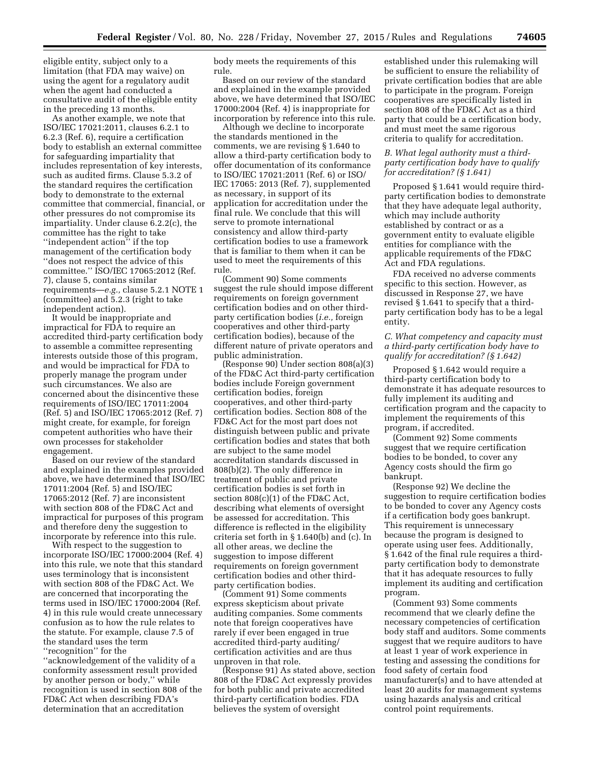eligible entity, subject only to a limitation (that FDA may waive) on using the agent for a regulatory audit when the agent had conducted a consultative audit of the eligible entity in the preceding 13 months.

As another example, we note that ISO/IEC 17021:2011, clauses 6.2.1 to 6.2.3 (Ref. 6), require a certification body to establish an external committee for safeguarding impartiality that includes representation of key interests, such as audited firms. Clause 5.3.2 of the standard requires the certification body to demonstrate to the external committee that commercial, financial, or other pressures do not compromise its impartiality. Under clause 6.2.2(c), the committee has the right to take ''independent action'' if the top management of the certification body ''does not respect the advice of this committee.'' ISO/IEC 17065:2012 (Ref. 7), clause 5, contains similar requirements—*e.g.,* clause 5.2.1 NOTE 1 (committee) and 5.2.3 (right to take independent action).

It would be inappropriate and impractical for FDA to require an accredited third-party certification body to assemble a committee representing interests outside those of this program, and would be impractical for FDA to properly manage the program under such circumstances. We also are concerned about the disincentive these requirements of ISO/IEC 17011:2004 (Ref. 5) and ISO/IEC 17065:2012 (Ref. 7) might create, for example, for foreign competent authorities who have their own processes for stakeholder engagement.

Based on our review of the standard and explained in the examples provided above, we have determined that ISO/IEC 17011:2004 (Ref. 5) and ISO/IEC 17065:2012 (Ref. 7) are inconsistent with section 808 of the FD&C Act and impractical for purposes of this program and therefore deny the suggestion to incorporate by reference into this rule.

With respect to the suggestion to incorporate ISO/IEC 17000:2004 (Ref. 4) into this rule, we note that this standard uses terminology that is inconsistent with section 808 of the FD&C Act. We are concerned that incorporating the terms used in ISO/IEC 17000:2004 (Ref. 4) in this rule would create unnecessary confusion as to how the rule relates to the statute. For example, clause 7.5 of the standard uses the term ''recognition'' for the ''acknowledgement of the validity of a conformity assessment result provided by another person or body,'' while recognition is used in section 808 of the FD&C Act when describing FDA's determination that an accreditation body meets the requirements of this rule.

Based on our review of the standard and explained in the example provided above, we have determined that ISO/IEC 17000:2004 (Ref. 4) is inappropriate for incorporation by reference into this rule.

Although we decline to incorporate the standards mentioned in the comments, we are revising § 1.640 to allow a third-party certification body to offer documentation of its conformance to ISO/IEC 17021:2011 (Ref. 6) or ISO/IEC 17065: 2013 (Ref. 7), supplemented as necessary, in support of its application for accreditation under the final rule. We conclude that this will serve to promote international consistency and allow third-party certification bodies to use a framework that is familiar to them when it can be used to meet the requirements of this rule.

(Comment 90) Some comments suggest the rule should impose different requirements on foreign government certification bodies and on other third-party certification bodies (*i.e.,* foreign cooperatives and other third-party certification bodies), because of the different nature of private operators and public administration.

(Response 90) Under section 808(a)(3) of the FD&C Act third-party certification bodies include Foreign government certification bodies, foreign cooperatives, and other third-party certification bodies. Section 808 of the FD&C Act for the most part does not distinguish between public and private certification bodies and states that both are subject to the same model accreditation standards discussed in 808(b)(2). The only difference in treatment of public and private certification bodies is set forth in section 808(c)(1) of the FD&C Act, describing what elements of oversight be assessed for accreditation. This difference is reflected in the eligibility criteria set forth in § 1.640(b) and (c). In all other areas, we decline the suggestion to impose different requirements on foreign government certification bodies and other third-party certification bodies.

(Comment 91) Some comments express skepticism about private auditing companies. Some comments note that foreign cooperatives have rarely if ever been engaged in true accredited third-party auditing/certification activities and are thus unproven in that role.

(Response 91) As stated above, section 808 of the FD&C Act expressly provides for both public and private accredited third-party certification bodies. FDA believes the system of oversight established under this rulemaking will be sufficient to ensure the reliability of private certification bodies that are able to participate in the program. Foreign cooperatives are specifically listed in section 808 of the FD&C Act as a third party that could be a certification body, and must meet the same rigorous criteria to qualify for accreditation.

### *B. What legal authority must a third-party certification body have to qualify for accreditation? (§ 1.641)*

Proposed § 1.641 would require third-party certification bodies to demonstrate that they have adequate legal authority, which may include authority established by contract or as a government entity to evaluate eligible entities for compliance with the applicable requirements of the FD&C Act and FDA regulations.

FDA received no adverse comments specific to this section. However, as discussed in Response 27, we have revised § 1.641 to specify that a third-party certification body has to be a legal entity.

### *C. What competency and capacity must a third-party certification body have to qualify for accreditation? (§ 1.642)*

Proposed § 1.642 would require a third-party certification body to demonstrate it has adequate resources to fully implement its auditing and certification program and the capacity to implement the requirements of this program, if accredited.

(Comment 92) Some comments suggest that we require certification bodies to be bonded, to cover any Agency costs should the firm go bankrupt.

(Response 92) We decline the suggestion to require certification bodies to be bonded to cover any Agency costs if a certification body goes bankrupt. This requirement is unnecessary because the program is designed to operate using user fees. Additionally, § 1.642 of the final rule requires a third-party certification body to demonstrate that it has adequate resources to fully implement its auditing and certification program.

(Comment 93) Some comments recommend that we clearly define the necessary competencies of certification body staff and auditors. Some comments suggest that we require auditors to have at least 1 year of work experience in testing and assessing the conditions for food safety of certain food manufacturer(s) and to have attended at least 20 audits for management systems using hazards analysis and critical control point requirements.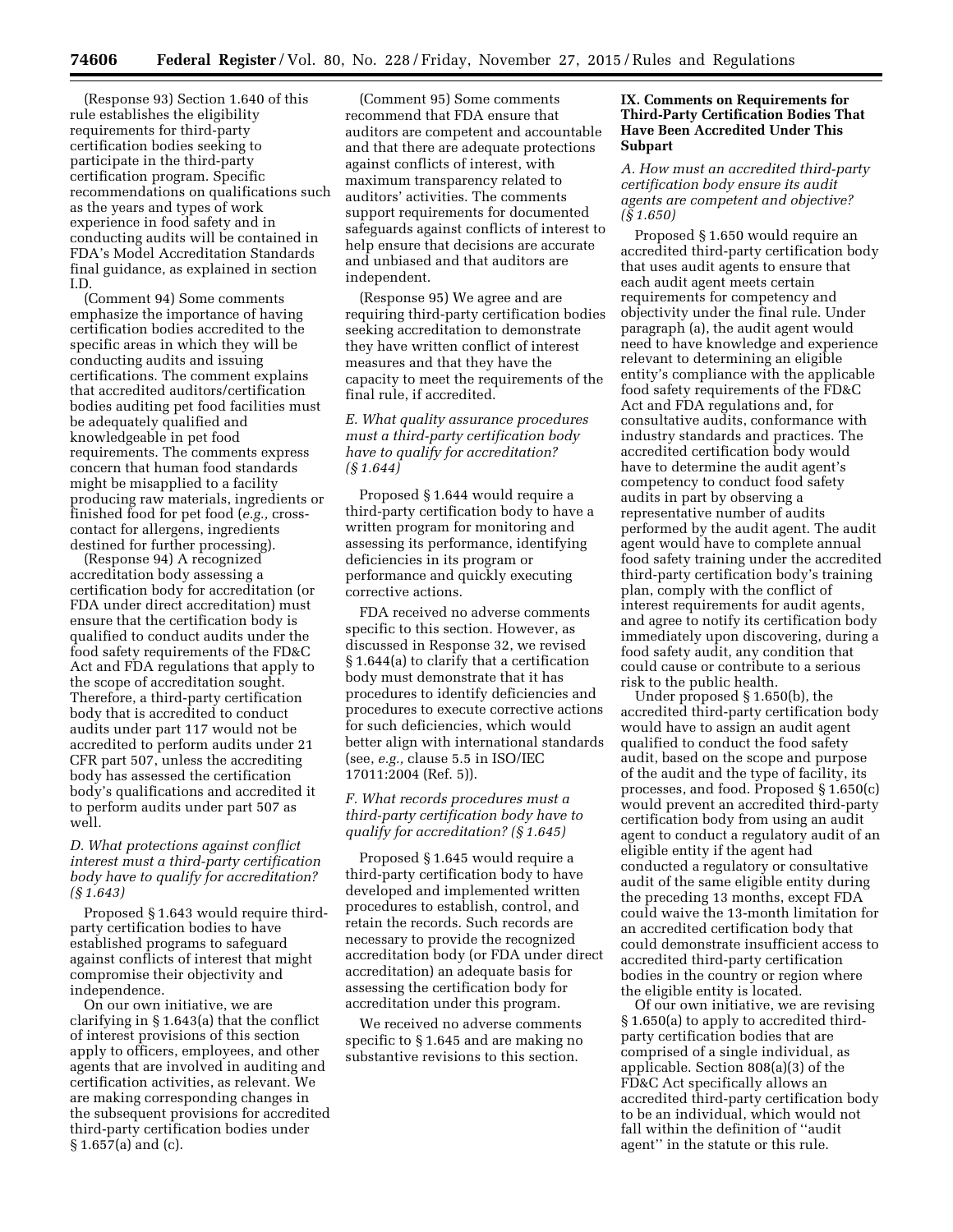(Response 93) Section 1.640 of this rule establishes the eligibility requirements for third-party certification bodies seeking to participate in the third-party certification program. Specific recommendations on qualifications such as the years and types of work experience in food safety and in conducting audits will be contained in FDA's Model Accreditation Standards final guidance, as explained in section I.D.

(Comment 94) Some comments emphasize the importance of having certification bodies accredited to the specific areas in which they will be conducting audits and issuing certifications. The comment explains that accredited auditors/certification bodies auditing pet food facilities must be adequately qualified and knowledgeable in pet food requirements. The comments express concern that human food standards might be misapplied to a facility producing raw materials, ingredients or finished food for pet food (*e.g.,* cross-contact for allergens, ingredients destined for further processing).

(Response 94) A recognized accreditation body assessing a certification body for accreditation (or FDA under direct accreditation) must ensure that the certification body is qualified to conduct audits under the food safety requirements of the FD&C Act and FDA regulations that apply to the scope of accreditation sought. Therefore, a third-party certification body that is accredited to conduct audits under part 117 would not be accredited to perform audits under 21 CFR part 507, unless the accrediting body has assessed the certification body's qualifications and accredited it to perform audits under part 507 as well.

### *D. What protections against conflict interest must a third-party certification body have to qualify for accreditation? (§ 1.643)*

Proposed § 1.643 would require third-party certification bodies to have established programs to safeguard against conflicts of interest that might compromise their objectivity and independence.

On our own initiative, we are clarifying in § 1.643(a) that the conflict of interest provisions of this section apply to officers, employees, and other agents that are involved in auditing and certification activities, as relevant. We are making corresponding changes in the subsequent provisions for accredited third-party certification bodies under § 1.657(a) and (c).

(Comment 95) Some comments recommend that FDA ensure that auditors are competent and accountable and that there are adequate protections against conflicts of interest, with maximum transparency related to auditors' activities. The comments support requirements for documented safeguards against conflicts of interest to help ensure that decisions are accurate and unbiased and that auditors are independent.

(Response 95) We agree and are requiring third-party certification bodies seeking accreditation to demonstrate they have written conflict of interest measures and that they have the capacity to meet the requirements of the final rule, if accredited.

### *E. What quality assurance procedures must a third-party certification body have to qualify for accreditation? (§ 1.644)*

Proposed § 1.644 would require a third-party certification body to have a written program for monitoring and assessing its performance, identifying deficiencies in its program or performance and quickly executing corrective actions.

FDA received no adverse comments specific to this section. However, as discussed in Response 32, we revised § 1.644(a) to clarify that a certification body must demonstrate that it has procedures to identify deficiencies and procedures to execute corrective actions for such deficiencies, which would better align with international standards (see, *e.g.,* clause 5.5 in ISO/IEC 17011:2004 (Ref. 5)).

### *F. What records procedures must a third-party certification body have to qualify for accreditation? (§ 1.645)*

Proposed § 1.645 would require a third-party certification body to have developed and implemented written procedures to establish, control, and retain the records. Such records are necessary to provide the recognized accreditation body (or FDA under direct accreditation) an adequate basis for assessing the certification body for accreditation under this program.

We received no adverse comments specific to § 1.645 and are making no substantive revisions to this section.

## IX. Comments on Requirements for Third-Party Certification Bodies That Have Been Accredited Under This Subpart

### *A. How must an accredited third-party certification body ensure its audit agents are competent and objective? (§ 1.650)*

Proposed § 1.650 would require an accredited third-party certification body that uses audit agents to ensure that each audit agent meets certain requirements for competency and objectivity under the final rule. Under paragraph (a), the audit agent would need to have knowledge and experience relevant to determining an eligible entity's compliance with the applicable food safety requirements of the FD&C Act and FDA regulations and, for consultative audits, conformance with industry standards and practices. The accredited certification body would have to determine the audit agent's competency to conduct food safety audits in part by observing a representative number of audits performed by the audit agent. The audit agent would have to complete annual food safety training under the accredited third-party certification body's training plan, comply with the conflict of interest requirements for audit agents, and agree to notify its certification body immediately upon discovering, during a food safety audit, any condition that could cause or contribute to a serious risk to the public health.

Under proposed § 1.650(b), the accredited third-party certification body would have to assign an audit agent qualified to conduct the food safety audit, based on the scope and purpose of the audit and the type of facility, its processes, and food. Proposed § 1.650(c) would prevent an accredited third-party certification body from using an audit agent to conduct a regulatory audit of an eligible entity if the agent had conducted a regulatory or consultative audit of the same eligible entity during the preceding 13 months, except FDA could waive the 13-month limitation for an accredited certification body that could demonstrate insufficient access to accredited third-party certification bodies in the country or region where the eligible entity is located.

Of our own initiative, we are revising § 1.650(a) to apply to accredited third-party certification bodies that are comprised of a single individual, as applicable. Section 808(a)(3) of the FD&C Act specifically allows an accredited third-party certification body to be an individual, which would not fall within the definition of "audit agent" in the statute or this rule.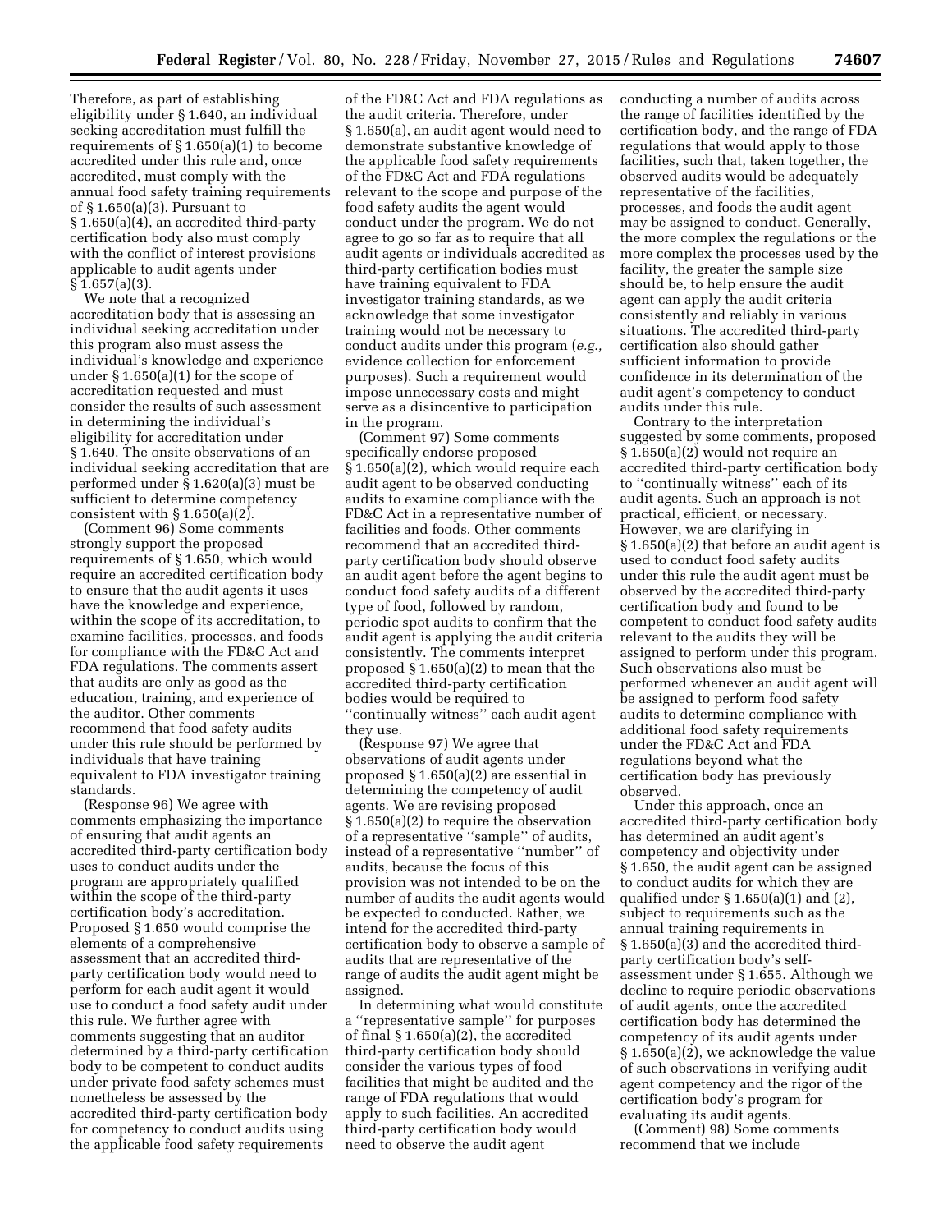Therefore, as part of establishing eligibility under § 1.640, an individual seeking accreditation must fulfill the requirements of § 1.650(a)(1) to become accredited under this rule and, once accredited, must comply with the annual food safety training requirements of § 1.650(a)(3). Pursuant to § 1.650(a)(4), an accredited third-party certification body also must comply with the conflict of interest provisions applicable to audit agents under § 1.657(a)(3).

We note that a recognized accreditation body that is assessing an individual seeking accreditation under this program also must assess the individual's knowledge and experience under § 1.650(a)(1) for the scope of accreditation requested and must consider the results of such assessment in determining the individual's eligibility for accreditation under § 1.640. The onsite observations of an individual seeking accreditation that are performed under § 1.620(a)(3) must be sufficient to determine competency consistent with § 1.650(a)(2).

(Comment 96) Some comments strongly support the proposed requirements of § 1.650, which would require an accredited certification body to ensure that the audit agents it uses have the knowledge and experience, within the scope of its accreditation, to examine facilities, processes, and foods for compliance with the FD&C Act and FDA regulations. The comments assert that audits are only as good as the education, training, and experience of the auditor. Other comments recommend that food safety audits under this rule should be performed by individuals that have training equivalent to FDA investigator training standards.

(Response 96) We agree with comments emphasizing the importance of ensuring that audit agents an accredited third-party certification body uses to conduct audits under the program are appropriately qualified within the scope of the third-party certification body's accreditation. Proposed § 1.650 would comprise the elements of a comprehensive assessment that an accredited third-party certification body would need to perform for each audit agent it would use to conduct a food safety audit under this rule. We further agree with comments suggesting that an auditor determined by a third-party certification body to be competent to conduct audits under private food safety schemes must nonetheless be assessed by the accredited third-party certification body for competency to conduct audits using the applicable food safety requirements of the FD&C Act and FDA regulations as the audit criteria. Therefore, under § 1.650(a), an audit agent would need to demonstrate substantive knowledge of the applicable food safety requirements of the FD&C Act and FDA regulations relevant to the scope and purpose of the food safety audits the agent would conduct under the program. We do not agree to go so far as to require that all audit agents or individuals accredited as third-party certification bodies must have training equivalent to FDA investigator training standards, as we acknowledge that some investigator training would not be necessary to conduct audits under this program (*e.g.,* evidence collection for enforcement purposes). Such a requirement would impose unnecessary costs and might serve as a disincentive to participation in the program.

(Comment 97) Some comments specifically endorse proposed § 1.650(a)(2), which would require each audit agent to be observed conducting audits to examine compliance with the FD&C Act in a representative number of facilities and foods. Other comments recommend that an accredited third-party certification body should observe an audit agent before the agent begins to conduct food safety audits of a different type of food, followed by random, periodic spot audits to confirm that the audit agent is applying the audit criteria consistently. The comments interpret proposed § 1.650(a)(2) to mean that the accredited third-party certification bodies would be required to "continually witness" each audit agent they use.

(Response 97) We agree that observations of audit agents under proposed § 1.650(a)(2) are essential in determining the competency of audit agents. We are revising proposed § 1.650(a)(2) to require the observation of a representative "sample" of audits, instead of a representative "number" of audits, because the focus of this provision was not intended to be on the number of audits the audit agents would be expected to conducted. Rather, we intend for the accredited third-party certification body to observe a sample of audits that are representative of the range of audits the audit agent might be assigned.

In determining what would constitute a "representative sample" for purposes of final § 1.650(a)(2), the accredited third-party certification body should consider the various types of food facilities that might be audited and the range of FDA regulations that would apply to such facilities. An accredited third-party certification body would need to observe the audit agent conducting a number of audits across the range of facilities identified by the certification body, and the range of FDA regulations that would apply to those facilities, such that, taken together, the observed audits would be adequately representative of the facilities, processes, and foods the audit agent may be assigned to conduct. Generally, the more complex the regulations or the more complex the processes used by the facility, the greater the sample size should be, to help ensure the audit agent can apply the audit criteria consistently and reliably in various situations. The accredited third-party certification also should gather sufficient information to provide confidence in its determination of the audit agent's competency to conduct audits under this rule.

Contrary to the interpretation suggested by some comments, proposed § 1.650(a)(2) would not require an accredited third-party certification body to "continually witness" each of its audit agents. Such an approach is not practical, efficient, or necessary. However, we are clarifying in § 1.650(a)(2) that before an audit agent is used to conduct food safety audits under this rule the audit agent must be observed by the accredited third-party certification body and found to be competent to conduct food safety audits relevant to the audits they will be assigned to perform under this program. Such observations also must be performed whenever an audit agent will be assigned to perform food safety audits to determine compliance with additional food safety requirements under the FD&C Act and FDA regulations beyond what the certification body has previously observed.

Under this approach, once an accredited third-party certification body has determined an audit agent's competency and objectivity under § 1.650, the audit agent can be assigned to conduct audits for which they are qualified under § 1.650(a)(1) and (2), subject to requirements such as the annual training requirements in § 1.650(a)(3) and the accredited third-party certification body's self-assessment under § 1.655. Although we decline to require periodic observations of audit agents, once the accredited certification body has determined the competency of its audit agents under § 1.650(a)(2), we acknowledge the value of such observations in verifying audit agent competency and the rigor of the certification body's program for evaluating its audit agents.

(Comment) 98) Some comments recommend that we include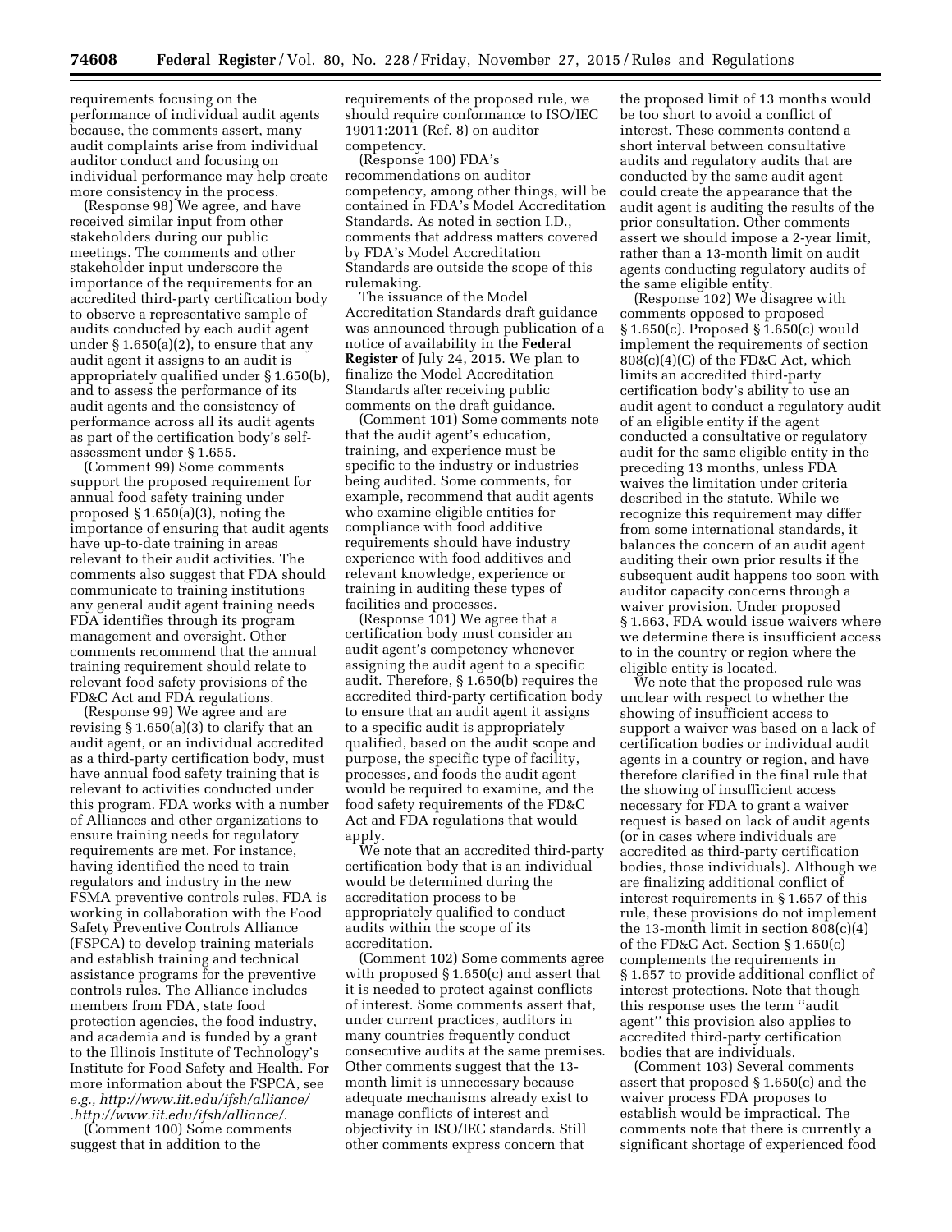requirements focusing on the performance of individual audit agents because, the comments assert, many audit complaints arise from individual auditor conduct and focusing on individual performance may help create more consistency in the process.

(Response 98) We agree, and have received similar input from other stakeholders during our public meetings. The comments and other stakeholder input underscore the importance of the requirements for an accredited third-party certification body to observe a representative sample of audits conducted by each audit agent under § 1.650(a)(2), to ensure that any audit agent it assigns to an audit is appropriately qualified under § 1.650(b), and to assess the performance of its audit agents and the consistency of performance across all its audit agents as part of the certification body's self-assessment under § 1.655.

(Comment 99) Some comments support the proposed requirement for annual food safety training under proposed § 1.650(a)(3), noting the importance of ensuring that audit agents have up-to-date training in areas relevant to their audit activities. The comments also suggest that FDA should communicate to training institutions any general audit agent training needs FDA identifies through its program management and oversight. Other comments recommend that the annual training requirement should relate to relevant food safety provisions of the FD&C Act and FDA regulations.

(Response 99) We agree and are revising § 1.650(a)(3) to clarify that an audit agent, or an individual accredited as a third-party certification body, must have annual food safety training that is relevant to activities conducted under this program. FDA works with a number of Alliances and other organizations to ensure training needs for regulatory requirements are met. For instance, having identified the need to train regulators and industry in the new FSMA preventive controls rules, FDA is working in collaboration with the Food Safety Preventive Controls Alliance (FSPCA) to develop training materials and establish training and technical assistance programs for the preventive controls rules. The Alliance includes members from FDA, state food protection agencies, the food industry, and academia and is funded by a grant to the Illinois Institute of Technology's Institute for Food Safety and Health. For more information about the FSPCA, see *e.g., http://www.iit.edu/ifsh/alliance/ .http://www.iit.edu/ifsh/alliance/*.

(Comment 100) Some comments suggest that in addition to the requirements of the proposed rule, we should require conformance to ISO/IEC 19011:2011 (Ref. 8) on auditor competency.

(Response 100) FDA's recommendations on auditor competency, among other things, will be contained in FDA's Model Accreditation Standards. As noted in section I.D., comments that address matters covered by FDA's Model Accreditation Standards are outside the scope of this rulemaking.

The issuance of the Model Accreditation Standards draft guidance was announced through publication of a notice of availability in the **Federal Register** of July 24, 2015. We plan to finalize the Model Accreditation Standards after receiving public comments on the draft guidance.

(Comment 101) Some comments note that the audit agent's education, training, and experience must be specific to the industry or industries being audited. Some comments, for example, recommend that audit agents who examine eligible entities for compliance with food additive requirements should have industry experience with food additives and relevant knowledge, experience or training in auditing these types of facilities and processes.

(Response 101) We agree that a certification body must consider an audit agent's competency whenever assigning the audit agent to a specific audit. Therefore, § 1.650(b) requires the accredited third-party certification body to ensure that an audit agent it assigns to a specific audit is appropriately qualified, based on the audit scope and purpose, the specific type of facility, processes, and foods the audit agent would be required to examine, and the food safety requirements of the FD&C Act and FDA regulations that would apply.

We note that an accredited third-party certification body that is an individual would be determined during the accreditation process to be appropriately qualified to conduct audits within the scope of its accreditation.

(Comment 102) Some comments agree with proposed § 1.650(c) and assert that it is needed to protect against conflicts of interest. Some comments assert that, under current practices, auditors in many countries frequently conduct consecutive audits at the same premises. Other comments suggest that the 13-month limit is unnecessary because adequate mechanisms already exist to manage conflicts of interest and objectivity in ISO/IEC standards. Still other comments express concern that the proposed limit of 13 months would be too short to avoid a conflict of interest. These comments contend a short interval between consultative audits and regulatory audits that are conducted by the same audit agent could create the appearance that the audit agent is auditing the results of the prior consultation. Other comments assert we should impose a 2-year limit, rather than a 13-month limit on audit agents conducting regulatory audits of the same eligible entity.

(Response 102) We disagree with comments opposed to proposed § 1.650(c). Proposed § 1.650(c) would implement the requirements of section 808(c)(4)(C) of the FD&C Act, which limits an accredited third-party certification body's ability to use an audit agent to conduct a regulatory audit of an eligible entity if the agent conducted a consultative or regulatory audit for the same eligible entity in the preceding 13 months, unless FDA waives the limitation under criteria described in the statute. While we recognize this requirement may differ from some international standards, it balances the concern of an audit agent auditing their own prior results if the subsequent audit happens too soon with auditor capacity concerns through a waiver provision. Under proposed § 1.663, FDA would issue waivers where we determine there is insufficient access to in the country or region where the eligible entity is located.

We note that the proposed rule was unclear with respect to whether the showing of insufficient access to support a waiver was based on a lack of certification bodies or individual audit agents in a country or region, and have therefore clarified in the final rule that the showing of insufficient access necessary for FDA to grant a waiver request is based on lack of audit agents (or in cases where individuals are accredited as third-party certification bodies, those individuals). Although we are finalizing additional conflict of interest requirements in § 1.657 of this rule, these provisions do not implement the 13-month limit in section 808(c)(4) of the FD&C Act. Section § 1.650(c) complements the requirements in § 1.657 to provide additional conflict of interest protections. Note that though this response uses the term ''audit agent'' this provision also applies to accredited third-party certification bodies that are individuals.

(Comment 103) Several comments assert that proposed § 1.650(c) and the waiver process FDA proposes to establish would be impractical. The comments note that there is currently a significant shortage of experienced food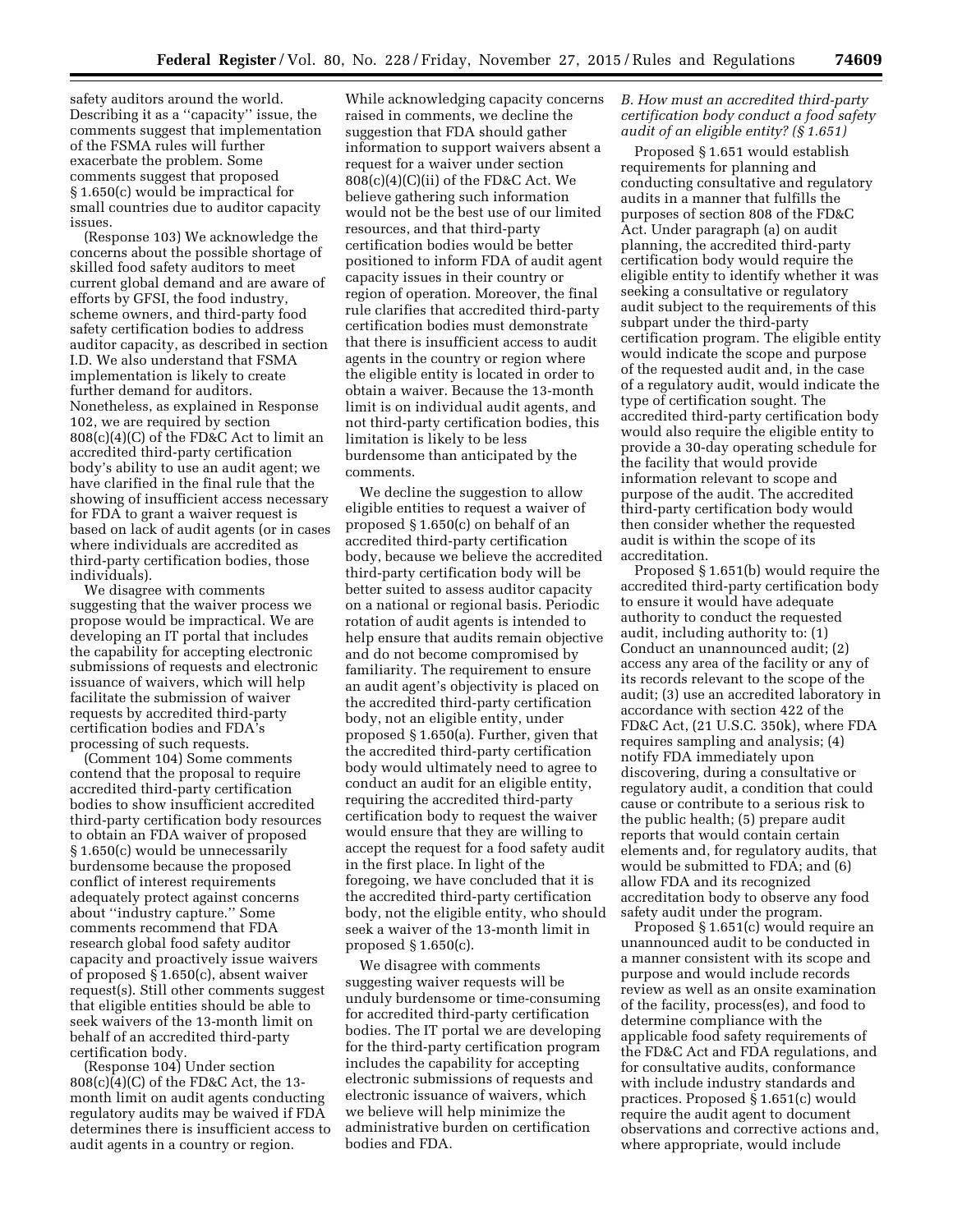safety auditors around the world. Describing it as a ''capacity'' issue, the comments suggest that implementation of the FSMA rules will further exacerbate the problem. Some comments suggest that proposed § 1.650(c) would be impractical for small countries due to auditor capacity issues.

(Response 103) We acknowledge the concerns about the possible shortage of skilled food safety auditors to meet current global demand and are aware of efforts by GFSI, the food industry, scheme owners, and third-party food safety certification bodies to address auditor capacity, as described in section I.D. We also understand that FSMA implementation is likely to create further demand for auditors. Nonetheless, as explained in Response 102, we are required by section 808(c)(4)(C) of the FD&C Act to limit an accredited third-party certification body's ability to use an audit agent; we have clarified in the final rule that the showing of insufficient access necessary for FDA to grant a waiver request is based on lack of audit agents (or in cases where individuals are accredited as third-party certification bodies, those individuals).

We disagree with comments suggesting that the waiver process we propose would be impractical. We are developing an IT portal that includes the capability for accepting electronic submissions of requests and electronic issuance of waivers, which will help facilitate the submission of waiver requests by accredited third-party certification bodies and FDA's processing of such requests.

(Comment 104) Some comments contend that the proposal to require accredited third-party certification bodies to show insufficient accredited third-party certification body resources to obtain an FDA waiver of proposed § 1.650(c) would be unnecessarily burdensome because the proposed conflict of interest requirements adequately protect against concerns about ''industry capture.'' Some comments recommend that FDA research global food safety auditor capacity and proactively issue waivers of proposed § 1.650(c), absent waiver request(s). Still other comments suggest that eligible entities should be able to seek waivers of the 13-month limit on behalf of an accredited third-party certification body.

(Response 104) Under section 808(c)(4)(C) of the FD&C Act, the 13-month limit on audit agents conducting regulatory audits may be waived if FDA determines there is insufficient access to audit agents in a country or region.

While acknowledging capacity concerns raised in comments, we decline the suggestion that FDA should gather information to support waivers absent a request for a waiver under section 808(c)(4)(C)(ii) of the FD&C Act. We believe gathering such information would not be the best use of our limited resources, and that third-party certification bodies would be better positioned to inform FDA of audit agent capacity issues in their country or region of operation. Moreover, the final rule clarifies that accredited third-party certification bodies must demonstrate that there is insufficient access to audit agents in the country or region where the eligible entity is located in order to obtain a waiver. Because the 13-month limit is on individual audit agents, and not third-party certification bodies, this limitation is likely to be less burdensome than anticipated by the comments.

We decline the suggestion to allow eligible entities to request a waiver of proposed § 1.650(c) on behalf of an accredited third-party certification body, because we believe the accredited third-party certification body will be better suited to assess auditor capacity on a national or regional basis. Periodic rotation of audit agents is intended to help ensure that audits remain objective and do not become compromised by familiarity. The requirement to ensure an audit agent's objectivity is placed on the accredited third-party certification body, not an eligible entity, under proposed § 1.650(a). Further, given that the accredited third-party certification body would ultimately need to agree to conduct an audit for an eligible entity, requiring the accredited third-party certification body to request the waiver would ensure that they are willing to accept the request for a food safety audit in the first place. In light of the foregoing, we have concluded that it is the accredited third-party certification body, not the eligible entity, who should seek a waiver of the 13-month limit in proposed § 1.650(c).

We disagree with comments suggesting waiver requests will be unduly burdensome or time-consuming for accredited third-party certification bodies. The IT portal we are developing for the third-party certification program includes the capability for accepting electronic submissions of requests and electronic issuance of waivers, which we believe will help minimize the administrative burden on certification bodies and FDA.

### *B. How must an accredited third-party certification body conduct a food safety audit of an eligible entity? (§ 1.651)*

Proposed § 1.651 would establish requirements for planning and conducting consultative and regulatory audits in a manner that fulfills the purposes of section 808 of the FD&C Act. Under paragraph (a) on audit planning, the accredited third-party certification body would require the eligible entity to identify whether it was seeking a consultative or regulatory audit subject to the requirements of this subpart under the third-party certification program. The eligible entity would indicate the scope and purpose of the requested audit and, in the case of a regulatory audit, would indicate the type of certification sought. The accredited third-party certification body would also require the eligible entity to provide a 30-day operating schedule for the facility that would provide information relevant to scope and purpose of the audit. The accredited third-party certification body would then consider whether the requested audit is within the scope of its accreditation.

Proposed § 1.651(b) would require the accredited third-party certification body to ensure it would have adequate authority to conduct the requested audit, including authority to: (1) Conduct an unannounced audit; (2) access any area of the facility or any of its records relevant to the scope of the audit; (3) use an accredited laboratory in accordance with section 422 of the FD&C Act, (21 U.S.C. 350k), where FDA requires sampling and analysis; (4) notify FDA immediately upon discovering, during a consultative or regulatory audit, a condition that could cause or contribute to a serious risk to the public health; (5) prepare audit reports that would contain certain elements and, for regulatory audits, that would be submitted to FDA; and (6) allow FDA and its recognized accreditation body to observe any food safety audit under the program.

Proposed § 1.651(c) would require an unannounced audit to be conducted in a manner consistent with its scope and purpose and would include records review as well as an onsite examination of the facility, process(es), and food to determine compliance with the applicable food safety requirements of the FD&C Act and FDA regulations, and for consultative audits, conformance with include industry standards and practices. Proposed § 1.651(c) would require the audit agent to document observations and corrective actions and, where appropriate, would include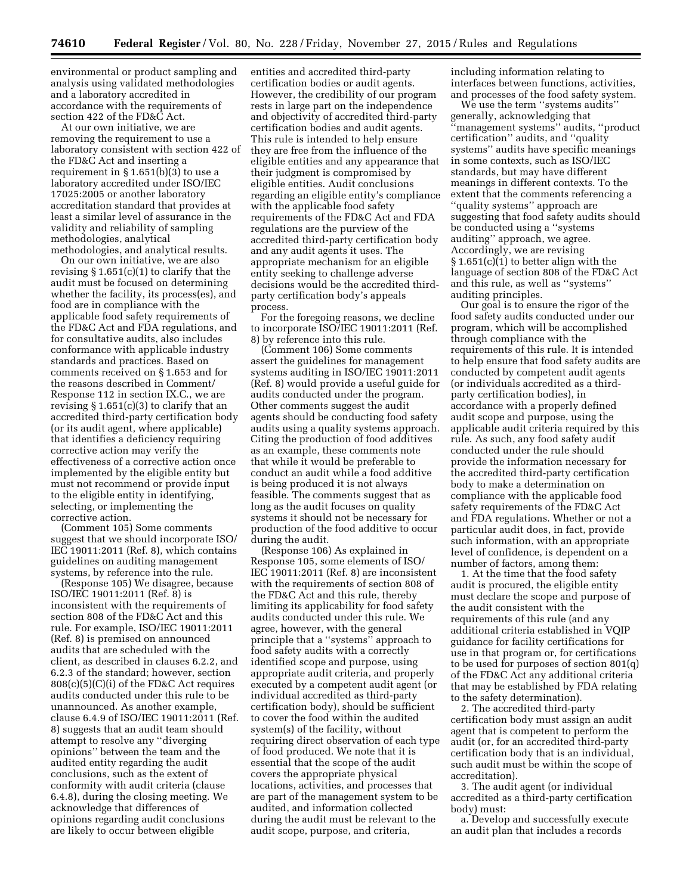environmental or product sampling and analysis using validated methodologies and a laboratory accredited in accordance with the requirements of section 422 of the FD&C Act.

At our own initiative, we are removing the requirement to use a laboratory consistent with section 422 of the FD&C Act and inserting a requirement in § 1.651(b)(3) to use a laboratory accredited under ISO/IEC 17025:2005 or another laboratory accreditation standard that provides at least a similar level of assurance in the validity and reliability of sampling methodologies, analytical methodologies, and analytical results.

On our own initiative, we are also revising § 1.651(c)(1) to clarify that the audit must be focused on determining whether the facility, its process(es), and food are in compliance with the applicable food safety requirements of the FD&C Act and FDA regulations, and for consultative audits, also includes conformance with applicable industry standards and practices. Based on comments received on § 1.653 and for the reasons described in Comment/Response 112 in section IX.C., we are revising § 1.651(c)(3) to clarify that an accredited third-party certification body (or its audit agent, where applicable) that identifies a deficiency requiring corrective action may verify the effectiveness of a corrective action once implemented by the eligible entity but must not recommend or provide input to the eligible entity in identifying, selecting, or implementing the corrective action.

(Comment 105) Some comments suggest that we should incorporate ISO/IEC 19011:2011 (Ref. 8), which contains guidelines on auditing management systems, by reference into the rule.

(Response 105) We disagree, because ISO/IEC 19011:2011 (Ref. 8) is inconsistent with the requirements of section 808 of the FD&C Act and this rule. For example, ISO/IEC 19011:2011 (Ref. 8) is premised on announced audits that are scheduled with the client, as described in clauses 6.2.2, and 6.2.3 of the standard; however, section 808(c)(5)(C)(i) of the FD&C Act requires audits conducted under this rule to be unannounced. As another example, clause 6.4.9 of ISO/IEC 19011:2011 (Ref. 8) suggests that an audit team should attempt to resolve any ''diverging opinions'' between the team and the audited entity regarding the audit conclusions, such as the extent of conformity with audit criteria (clause 6.4.8), during the closing meeting. We acknowledge that differences of opinions regarding audit conclusions are likely to occur between eligible entities and accredited third-party certification bodies or audit agents. However, the credibility of our program rests in large part on the independence and objectivity of accredited third-party certification bodies and audit agents. This rule is intended to help ensure they are free from the influence of the eligible entities and any appearance that their judgment is compromised by eligible entities. Audit conclusions regarding an eligible entity's compliance with the applicable food safety requirements of the FD&C Act and FDA regulations are the purview of the accredited third-party certification body and any audit agents it uses. The appropriate mechanism for an eligible entity seeking to challenge adverse decisions would be the accredited third-party certification body's appeals process.

For the foregoing reasons, we decline to incorporate ISO/IEC 19011:2011 (Ref. 8) by reference into this rule.

(Comment 106) Some comments assert the guidelines for management systems auditing in ISO/IEC 19011:2011 (Ref. 8) would provide a useful guide for audits conducted under the program. Other comments suggest the audit agents should be conducting food safety audits using a quality systems approach. Citing the production of food additives as an example, these comments note that while it would be preferable to conduct an audit while a food additive is being produced it is not always feasible. The comments suggest that as long as the audit focuses on quality systems it should not be necessary for production of the food additive to occur during the audit.

(Response 106) As explained in Response 105, some elements of ISO/IEC 19011:2011 (Ref. 8) are inconsistent with the requirements of section 808 of the FD&C Act and this rule, thereby limiting its applicability for food safety audits conducted under this rule. We agree, however, with the general principle that a ''systems'' approach to food safety audits with a correctly identified scope and purpose, using appropriate audit criteria, and properly executed by a competent audit agent (or individual accredited as third-party certification body), should be sufficient to cover the food within the audited system(s) of the facility, without requiring direct observation of each type of food produced. We note that it is essential that the scope of the audit covers the appropriate physical locations, activities, and processes that are part of the management system to be audited, and information collected during the audit must be relevant to the audit scope, purpose, and criteria, including information relating to interfaces between functions, activities, and processes of the food safety system.

We use the term ''systems audits'' generally, acknowledging that ''management systems'' audits, ''product certification'' audits, and ''quality systems'' audits have specific meanings in some contexts, such as ISO/IEC standards, but may have different meanings in different contexts. To the extent that the comments referencing a ''quality systems'' approach are suggesting that food safety audits should be conducted using a ''systems auditing'' approach, we agree. Accordingly, we are revising § 1.651(c)(1) to better align with the language of section 808 of the FD&C Act and this rule, as well as ''systems'' auditing principles.

Our goal is to ensure the rigor of the food safety audits conducted under our program, which will be accomplished through compliance with the requirements of this rule. It is intended to help ensure that food safety audits are conducted by competent audit agents (or individuals accredited as a third-party certification bodies), in accordance with a properly defined audit scope and purpose, using the applicable audit criteria required by this rule. As such, any food safety audit conducted under the rule should provide the information necessary for the accredited third-party certification body to make a determination on compliance with the applicable food safety requirements of the FD&C Act and FDA regulations. Whether or not a particular audit does, in fact, provide such information, with an appropriate level of confidence, is dependent on a number of factors, among them:

1. At the time that the food safety audit is procured, the eligible entity must declare the scope and purpose of the audit consistent with the requirements of this rule (and any additional criteria established in VQIP guidance for facility certifications for use in that program or, for certifications to be used for purposes of section 801(q) of the FD&C Act any additional criteria that may be established by FDA relating to the safety determination).

2. The accredited third-party certification body must assign an audit agent that is competent to perform the audit (or, for an accredited third-party certification body that is an individual, such audit must be within the scope of accreditation).

3. The audit agent (or individual accredited as a third-party certification body) must:

a. Develop and successfully execute an audit plan that includes a records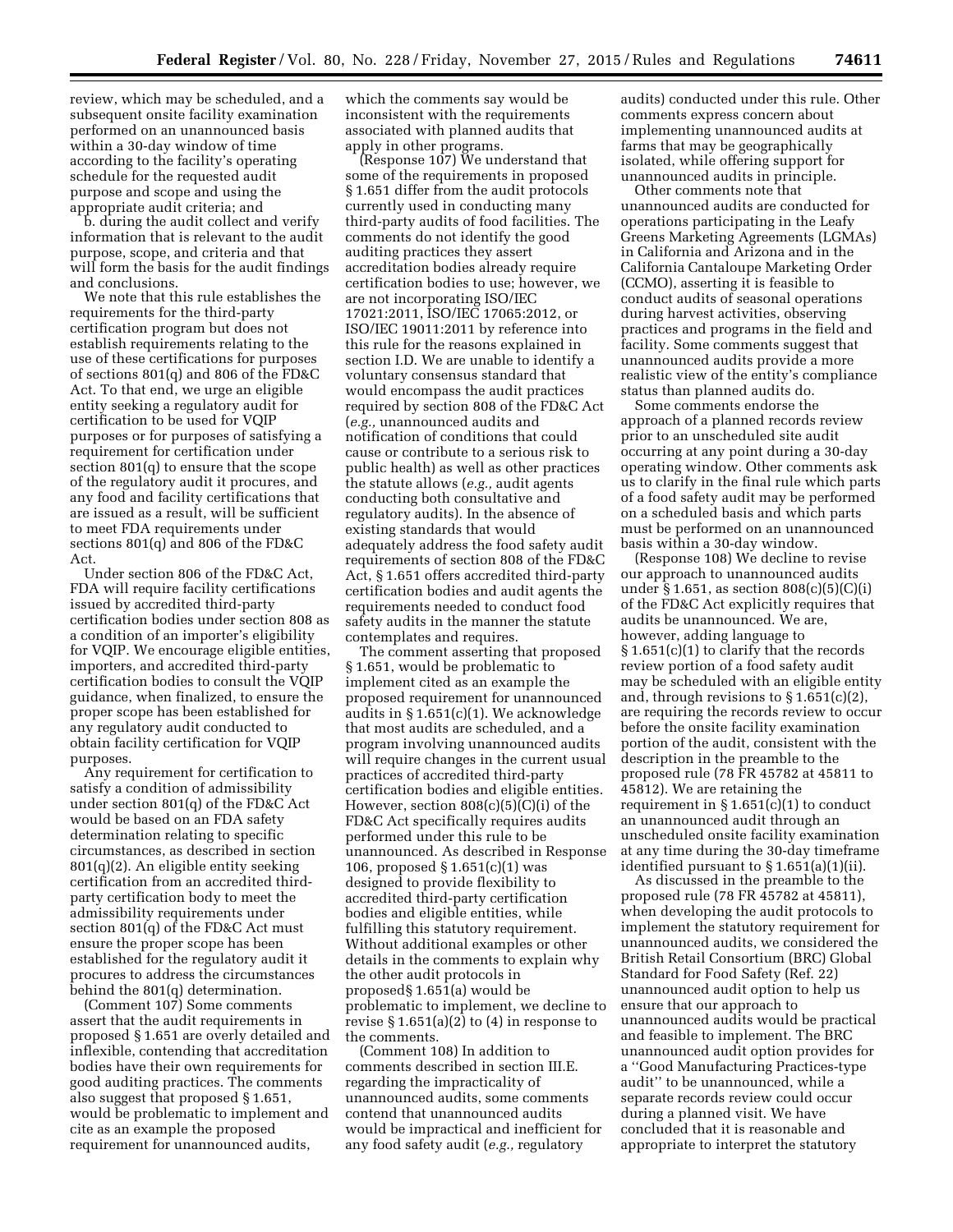review, which may be scheduled, and a subsequent onsite facility examination performed on an unannounced basis within a 30-day window of time according to the facility's operating schedule for the requested audit purpose and scope and using the appropriate audit criteria; and

b. during the audit collect and verify information that is relevant to the audit purpose, scope, and criteria and that will form the basis for the audit findings and conclusions.

We note that this rule establishes the requirements for the third-party certification program but does not establish requirements relating to the use of these certifications for purposes of sections 801(q) and 806 of the FD&C Act. To that end, we urge an eligible entity seeking a regulatory audit for certification to be used for VQIP purposes or for purposes of satisfying a requirement for certification under section 801(q) to ensure that the scope of the regulatory audit it procures, and any food and facility certifications that are issued as a result, will be sufficient to meet FDA requirements under sections 801(q) and 806 of the FD&C Act.

Under section 806 of the FD&C Act, FDA will require facility certifications issued by accredited third-party certification bodies under section 808 as a condition of an importer's eligibility for VQIP. We encourage eligible entities, importers, and accredited third-party certification bodies to consult the VQIP guidance, when finalized, to ensure the proper scope has been established for any regulatory audit conducted to obtain facility certification for VQIP purposes.

Any requirement for certification to satisfy a condition of admissibility under section 801(q) of the FD&C Act would be based on an FDA safety determination relating to specific circumstances, as described in section 801(q)(2). An eligible entity seeking certification from an accredited third-party certification body to meet the admissibility requirements under section 801(q) of the FD&C Act must ensure the proper scope has been established for the regulatory audit it procures to address the circumstances behind the 801(q) determination.

(Comment 107) Some comments assert that the audit requirements in proposed § 1.651 are overly detailed and inflexible, contending that accreditation bodies have their own requirements for good auditing practices. The comments also suggest that proposed § 1.651, would be problematic to implement and cite as an example the proposed requirement for unannounced audits, which the comments say would be inconsistent with the requirements associated with planned audits that apply in other programs.

(Response 107) We understand that some of the requirements in proposed § 1.651 differ from the audit protocols currently used in conducting many third-party audits of food facilities. The comments do not identify the good auditing practices they assert accreditation bodies already require certification bodies to use; however, we are not incorporating ISO/IEC 17021:2011, ISO/IEC 17065:2012, or ISO/IEC 19011:2011 by reference into this rule for the reasons explained in section I.D. We are unable to identify a voluntary consensus standard that would encompass the audit practices required by section 808 of the FD&C Act (*e.g.,* unannounced audits and notification of conditions that could cause or contribute to a serious risk to public health) as well as other practices the statute allows (*e.g.,* audit agents conducting both consultative and regulatory audits). In the absence of existing standards that would adequately address the food safety audit requirements of section 808 of the FD&C Act, § 1.651 offers accredited third-party certification bodies and audit agents the requirements needed to conduct food safety audits in the manner the statute contemplates and requires.

The comment asserting that proposed § 1.651, would be problematic to implement cited as an example the proposed requirement for unannounced audits in § 1.651(c)(1). We acknowledge that most audits are scheduled, and a program involving unannounced audits will require changes in the current usual practices of accredited third-party certification bodies and eligible entities. However, section 808(c)(5)(C)(i) of the FD&C Act specifically requires audits performed under this rule to be unannounced. As described in Response 106, proposed § 1.651(c)(1) was designed to provide flexibility to accredited third-party certification bodies and eligible entities, while fulfilling this statutory requirement. Without additional examples or other details in the comments to explain why the other audit protocols in proposed§ 1.651(a) would be problematic to implement, we decline to revise § 1.651(a)(2) to (4) in response to the comments.

(Comment 108) In addition to comments described in section III.E. regarding the impracticality of unannounced audits, some comments contend that unannounced audits would be impractical and inefficient for any food safety audit (*e.g.,* regulatory audits) conducted under this rule. Other comments express concern about implementing unannounced audits at farms that may be geographically isolated, while offering support for unannounced audits in principle.

Other comments note that unannounced audits are conducted for operations participating in the Leafy Greens Marketing Agreements (LGMAs) in California and Arizona and in the California Cantaloupe Marketing Order (CCMO), asserting it is feasible to conduct audits of seasonal operations during harvest activities, observing practices and programs in the field and facility. Some comments suggest that unannounced audits provide a more realistic view of the entity's compliance status than planned audits do.

Some comments endorse the approach of a planned records review prior to an unscheduled site audit occurring at any point during a 30-day operating window. Other comments ask us to clarify in the final rule which parts of a food safety audit may be performed on a scheduled basis and which parts must be performed on an unannounced basis within a 30-day window.

(Response 108) We decline to revise our approach to unannounced audits under § 1.651, as section 808(c)(5)(C)(i) of the FD&C Act explicitly requires that audits be unannounced. We are, however, adding language to § 1.651(c)(1) to clarify that the records review portion of a food safety audit may be scheduled with an eligible entity and, through revisions to § 1.651(c)(2), are requiring the records review to occur before the onsite facility examination portion of the audit, consistent with the description in the preamble to the proposed rule (78 FR 45782 at 45811 to 45812). We are retaining the requirement in § 1.651(c)(1) to conduct an unannounced audit through an unscheduled onsite facility examination at any time during the 30-day timeframe identified pursuant to § 1.651(a)(1)(ii).

As discussed in the preamble to the proposed rule (78 FR 45782 at 45811), when developing the audit protocols to implement the statutory requirement for unannounced audits, we considered the British Retail Consortium (BRC) Global Standard for Food Safety (Ref. 22) unannounced audit option to help us ensure that our approach to unannounced audits would be practical and feasible to implement. The BRC unannounced audit option provides for a ''Good Manufacturing Practices-type audit'' to be unannounced, while a separate records review could occur during a planned visit. We have concluded that it is reasonable and appropriate to interpret the statutory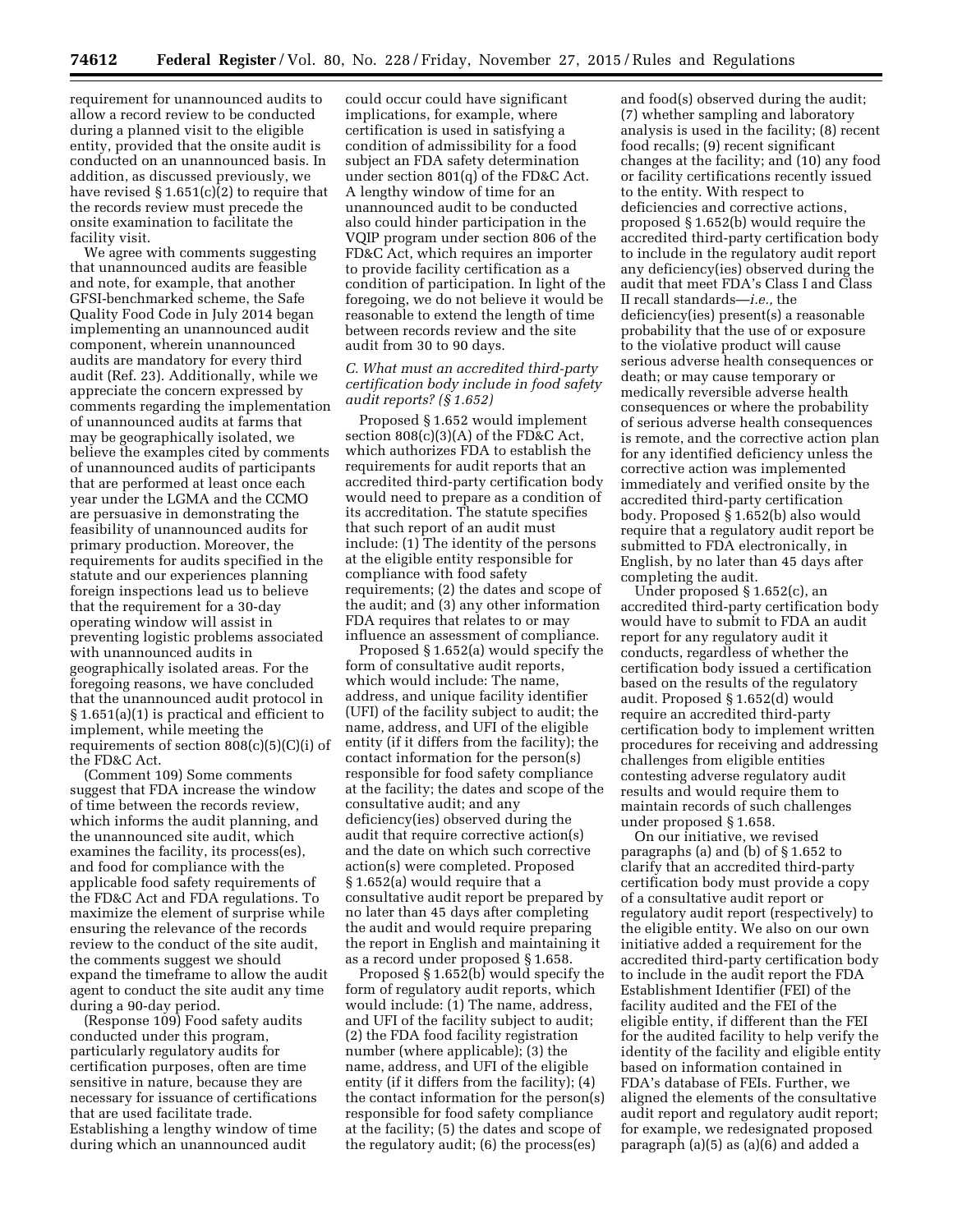requirement for unannounced audits to allow a record review to be conducted during a planned visit to the eligible entity, provided that the onsite audit is conducted on an unannounced basis. In addition, as discussed previously, we have revised § 1.651(c)(2) to require that the records review must precede the onsite examination to facilitate the facility visit.

We agree with comments suggesting that unannounced audits are feasible and note, for example, that another GFSI-benchmarked scheme, the Safe Quality Food Code in July 2014 began implementing an unannounced audit component, wherein unannounced audits are mandatory for every third audit (Ref. 23). Additionally, while we appreciate the concern expressed by comments regarding the implementation of unannounced audits at farms that may be geographically isolated, we believe the examples cited by comments of unannounced audits of participants that are performed at least once each year under the LGMA and the CCMO are persuasive in demonstrating the feasibility of unannounced audits for primary production. Moreover, the requirements for audits specified in the statute and our experiences planning foreign inspections lead us to believe that the requirement for a 30-day operating window will assist in preventing logistic problems associated with unannounced audits in geographically isolated areas. For the foregoing reasons, we have concluded that the unannounced audit protocol in § 1.651(a)(1) is practical and efficient to implement, while meeting the requirements of section 808(c)(5)(C)(i) of the FD&C Act.

(Comment 109) Some comments suggest that FDA increase the window of time between the records review, which informs the audit planning, and the unannounced site audit, which examines the facility, its process(es), and food for compliance with the applicable food safety requirements of the FD&C Act and FDA regulations. To maximize the element of surprise while ensuring the relevance of the records review to the conduct of the site audit, the comments suggest we should expand the timeframe to allow the audit agent to conduct the site audit any time during a 90-day period.

(Response 109) Food safety audits conducted under this program, particularly regulatory audits for certification purposes, often are time sensitive in nature, because they are necessary for issuance of certifications that are used facilitate trade. Establishing a lengthy window of time during which an unannounced audit could occur could have significant implications, for example, where certification is used in satisfying a condition of admissibility for a food subject an FDA safety determination under section 801(q) of the FD&C Act. A lengthy window of time for an unannounced audit to be conducted also could hinder participation in the VQIP program under section 806 of the FD&C Act, which requires an importer to provide facility certification as a condition of participation. In light of the foregoing, we do not believe it would be reasonable to extend the length of time between records review and the site audit from 30 to 90 days.

### C. What must an accredited third-party certification body include in food safety audit reports? (§ 1.652)

Proposed § 1.652 would implement section 808(c)(3)(A) of the FD&C Act, which authorizes FDA to establish the requirements for audit reports that an accredited third-party certification body would need to prepare as a condition of its accreditation. The statute specifies that such report of an audit must include: (1) The identity of the persons at the eligible entity responsible for compliance with food safety requirements; (2) the dates and scope of the audit; and (3) any other information FDA requires that relates to or may influence an assessment of compliance.

Proposed § 1.652(a) would specify the form of consultative audit reports, which would include: The name, address, and unique facility identifier (UFI) of the facility subject to audit; the name, address, and UFI of the eligible entity (if it differs from the facility); the contact information for the person(s) responsible for food safety compliance at the facility; the dates and scope of the consultative audit; and any deficiency(ies) observed during the audit that require corrective action(s) and the date on which such corrective action(s) were completed. Proposed § 1.652(a) would require that a consultative audit report be prepared by no later than 45 days after completing the audit and would require preparing the report in English and maintaining it as a record under proposed § 1.658.

Proposed § 1.652(b) would specify the form of regulatory audit reports, which would include: (1) The name, address, and UFI of the facility subject to audit; (2) the FDA food facility registration number (where applicable); (3) the name, address, and UFI of the eligible entity (if it differs from the facility); (4) the contact information for the person(s) responsible for food safety compliance at the facility; (5) the dates and scope of the regulatory audit; (6) the process(es) and food(s) observed during the audit; (7) whether sampling and laboratory analysis is used in the facility; (8) recent food recalls; (9) recent significant changes at the facility; and (10) any food or facility certifications recently issued to the entity. With respect to deficiencies and corrective actions, proposed § 1.652(b) would require the accredited third-party certification body to include in the regulatory audit report any deficiency(ies) observed during the audit that meet FDA's Class I and Class II recall standards—*i.e.,* the deficiency(ies) present(s) a reasonable probability that the use of or exposure to the violative product will cause serious adverse health consequences or death; or may cause temporary or medically reversible adverse health consequences or where the probability of serious adverse health consequences is remote, and the corrective action plan for any identified deficiency unless the corrective action was implemented immediately and verified onsite by the accredited third-party certification body. Proposed § 1.652(b) also would require that a regulatory audit report be submitted to FDA electronically, in English, by no later than 45 days after completing the audit.

Under proposed § 1.652(c), an accredited third-party certification body would have to submit to FDA an audit report for any regulatory audit it conducts, regardless of whether the certification body issued a certification based on the results of the regulatory audit. Proposed § 1.652(d) would require an accredited third-party certification body to implement written procedures for receiving and addressing challenges from eligible entities contesting adverse regulatory audit results and would require them to maintain records of such challenges under proposed § 1.658.

On our initiative, we revised paragraphs (a) and (b) of § 1.652 to clarify that an accredited third-party certification body must provide a copy of a consultative audit report or regulatory audit report (respectively) to the eligible entity. We also on our own initiative added a requirement for the accredited third-party certification body to include in the audit report the FDA Establishment Identifier (FEI) of the facility audited and the FEI of the eligible entity, if different than the FEI for the audited facility to help verify the identity of the facility and eligible entity based on information contained in FDA's database of FEIs. Further, we aligned the elements of the consultative audit report and regulatory audit report; for example, we redesignated proposed paragraph (a)(5) as (a)(6) and added a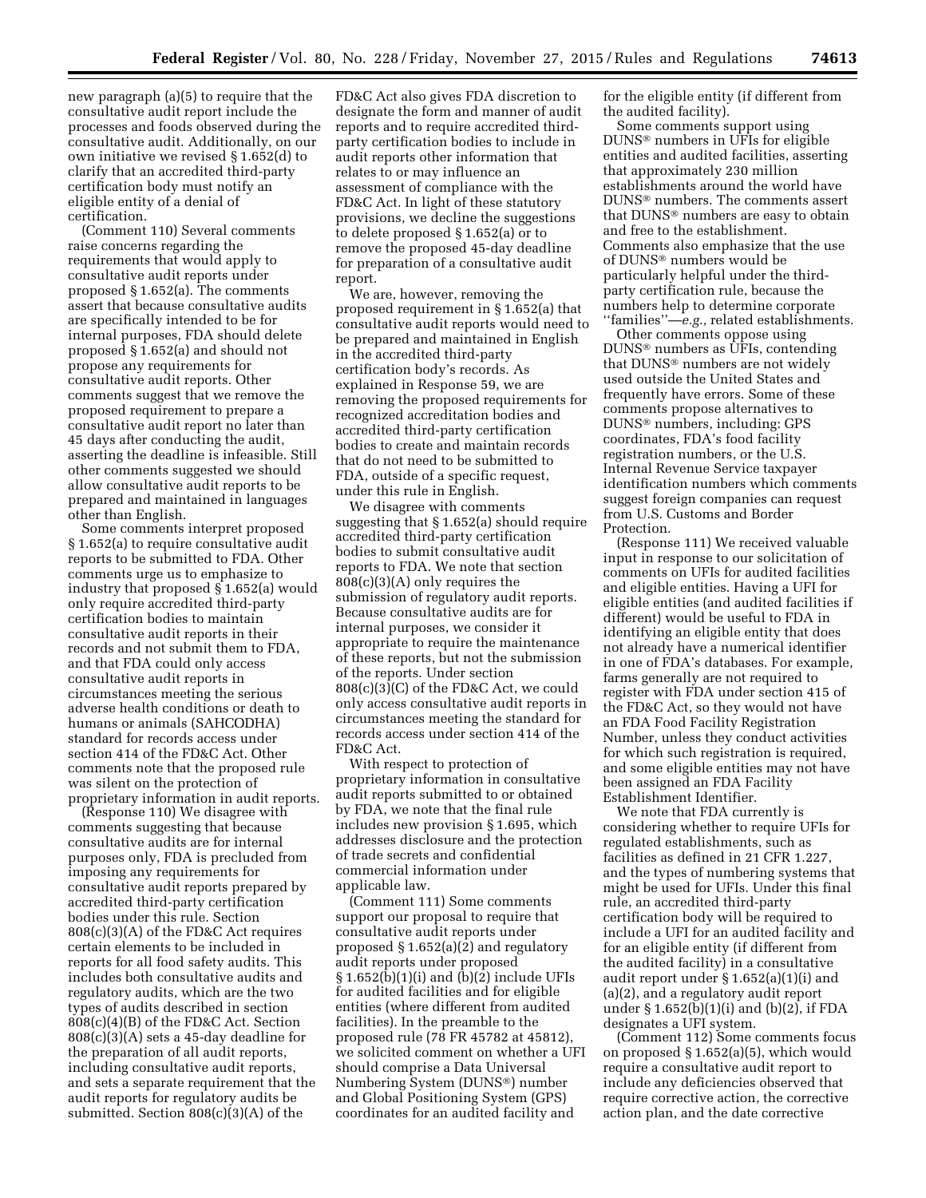new paragraph (a)(5) to require that the consultative audit report include the processes and foods observed during the consultative audit. Additionally, on our own initiative we revised § 1.652(d) to clarify that an accredited third-party certification body must notify an eligible entity of a denial of certification.

(Comment 110) Several comments raise concerns regarding the requirements that would apply to consultative audit reports under proposed § 1.652(a). The comments assert that because consultative audits are specifically intended to be for internal purposes, FDA should delete proposed § 1.652(a) and should not propose any requirements for consultative audit reports. Other comments suggest that we remove the proposed requirement to prepare a consultative audit report no later than 45 days after conducting the audit, asserting the deadline is infeasible. Still other comments suggested we should allow consultative audit reports to be prepared and maintained in languages other than English.

Some comments interpret proposed § 1.652(a) to require consultative audit reports to be submitted to FDA. Other comments urge us to emphasize to industry that proposed § 1.652(a) would only require accredited third-party certification bodies to maintain consultative audit reports in their records and not submit them to FDA, and that FDA could only access consultative audit reports in circumstances meeting the serious adverse health conditions or death to humans or animals (SAHCODHA) standard for records access under section 414 of the FD&C Act. Other comments note that the proposed rule was silent on the protection of proprietary information in audit reports.

(Response 110) We disagree with comments suggesting that because consultative audits are for internal purposes only, FDA is precluded from imposing any requirements for consultative audit reports prepared by accredited third-party certification bodies under this rule. Section 808(c)(3)(A) of the FD&C Act requires certain elements to be included in reports for all food safety audits. This includes both consultative audits and regulatory audits, which are the two types of audits described in section 808(c)(4)(B) of the FD&C Act. Section 808(c)(3)(A) sets a 45-day deadline for the preparation of all audit reports, including consultative audit reports, and sets a separate requirement that the audit reports for regulatory audits be submitted. Section 808(c)(3)(A) of the FD&C Act also gives FDA discretion to designate the form and manner of audit reports and to require accredited third-party certification bodies to include in audit reports other information that relates to or may influence an assessment of compliance with the FD&C Act. In light of these statutory provisions, we decline the suggestions to delete proposed § 1.652(a) or to remove the proposed 45-day deadline for preparation of a consultative audit report.

We are, however, removing the proposed requirement in § 1.652(a) that consultative audit reports would need to be prepared and maintained in English in the accredited third-party certification body's records. As explained in Response 59, we are removing the proposed requirements for recognized accreditation bodies and accredited third-party certification bodies to create and maintain records that do not need to be submitted to FDA, outside of a specific request, under this rule in English.

We disagree with comments suggesting that § 1.652(a) should require accredited third-party certification bodies to submit consultative audit reports to FDA. We note that section 808(c)(3)(A) only requires the submission of regulatory audit reports. Because consultative audits are for internal purposes, we consider it appropriate to require the maintenance of these reports, but not the submission of the reports. Under section 808(c)(3)(C) of the FD&C Act, we could only access consultative audit reports in circumstances meeting the standard for records access under section 414 of the FD&C Act.

With respect to protection of proprietary information in consultative audit reports submitted to or obtained by FDA, we note that the final rule includes new provision § 1.695, which addresses disclosure and the protection of trade secrets and confidential commercial information under applicable law.

(Comment 111) Some comments support our proposal to require that consultative audit reports under proposed § 1.652(a)(2) and regulatory audit reports under proposed § 1.652(b)(1)(i) and (b)(2) include UFIs for audited facilities and for eligible entities (where different from audited facilities). In the preamble to the proposed rule (78 FR 45782 at 45812), we solicited comment on whether a UFI should comprise a Data Universal Numbering System (DUNS®) number and Global Positioning System (GPS) coordinates for an audited facility and for the eligible entity (if different from the audited facility).

Some comments support using DUNS® numbers in UFIs for eligible entities and audited facilities, asserting that approximately 230 million establishments around the world have DUNS® numbers. The comments assert that DUNS® numbers are easy to obtain and free to the establishment. Comments also emphasize that the use of DUNS® numbers would be particularly helpful under the third-party certification rule, because the numbers help to determine corporate "families"—*e.g.,* related establishments.

Other comments oppose using DUNS® numbers as UFIs, contending that DUNS® numbers are not widely used outside the United States and frequently have errors. Some of these comments propose alternatives to DUNS® numbers, including: GPS coordinates, FDA's food facility registration numbers, or the U.S. Internal Revenue Service taxpayer identification numbers which comments suggest foreign companies can request from U.S. Customs and Border Protection.

(Response 111) We received valuable input in response to our solicitation of comments on UFIs for audited facilities and eligible entities. Having a UFI for eligible entities (and audited facilities if different) would be useful to FDA in identifying an eligible entity that does not already have a numerical identifier in one of FDA's databases. For example, farms generally are not required to register with FDA under section 415 of the FD&C Act, so they would not have an FDA Food Facility Registration Number, unless they conduct activities for which such registration is required, and some eligible entities may not have been assigned an FDA Facility Establishment Identifier.

We note that FDA currently is considering whether to require UFIs for regulated establishments, such as facilities as defined in 21 CFR 1.227, and the types of numbering systems that might be used for UFIs. Under this final rule, an accredited third-party certification body will be required to include a UFI for an audited facility and for an eligible entity (if different from the audited facility) in a consultative audit report under § 1.652(a)(1)(i) and (a)(2), and a regulatory audit report under § 1.652(b)(1)(i) and (b)(2), if FDA designates a UFI system.

(Comment 112) Some comments focus on proposed § 1.652(a)(5), which would require a consultative audit report to include any deficiencies observed that require corrective action, the corrective action plan, and the date corrective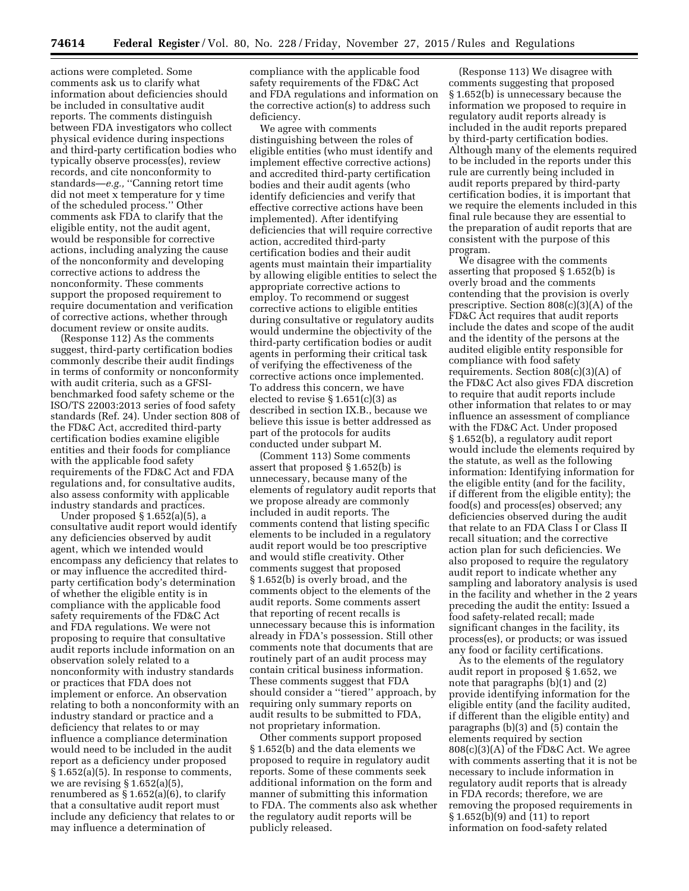actions were completed. Some comments ask us to clarify what information about deficiencies should be included in consultative audit reports. The comments distinguish between FDA investigators who collect physical evidence during inspections and third-party certification bodies who typically observe process(es), review records, and cite nonconformity to standards—*e.g.,* ''Canning retort time did not meet x temperature for y time of the scheduled process.'' Other comments ask FDA to clarify that the eligible entity, not the audit agent, would be responsible for corrective actions, including analyzing the cause of the nonconformity and developing corrective actions to address the nonconformity. These comments support the proposed requirement to require documentation and verification of corrective actions, whether through document review or onsite audits.

(Response 112) As the comments suggest, third-party certification bodies commonly describe their audit findings in terms of conformity or nonconformity with audit criteria, such as a GFSI-benchmarked food safety scheme or the ISO/TS 22003:2013 series of food safety standards (Ref. 24). Under section 808 of the FD&C Act, accredited third-party certification bodies examine eligible entities and their foods for compliance with the applicable food safety requirements of the FD&C Act and FDA regulations and, for consultative audits, also assess conformity with applicable industry standards and practices.

Under proposed § 1.652(a)(5), a consultative audit report would identify any deficiencies observed by audit agent, which we intended would encompass any deficiency that relates to or may influence the accredited third-party certification body's determination of whether the eligible entity is in compliance with the applicable food safety requirements of the FD&C Act and FDA regulations. We were not proposing to require that consultative audit reports include information on an observation solely related to a nonconformity with industry standards or practices that FDA does not implement or enforce. An observation relating to both a nonconformity with an industry standard or practice and a deficiency that relates to or may influence a compliance determination would need to be included in the audit report as a deficiency under proposed § 1.652(a)(5). In response to comments, we are revising § 1.652(a)(5), renumbered as § 1.652(a)(6), to clarify that a consultative audit report must include any deficiency that relates to or may influence a determination of compliance with the applicable food safety requirements of the FD&C Act and FDA regulations and information on the corrective action(s) to address such deficiency.

We agree with comments distinguishing between the roles of eligible entities (who must identify and implement effective corrective actions) and accredited third-party certification bodies and their audit agents (who identify deficiencies and verify that effective corrective actions have been implemented). After identifying deficiencies that will require corrective action, accredited third-party certification bodies and their audit agents must maintain their impartiality by allowing eligible entities to select the appropriate corrective actions to employ. To recommend or suggest corrective actions to eligible entities during consultative or regulatory audits would undermine the objectivity of the third-party certification bodies or audit agents in performing their critical task of verifying the effectiveness of the corrective actions once implemented. To address this concern, we have elected to revise § 1.651(c)(3) as described in section IX.B., because we believe this issue is better addressed as part of the protocols for audits conducted under subpart M.

(Comment 113) Some comments assert that proposed § 1.652(b) is unnecessary, because many of the elements of regulatory audit reports that we propose already are commonly included in audit reports. The comments contend that listing specific elements to be included in a regulatory audit report would be too prescriptive and would stifle creativity. Other comments suggest that proposed § 1.652(b) is overly broad, and the comments object to the elements of the audit reports. Some comments assert that reporting of recent recalls is unnecessary because this is information already in FDA's possession. Still other comments note that documents that are routinely part of an audit process may contain critical business information. These comments suggest that FDA should consider a ''tiered'' approach, by requiring only summary reports on audit results to be submitted to FDA, not proprietary information.

Other comments support proposed § 1.652(b) and the data elements we proposed to require in regulatory audit reports. Some of these comments seek additional information on the form and manner of submitting this information to FDA. The comments also ask whether the regulatory audit reports will be publicly released.

(Response 113) We disagree with comments suggesting that proposed § 1.652(b) is unnecessary because the information we proposed to require in regulatory audit reports already is included in the audit reports prepared by third-party certification bodies. Although many of the elements required to be included in the reports under this rule are currently being included in audit reports prepared by third-party certification bodies, it is important that we require the elements included in this final rule because they are essential to the preparation of audit reports that are consistent with the purpose of this program.

We disagree with the comments asserting that proposed § 1.652(b) is overly broad and the comments contending that the provision is overly prescriptive. Section 808(c)(3)(A) of the FD&C Act requires that audit reports include the dates and scope of the audit and the identity of the persons at the audited eligible entity responsible for compliance with food safety requirements. Section 808(c)(3)(A) of the FD&C Act also gives FDA discretion to require that audit reports include other information that relates to or may influence an assessment of compliance with the FD&C Act. Under proposed § 1.652(b), a regulatory audit report would include the elements required by the statute, as well as the following information: Identifying information for the eligible entity (and for the facility, if different from the eligible entity); the food(s) and process(es) observed; any deficiencies observed during the audit that relate to an FDA Class I or Class II recall situation; and the corrective action plan for such deficiencies. We also proposed to require the regulatory audit report to indicate whether any sampling and laboratory analysis is used in the facility and whether in the 2 years preceding the audit the entity: Issued a food safety-related recall; made significant changes in the facility, its process(es), or products; or was issued any food or facility certifications.

As to the elements of the regulatory audit report in proposed § 1.652, we note that paragraphs (b)(1) and (2) provide identifying information for the eligible entity (and the facility audited, if different than the eligible entity) and paragraphs (b)(3) and (5) contain the elements required by section 808(c)(3)(A) of the FD&C Act. We agree with comments asserting that it is not be necessary to include information in regulatory audit reports that is already in FDA records; therefore, we are removing the proposed requirements in § 1.652(b)(9) and (11) to report information on food-safety related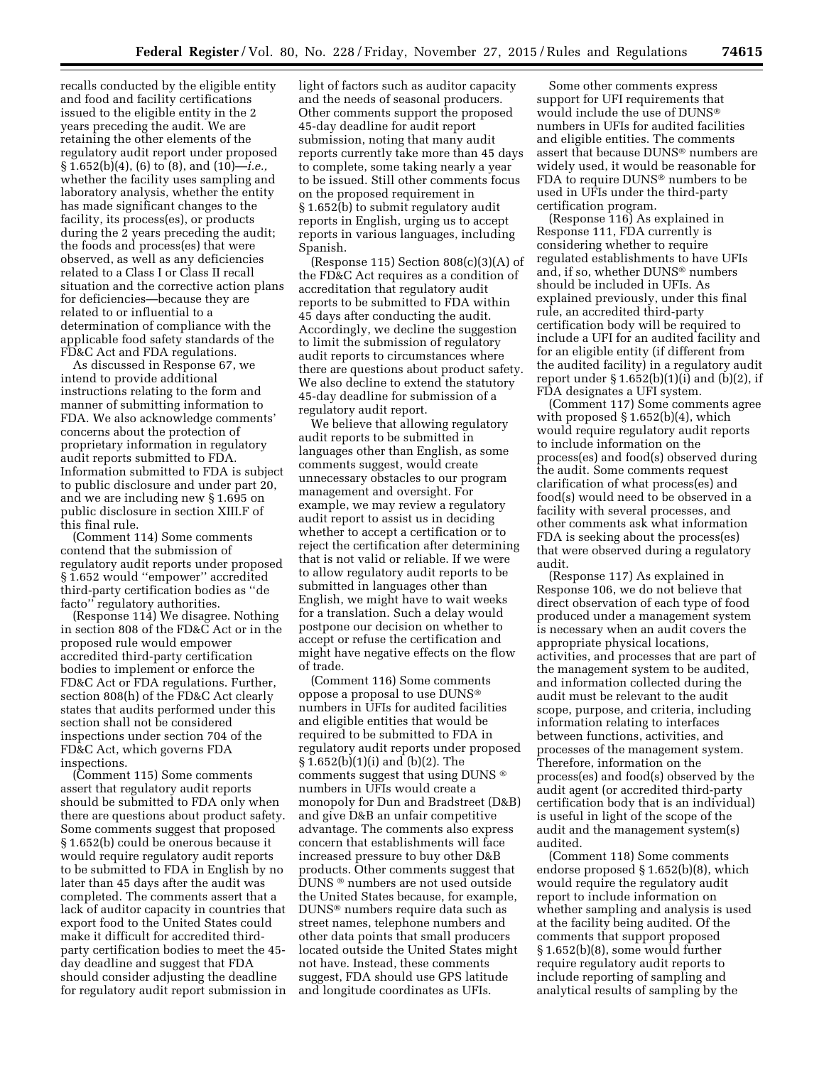recalls conducted by the eligible entity and food and facility certifications issued to the eligible entity in the 2 years preceding the audit. We are retaining the other elements of the regulatory audit report under proposed § 1.652(b)(4), (6) to (8), and (10)—*i.e.,* whether the facility uses sampling and laboratory analysis, whether the entity has made significant changes to the facility, its process(es), or products during the 2 years preceding the audit; the foods and process(es) that were observed, as well as any deficiencies related to a Class I or Class II recall situation and the corrective action plans for deficiencies—because they are related to or influential to a determination of compliance with the applicable food safety standards of the FD&C Act and FDA regulations.

As discussed in Response 67, we intend to provide additional instructions relating to the form and manner of submitting information to FDA. We also acknowledge comments' concerns about the protection of proprietary information in regulatory audit reports submitted to FDA. Information submitted to FDA is subject to public disclosure and under part 20, and we are including new § 1.695 on public disclosure in section XIII.F of this final rule.

(Comment 114) Some comments contend that the submission of regulatory audit reports under proposed § 1.652 would ''empower'' accredited third-party certification bodies as ''de facto'' regulatory authorities.

(Response 114) We disagree. Nothing in section 808 of the FD&C Act or in the proposed rule would empower accredited third-party certification bodies to implement or enforce the FD&C Act or FDA regulations. Further, section 808(h) of the FD&C Act clearly states that audits performed under this section shall not be considered inspections under section 704 of the FD&C Act, which governs FDA inspections.

(Comment 115) Some comments assert that regulatory audit reports should be submitted to FDA only when there are questions about product safety. Some comments suggest that proposed § 1.652(b) could be onerous because it would require regulatory audit reports to be submitted to FDA in English by no later than 45 days after the audit was completed. The comments assert that a lack of auditor capacity in countries that export food to the United States could make it difficult for accredited third-party certification bodies to meet the 45-day deadline and suggest that FDA should consider adjusting the deadline for regulatory audit report submission in light of factors such as auditor capacity and the needs of seasonal producers. Other comments support the proposed 45-day deadline for audit report submission, noting that many audit reports currently take more than 45 days to complete, some taking nearly a year to be issued. Still other comments focus on the proposed requirement in § 1.652(b) to submit regulatory audit reports in English, urging us to accept reports in various languages, including Spanish.

(Response 115) Section 808(c)(3)(A) of the FD&C Act requires as a condition of accreditation that regulatory audit reports to be submitted to FDA within 45 days after conducting the audit. Accordingly, we decline the suggestion to limit the submission of regulatory audit reports to circumstances where there are questions about product safety. We also decline to extend the statutory 45-day deadline for submission of a regulatory audit report.

We believe that allowing regulatory audit reports to be submitted in languages other than English, as some comments suggest, would create unnecessary obstacles to our program management and oversight. For example, we may review a regulatory audit report to assist us in deciding whether to accept a certification or to reject the certification after determining that is not valid or reliable. If we were to allow regulatory audit reports to be submitted in languages other than English, we might have to wait weeks for a translation. Such a delay would postpone our decision on whether to accept or refuse the certification and might have negative effects on the flow of trade.

(Comment 116) Some comments oppose a proposal to use DUNS® numbers in UFIs for audited facilities and eligible entities that would be required to be submitted to FDA in regulatory audit reports under proposed § 1.652(b)(1)(i) and (b)(2). The comments suggest that using DUNS ® numbers in UFIs would create a monopoly for Dun and Bradstreet (D&B) and give D&B an unfair competitive advantage. The comments also express concern that establishments will face increased pressure to buy other D&B products. Other comments suggest that DUNS ® numbers are not used outside the United States because, for example, DUNS® numbers require data such as street names, telephone numbers and other data points that small producers located outside the United States might not have. Instead, these comments suggest, FDA should use GPS latitude and longitude coordinates as UFIs.

Some other comments express support for UFI requirements that would include the use of DUNS® numbers in UFIs for audited facilities and eligible entities. The comments assert that because DUNS® numbers are widely used, it would be reasonable for FDA to require DUNS® numbers to be used in UFIs under the third-party certification program.

(Response 116) As explained in Response 111, FDA currently is considering whether to require regulated establishments to have UFIs and, if so, whether DUNS® numbers should be included in UFIs. As explained previously, under this final rule, an accredited third-party certification body will be required to include a UFI for an audited facility and for an eligible entity (if different from the audited facility) in a regulatory audit report under § 1.652(b)(1)(i) and (b)(2), if FDA designates a UFI system.

(Comment 117) Some comments agree with proposed § 1.652(b)(4), which would require regulatory audit reports to include information on the process(es) and food(s) observed during the audit. Some comments request clarification of what process(es) and food(s) would need to be observed in a facility with several processes, and other comments ask what information FDA is seeking about the process(es) that were observed during a regulatory audit.

(Response 117) As explained in Response 106, we do not believe that direct observation of each type of food produced under a management system is necessary when an audit covers the appropriate physical locations, activities, and processes that are part of the management system to be audited, and information collected during the audit must be relevant to the audit scope, purpose, and criteria, including information relating to interfaces between functions, activities, and processes of the management system. Therefore, information on the process(es) and food(s) observed by the audit agent (or accredited third-party certification body that is an individual) is useful in light of the scope of the audit and the management system(s) audited.

(Comment 118) Some comments endorse proposed § 1.652(b)(8), which would require the regulatory audit report to include information on whether sampling and analysis is used at the facility being audited. Of the comments that support proposed § 1.652(b)(8), some would further require regulatory audit reports to include reporting of sampling and analytical results of sampling by the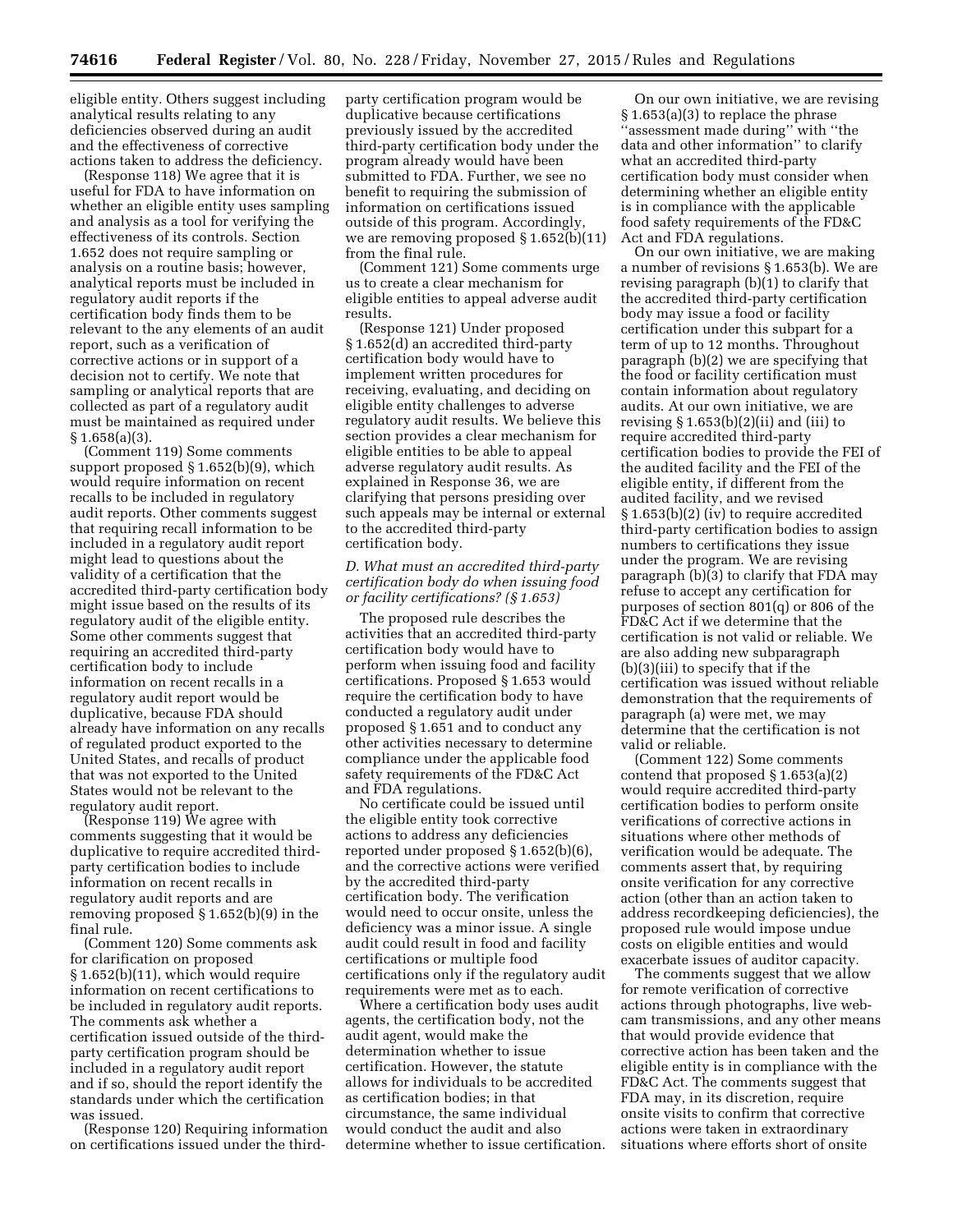eligible entity. Others suggest including analytical results relating to any deficiencies observed during an audit and the effectiveness of corrective actions taken to address the deficiency.

(Response 118) We agree that it is useful for FDA to have information on whether an eligible entity uses sampling and analysis as a tool for verifying the effectiveness of its controls. Section 1.652 does not require sampling or analysis on a routine basis; however, analytical reports must be included in regulatory audit reports if the certification body finds them to be relevant to the any elements of an audit report, such as a verification of corrective actions or in support of a decision not to certify. We note that sampling or analytical reports that are collected as part of a regulatory audit must be maintained as required under § 1.658(a)(3).

(Comment 119) Some comments support proposed § 1.652(b)(9), which would require information on recent recalls to be included in regulatory audit reports. Other comments suggest that requiring recall information to be included in a regulatory audit report might lead to questions about the validity of a certification that the accredited third-party certification body might issue based on the results of its regulatory audit of the eligible entity. Some other comments suggest that requiring an accredited third-party certification body to include information on recent recalls in a regulatory audit report would be duplicative, because FDA should already have information on any recalls of regulated product exported to the United States, and recalls of product that was not exported to the United States would not be relevant to the regulatory audit report.

(Response 119) We agree with comments suggesting that it would be duplicative to require accredited third-party certification bodies to include information on recent recalls in regulatory audit reports and are removing proposed § 1.652(b)(9) in the final rule.

(Comment 120) Some comments ask for clarification on proposed § 1.652(b)(11), which would require information on recent certifications to be included in regulatory audit reports. The comments ask whether a certification issued outside of the third-party certification program should be included in a regulatory audit report and if so, should the report identify the standards under which the certification was issued.

(Response 120) Requiring information on certifications issued under the third-party certification program would be duplicative because certifications previously issued by the accredited third-party certification body under the program already would have been submitted to FDA. Further, we see no benefit to requiring the submission of information on certifications issued outside of this program. Accordingly, we are removing proposed § 1.652(b)(11) from the final rule.

(Comment 121) Some comments urge us to create a clear mechanism for eligible entities to appeal adverse audit results.

(Response 121) Under proposed § 1.652(d) an accredited third-party certification body would have to implement written procedures for receiving, evaluating, and deciding on eligible entity challenges to adverse regulatory audit results. We believe this section provides a clear mechanism for eligible entities to be able to appeal adverse regulatory audit results. As explained in Response 36, we are clarifying that persons presiding over such appeals may be internal or external to the accredited third-party certification body.

### *D. What must an accredited third-party certification body do when issuing food or facility certifications? (§ 1.653)*

The proposed rule describes the activities that an accredited third-party certification body would have to perform when issuing food and facility certifications. Proposed § 1.653 would require the certification body to have conducted a regulatory audit under proposed § 1.651 and to conduct any other activities necessary to determine compliance under the applicable food safety requirements of the FD&C Act and FDA regulations.

No certificate could be issued until the eligible entity took corrective actions to address any deficiencies reported under proposed § 1.652(b)(6), and the corrective actions were verified by the accredited third-party certification body. The verification would need to occur onsite, unless the deficiency was a minor issue. A single audit could result in food and facility certifications or multiple food certifications only if the regulatory audit requirements were met as to each.

Where a certification body uses audit agents, the certification body, not the audit agent, would make the determination whether to issue certification. However, the statute allows for individuals to be accredited as certification bodies; in that circumstance, the same individual would conduct the audit and also determine whether to issue certification.

On our own initiative, we are revising § 1.653(a)(3) to replace the phrase ''assessment made during'' with ''the data and other information'' to clarify what an accredited third-party certification body must consider when determining whether an eligible entity is in compliance with the applicable food safety requirements of the FD&C Act and FDA regulations.

On our own initiative, we are making a number of revisions § 1.653(b). We are revising paragraph (b)(1) to clarify that the accredited third-party certification body may issue a food or facility certification under this subpart for a term of up to 12 months. Throughout paragraph (b)(2) we are specifying that the food or facility certification must contain information about regulatory audits. At our own initiative, we are revising § 1.653(b)(2)(ii) and (iii) to require accredited third-party certification bodies to provide the FEI of the audited facility and the FEI of the eligible entity, if different from the audited facility, and we revised § 1.653(b)(2) (iv) to require accredited third-party certification bodies to assign numbers to certifications they issue under the program. We are revising paragraph (b)(3) to clarify that FDA may refuse to accept any certification for purposes of section 801(q) or 806 of the FD&C Act if we determine that the certification is not valid or reliable. We are also adding new subparagraph (b)(3)(iii) to specify that if the certification was issued without reliable demonstration that the requirements of paragraph (a) were met, we may determine that the certification is not valid or reliable.

(Comment 122) Some comments contend that proposed § 1.653(a)(2) would require accredited third-party certification bodies to perform onsite verifications of corrective actions in situations where other methods of verification would be adequate. The comments assert that, by requiring onsite verification for any corrective action (other than an action taken to address recordkeeping deficiencies), the proposed rule would impose undue costs on eligible entities and would exacerbate issues of auditor capacity.

The comments suggest that we allow for remote verification of corrective actions through photographs, live web-cam transmissions, and any other means that would provide evidence that corrective action has been taken and the eligible entity is in compliance with the FD&C Act. The comments suggest that FDA may, in its discretion, require onsite visits to confirm that corrective actions were taken in extraordinary situations where efforts short of onsite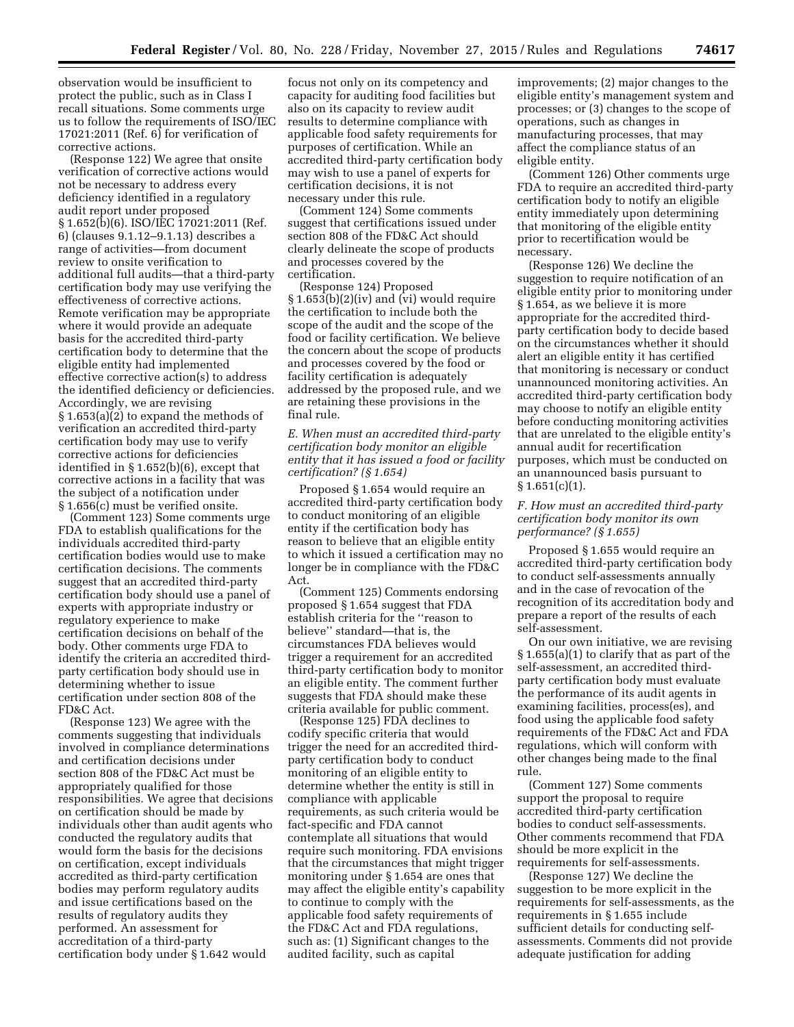observation would be insufficient to protect the public, such as in Class I recall situations. Some comments urge us to follow the requirements of ISO/IEC 17021:2011 (Ref. 6) for verification of corrective actions.

(Response 122) We agree that onsite verification of corrective actions would not be necessary to address every deficiency identified in a regulatory audit report under proposed § 1.652(b)(6). ISO/IEC 17021:2011 (Ref. 6) (clauses 9.1.12–9.1.13) describes a range of activities—from document review to onsite verification to additional full audits—that a third-party certification body may use verifying the effectiveness of corrective actions. Remote verification may be appropriate where it would provide an adequate basis for the accredited third-party certification body to determine that the eligible entity had implemented effective corrective action(s) to address the identified deficiency or deficiencies. Accordingly, we are revising § 1.653(a)(2) to expand the methods of verification an accredited third-party certification body may use to verify corrective actions for deficiencies identified in § 1.652(b)(6), except that corrective actions in a facility that was the subject of a notification under § 1.656(c) must be verified onsite.

(Comment 123) Some comments urge FDA to establish qualifications for the individuals accredited third-party certification bodies would use to make certification decisions. The comments suggest that an accredited third-party certification body should use a panel of experts with appropriate industry or regulatory experience to make certification decisions on behalf of the body. Other comments urge FDA to identify the criteria an accredited third-party certification body should use in determining whether to issue certification under section 808 of the FD&C Act.

(Response 123) We agree with the comments suggesting that individuals involved in compliance determinations and certification decisions under section 808 of the FD&C Act must be appropriately qualified for those responsibilities. We agree that decisions on certification should be made by individuals other than audit agents who conducted the regulatory audits that would form the basis for the decisions on certification, except individuals accredited as third-party certification bodies may perform regulatory audits and issue certifications based on the results of regulatory audits they performed. An assessment for accreditation of a third-party certification body under § 1.642 would focus not only on its competency and capacity for auditing food facilities but also on its capacity to review audit results to determine compliance with applicable food safety requirements for purposes of certification. While an accredited third-party certification body may wish to use a panel of experts for certification decisions, it is not necessary under this rule.

(Comment 124) Some comments suggest that certifications issued under section 808 of the FD&C Act should clearly delineate the scope of products and processes covered by the certification.

(Response 124) Proposed § 1.653(b)(2)(iv) and (vi) would require the certification to include both the scope of the audit and the scope of the food or facility certification. We believe the concern about the scope of products and processes covered by the food or facility certification is adequately addressed by the proposed rule, and we are retaining these provisions in the final rule.

### *E. When must an accredited third-party certification body monitor an eligible entity that it has issued a food or facility certification? (§ 1.654)*

Proposed § 1.654 would require an accredited third-party certification body to conduct monitoring of an eligible entity if the certification body has reason to believe that an eligible entity to which it issued a certification may no longer be in compliance with the FD&C Act.

(Comment 125) Comments endorsing proposed § 1.654 suggest that FDA establish criteria for the "reason to believe" standard—that is, the circumstances FDA believes would trigger a requirement for an accredited third-party certification body to monitor an eligible entity. The comment further suggests that FDA should make these criteria available for public comment.

(Response 125) FDA declines to codify specific criteria that would trigger the need for an accredited third-party certification body to conduct monitoring of an eligible entity to determine whether the entity is still in compliance with applicable requirements, as such criteria would be fact-specific and FDA cannot contemplate all situations that would require such monitoring. FDA envisions that the circumstances that might trigger monitoring under § 1.654 are ones that may affect the eligible entity's capability to continue to comply with the applicable food safety requirements of the FD&C Act and FDA regulations, such as: (1) Significant changes to the audited facility, such as capital improvements; (2) major changes to the eligible entity's management system and processes; or (3) changes to the scope of operations, such as changes in manufacturing processes, that may affect the compliance status of an eligible entity.

(Comment 126) Other comments urge FDA to require an accredited third-party certification body to notify an eligible entity immediately upon determining that monitoring of the eligible entity prior to recertification would be necessary.

(Response 126) We decline the suggestion to require notification of an eligible entity prior to monitoring under § 1.654, as we believe it is more appropriate for the accredited third-party certification body to decide based on the circumstances whether it should alert an eligible entity it has certified that monitoring is necessary or conduct unannounced monitoring activities. An accredited third-party certification body may choose to notify an eligible entity before conducting monitoring activities that are unrelated to the eligible entity's annual audit for recertification purposes, which must be conducted on an unannounced basis pursuant to § 1.651(c)(1).

### *F. How must an accredited third-party certification body monitor its own performance? (§ 1.655)*

Proposed § 1.655 would require an accredited third-party certification body to conduct self-assessments annually and in the case of revocation of the recognition of its accreditation body and prepare a report of the results of each self-assessment.

On our own initiative, we are revising § 1.655(a)(1) to clarify that as part of the self-assessment, an accredited third-party certification body must evaluate the performance of its audit agents in examining facilities, process(es), and food using the applicable food safety requirements of the FD&C Act and FDA regulations, which will conform with other changes being made to the final rule.

(Comment 127) Some comments support the proposal to require accredited third-party certification bodies to conduct self-assessments. Other comments recommend that FDA should be more explicit in the requirements for self-assessments.

(Response 127) We decline the suggestion to be more explicit in the requirements for self-assessments, as the requirements in § 1.655 include sufficient details for conducting self-assessments. Comments did not provide adequate justification for adding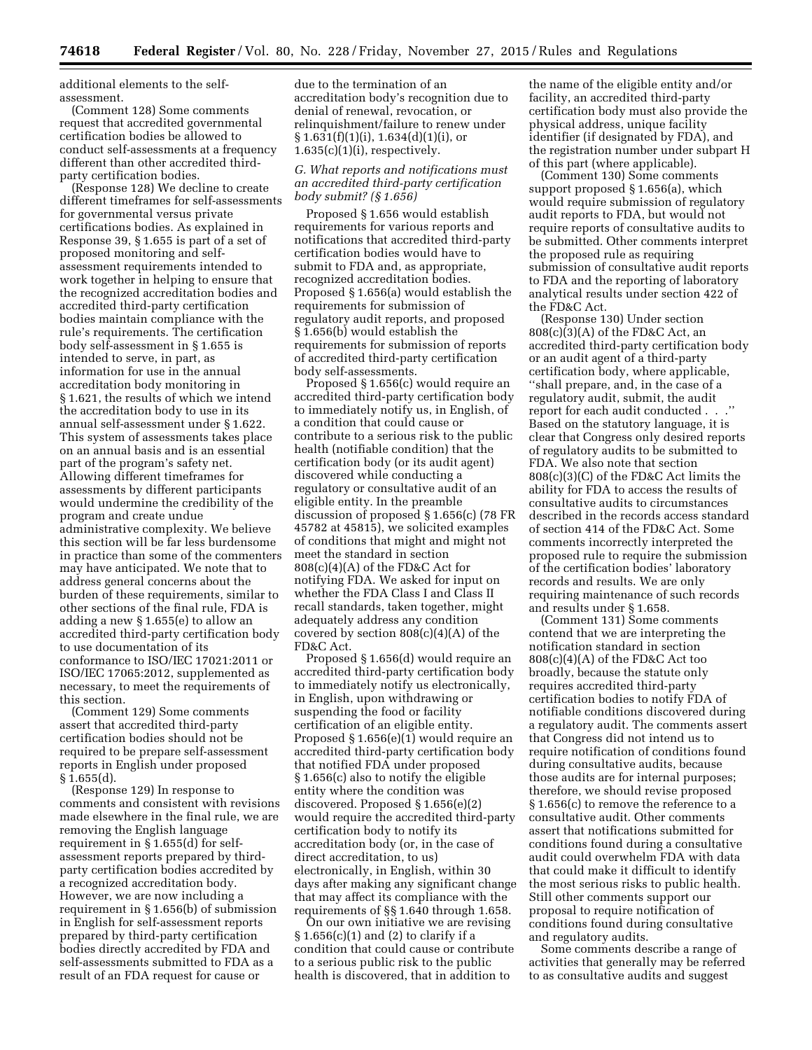additional elements to the self-assessment.

(Comment 128) Some comments request that accredited governmental certification bodies be allowed to conduct self-assessments at a frequency different than other accredited third-party certification bodies.

(Response 128) We decline to create different timeframes for self-assessments for governmental versus private certifications bodies. As explained in Response 39, § 1.655 is part of a set of proposed monitoring and self-assessment requirements intended to work together in helping to ensure that the recognized accreditation bodies and accredited third-party certification bodies maintain compliance with the rule's requirements. The certification body self-assessment in § 1.655 is intended to serve, in part, as information for use in the annual accreditation body monitoring in § 1.621, the results of which we intend the accreditation body to use in its annual self-assessment under § 1.622. This system of assessments takes place on an annual basis and is an essential part of the program's safety net. Allowing different timeframes for assessments by different participants would undermine the credibility of the program and create undue administrative complexity. We believe this section will be far less burdensome in practice than some of the commenters may have anticipated. We note that to address general concerns about the burden of these requirements, similar to other sections of the final rule, FDA is adding a new § 1.655(e) to allow an accredited third-party certification body to use documentation of its conformance to ISO/IEC 17021:2011 or ISO/IEC 17065:2012, supplemented as necessary, to meet the requirements of this section.

(Comment 129) Some comments assert that accredited third-party certification bodies should not be required to be prepare self-assessment reports in English under proposed § 1.655(d).

(Response 129) In response to comments and consistent with revisions made elsewhere in the final rule, we are removing the English language requirement in § 1.655(d) for self-assessment reports prepared by third-party certification bodies accredited by a recognized accreditation body. However, we are now including a requirement in § 1.656(b) of submission in English for self-assessment reports prepared by third-party certification bodies directly accredited by FDA and self-assessments submitted to FDA as a result of an FDA request for cause or due to the termination of an accreditation body's recognition due to denial of renewal, revocation, or relinquishment/failure to renew under § 1.631(f)(1)(i), 1.634(d)(1)(i), or 1.635(c)(1)(i), respectively.

### G. What reports and notifications must an accredited third-party certification body submit? (§ 1.656)

Proposed § 1.656 would establish requirements for various reports and notifications that accredited third-party certification bodies would have to submit to FDA and, as appropriate, recognized accreditation bodies. Proposed § 1.656(a) would establish the requirements for submission of regulatory audit reports, and proposed § 1.656(b) would establish the requirements for submission of reports of accredited third-party certification body self-assessments.

Proposed § 1.656(c) would require an accredited third-party certification body to immediately notify us, in English, of a condition that could cause or contribute to a serious risk to the public health (notifiable condition) that the certification body (or its audit agent) discovered while conducting a regulatory or consultative audit of an eligible entity. In the preamble discussion of proposed § 1.656(c) (78 FR 45782 at 45815), we solicited examples of conditions that might and might not meet the standard in section 808(c)(4)(A) of the FD&C Act for notifying FDA. We asked for input on whether the FDA Class I and Class II recall standards, taken together, might adequately address any condition covered by section 808(c)(4)(A) of the FD&C Act.

Proposed § 1.656(d) would require an accredited third-party certification body to immediately notify us electronically, in English, upon withdrawing or suspending the food or facility certification of an eligible entity. Proposed § 1.656(e)(1) would require an accredited third-party certification body that notified FDA under proposed § 1.656(c) also to notify the eligible entity where the condition was discovered. Proposed § 1.656(e)(2) would require the accredited third-party certification body to notify its accreditation body (or, in the case of direct accreditation, to us) electronically, in English, within 30 days after making any significant change that may affect its compliance with the requirements of §§ 1.640 through 1.658.

On our own initiative we are revising § 1.656(c)(1) and (2) to clarify if a condition that could cause or contribute to a serious risk to the public health is discovered, that in addition to the name of the eligible entity and/or facility, an accredited third-party certification body must also provide the physical address, unique facility identifier (if designated by FDA), and the registration number under subpart H of this part (where applicable).

(Comment 130) Some comments support proposed § 1.656(a), which would require submission of regulatory audit reports to FDA, but would not require reports of consultative audits to be submitted. Other comments interpret the proposed rule as requiring submission of consultative audit reports to FDA and the reporting of laboratory analytical results under section 422 of the FD&C Act.

(Response 130) Under section 808(c)(3)(A) of the FD&C Act, an accredited third-party certification body or an audit agent of a third-party certification body, where applicable, "shall prepare, and, in the case of a regulatory audit, submit, the audit report for each audit conducted . . ." Based on the statutory language, it is clear that Congress only desired reports of regulatory audits to be submitted to FDA. We also note that section 808(c)(3)(C) of the FD&C Act limits the ability for FDA to access the results of consultative audits to circumstances described in the records access standard of section 414 of the FD&C Act. Some comments incorrectly interpreted the proposed rule to require the submission of the certification bodies' laboratory records and results. We are only requiring maintenance of such records and results under § 1.658.

(Comment 131) Some comments contend that we are interpreting the notification standard in section 808(c)(4)(A) of the FD&C Act too broadly, because the statute only requires accredited third-party certification bodies to notify FDA of notifiable conditions discovered during a regulatory audit. The comments assert that Congress did not intend us to require notification of conditions found during consultative audits, because those audits are for internal purposes; therefore, we should revise proposed § 1.656(c) to remove the reference to a consultative audit. Other comments assert that notifications submitted for conditions found during a consultative audit could overwhelm FDA with data that could make it difficult to identify the most serious risks to public health. Still other comments support our proposal to require notification of conditions found during consultative and regulatory audits.

Some comments describe a range of activities that generally may be referred to as consultative audits and suggest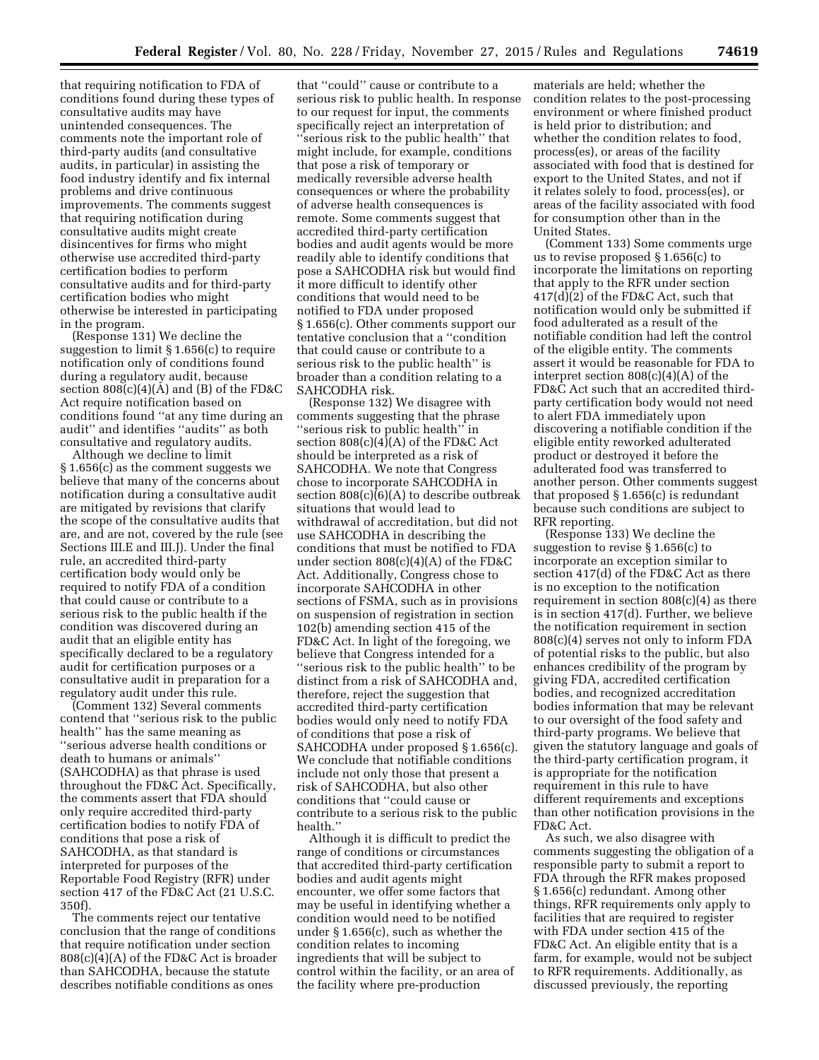that requiring notification to FDA of conditions found during these types of consultative audits may have unintended consequences. The comments note the important role of third-party audits (and consultative audits, in particular) in assisting the food industry identify and fix internal problems and drive continuous improvements. The comments suggest that requiring notification during consultative audits might create disincentives for firms who might otherwise use accredited third-party certification bodies to perform consultative audits and for third-party certification bodies who might otherwise be interested in participating in the program.

(Response 131) We decline the suggestion to limit § 1.656(c) to require notification only of conditions found during a regulatory audit, because section 808(c)(4)(A) and (B) of the FD&C Act require notification based on conditions found ''at any time during an audit'' and identifies ''audits'' as both consultative and regulatory audits.

Although we decline to limit § 1.656(c) as the comment suggests we believe that many of the concerns about notification during a consultative audit are mitigated by revisions that clarify the scope of the consultative audits that are, and are not, covered by the rule (see Sections III.E and III.J). Under the final rule, an accredited third-party certification body would only be required to notify FDA of a condition that could cause or contribute to a serious risk to the public health if the condition was discovered during an audit that an eligible entity has specifically declared to be a regulatory audit for certification purposes or a consultative audit in preparation for a regulatory audit under this rule.

(Comment 132) Several comments contend that ''serious risk to the public health'' has the same meaning as ''serious adverse health conditions or death to humans or animals'' (SAHCODHA) as that phrase is used throughout the FD&C Act. Specifically, the comments assert that FDA should only require accredited third-party certification bodies to notify FDA of conditions that pose a risk of SAHCODHA, as that standard is interpreted for purposes of the Reportable Food Registry (RFR) under section 417 of the FD&C Act (21 U.S.C. 350f).

The comments reject our tentative conclusion that the range of conditions that require notification under section 808(c)(4)(A) of the FD&C Act is broader than SAHCODHA, because the statute describes notifiable conditions as ones that ''could'' cause or contribute to a serious risk to public health. In response to our request for input, the comments specifically reject an interpretation of ''serious risk to the public health'' that might include, for example, conditions that pose a risk of temporary or medically reversible adverse health consequences or where the probability of adverse health consequences is remote. Some comments suggest that accredited third-party certification bodies and audit agents would be more readily able to identify conditions that pose a SAHCODHA risk but would find it more difficult to identify other conditions that would need to be notified to FDA under proposed § 1.656(c). Other comments support our tentative conclusion that a ''condition that could cause or contribute to a serious risk to the public health'' is broader than a condition relating to a SAHCODHA risk.

(Response 132) We disagree with comments suggesting that the phrase ''serious risk to public health'' in section 808(c)(4)(A) of the FD&C Act should be interpreted as a risk of SAHCODHA. We note that Congress chose to incorporate SAHCODHA in section 808(c)(6)(A) to describe outbreak situations that would lead to withdrawal of accreditation, but did not use SAHCODHA in describing the conditions that must be notified to FDA under section 808(c)(4)(A) of the FD&C Act. Additionally, Congress chose to incorporate SAHCODHA in other sections of FSMA, such as in provisions on suspension of registration in section 102(b) amending section 415 of the FD&C Act. In light of the foregoing, we believe that Congress intended for a ''serious risk to the public health'' to be distinct from a risk of SAHCODHA and, therefore, reject the suggestion that accredited third-party certification bodies would only need to notify FDA of conditions that pose a risk of SAHCODHA under proposed § 1.656(c). We conclude that notifiable conditions include not only those that present a risk of SAHCODHA, but also other conditions that ''could cause or contribute to a serious risk to the public health.''

Although it is difficult to predict the range of conditions or circumstances that accredited third-party certification bodies and audit agents might encounter, we offer some factors that may be useful in identifying whether a condition would need to be notified under § 1.656(c), such as whether the condition relates to incoming ingredients that will be subject to control within the facility, or an area of the facility where pre-production materials are held; whether the condition relates to the post-processing environment or where finished product is held prior to distribution; and whether the condition relates to food, process(es), or areas of the facility associated with food that is destined for export to the United States, and not if it relates solely to food, process(es), or areas of the facility associated with food for consumption other than in the United States.

(Comment 133) Some comments urge us to revise proposed § 1.656(c) to incorporate the limitations on reporting that apply to the RFR under section 417(d)(2) of the FD&C Act, such that notification would only be submitted if food adulterated as a result of the notifiable condition had left the control of the eligible entity. The comments assert it would be reasonable for FDA to interpret section 808(c)(4)(A) of the FD&C Act such that an accredited third-party certification body would not need to alert FDA immediately upon discovering a notifiable condition if the eligible entity reworked adulterated product or destroyed it before the adulterated food was transferred to another person. Other comments suggest that proposed § 1.656(c) is redundant because such conditions are subject to RFR reporting.

(Response 133) We decline the suggestion to revise § 1.656(c) to incorporate an exception similar to section 417(d) of the FD&C Act as there is no exception to the notification requirement in section 808(c)(4) as there is in section 417(d). Further, we believe the notification requirement in section 808(c)(4) serves not only to inform FDA of potential risks to the public, but also enhances credibility of the program by giving FDA, accredited certification bodies, and recognized accreditation bodies information that may be relevant to our oversight of the food safety and third-party programs. We believe that given the statutory language and goals of the third-party certification program, it is appropriate for the notification requirement in this rule to have different requirements and exceptions than other notification provisions in the FD&C Act.

As such, we also disagree with comments suggesting the obligation of a responsible party to submit a report to FDA through the RFR makes proposed § 1.656(c) redundant. Among other things, RFR requirements only apply to facilities that are required to register with FDA under section 415 of the FD&C Act. An eligible entity that is a farm, for example, would not be subject to RFR requirements. Additionally, as discussed previously, the reporting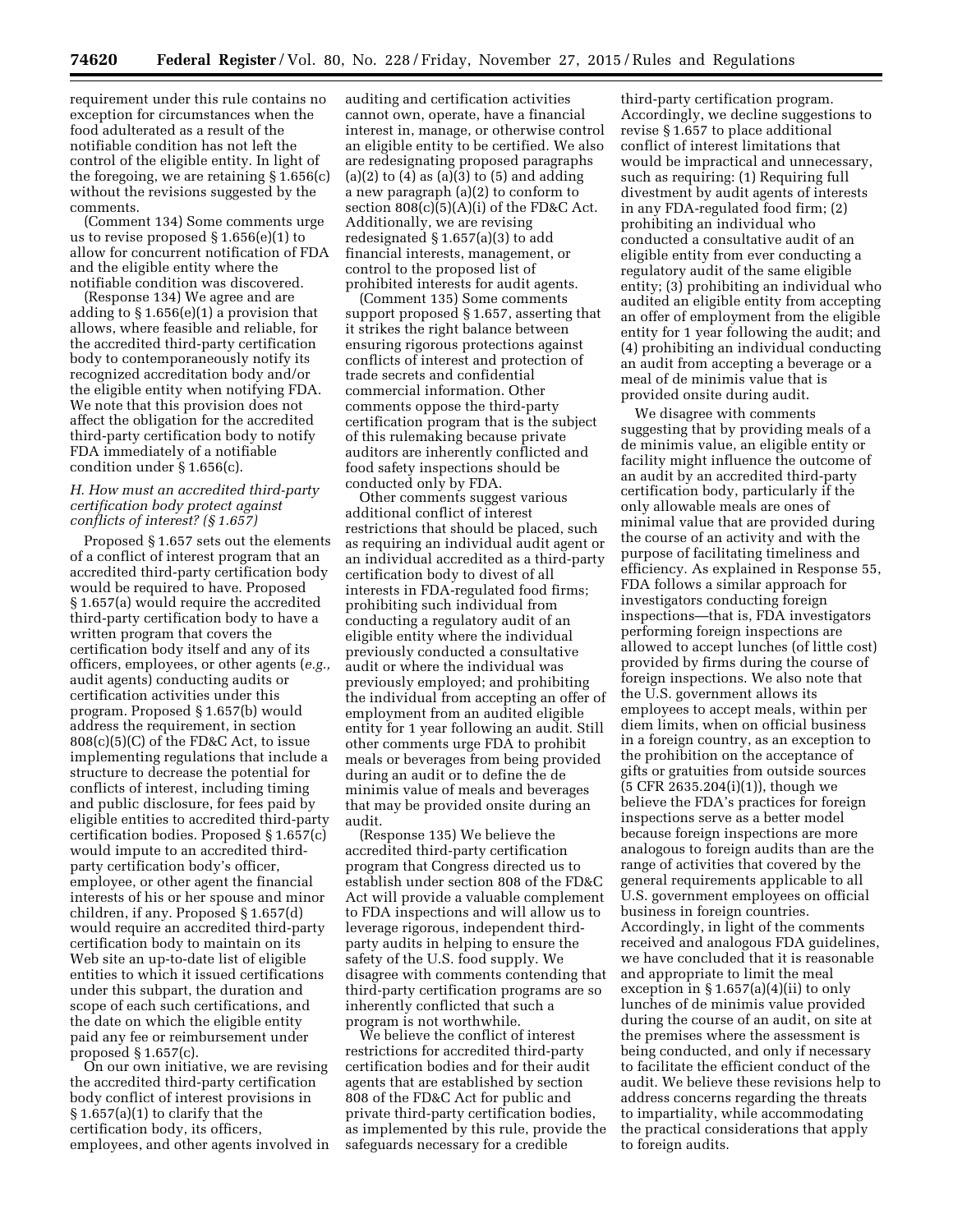requirement under this rule contains no exception for circumstances when the food adulterated as a result of the notifiable condition has not left the control of the eligible entity. In light of the foregoing, we are retaining § 1.656(c) without the revisions suggested by the comments.

(Comment 134) Some comments urge us to revise proposed § 1.656(e)(1) to allow for concurrent notification of FDA and the eligible entity where the notifiable condition was discovered.

(Response 134) We agree and are adding to § 1.656(e)(1) a provision that allows, where feasible and reliable, for the accredited third-party certification body to contemporaneously notify its recognized accreditation body and/or the eligible entity when notifying FDA. We note that this provision does not affect the obligation for the accredited third-party certification body to notify FDA immediately of a notifiable condition under § 1.656(c).

### *H. How must an accredited third-party certification body protect against conflicts of interest? (§ 1.657)*

Proposed § 1.657 sets out the elements of a conflict of interest program that an accredited third-party certification body would be required to have. Proposed § 1.657(a) would require the accredited third-party certification body to have a written program that covers the certification body itself and any of its officers, employees, or other agents (*e.g.,* audit agents) conducting audits or certification activities under this program. Proposed § 1.657(b) would address the requirement, in section 808(c)(5)(C) of the FD&C Act, to issue implementing regulations that include a structure to decrease the potential for conflicts of interest, including timing and public disclosure, for fees paid by eligible entities to accredited third-party certification bodies. Proposed § 1.657(c) would impute to an accredited third-party certification body's officer, employee, or other agent the financial interests of his or her spouse and minor children, if any. Proposed § 1.657(d) would require an accredited third-party certification body to maintain on its Web site an up-to-date list of eligible entities to which it issued certifications under this subpart, the duration and scope of each such certifications, and the date on which the eligible entity paid any fee or reimbursement under proposed § 1.657(c).

On our own initiative, we are revising the accredited third-party certification body conflict of interest provisions in § 1.657(a)(1) to clarify that the certification body, its officers, employees, and other agents involved in auditing and certification activities cannot own, operate, have a financial interest in, manage, or otherwise control an eligible entity to be certified. We also are redesignating proposed paragraphs (a)(2) to (4) as (a)(3) to (5) and adding a new paragraph (a)(2) to conform to section 808(c)(5)(A)(i) of the FD&C Act. Additionally, we are revising redesignated § 1.657(a)(3) to add financial interests, management, or control to the proposed list of prohibited interests for audit agents.

(Comment 135) Some comments support proposed § 1.657, asserting that it strikes the right balance between ensuring rigorous protections against conflicts of interest and protection of trade secrets and confidential commercial information. Other comments oppose the third-party certification program that is the subject of this rulemaking because private auditors are inherently conflicted and food safety inspections should be conducted only by FDA.

Other comments suggest various additional conflict of interest restrictions that should be placed, such as requiring an individual audit agent or an individual accredited as a third-party certification body to divest of all interests in FDA-regulated food firms; prohibiting such individual from conducting a regulatory audit of an eligible entity where the individual previously conducted a consultative audit or where the individual was previously employed; and prohibiting the individual from accepting an offer of employment from an audited eligible entity for 1 year following an audit. Still other comments urge FDA to prohibit meals or beverages from being provided during an audit or to define the de minimis value of meals and beverages that may be provided onsite during an audit.

(Response 135) We believe the accredited third-party certification program that Congress directed us to establish under section 808 of the FD&C Act will provide a valuable complement to FDA inspections and will allow us to leverage rigorous, independent third-party audits in helping to ensure the safety of the U.S. food supply. We disagree with comments contending that third-party certification programs are so inherently conflicted that such a program is not worthwhile.

We believe the conflict of interest restrictions for accredited third-party certification bodies and for their audit agents that are established by section 808 of the FD&C Act for public and private third-party certification bodies, as implemented by this rule, provide the safeguards necessary for a credible third-party certification program. Accordingly, we decline suggestions to revise § 1.657 to place additional conflict of interest limitations that would be impractical and unnecessary, such as requiring: (1) Requiring full divestment by audit agents of interests in any FDA-regulated food firm; (2) prohibiting an individual who conducted a consultative audit of an eligible entity from ever conducting a regulatory audit of the same eligible entity; (3) prohibiting an individual who audited an eligible entity from accepting an offer of employment from the eligible entity for 1 year following the audit; and (4) prohibiting an individual conducting an audit from accepting a beverage or a meal of de minimis value that is provided onsite during audit.

We disagree with comments suggesting that by providing meals of a de minimis value, an eligible entity or facility might influence the outcome of an audit by an accredited third-party certification body, particularly if the only allowable meals are ones of minimal value that are provided during the course of an activity and with the purpose of facilitating timeliness and efficiency. As explained in Response 55, FDA follows a similar approach for investigators conducting foreign inspections—that is, FDA investigators performing foreign inspections are allowed to accept lunches (of little cost) provided by firms during the course of foreign inspections. We also note that the U.S. government allows its employees to accept meals, within per diem limits, when on official business in a foreign country, as an exception to the prohibition on the acceptance of gifts or gratuities from outside sources (5 CFR 2635.204(i)(1)), though we believe the FDA's practices for foreign inspections serve as a better model because foreign inspections are more analogous to foreign audits than are the range of activities that covered by the general requirements applicable to all U.S. government employees on official business in foreign countries. Accordingly, in light of the comments received and analogous FDA guidelines, we have concluded that it is reasonable and appropriate to limit the meal exception in § 1.657(a)(4)(ii) to only lunches of de minimis value provided during the course of an audit, on site at the premises where the assessment is being conducted, and only if necessary to facilitate the efficient conduct of the audit. We believe these revisions help to address concerns regarding the threats to impartiality, while accommodating the practical considerations that apply to foreign audits.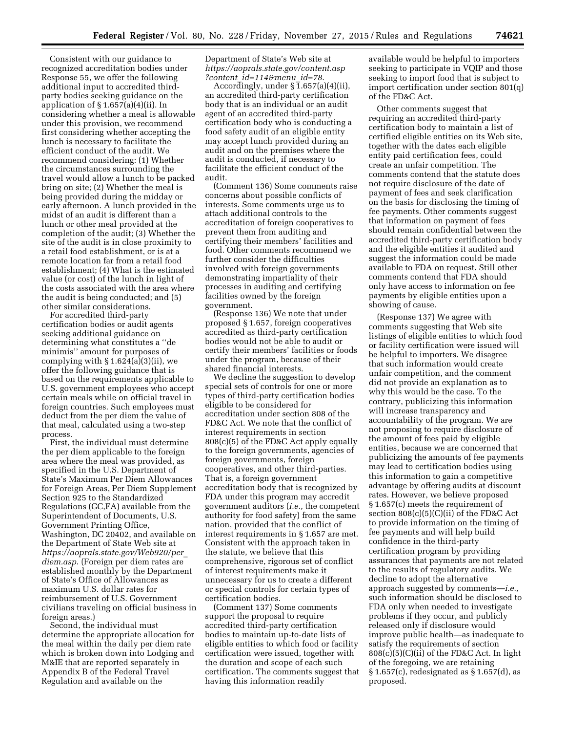Consistent with our guidance to recognized accreditation bodies under Response 55, we offer the following additional input to accredited third-party bodies seeking guidance on the application of § 1.657(a)(4)(ii). In considering whether a meal is allowable under this provision, we recommend first considering whether accepting the lunch is necessary to facilitate the efficient conduct of the audit. We recommend considering: (1) Whether the circumstances surrounding the travel would allow a lunch to be packed bring on site; (2) Whether the meal is being provided during the midday or early afternoon. A lunch provided in the midst of an audit is different than a lunch or other meal provided at the completion of the audit; (3) Whether the site of the audit is in close proximity to a retail food establishment, or is at a remote location far from a retail food establishment; (4) What is the estimated value (or cost) of the lunch in light of the costs associated with the area where the audit is being conducted; and (5) other similar considerations.

For accredited third-party certification bodies or audit agents seeking additional guidance on determining what constitutes a ''de minimis'' amount for purposes of complying with § 1.624(a)(3)(ii), we offer the following guidance that is based on the requirements applicable to U.S. government employees who accept certain meals while on official travel in foreign countries. Such employees must deduct from the per diem the value of that meal, calculated using a two-step process.

First, the individual must determine the per diem applicable to the foreign area where the meal was provided, as specified in the U.S. Department of State's Maximum Per Diem Allowances for Foreign Areas, Per Diem Supplement Section 925 to the Standardized Regulations (GC,FA) available from the Superintendent of Documents, U.S. Government Printing Office, Washington, DC 20402, and available on the Department of State Web site at *https://aoprals.state.gov/Web920/per_diem.asp*. (Foreign per diem rates are established monthly by the Department of State's Office of Allowances as maximum U.S. dollar rates for reimbursement of U.S. Government civilians traveling on official business in foreign areas.)

Second, the individual must determine the appropriate allocation for the meal within the daily per diem rate which is broken down into Lodging and M&IE that are reported separately in Appendix B of the Federal Travel Regulation and available on the Department of State's Web site at *https://aoprals.state.gov/content.asp?content_id=114&menu_id=78*.

Accordingly, under § 1.657(a)(4)(ii), an accredited third-party certification body that is an individual or an audit agent of an accredited third-party certification body who is conducting a food safety audit of an eligible entity may accept lunch provided during an audit and on the premises where the audit is conducted, if necessary to facilitate the efficient conduct of the audit.

(Comment 136) Some comments raise concerns about possible conflicts of interests. Some comments urge us to attach additional controls to the accreditation of foreign cooperatives to prevent them from auditing and certifying their members' facilities and food. Other comments recommend we further consider the difficulties involved with foreign governments demonstrating impartiality of their processes in auditing and certifying facilities owned by the foreign government.

(Response 136) We note that under proposed § 1.657, foreign cooperatives accredited as third-party certification bodies would not be able to audit or certify their members' facilities or foods under the program, because of their shared financial interests.

We decline the suggestion to develop special sets of controls for one or more types of third-party certification bodies eligible to be considered for accreditation under section 808 of the FD&C Act. We note that the conflict of interest requirements in section 808(c)(5) of the FD&C Act apply equally to the foreign governments, agencies of foreign governments, foreign cooperatives, and other third-parties. That is, a foreign government accreditation body that is recognized by FDA under this program may accredit government auditors (*i.e.,* the competent authority for food safety) from the same nation, provided that the conflict of interest requirements in § 1.657 are met. Consistent with the approach taken in the statute, we believe that this comprehensive, rigorous set of conflict of interest requirements make it unnecessary for us to create a different or special controls for certain types of certification bodies.

(Comment 137) Some comments support the proposal to require accredited third-party certification bodies to maintain up-to-date lists of eligible entities to which food or facility certification were issued, together with the duration and scope of each such certification. The comments suggest that having this information readily available would be helpful to importers seeking to participate in VQIP and those seeking to import food that is subject to import certification under section 801(q) of the FD&C Act.

Other comments suggest that requiring an accredited third-party certification body to maintain a list of certified eligible entities on its Web site, together with the dates each eligible entity paid certification fees, could create an unfair competition. The comments contend that the statute does not require disclosure of the date of payment of fees and seek clarification on the basis for disclosing the timing of fee payments. Other comments suggest that information on payment of fees should remain confidential between the accredited third-party certification body and the eligible entities it audited and suggest the information could be made available to FDA on request. Still other comments contend that FDA should only have access to information on fee payments by eligible entities upon a showing of cause.

(Response 137) We agree with comments suggesting that Web site listings of eligible entities to which food or facility certification were issued will be helpful to importers. We disagree that such information would create unfair competition, and the comment did not provide an explanation as to why this would be the case. To the contrary, publicizing this information will increase transparency and accountability of the program. We are not proposing to require disclosure of the amount of fees paid by eligible entities, because we are concerned that publicizing the amounts of fee payments may lead to certification bodies using this information to gain a competitive advantage by offering audits at discount rates. However, we believe proposed § 1.657(c) meets the requirement of section 808(c)(5)(C)(ii) of the FD&C Act to provide information on the timing of fee payments and will help build confidence in the third-party certification program by providing assurances that payments are not related to the results of regulatory audits. We decline to adopt the alternative approach suggested by comments—*i.e.,* such information should be disclosed to FDA only when needed to investigate problems if they occur, and publicly released only if disclosure would improve public health—as inadequate to satisfy the requirements of section 808(c)(5)(C)(ii) of the FD&C Act. In light of the foregoing, we are retaining § 1.657(c), redesignated as § 1.657(d), as proposed.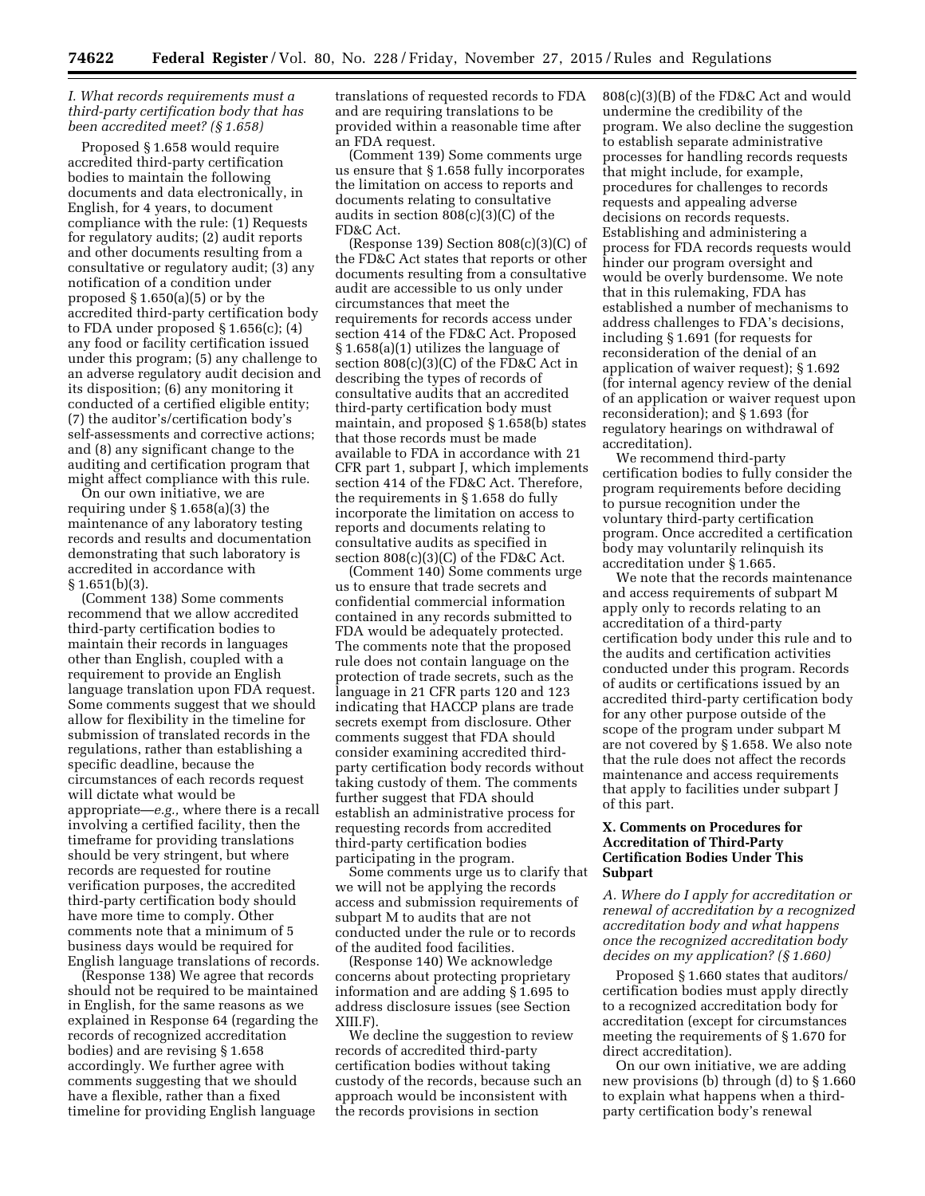### I. What records requirements must a third-party certification body that has been accredited meet? (§ 1.658)

Proposed § 1.658 would require accredited third-party certification bodies to maintain the following documents and data electronically, in English, for 4 years, to document compliance with the rule: (1) Requests for regulatory audits; (2) audit reports and other documents resulting from a consultative or regulatory audit; (3) any notification of a condition under proposed § 1.650(a)(5) or by the accredited third-party certification body to FDA under proposed § 1.656(c); (4) any food or facility certification issued under this program; (5) any challenge to an adverse regulatory audit decision and its disposition; (6) any monitoring it conducted of a certified eligible entity; (7) the auditor's/certification body's self-assessments and corrective actions; and (8) any significant change to the auditing and certification program that might affect compliance with this rule.

On our own initiative, we are requiring under § 1.658(a)(3) the maintenance of any laboratory testing records and results and documentation demonstrating that such laboratory is accredited in accordance with § 1.651(b)(3).

(Comment 138) Some comments recommend that we allow accredited third-party certification bodies to maintain their records in languages other than English, coupled with a requirement to provide an English language translation upon FDA request. Some comments suggest that we should allow for flexibility in the timeline for submission of translated records in the regulations, rather than establishing a specific deadline, because the circumstances of each records request will dictate what would be appropriate—*e.g.,* where there is a recall involving a certified facility, then the timeframe for providing translations should be very stringent, but where records are requested for routine verification purposes, the accredited third-party certification body should have more time to comply. Other comments note that a minimum of 5 business days would be required for English language translations of records.

(Response 138) We agree that records should not be required to be maintained in English, for the same reasons as we explained in Response 64 (regarding the records of recognized accreditation bodies) and are revising § 1.658 accordingly. We further agree with comments suggesting that we should have a flexible, rather than a fixed timeline for providing English language translations of requested records to FDA and are requiring translations to be provided within a reasonable time after an FDA request.

(Comment 139) Some comments urge us ensure that § 1.658 fully incorporates the limitation on access to reports and documents relating to consultative audits in section 808(c)(3)(C) of the FD&C Act.

(Response 139) Section 808(c)(3)(C) of the FD&C Act states that reports or other documents resulting from a consultative audit are accessible to us only under circumstances that meet the requirements for records access under section 414 of the FD&C Act. Proposed § 1.658(a)(1) utilizes the language of section 808(c)(3)(C) of the FD&C Act in describing the types of records of consultative audits that an accredited third-party certification body must maintain, and proposed § 1.658(b) states that those records must be made available to FDA in accordance with 21 CFR part 1, subpart J, which implements section 414 of the FD&C Act. Therefore, the requirements in § 1.658 do fully incorporate the limitation on access to reports and documents relating to consultative audits as specified in section 808(c)(3)(C) of the FD&C Act.

(Comment 140) Some comments urge us to ensure that trade secrets and confidential commercial information contained in any records submitted to FDA would be adequately protected. The comments note that the proposed rule does not contain language on the protection of trade secrets, such as the language in 21 CFR parts 120 and 123 indicating that HACCP plans are trade secrets exempt from disclosure. Other comments suggest that FDA should consider examining accredited third-party certification body records without taking custody of them. The comments further suggest that FDA should establish an administrative process for requesting records from accredited third-party certification bodies participating in the program.

Some comments urge us to clarify that we will not be applying the records access and submission requirements of subpart M to audits that are not conducted under the rule or to records of the audited food facilities.

(Response 140) We acknowledge concerns about protecting proprietary information and are adding § 1.695 to address disclosure issues (see Section XIII.F).

We decline the suggestion to review records of accredited third-party certification bodies without taking custody of the records, because such an approach would be inconsistent with the records provisions in section 808(c)(3)(B) of the FD&C Act and would undermine the credibility of the program. We also decline the suggestion to establish separate administrative processes for handling records requests that might include, for example, procedures for challenges to records requests and appealing adverse decisions on records requests. Establishing and administering a process for FDA records requests would hinder our program oversight and would be overly burdensome. We note that in this rulemaking, FDA has established a number of mechanisms to address challenges to FDA's decisions, including § 1.691 (for requests for reconsideration of the denial of an application of waiver request); § 1.692 (for internal agency review of the denial of an application or waiver request upon reconsideration); and § 1.693 (for regulatory hearings on withdrawal of accreditation).

We recommend third-party certification bodies to fully consider the program requirements before deciding to pursue recognition under the voluntary third-party certification program. Once accredited a certification body may voluntarily relinquish its accreditation under § 1.665.

We note that the records maintenance and access requirements of subpart M apply only to records relating to an accreditation of a third-party certification body under this rule and to the audits and certification activities conducted under this program. Records of audits or certifications issued by an accredited third-party certification body for any other purpose outside of the scope of the program under subpart M are not covered by § 1.658. We also note that the rule does not affect the records maintenance and access requirements that apply to facilities under subpart J of this part.

## X. Comments on Procedures for Accreditation of Third-Party Certification Bodies Under This Subpart

### A. Where do I apply for accreditation or renewal of accreditation by a recognized accreditation body and what happens once the recognized accreditation body decides on my application? (§ 1.660)

Proposed § 1.660 states that auditors/certification bodies must apply directly to a recognized accreditation body for accreditation (except for circumstances meeting the requirements of § 1.670 for direct accreditation).

On our own initiative, we are adding new provisions (b) through (d) to § 1.660 to explain what happens when a third-party certification body's renewal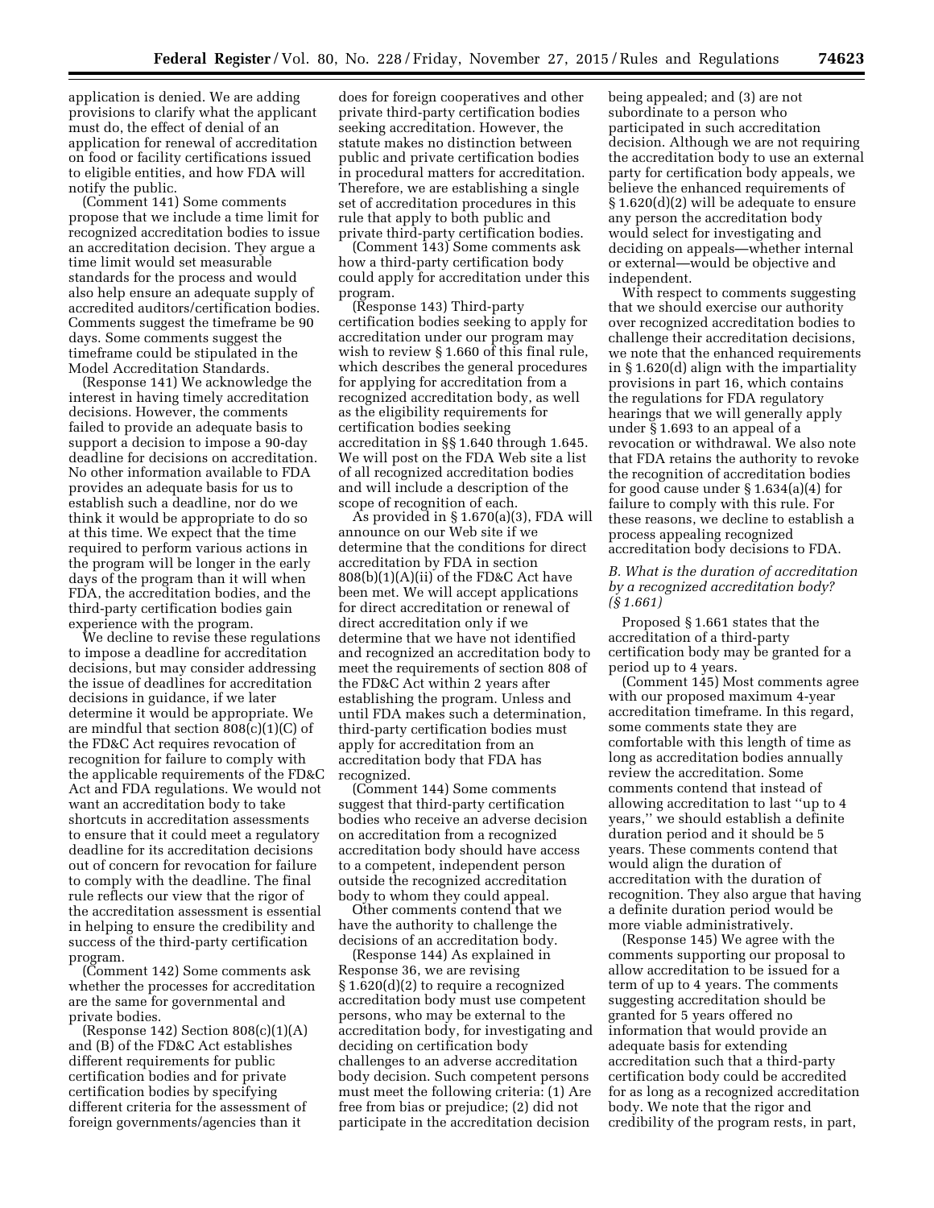application is denied. We are adding provisions to clarify what the applicant must do, the effect of denial of an application for renewal of accreditation on food or facility certifications issued to eligible entities, and how FDA will notify the public.

(Comment 141) Some comments propose that we include a time limit for recognized accreditation bodies to issue an accreditation decision. They argue a time limit would set measurable standards for the process and would also help ensure an adequate supply of accredited auditors/certification bodies. Comments suggest the timeframe be 90 days. Some comments suggest the timeframe could be stipulated in the Model Accreditation Standards.

(Response 141) We acknowledge the interest in having timely accreditation decisions. However, the comments failed to provide an adequate basis to support a decision to impose a 90-day deadline for decisions on accreditation. No other information available to FDA provides an adequate basis for us to establish such a deadline, nor do we think it would be appropriate to do so at this time. We expect that the time required to perform various actions in the program will be longer in the early days of the program than it will when FDA, the accreditation bodies, and the third-party certification bodies gain experience with the program.

We decline to revise these regulations to impose a deadline for accreditation decisions, but may consider addressing the issue of deadlines for accreditation decisions in guidance, if we later determine it would be appropriate. We are mindful that section 808(c)(1)(C) of the FD&C Act requires revocation of recognition for failure to comply with the applicable requirements of the FD&C Act and FDA regulations. We would not want an accreditation body to take shortcuts in accreditation assessments to ensure that it could meet a regulatory deadline for its accreditation decisions out of concern for revocation for failure to comply with the deadline. The final rule reflects our view that the rigor of the accreditation assessment is essential in helping to ensure the credibility and success of the third-party certification program.

(Comment 142) Some comments ask whether the processes for accreditation are the same for governmental and private bodies.

(Response 142) Section 808(c)(1)(A) and (B) of the FD&C Act establishes different requirements for public certification bodies and for private certification bodies by specifying different criteria for the assessment of foreign governments/agencies than it does for foreign cooperatives and other private third-party certification bodies seeking accreditation. However, the statute makes no distinction between public and private certification bodies in procedural matters for accreditation. Therefore, we are establishing a single set of accreditation procedures in this rule that apply to both public and private third-party certification bodies.

(Comment 143) Some comments ask how a third-party certification body could apply for accreditation under this program.

(Response 143) Third-party certification bodies seeking to apply for accreditation under our program may wish to review § 1.660 of this final rule, which describes the general procedures for applying for accreditation from a recognized accreditation body, as well as the eligibility requirements for certification bodies seeking accreditation in §§ 1.640 through 1.645. We will post on the FDA Web site a list of all recognized accreditation bodies and will include a description of the scope of recognition of each.

As provided in § 1.670(a)(3), FDA will announce on our Web site if we determine that the conditions for direct accreditation by FDA in section 808(b)(1)(A)(ii) of the FD&C Act have been met. We will accept applications for direct accreditation or renewal of direct accreditation only if we determine that we have not identified and recognized an accreditation body to meet the requirements of section 808 of the FD&C Act within 2 years after establishing the program. Unless and until FDA makes such a determination, third-party certification bodies must apply for accreditation from an accreditation body that FDA has recognized.

(Comment 144) Some comments suggest that third-party certification bodies who receive an adverse decision on accreditation from a recognized accreditation body should have access to a competent, independent person outside the recognized accreditation body to whom they could appeal.

Other comments contend that we have the authority to challenge the decisions of an accreditation body.

(Response 144) As explained in Response 36, we are revising § 1.620(d)(2) to require a recognized accreditation body must use competent persons, who may be external to the accreditation body, for investigating and deciding on certification body challenges to an adverse accreditation body decision. Such competent persons must meet the following criteria: (1) Are free from bias or prejudice; (2) did not participate in the accreditation decision being appealed; and (3) are not subordinate to a person who participated in such accreditation decision. Although we are not requiring the accreditation body to use an external party for certification body appeals, we believe the enhanced requirements of § 1.620(d)(2) will be adequate to ensure any person the accreditation body would select for investigating and deciding on appeals—whether internal or external—would be objective and independent.

With respect to comments suggesting that we should exercise our authority over recognized accreditation bodies to challenge their accreditation decisions, we note that the enhanced requirements in § 1.620(d) align with the impartiality provisions in part 16, which contains the regulations for FDA regulatory hearings that we will generally apply under § 1.693 to an appeal of a revocation or withdrawal. We also note that FDA retains the authority to revoke the recognition of accreditation bodies for good cause under § 1.634(a)(4) for failure to comply with this rule. For these reasons, we decline to establish a process appealing recognized accreditation body decisions to FDA.

### *B. What is the duration of accreditation by a recognized accreditation body? (§ 1.661)*

Proposed § 1.661 states that the accreditation of a third-party certification body may be granted for a period up to 4 years.

(Comment 145) Most comments agree with our proposed maximum 4-year accreditation timeframe. In this regard, some comments state they are comfortable with this length of time as long as accreditation bodies annually review the accreditation. Some comments contend that instead of allowing accreditation to last ''up to 4 years,'' we should establish a definite duration period and it should be 5 years. These comments contend that would align the duration of accreditation with the duration of recognition. They also argue that having a definite duration period would be more viable administratively.

(Response 145) We agree with the comments supporting our proposal to allow accreditation to be issued for a term of up to 4 years. The comments suggesting accreditation should be granted for 5 years offered no information that would provide an adequate basis for extending accreditation such that a third-party certification body could be accredited for as long as a recognized accreditation body. We note that the rigor and credibility of the program rests, in part,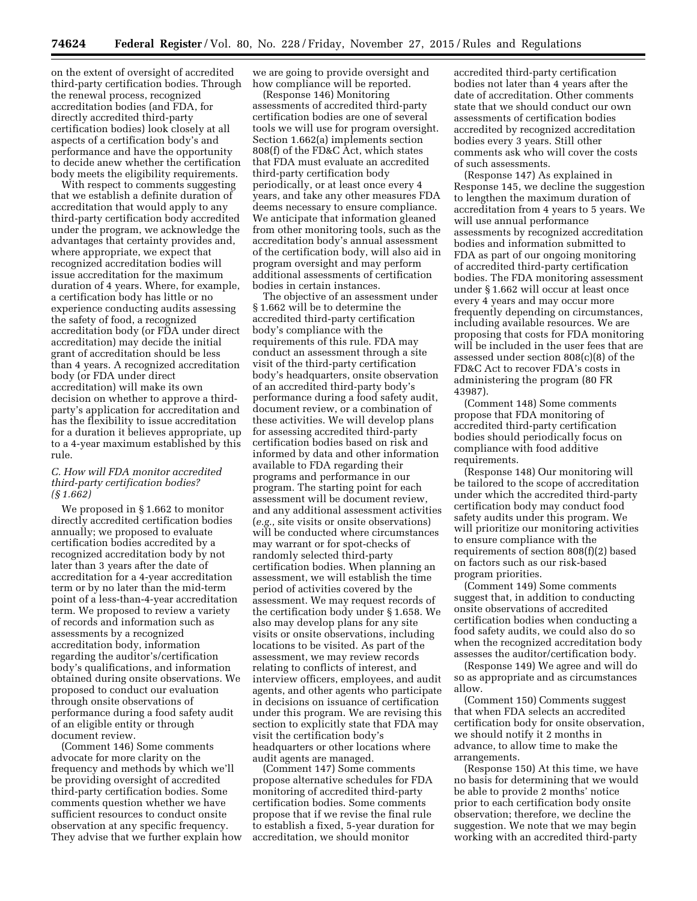on the extent of oversight of accredited third-party certification bodies. Through the renewal process, recognized accreditation bodies (and FDA, for directly accredited third-party certification bodies) look closely at all aspects of a certification body's and performance and have the opportunity to decide anew whether the certification body meets the eligibility requirements.

With respect to comments suggesting that we establish a definite duration of accreditation that would apply to any third-party certification body accredited under the program, we acknowledge the advantages that certainty provides and, where appropriate, we expect that recognized accreditation bodies will issue accreditation for the maximum duration of 4 years. Where, for example, a certification body has little or no experience conducting audits assessing the safety of food, a recognized accreditation body (or FDA under direct accreditation) may decide the initial grant of accreditation should be less than 4 years. A recognized accreditation body (or FDA under direct accreditation) will make its own decision on whether to approve a third-party's application for accreditation and has the flexibility to issue accreditation for a duration it believes appropriate, up to a 4-year maximum established by this rule.

### C. How will FDA monitor accredited third-party certification bodies? (§ 1.662)

We proposed in § 1.662 to monitor directly accredited certification bodies annually; we proposed to evaluate certification bodies accredited by a recognized accreditation body by not later than 3 years after the date of accreditation for a 4-year accreditation term or by no later than the mid-term point of a less-than-4-year accreditation term. We proposed to review a variety of records and information such as assessments by a recognized accreditation body, information regarding the auditor's/certification body's qualifications, and information obtained during onsite observations. We proposed to conduct our evaluation through onsite observations of performance during a food safety audit of an eligible entity or through document review.

(Comment 146) Some comments advocate for more clarity on the frequency and methods by which we'll be providing oversight of accredited third-party certification bodies. Some comments question whether we have sufficient resources to conduct onsite observation at any specific frequency. They advise that we further explain how we are going to provide oversight and how compliance will be reported.

(Response 146) Monitoring assessments of accredited third-party certification bodies are one of several tools we will use for program oversight. Section 1.662(a) implements section 808(f) of the FD&C Act, which states that FDA must evaluate an accredited third-party certification body periodically, or at least once every 4 years, and take any other measures FDA deems necessary to ensure compliance. We anticipate that information gleaned from other monitoring tools, such as the accreditation body's annual assessment of the certification body, will also aid in program oversight and may perform additional assessments of certification bodies in certain instances.

The objective of an assessment under § 1.662 will be to determine the accredited third-party certification body's compliance with the requirements of this rule. FDA may conduct an assessment through a site visit of the third-party certification body's headquarters, onsite observation of an accredited third-party body's performance during a food safety audit, document review, or a combination of these activities. We will develop plans for assessing accredited third-party certification bodies based on risk and informed by data and other information available to FDA regarding their programs and performance in our program. The starting point for each assessment will be document review, and any additional assessment activities (*e.g.,* site visits or onsite observations) will be conducted where circumstances may warrant or for spot-checks of randomly selected third-party certification bodies. When planning an assessment, we will establish the time period of activities covered by the assessment. We may request records of the certification body under § 1.658. We also may develop plans for any site visits or onsite observations, including locations to be visited. As part of the assessment, we may review records relating to conflicts of interest, and interview officers, employees, and audit agents, and other agents who participate in decisions on issuance of certification under this program. We are revising this section to explicitly state that FDA may visit the certification body's headquarters or other locations where audit agents are managed.

(Comment 147) Some comments propose alternative schedules for FDA monitoring of accredited third-party certification bodies. Some comments propose that if we revise the final rule to establish a fixed, 5-year duration for accreditation, we should monitor accredited third-party certification bodies not later than 4 years after the date of accreditation. Other comments state that we should conduct our own assessments of certification bodies accredited by recognized accreditation bodies every 3 years. Still other comments ask who will cover the costs of such assessments.

(Response 147) As explained in Response 145, we decline the suggestion to lengthen the maximum duration of accreditation from 4 years to 5 years. We will use annual performance assessments by recognized accreditation bodies and information submitted to FDA as part of our ongoing monitoring of accredited third-party certification bodies. The FDA monitoring assessment under § 1.662 will occur at least once every 4 years and may occur more frequently depending on circumstances, including available resources. We are proposing that costs for FDA monitoring will be included in the user fees that are assessed under section 808(c)(8) of the FD&C Act to recover FDA's costs in administering the program (80 FR 43987).

(Comment 148) Some comments propose that FDA monitoring of accredited third-party certification bodies should periodically focus on compliance with food additive requirements.

(Response 148) Our monitoring will be tailored to the scope of accreditation under which the accredited third-party certification body may conduct food safety audits under this program. We will prioritize our monitoring activities to ensure compliance with the requirements of section 808(f)(2) based on factors such as our risk-based program priorities.

(Comment 149) Some comments suggest that, in addition to conducting onsite observations of accredited certification bodies when conducting a food safety audits, we could also do so when the recognized accreditation body assesses the auditor/certification body.

(Response 149) We agree and will do so as appropriate and as circumstances allow.

(Comment 150) Comments suggest that when FDA selects an accredited certification body for onsite observation, we should notify it 2 months in advance, to allow time to make the arrangements.

(Response 150) At this time, we have no basis for determining that we would be able to provide 2 months' notice prior to each certification body onsite observation; therefore, we decline the suggestion. We note that we may begin working with an accredited third-party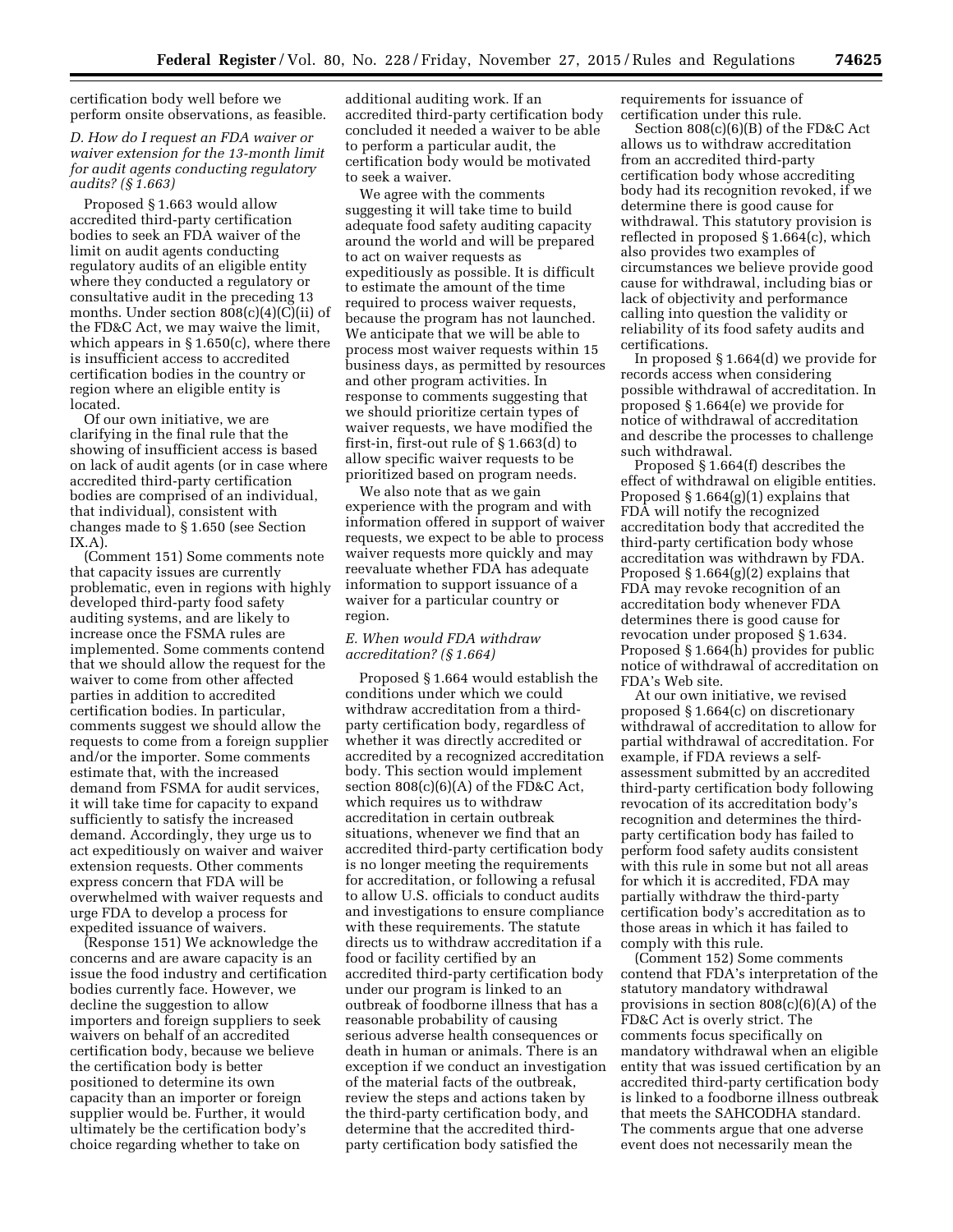certification body well before we perform onsite observations, as feasible.

### *D. How do I request an FDA waiver or waiver extension for the 13-month limit for audit agents conducting regulatory audits? (§ 1.663)*

Proposed § 1.663 would allow accredited third-party certification bodies to seek an FDA waiver of the limit on audit agents conducting regulatory audits of an eligible entity where they conducted a regulatory or consultative audit in the preceding 13 months. Under section 808(c)(4)(C)(ii) of the FD&C Act, we may waive the limit, which appears in § 1.650(c), where there is insufficient access to accredited certification bodies in the country or region where an eligible entity is located.

Of our own initiative, we are clarifying in the final rule that the showing of insufficient access is based on lack of audit agents (or in case where accredited third-party certification bodies are comprised of an individual, that individual), consistent with changes made to § 1.650 (see Section IX.A).

(Comment 151) Some comments note that capacity issues are currently problematic, even in regions with highly developed third-party food safety auditing systems, and are likely to increase once the FSMA rules are implemented. Some comments contend that we should allow the request for the waiver to come from other affected parties in addition to accredited certification bodies. In particular, comments suggest we should allow the requests to come from a foreign supplier and/or the importer. Some comments estimate that, with the increased demand from FSMA for audit services, it will take time for capacity to expand sufficiently to satisfy the increased demand. Accordingly, they urge us to act expeditiously on waiver and waiver extension requests. Other comments express concern that FDA will be overwhelmed with waiver requests and urge FDA to develop a process for expedited issuance of waivers.

(Response 151) We acknowledge the concerns and are aware capacity is an issue the food industry and certification bodies currently face. However, we decline the suggestion to allow importers and foreign suppliers to seek waivers on behalf of an accredited certification body, because we believe the certification body is better positioned to determine its own capacity than an importer or foreign supplier would be. Further, it would ultimately be the certification body's choice regarding whether to take on additional auditing work. If an accredited third-party certification body concluded it needed a waiver to be able to perform a particular audit, the certification body would be motivated to seek a waiver.

We agree with the comments suggesting it will take time to build adequate food safety auditing capacity around the world and will be prepared to act on waiver requests as expeditiously as possible. It is difficult to estimate the amount of the time required to process waiver requests, because the program has not launched. We anticipate that we will be able to process most waiver requests within 15 business days, as permitted by resources and other program activities. In response to comments suggesting that we should prioritize certain types of waiver requests, we have modified the first-in, first-out rule of § 1.663(d) to allow specific waiver requests to be prioritized based on program needs.

We also note that as we gain experience with the program and with information offered in support of waiver requests, we expect to be able to process waiver requests more quickly and may reevaluate whether FDA has adequate information to support issuance of a waiver for a particular country or region.

### *E. When would FDA withdraw accreditation? (§ 1.664)*

Proposed § 1.664 would establish the conditions under which we could withdraw accreditation from a third-party certification body, regardless of whether it was directly accredited or accredited by a recognized accreditation body. This section would implement section 808(c)(6)(A) of the FD&C Act, which requires us to withdraw accreditation in certain outbreak situations, whenever we find that an accredited third-party certification body is no longer meeting the requirements for accreditation, or following a refusal to allow U.S. officials to conduct audits and investigations to ensure compliance with these requirements. The statute directs us to withdraw accreditation if a food or facility certified by an accredited third-party certification body under our program is linked to an outbreak of foodborne illness that has a reasonable probability of causing serious adverse health consequences or death in human or animals. There is an exception if we conduct an investigation of the material facts of the outbreak, review the steps and actions taken by the third-party certification body, and determine that the accredited third-party certification body satisfied the requirements for issuance of certification under this rule.

Section 808(c)(6)(B) of the FD&C Act allows us to withdraw accreditation from an accredited third-party certification body whose accrediting body had its recognition revoked, if we determine there is good cause for withdrawal. This statutory provision is reflected in proposed § 1.664(c), which also provides two examples of circumstances we believe provide good cause for withdrawal, including bias or lack of objectivity and performance calling into question the validity or reliability of its food safety audits and certifications.

In proposed § 1.664(d) we provide for records access when considering possible withdrawal of accreditation. In proposed § 1.664(e) we provide for notice of withdrawal of accreditation and describe the processes to challenge such withdrawal.

Proposed § 1.664(f) describes the effect of withdrawal on eligible entities. Proposed § 1.664(g)(1) explains that FDA will notify the recognized accreditation body that accredited the third-party certification body whose accreditation was withdrawn by FDA. Proposed § 1.664(g)(2) explains that FDA may revoke recognition of an accreditation body whenever FDA determines there is good cause for revocation under proposed § 1.634. Proposed § 1.664(h) provides for public notice of withdrawal of accreditation on FDA's Web site.

At our own initiative, we revised proposed § 1.664(c) on discretionary withdrawal of accreditation to allow for partial withdrawal of accreditation. For example, if FDA reviews a self-assessment submitted by an accredited third-party certification body following revocation of its accreditation body's recognition and determines the third-party certification body has failed to perform food safety audits consistent with this rule in some but not all areas for which it is accredited, FDA may partially withdraw the third-party certification body's accreditation as to those areas in which it has failed to comply with this rule.

(Comment 152) Some comments contend that FDA's interpretation of the statutory mandatory withdrawal provisions in section 808(c)(6)(A) of the FD&C Act is overly strict. The comments focus specifically on mandatory withdrawal when an eligible entity that was issued certification by an accredited third-party certification body is linked to a foodborne illness outbreak that meets the SAHCODHA standard. The comments argue that one adverse event does not necessarily mean the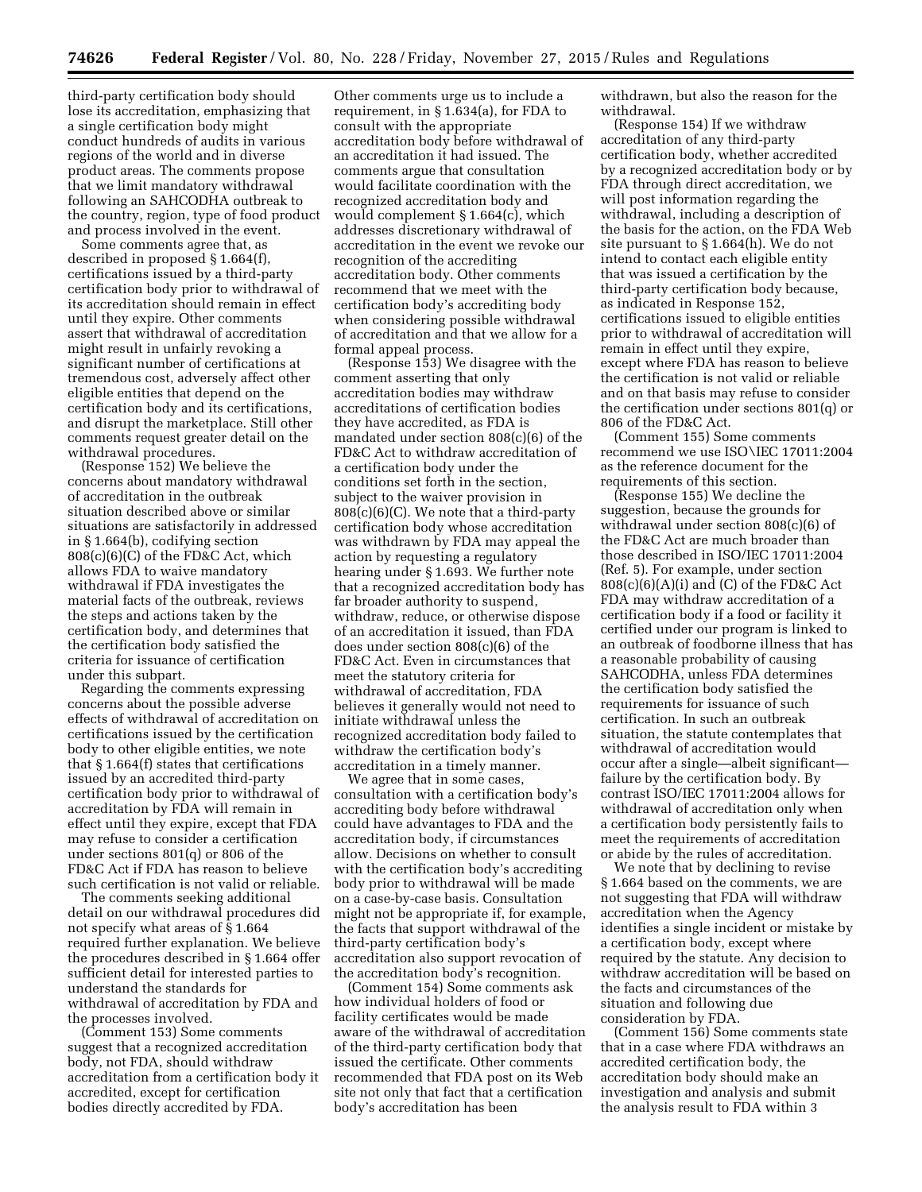third-party certification body should lose its accreditation, emphasizing that a single certification body might conduct hundreds of audits in various regions of the world and in diverse product areas. The comments propose that we limit mandatory withdrawal following an SAHCODHA outbreak to the country, region, type of food product and process involved in the event.

Some comments agree that, as described in proposed § 1.664(f), certifications issued by a third-party certification body prior to withdrawal of its accreditation should remain in effect until they expire. Other comments assert that withdrawal of accreditation might result in unfairly revoking a significant number of certifications at tremendous cost, adversely affect other eligible entities that depend on the certification body and its certifications, and disrupt the marketplace. Still other comments request greater detail on the withdrawal procedures.

(Response 152) We believe the concerns about mandatory withdrawal of accreditation in the outbreak situation described above or similar situations are satisfactorily in addressed in § 1.664(b), codifying section 808(c)(6)(C) of the FD&C Act, which allows FDA to waive mandatory withdrawal if FDA investigates the material facts of the outbreak, reviews the steps and actions taken by the certification body, and determines that the certification body satisfied the criteria for issuance of certification under this subpart.

Regarding the comments expressing concerns about the possible adverse effects of withdrawal of accreditation on certifications issued by the certification body to other eligible entities, we note that § 1.664(f) states that certifications issued by an accredited third-party certification body prior to withdrawal of accreditation by FDA will remain in effect until they expire, except that FDA may refuse to consider a certification under sections 801(q) or 806 of the FD&C Act if FDA has reason to believe such certification is not valid or reliable.

The comments seeking additional detail on our withdrawal procedures did not specify what areas of § 1.664 required further explanation. We believe the procedures described in § 1.664 offer sufficient detail for interested parties to understand the standards for withdrawal of accreditation by FDA and the processes involved.

(Comment 153) Some comments suggest that a recognized accreditation body, not FDA, should withdraw accreditation from a certification body it accredited, except for certification bodies directly accredited by FDA. Other comments urge us to include a requirement, in § 1.634(a), for FDA to consult with the appropriate accreditation body before withdrawal of an accreditation it had issued. The comments argue that consultation would facilitate coordination with the recognized accreditation body and would complement § 1.664(c), which addresses discretionary withdrawal of accreditation in the event we revoke our recognition of the accrediting accreditation body. Other comments recommend that we meet with the certification body's accrediting body when considering possible withdrawal of accreditation and that we allow for a formal appeal process.

(Response 153) We disagree with the comment asserting that only accreditation bodies may withdraw accreditations of certification bodies they have accredited, as FDA is mandated under section 808(c)(6) of the FD&C Act to withdraw accreditation of a certification body under the conditions set forth in the section, subject to the waiver provision in 808(c)(6)(C). We note that a third-party certification body whose accreditation was withdrawn by FDA may appeal the action by requesting a regulatory hearing under § 1.693. We further note that a recognized accreditation body has far broader authority to suspend, withdraw, reduce, or otherwise dispose of an accreditation it issued, than FDA does under section 808(c)(6) of the FD&C Act. Even in circumstances that meet the statutory criteria for withdrawal of accreditation, FDA believes it generally would not need to initiate withdrawal unless the recognized accreditation body failed to withdraw the certification body's accreditation in a timely manner.

We agree that in some cases, consultation with a certification body's accrediting body before withdrawal could have advantages to FDA and the accreditation body, if circumstances allow. Decisions on whether to consult with the certification body's accrediting body prior to withdrawal will be made on a case-by-case basis. Consultation might not be appropriate if, for example, the facts that support withdrawal of the third-party certification body's accreditation also support revocation of the accreditation body's recognition.

(Comment 154) Some comments ask how individual holders of food or facility certificates would be made aware of the withdrawal of accreditation of the third-party certification body that issued the certificate. Other comments recommended that FDA post on its Web site not only that fact that a certification body's accreditation has been withdrawn, but also the reason for the withdrawal.

(Response 154) If we withdraw accreditation of any third-party certification body, whether accredited by a recognized accreditation body or by FDA through direct accreditation, we will post information regarding the withdrawal, including a description of the basis for the action, on the FDA Web site pursuant to § 1.664(h). We do not intend to contact each eligible entity that was issued a certification by the third-party certification body because, as indicated in Response 152, certifications issued to eligible entities prior to withdrawal of accreditation will remain in effect until they expire, except where FDA has reason to believe the certification is not valid or reliable and on that basis may refuse to consider the certification under sections 801(q) or 806 of the FD&C Act.

(Comment 155) Some comments recommend we use ISO\IEC 17011:2004 as the reference document for the requirements of this section.

(Response 155) We decline the suggestion, because the grounds for withdrawal under section 808(c)(6) of the FD&C Act are much broader than those described in ISO/IEC 17011:2004 (Ref. 5). For example, under section 808(c)(6)(A)(i) and (C) of the FD&C Act FDA may withdraw accreditation of a certification body if a food or facility it certified under our program is linked to an outbreak of foodborne illness that has a reasonable probability of causing SAHCODHA, unless FDA determines the certification body satisfied the requirements for issuance of such certification. In such an outbreak situation, the statute contemplates that withdrawal of accreditation would occur after a single—albeit significant—failure by the certification body. By contrast ISO/IEC 17011:2004 allows for withdrawal of accreditation only when a certification body persistently fails to meet the requirements of accreditation or abide by the rules of accreditation.

We note that by declining to revise § 1.664 based on the comments, we are not suggesting that FDA will withdraw accreditation when the Agency identifies a single incident or mistake by a certification body, except where required by the statute. Any decision to withdraw accreditation will be based on the facts and circumstances of the situation and following due consideration by FDA.

(Comment 156) Some comments state that in a case where FDA withdraws an accredited certification body, the accreditation body should make an investigation and analysis and submit the analysis result to FDA within 3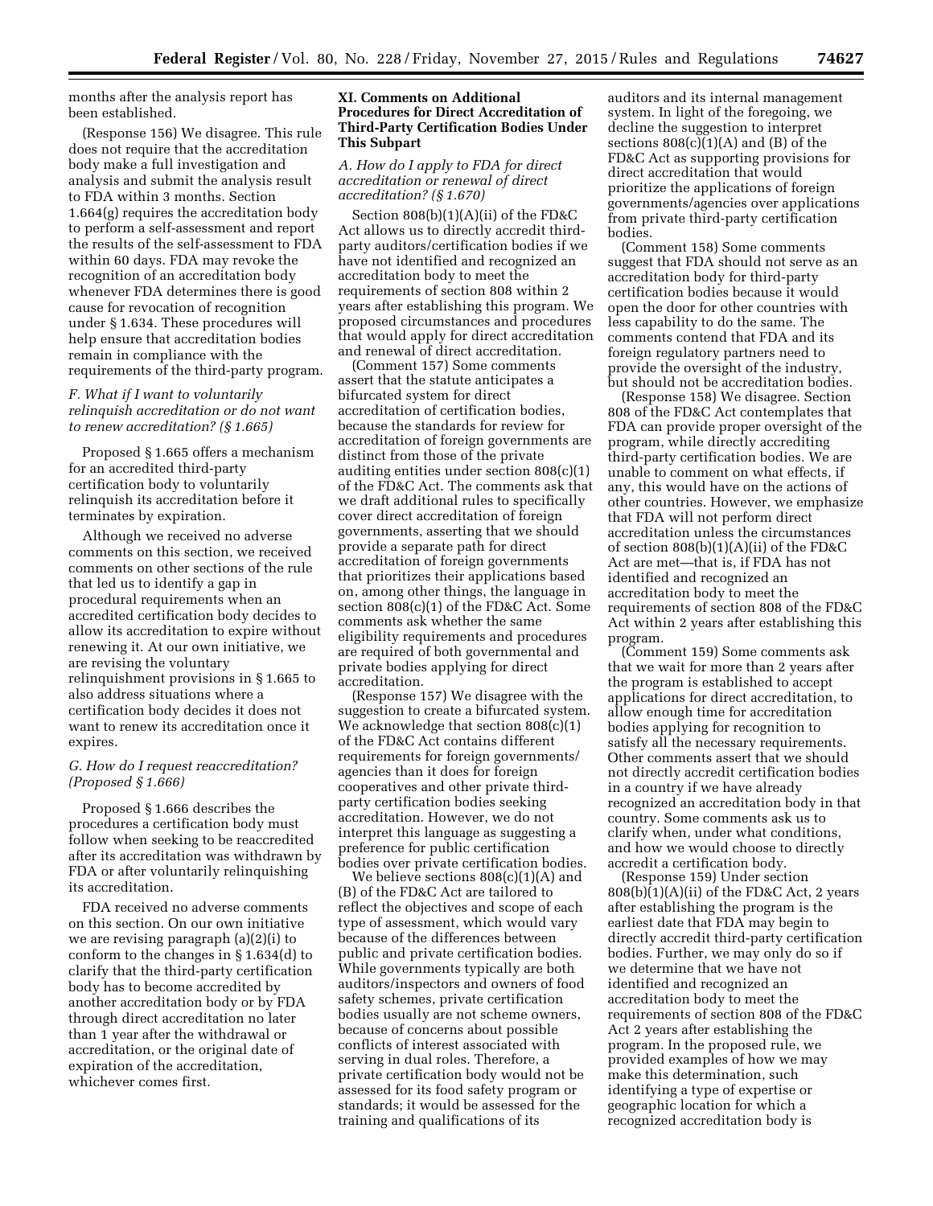months after the analysis report has been established.

(Response 156) We disagree. This rule does not require that the accreditation body make a full investigation and analysis and submit the analysis result to FDA within 3 months. Section 1.664(g) requires the accreditation body to perform a self-assessment and report the results of the self-assessment to FDA within 60 days. FDA may revoke the recognition of an accreditation body whenever FDA determines there is good cause for revocation of recognition under § 1.634. These procedures will help ensure that accreditation bodies remain in compliance with the requirements of the third-party program.

### *F. What if I want to voluntarily relinquish accreditation or do not want to renew accreditation? (§ 1.665)*

Proposed § 1.665 offers a mechanism for an accredited third-party certification body to voluntarily relinquish its accreditation before it terminates by expiration.

Although we received no adverse comments on this section, we received comments on other sections of the rule that led us to identify a gap in procedural requirements when an accredited certification body decides to allow its accreditation to expire without renewing it. At our own initiative, we are revising the voluntary relinquishment provisions in § 1.665 to also address situations where a certification body decides it does not want to renew its accreditation once it expires.

### *G. How do I request reaccreditation? (Proposed § 1.666)*

Proposed § 1.666 describes the procedures a certification body must follow when seeking to be reaccredited after its accreditation was withdrawn by FDA or after voluntarily relinquishing its accreditation.

FDA received no adverse comments on this section. On our own initiative we are revising paragraph (a)(2)(i) to conform to the changes in § 1.634(d) to clarify that the third-party certification body has to become accredited by another accreditation body or by FDA through direct accreditation no later than 1 year after the withdrawal or accreditation, or the original date of expiration of the accreditation, whichever comes first.

## XI. Comments on Additional Procedures for Direct Accreditation of Third-Party Certification Bodies Under This Subpart

### *A. How do I apply to FDA for direct accreditation or renewal of direct accreditation? (§ 1.670)*

Section 808(b)(1)(A)(ii) of the FD&C Act allows us to directly accredit third-party auditors/certification bodies if we have not identified and recognized an accreditation body to meet the requirements of section 808 within 2 years after establishing this program. We proposed circumstances and procedures that would apply for direct accreditation and renewal of direct accreditation.

(Comment 157) Some comments assert that the statute anticipates a bifurcated system for direct accreditation of certification bodies, because the standards for review for accreditation of foreign governments are distinct from those of the private auditing entities under section 808(c)(1) of the FD&C Act. The comments ask that we draft additional rules to specifically cover direct accreditation of foreign governments, asserting that we should provide a separate path for direct accreditation of foreign governments that prioritizes their applications based on, among other things, the language in section 808(c)(1) of the FD&C Act. Some comments ask whether the same eligibility requirements and procedures are required of both governmental and private bodies applying for direct accreditation.

(Response 157) We disagree with the suggestion to create a bifurcated system. We acknowledge that section 808(c)(1) of the FD&C Act contains different requirements for foreign governments/agencies than it does for foreign cooperatives and other private third-party certification bodies seeking accreditation. However, we do not interpret this language as suggesting a preference for public certification bodies over private certification bodies.

We believe sections 808(c)(1)(A) and (B) of the FD&C Act are tailored to reflect the objectives and scope of each type of assessment, which would vary because of the differences between public and private certification bodies. While governments typically are both auditors/inspectors and owners of food safety schemes, private certification bodies usually are not scheme owners, because of concerns about possible conflicts of interest associated with serving in dual roles. Therefore, a private certification body would not be assessed for its food safety program or standards; it would be assessed for the training and qualifications of its auditors and its internal management system. In light of the foregoing, we decline the suggestion to interpret sections 808(c)(1)(A) and (B) of the FD&C Act as supporting provisions for direct accreditation that would prioritize the applications of foreign governments/agencies over applications from private third-party certification bodies.

(Comment 158) Some comments suggest that FDA should not serve as an accreditation body for third-party certification bodies because it would open the door for other countries with less capability to do the same. The comments contend that FDA and its foreign regulatory partners need to provide the oversight of the industry, but should not be accreditation bodies.

(Response 158) We disagree. Section 808 of the FD&C Act contemplates that FDA can provide proper oversight of the program, while directly accrediting third-party certification bodies. We are unable to comment on what effects, if any, this would have on the actions of other countries. However, we emphasize that FDA will not perform direct accreditation unless the circumstances of section 808(b)(1)(A)(ii) of the FD&C Act are met—that is, if FDA has not identified and recognized an accreditation body to meet the requirements of section 808 of the FD&C Act within 2 years after establishing this program.

(Comment 159) Some comments ask that we wait for more than 2 years after the program is established to accept applications for direct accreditation, to allow enough time for accreditation bodies applying for recognition to satisfy all the necessary requirements. Other comments assert that we should not directly accredit certification bodies in a country if we have already recognized an accreditation body in that country. Some comments ask us to clarify when, under what conditions, and how we would choose to directly accredit a certification body.

(Response 159) Under section 808(b)(1)(A)(ii) of the FD&C Act, 2 years after establishing the program is the earliest date that FDA may begin to directly accredit third-party certification bodies. Further, we may only do so if we determine that we have not identified and recognized an accreditation body to meet the requirements of section 808 of the FD&C Act 2 years after establishing the program. In the proposed rule, we provided examples of how we may make this determination, such identifying a type of expertise or geographic location for which a recognized accreditation body is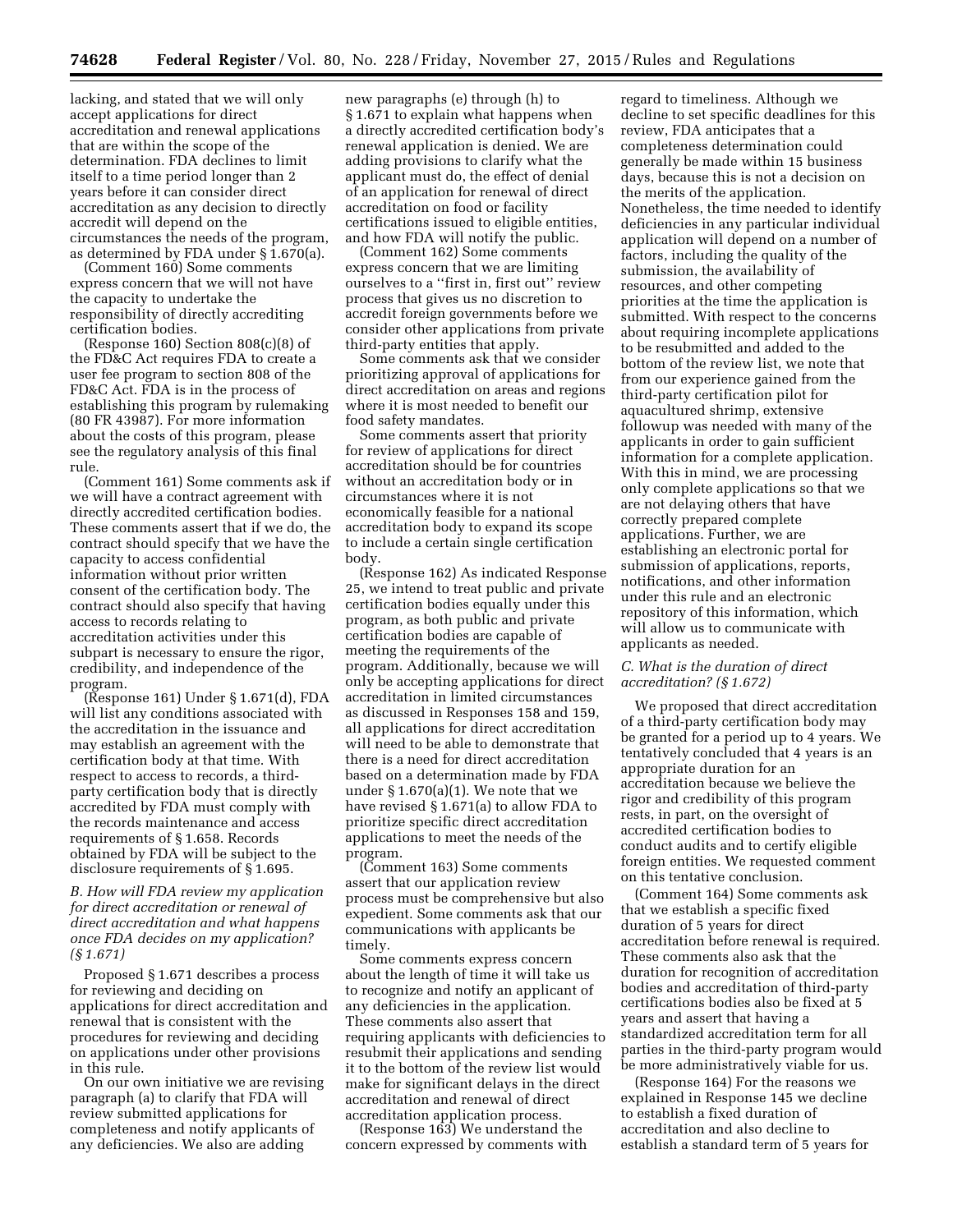lacking, and stated that we will only accept applications for direct accreditation and renewal applications that are within the scope of the determination. FDA declines to limit itself to a time period longer than 2 years before it can consider direct accreditation as any decision to directly accredit will depend on the circumstances the needs of the program, as determined by FDA under § 1.670(a).

(Comment 160) Some comments express concern that we will not have the capacity to undertake the responsibility of directly accrediting certification bodies.

(Response 160) Section 808(c)(8) of the FD&C Act requires FDA to create a user fee program to section 808 of the FD&C Act. FDA is in the process of establishing this program by rulemaking (80 FR 43987). For more information about the costs of this program, please see the regulatory analysis of this final rule.

(Comment 161) Some comments ask if we will have a contract agreement with directly accredited certification bodies. These comments assert that if we do, the contract should specify that we have the capacity to access confidential information without prior written consent of the certification body. The contract should also specify that having access to records relating to accreditation activities under this subpart is necessary to ensure the rigor, credibility, and independence of the program.

(Response 161) Under § 1.671(d), FDA will list any conditions associated with the accreditation in the issuance and may establish an agreement with the certification body at that time. With respect to access to records, a third-party certification body that is directly accredited by FDA must comply with the records maintenance and access requirements of § 1.658. Records obtained by FDA will be subject to the disclosure requirements of § 1.695.

### *B. How will FDA review my application for direct accreditation or renewal of direct accreditation and what happens once FDA decides on my application? (§ 1.671)*

Proposed § 1.671 describes a process for reviewing and deciding on applications for direct accreditation and renewal that is consistent with the procedures for reviewing and deciding on applications under other provisions in this rule.

On our own initiative we are revising paragraph (a) to clarify that FDA will review submitted applications for completeness and notify applicants of any deficiencies. We also are adding new paragraphs (e) through (h) to § 1.671 to explain what happens when a directly accredited certification body's renewal application is denied. We are adding provisions to clarify what the applicant must do, the effect of denial of an application for renewal of direct accreditation on food or facility certifications issued to eligible entities, and how FDA will notify the public.

(Comment 162) Some comments express concern that we are limiting ourselves to a ''first in, first out'' review process that gives us no discretion to accredit foreign governments before we consider other applications from private third-party entities that apply.

Some comments ask that we consider prioritizing approval of applications for direct accreditation on areas and regions where it is most needed to benefit our food safety mandates.

Some comments assert that priority for review of applications for direct accreditation should be for countries without an accreditation body or in circumstances where it is not economically feasible for a national accreditation body to expand its scope to include a certain single certification body.

(Response 162) As indicated Response 25, we intend to treat public and private certification bodies equally under this program, as both public and private certification bodies are capable of meeting the requirements of the program. Additionally, because we will only be accepting applications for direct accreditation in limited circumstances as discussed in Responses 158 and 159, all applications for direct accreditation will need to be able to demonstrate that there is a need for direct accreditation based on a determination made by FDA under § 1.670(a)(1). We note that we have revised § 1.671(a) to allow FDA to prioritize specific direct accreditation applications to meet the needs of the program.

(Comment 163) Some comments assert that our application review process must be comprehensive but also expedient. Some comments ask that our communications with applicants be timely.

Some comments express concern about the length of time it will take us to recognize and notify an applicant of any deficiencies in the application. These comments also assert that requiring applicants with deficiencies to resubmit their applications and sending it to the bottom of the review list would make for significant delays in the direct accreditation and renewal of direct accreditation application process.

(Response 163) We understand the concern expressed by comments with regard to timeliness. Although we decline to set specific deadlines for this review, FDA anticipates that a completeness determination could generally be made within 15 business days, because this is not a decision on the merits of the application. Nonetheless, the time needed to identify deficiencies in any particular individual application will depend on a number of factors, including the quality of the submission, the availability of resources, and other competing priorities at the time the application is submitted. With respect to the concerns about requiring incomplete applications to be resubmitted and added to the bottom of the review list, we note that from our experience gained from the third-party certification pilot for aquacultured shrimp, extensive followup was needed with many of the applicants in order to gain sufficient information for a complete application. With this in mind, we are processing only complete applications so that we are not delaying others that have correctly prepared complete applications. Further, we are establishing an electronic portal for submission of applications, reports, notifications, and other information under this rule and an electronic repository of this information, which will allow us to communicate with applicants as needed.

### *C. What is the duration of direct accreditation? (§ 1.672)*

We proposed that direct accreditation of a third-party certification body may be granted for a period up to 4 years. We tentatively concluded that 4 years is an appropriate duration for an accreditation because we believe the rigor and credibility of this program rests, in part, on the oversight of accredited certification bodies to conduct audits and to certify eligible foreign entities. We requested comment on this tentative conclusion.

(Comment 164) Some comments ask that we establish a specific fixed duration of 5 years for direct accreditation before renewal is required. These comments also ask that the duration for recognition of accreditation bodies and accreditation of third-party certifications bodies also be fixed at 5 years and assert that having a standardized accreditation term for all parties in the third-party program would be more administratively viable for us.

(Response 164) For the reasons we explained in Response 145 we decline to establish a fixed duration of accreditation and also decline to establish a standard term of 5 years for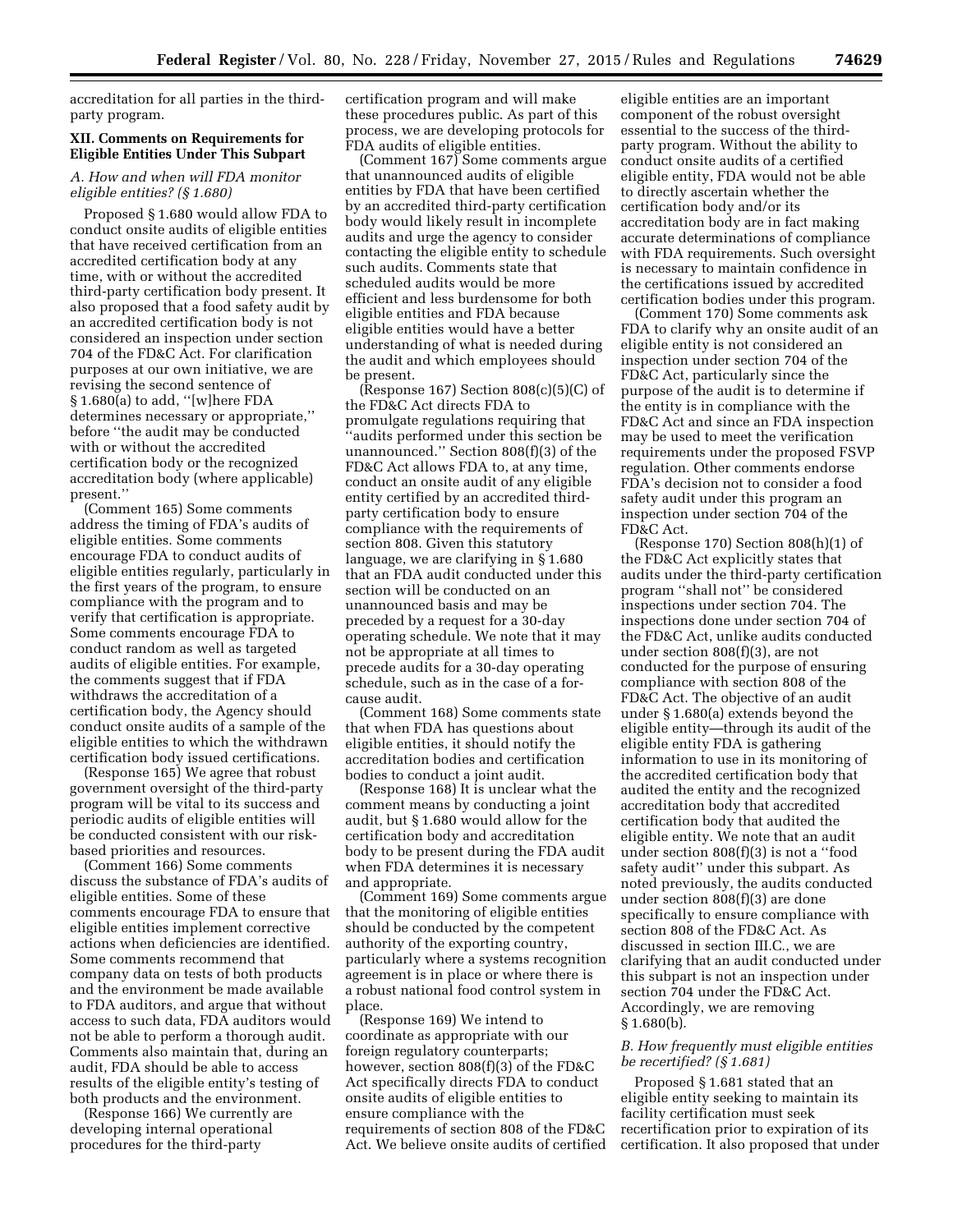accreditation for all parties in the third-party program.

## XII. Comments on Requirements for Eligible Entities Under This Subpart

### *A. How and when will FDA monitor eligible entities? (§ 1.680)*

Proposed § 1.680 would allow FDA to conduct onsite audits of eligible entities that have received certification from an accredited certification body at any time, with or without the accredited third-party certification body present. It also proposed that a food safety audit by an accredited certification body is not considered an inspection under section 704 of the FD&C Act. For clarification purposes at our own initiative, we are revising the second sentence of § 1.680(a) to add, ''[w]here FDA determines necessary or appropriate,'' before ''the audit may be conducted with or without the accredited certification body or the recognized accreditation body (where applicable) present.''

(Comment 165) Some comments address the timing of FDA's audits of eligible entities. Some comments encourage FDA to conduct audits of eligible entities regularly, particularly in the first years of the program, to ensure compliance with the program and to verify that certification is appropriate. Some comments encourage FDA to conduct random as well as targeted audits of eligible entities. For example, the comments suggest that if FDA withdraws the accreditation of a certification body, the Agency should conduct onsite audits of a sample of the eligible entities to which the withdrawn certification body issued certifications.

(Response 165) We agree that robust government oversight of the third-party program will be vital to its success and periodic audits of eligible entities will be conducted consistent with our risk-based priorities and resources.

(Comment 166) Some comments discuss the substance of FDA's audits of eligible entities. Some of these comments encourage FDA to ensure that eligible entities implement corrective actions when deficiencies are identified. Some comments recommend that company data on tests of both products and the environment be made available to FDA auditors, and argue that without access to such data, FDA auditors would not be able to perform a thorough audit. Comments also maintain that, during an audit, FDA should be able to access results of the eligible entity's testing of both products and the environment.

(Response 166) We currently are developing internal operational procedures for the third-party certification program and will make these procedures public. As part of this process, we are developing protocols for FDA audits of eligible entities.

(Comment 167) Some comments argue that unannounced audits of eligible entities by FDA that have been certified by an accredited third-party certification body would likely result in incomplete audits and urge the agency to consider contacting the eligible entity to schedule such audits. Comments state that scheduled audits would be more efficient and less burdensome for both eligible entities and FDA because eligible entities would have a better understanding of what is needed during the audit and which employees should be present.

(Response 167) Section 808(c)(5)(C) of the FD&C Act directs FDA to promulgate regulations requiring that ''audits performed under this section be unannounced.'' Section 808(f)(3) of the FD&C Act allows FDA to, at any time, conduct an onsite audit of any eligible entity certified by an accredited third-party certification body to ensure compliance with the requirements of section 808. Given this statutory language, we are clarifying in § 1.680 that an FDA audit conducted under this section will be conducted on an unannounced basis and may be preceded by a request for a 30-day operating schedule. We note that it may not be appropriate at all times to precede audits for a 30-day operating schedule, such as in the case of a for-cause audit.

(Comment 168) Some comments state that when FDA has questions about eligible entities, it should notify the accreditation bodies and certification bodies to conduct a joint audit.

(Response 168) It is unclear what the comment means by conducting a joint audit, but § 1.680 would allow for the certification body and accreditation body to be present during the FDA audit when FDA determines it is necessary and appropriate.

(Comment 169) Some comments argue that the monitoring of eligible entities should be conducted by the competent authority of the exporting country, particularly where a systems recognition agreement is in place or where there is a robust national food control system in place.

(Response 169) We intend to coordinate as appropriate with our foreign regulatory counterparts; however, section 808(f)(3) of the FD&C Act specifically directs FDA to conduct onsite audits of eligible entities to ensure compliance with the requirements of section 808 of the FD&C Act. We believe onsite audits of certified eligible entities are an important component of the robust oversight essential to the success of the third-party program. Without the ability to conduct onsite audits of a certified eligible entity, FDA would not be able to directly ascertain whether the certification body and/or its accreditation body are in fact making accurate determinations of compliance with FDA requirements. Such oversight is necessary to maintain confidence in the certifications issued by accredited certification bodies under this program.

(Comment 170) Some comments ask FDA to clarify why an onsite audit of an eligible entity is not considered an inspection under section 704 of the FD&C Act, particularly since the purpose of the audit is to determine if the entity is in compliance with the FD&C Act and since an FDA inspection may be used to meet the verification requirements under the proposed FSVP regulation. Other comments endorse FDA's decision not to consider a food safety audit under this program an inspection under section 704 of the FD&C Act.

(Response 170) Section 808(h)(1) of the FD&C Act explicitly states that audits under the third-party certification program ''shall not'' be considered inspections under section 704. The inspections done under section 704 of the FD&C Act, unlike audits conducted under section 808(f)(3), are not conducted for the purpose of ensuring compliance with section 808 of the FD&C Act. The objective of an audit under § 1.680(a) extends beyond the eligible entity—through its audit of the eligible entity FDA is gathering information to use in its monitoring of the accredited certification body that audited the entity and the recognized accreditation body that accredited certification body that audited the eligible entity. We note that an audit under section 808(f)(3) is not a ''food safety audit'' under this subpart. As noted previously, the audits conducted under section 808(f)(3) are done specifically to ensure compliance with section 808 of the FD&C Act. As discussed in section III.C., we are clarifying that an audit conducted under this subpart is not an inspection under section 704 under the FD&C Act. Accordingly, we are removing § 1.680(b).

### *B. How frequently must eligible entities be recertified? (§ 1.681)*

Proposed § 1.681 stated that an eligible entity seeking to maintain its facility certification must seek recertification prior to expiration of its certification. It also proposed that under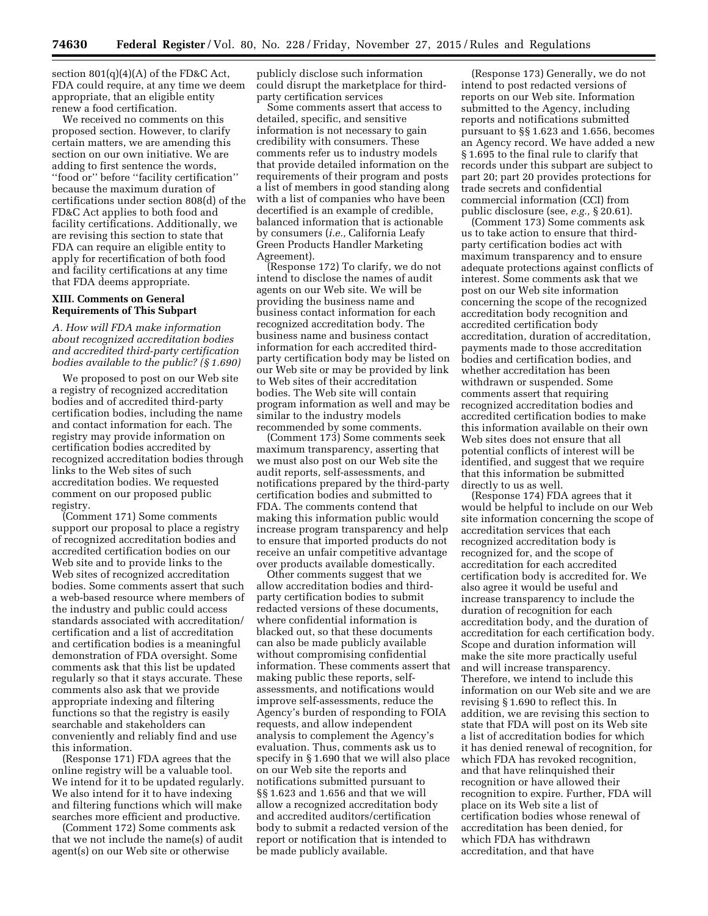section 801(q)(4)(A) of the FD&C Act, FDA could require, at any time we deem appropriate, that an eligible entity renew a food certification.

We received no comments on this proposed section. However, to clarify certain matters, we are amending this section on our own initiative. We are adding to first sentence the words, ''food or'' before ''facility certification'' because the maximum duration of certifications under section 808(d) of the FD&C Act applies to both food and facility certifications. Additionally, we are revising this section to state that FDA can require an eligible entity to apply for recertification of both food and facility certifications at any time that FDA deems appropriate.

## XIII. Comments on General Requirements of This Subpart

### *A. How will FDA make information about recognized accreditation bodies and accredited third-party certification bodies available to the public? (§ 1.690)*

We proposed to post on our Web site a registry of recognized accreditation bodies and of accredited third-party certification bodies, including the name and contact information for each. The registry may provide information on certification bodies accredited by recognized accreditation bodies through links to the Web sites of such accreditation bodies. We requested comment on our proposed public registry.

(Comment 171) Some comments support our proposal to place a registry of recognized accreditation bodies and accredited certification bodies on our Web site and to provide links to the Web sites of recognized accreditation bodies. Some comments assert that such a web-based resource where members of the industry and public could access standards associated with accreditation/certification and a list of accreditation and certification bodies is a meaningful demonstration of FDA oversight. Some comments ask that this list be updated regularly so that it stays accurate. These comments also ask that we provide appropriate indexing and filtering functions so that the registry is easily searchable and stakeholders can conveniently and reliably find and use this information.

(Response 171) FDA agrees that the online registry will be a valuable tool. We intend for it to be updated regularly. We also intend for it to have indexing and filtering functions which will make searches more efficient and productive.

(Comment 172) Some comments ask that we not include the name(s) of audit agent(s) on our Web site or otherwise publicly disclose such information could disrupt the marketplace for third-party certification services

Some comments assert that access to detailed, specific, and sensitive information is not necessary to gain credibility with consumers. These comments refer us to industry models that provide detailed information on the requirements of their program and posts a list of members in good standing along with a list of companies who have been decertified is an example of credible, balanced information that is actionable by consumers (*i.e.,* California Leafy Green Products Handler Marketing Agreement).

(Response 172) To clarify, we do not intend to disclose the names of audit agents on our Web site. We will be providing the business name and business contact information for each recognized accreditation body. The business name and business contact information for each accredited third-party certification body may be listed on our Web site or may be provided by link to Web sites of their accreditation bodies. The Web site will contain program information as well and may be similar to the industry models recommended by some comments.

(Comment 173) Some comments seek maximum transparency, asserting that we must also post on our Web site the audit reports, self-assessments, and notifications prepared by the third-party certification bodies and submitted to FDA. The comments contend that making this information public would increase program transparency and help to ensure that imported products do not receive an unfair competitive advantage over products available domestically.

Other comments suggest that we allow accreditation bodies and third-party certification bodies to submit redacted versions of these documents, where confidential information is blacked out, so that these documents can also be made publicly available without compromising confidential information. These comments assert that making public these reports, self-assessments, and notifications would improve self-assessments, reduce the Agency's burden of responding to FOIA requests, and allow independent analysis to complement the Agency's evaluation. Thus, comments ask us to specify in § 1.690 that we will also place on our Web site the reports and notifications submitted pursuant to §§ 1.623 and 1.656 and that we will allow a recognized accreditation body and accredited auditors/certification body to submit a redacted version of the report or notification that is intended to be made publicly available.

(Response 173) Generally, we do not intend to post redacted versions of reports on our Web site. Information submitted to the Agency, including reports and notifications submitted pursuant to §§ 1.623 and 1.656, becomes an Agency record. We have added a new § 1.695 to the final rule to clarify that records under this subpart are subject to part 20; part 20 provides protections for trade secrets and confidential commercial information (CCI) from public disclosure (see, *e.g.,* § 20.61).

(Comment 173) Some comments ask us to take action to ensure that third-party certification bodies act with maximum transparency and to ensure adequate protections against conflicts of interest. Some comments ask that we post on our Web site information concerning the scope of the recognized accreditation body recognition and accredited certification body accreditation, duration of accreditation, payments made to those accreditation bodies and certification bodies, and whether accreditation has been withdrawn or suspended. Some comments assert that requiring recognized accreditation bodies and accredited certification bodies to make this information available on their own Web sites does not ensure that all potential conflicts of interest will be identified, and suggest that we require that this information be submitted directly to us as well.

(Response 174) FDA agrees that it would be helpful to include on our Web site information concerning the scope of accreditation services that each recognized accreditation body is recognized for, and the scope of accreditation for each accredited certification body is accredited for. We also agree it would be useful and increase transparency to include the duration of recognition for each accreditation body, and the duration of accreditation for each certification body. Scope and duration information will make the site more practically useful and will increase transparency. Therefore, we intend to include this information on our Web site and we are revising § 1.690 to reflect this. In addition, we are revising this section to state that FDA will post on its Web site a list of accreditation bodies for which it has denied renewal of recognition, for which FDA has revoked recognition, and that have relinquished their recognition or have allowed their recognition to expire. Further, FDA will place on its Web site a list of certification bodies whose renewal of accreditation has been denied, for which FDA has withdrawn accreditation, and that have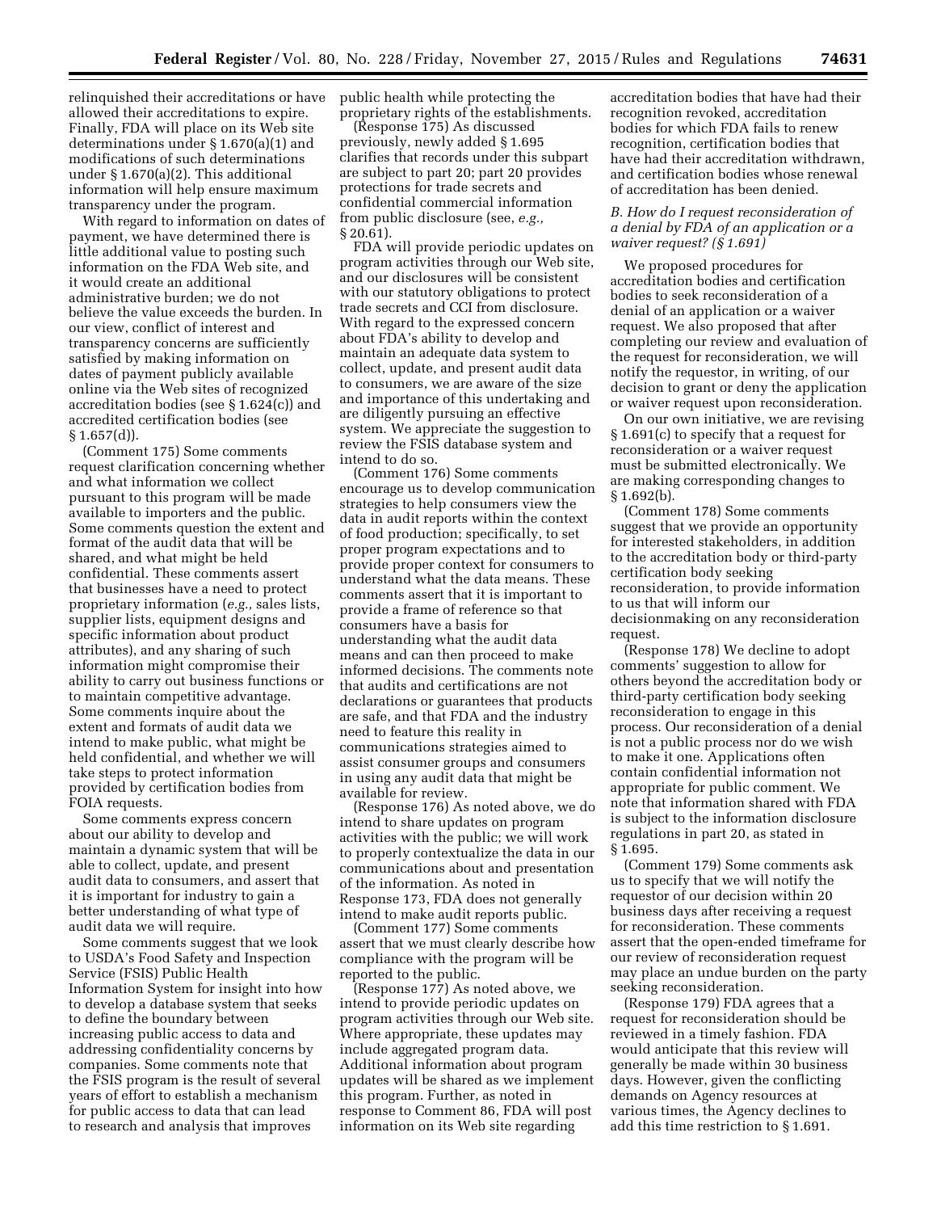relinquished their accreditations or have allowed their accreditations to expire. Finally, FDA will place on its Web site determinations under § 1.670(a)(1) and modifications of such determinations under § 1.670(a)(2). This additional information will help ensure maximum transparency under the program.

With regard to information on dates of payment, we have determined there is little additional value to posting such information on the FDA Web site, and it would create an additional administrative burden; we do not believe the value exceeds the burden. In our view, conflict of interest and transparency concerns are sufficiently satisfied by making information on dates of payment publicly available online via the Web sites of recognized accreditation bodies (see § 1.624(c)) and accredited certification bodies (see § 1.657(d)).

(Comment 175) Some comments request clarification concerning whether and what information we collect pursuant to this program will be made available to importers and the public. Some comments question the extent and format of the audit data that will be shared, and what might be held confidential. These comments assert that businesses have a need to protect proprietary information (*e.g.,* sales lists, supplier lists, equipment designs and specific information about product attributes), and any sharing of such information might compromise their ability to carry out business functions or to maintain competitive advantage. Some comments inquire about the extent and formats of audit data we intend to make public, what might be held confidential, and whether we will take steps to protect information provided by certification bodies from FOIA requests.

Some comments express concern about our ability to develop and maintain a dynamic system that will be able to collect, update, and present audit data to consumers, and assert that it is important for industry to gain a better understanding of what type of audit data we will require.

Some comments suggest that we look to USDA's Food Safety and Inspection Service (FSIS) Public Health Information System for insight into how to develop a database system that seeks to define the boundary between increasing public access to data and addressing confidentiality concerns by companies. Some comments note that the FSIS program is the result of several years of effort to establish a mechanism for public access to data that can lead to research and analysis that improves public health while protecting the proprietary rights of the establishments.

(Response 175) As discussed previously, newly added § 1.695 clarifies that records under this subpart are subject to part 20; part 20 provides protections for trade secrets and confidential commercial information from public disclosure (see, *e.g.,* § 20.61).

FDA will provide periodic updates on program activities through our Web site, and our disclosures will be consistent with our statutory obligations to protect trade secrets and CCI from disclosure. With regard to the expressed concern about FDA's ability to develop and maintain an adequate data system to collect, update, and present audit data to consumers, we are aware of the size and importance of this undertaking and are diligently pursuing an effective system. We appreciate the suggestion to review the FSIS database system and intend to do so.

(Comment 176) Some comments encourage us to develop communication strategies to help consumers view the data in audit reports within the context of food production; specifically, to set proper program expectations and to provide proper context for consumers to understand what the data means. These comments assert that it is important to provide a frame of reference so that consumers have a basis for understanding what the audit data means and can then proceed to make informed decisions. The comments note that audits and certifications are not declarations or guarantees that products are safe, and that FDA and the industry need to feature this reality in communications strategies aimed to assist consumer groups and consumers in using any audit data that might be available for review.

(Response 176) As noted above, we do intend to share updates on program activities with the public; we will work to properly contextualize the data in our communications about and presentation of the information. As noted in Response 173, FDA does not generally intend to make audit reports public.

(Comment 177) Some comments assert that we must clearly describe how compliance with the program will be reported to the public.

(Response 177) As noted above, we intend to provide periodic updates on program activities through our Web site. Where appropriate, these updates may include aggregated program data. Additional information about program updates will be shared as we implement this program. Further, as noted in response to Comment 86, FDA will post information on its Web site regarding accreditation bodies that have had their recognition revoked, accreditation bodies for which FDA fails to renew recognition, certification bodies that have had their accreditation withdrawn, and certification bodies whose renewal of accreditation has been denied.

### *B. How do I request reconsideration of a denial by FDA of an application or a waiver request? (§ 1.691)*

We proposed procedures for accreditation bodies and certification bodies to seek reconsideration of a denial of an application or a waiver request. We also proposed that after completing our review and evaluation of the request for reconsideration, we will notify the requestor, in writing, of our decision to grant or deny the application or waiver request upon reconsideration.

On our own initiative, we are revising § 1.691(c) to specify that a request for reconsideration or a waiver request must be submitted electronically. We are making corresponding changes to § 1.692(b).

(Comment 178) Some comments suggest that we provide an opportunity for interested stakeholders, in addition to the accreditation body or third-party certification body seeking reconsideration, to provide information to us that will inform our decisionmaking on any reconsideration request.

(Response 178) We decline to adopt comments' suggestion to allow for others beyond the accreditation body or third-party certification body seeking reconsideration to engage in this process. Our reconsideration of a denial is not a public process nor do we wish to make it one. Applications often contain confidential information not appropriate for public comment. We note that information shared with FDA is subject to the information disclosure regulations in part 20, as stated in § 1.695.

(Comment 179) Some comments ask us to specify that we will notify the requestor of our decision within 20 business days after receiving a request for reconsideration. These comments assert that the open-ended timeframe for our review of reconsideration request may place an undue burden on the party seeking reconsideration.

(Response 179) FDA agrees that a request for reconsideration should be reviewed in a timely fashion. FDA would anticipate that this review will generally be made within 30 business days. However, given the conflicting demands on Agency resources at various times, the Agency declines to add this time restriction to § 1.691.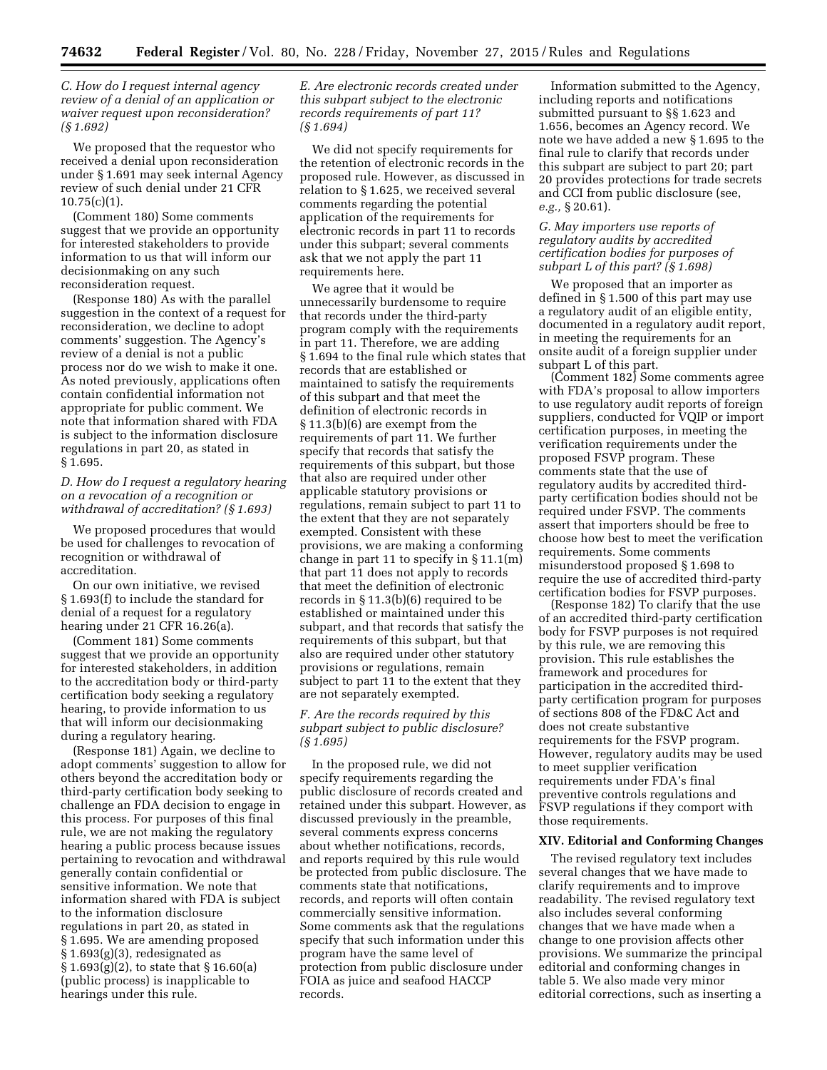### *C. How do I request internal agency review of a denial of an application or waiver request upon reconsideration? (§ 1.692)*

We proposed that the requestor who received a denial upon reconsideration under § 1.691 may seek internal Agency review of such denial under 21 CFR 10.75(c)(1).

(Comment 180) Some comments suggest that we provide an opportunity for interested stakeholders to provide information to us that will inform our decisionmaking on any such reconsideration request.

(Response 180) As with the parallel suggestion in the context of a request for reconsideration, we decline to adopt comments' suggestion. The Agency's review of a denial is not a public process nor do we wish to make it one. As noted previously, applications often contain confidential information not appropriate for public comment. We note that information shared with FDA is subject to the information disclosure regulations in part 20, as stated in § 1.695.

### *D. How do I request a regulatory hearing on a revocation of a recognition or withdrawal of accreditation? (§ 1.693)*

We proposed procedures that would be used for challenges to revocation of recognition or withdrawal of accreditation.

On our own initiative, we revised § 1.693(f) to include the standard for denial of a request for a regulatory hearing under 21 CFR 16.26(a).

(Comment 181) Some comments suggest that we provide an opportunity for interested stakeholders, in addition to the accreditation body or third-party certification body seeking a regulatory hearing, to provide information to us that will inform our decisionmaking during a regulatory hearing.

(Response 181) Again, we decline to adopt comments' suggestion to allow for others beyond the accreditation body or third-party certification body seeking to challenge an FDA decision to engage in this process. For purposes of this final rule, we are not making the regulatory hearing a public process because issues pertaining to revocation and withdrawal generally contain confidential or sensitive information. We note that information shared with FDA is subject to the information disclosure regulations in part 20, as stated in § 1.695. We are amending proposed § 1.693(g)(3), redesignated as § 1.693(g)(2), to state that § 16.60(a) (public process) is inapplicable to hearings under this rule.

### *E. Are electronic records created under this subpart subject to the electronic records requirements of part 11? (§ 1.694)*

We did not specify requirements for the retention of electronic records in the proposed rule. However, as discussed in relation to § 1.625, we received several comments regarding the potential application of the requirements for electronic records in part 11 to records under this subpart; several comments ask that we not apply the part 11 requirements here.

We agree that it would be unnecessarily burdensome to require that records under the third-party program comply with the requirements in part 11. Therefore, we are adding § 1.694 to the final rule which states that records that are established or maintained to satisfy the requirements of this subpart and that meet the definition of electronic records in § 11.3(b)(6) are exempt from the requirements of part 11. We further specify that records that satisfy the requirements of this subpart, but those that also are required under other applicable statutory provisions or regulations, remain subject to part 11 to the extent that they are not separately exempted. Consistent with these provisions, we are making a conforming change in part 11 to specify in § 11.1(m) that part 11 does not apply to records that meet the definition of electronic records in § 11.3(b)(6) required to be established or maintained under this subpart, and that records that satisfy the requirements of this subpart, but that also are required under other statutory provisions or regulations, remain subject to part 11 to the extent that they are not separately exempted.

### *F. Are the records required by this subpart subject to public disclosure? (§ 1.695)*

In the proposed rule, we did not specify requirements regarding the public disclosure of records created and retained under this subpart. However, as discussed previously in the preamble, several comments express concerns about whether notifications, records, and reports required by this rule would be protected from public disclosure. The comments state that notifications, records, and reports will often contain commercially sensitive information. Some comments ask that the regulations specify that such information under this program have the same level of protection from public disclosure under FOIA as juice and seafood HACCP records.

Information submitted to the Agency, including reports and notifications submitted pursuant to §§ 1.623 and 1.656, becomes an Agency record. We note we have added a new § 1.695 to the final rule to clarify that records under this subpart are subject to part 20; part 20 provides protections for trade secrets and CCI from public disclosure (see, *e.g.,* § 20.61).

### *G. May importers use reports of regulatory audits by accredited certification bodies for purposes of subpart L of this part? (§ 1.698)*

We proposed that an importer as defined in § 1.500 of this part may use a regulatory audit of an eligible entity, documented in a regulatory audit report, in meeting the requirements for an onsite audit of a foreign supplier under subpart L of this part.

(Comment 182) Some comments agree with FDA's proposal to allow importers to use regulatory audit reports of foreign suppliers, conducted for VQIP or import certification purposes, in meeting the verification requirements under the proposed FSVP program. These comments state that the use of regulatory audits by accredited third-party certification bodies should not be required under FSVP. The comments assert that importers should be free to choose how best to meet the verification requirements. Some comments misunderstood proposed § 1.698 to require the use of accredited third-party certification bodies for FSVP purposes.

(Response 182) To clarify that the use of an accredited third-party certification body for FSVP purposes is not required by this rule, we are removing this provision. This rule establishes the framework and procedures for participation in the accredited third-party certification program for purposes of sections 808 of the FD&C Act and does not create substantive requirements for the FSVP program. However, regulatory audits may be used to meet supplier verification requirements under FDA's final preventive controls regulations and FSVP regulations if they comport with those requirements.

## XIV. Editorial and Conforming Changes

The revised regulatory text includes several changes that we have made to clarify requirements and to improve readability. The revised regulatory text also includes several conforming changes that we have made when a change to one provision affects other provisions. We summarize the principal editorial and conforming changes in table 5. We also made very minor editorial corrections, such as inserting a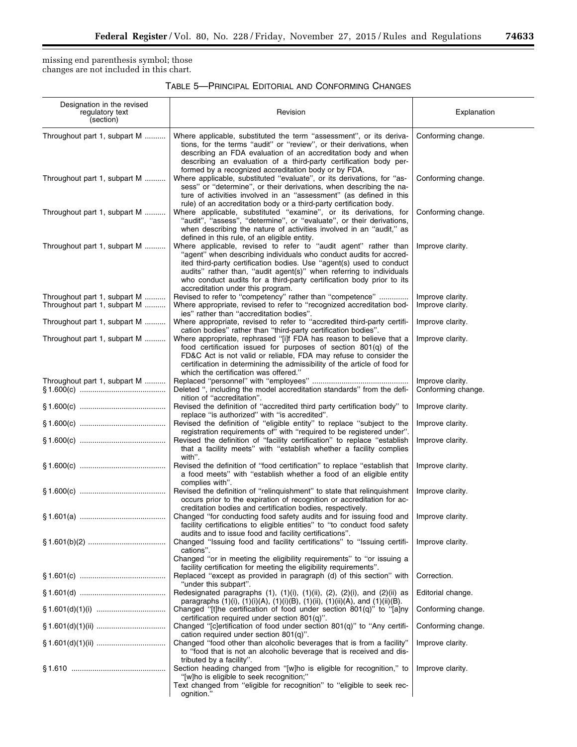missing end parenthesis symbol; those changes are not included in this chart.

TABLE 5—PRINCIPAL EDITORIAL AND CONFORMING CHANGES

| Designation in the revised regulatory text (section) | Revision | Explanation |
| --- | --- | --- |
| Throughout part 1, subpart M | Where applicable, substituted the term "assessment", or its derivations, for the terms "audit" or "review", or their derivations, when describing an FDA evaluation of an accreditation body and when describing an evaluation of a third-party certification body performed by a recognized accreditation body or by FDA. | Conforming change. |
| Throughout part 1, subpart M | Where applicable, substituted "evaluate", or its derivations, for "assess" or "determine", or their derivations, when describing the nature of activities involved in an "assessment" (as defined in this rule) of an accreditation body or a third-party certification body. | Conforming change. |
| Throughout part 1, subpart M | Where applicable, substituted "examine", or its derivations, for "audit", "assess", "determine", or "evaluate", or their derivations, when describing the nature of activities involved in an "audit," as defined in this rule, of an eligible entity. | Conforming change. |
| Throughout part 1, subpart M | Where applicable, revised to refer to "audit agent" rather than "agent" when describing individuals who conduct audits for accredited third-party certification bodies. Use "agent(s) used to conduct audits" rather than, "audit agent(s)" when referring to individuals who conduct audits for a third-party certification body prior to its accreditation under this program. | Improve clarity. |
| Throughout part 1, subpart M | Revised to refer to "competency" rather than "competence" | Improve clarity. |
| Throughout part 1, subpart M | Where appropriate, revised to refer to "recognized accreditation bodies" rather than "accreditation bodies". | Improve clarity. |
| Throughout part 1, subpart M | Where appropriate, revised to refer to "accredited third-party certification bodies" rather than "third-party certification bodies". | Improve clarity. |
| Throughout part 1, subpart M | Where appropriate, rephrased "[i]f FDA has reason to believe that a food certification issued for purposes of section 801(q) of the FD&C Act is not valid or reliable, FDA may refuse to consider the certification in determining the admissibility of the article of food for which the certification was offered." | Improve clarity. |
| Throughout part 1, subpart M | Replaced "personnel" with "employees" | Improve clarity. |
| § 1.600(c) | Deleted ", including the model accreditation standards" from the definition of "accreditation". | Conforming change. |
| § 1.600(c) | Revised the definition of "accredited third party certification body" to replace "is authorized" with "is accredited". | Improve clarity. |
| § 1.600(c) | Revised the definition of "eligible entity" to replace "subject to the registration requirements of" with "required to be registered under". | Improve clarity. |
| § 1.600(c) | Revised the definition of "facility certification" to replace "establish that a facility meets" with "establish whether a facility complies with". | Improve clarity. |
| § 1.600(c) | Revised the definition of "food certification" to replace "establish that a food meets" with "establish whether a food of an eligible entity complies with". | Improve clarity. |
| § 1.600(c) | Revised the definition of "relinquishment" to state that relinquishment occurs prior to the expiration of recognition or accreditation for accreditation bodies and certification bodies, respectively. | Improve clarity. |
| § 1.601(a) | Changed "for conducting food safety audits and for issuing food and facility certifications to eligible entities" to "to conduct food safety audits and to issue food and facility certifications". | Improve clarity. |
| § 1.601(b)(2) | Changed "Issuing food and facility certifications" to "Issuing certifications".<br>Changed "or in meeting the eligibility requirements" to "or issuing a facility certification for meeting the eligibility requirements". | Improve clarity. |
| § 1.601(c) | Replaced "except as provided in paragraph (d) of this section" with "under this subpart". | Correction. |
| § 1.601(d) | Redesignated paragraphs (1), (1)(i), (1)(ii), (2), (2)(i), and (2)(ii) as paragraphs (1)(i), (1)(i)(A), (1)(i)(B), (1)(ii), (1)(ii)(A), and (1)(ii)(B). | Editorial change. |
| § 1.601(d)(1)(i) | Changed "[t]he certification of food under section 801(q)" to "[a]ny certification required under section 801(q)". | Conforming change. |
| § 1.601(d)(1)(ii) | Changed "[c]ertification of food under section 801(q)" to "Any certification required under section 801(q)". | Conforming change. |
| § 1.601(d)(1)(ii) | Changed "food other than alcoholic beverages that is from a facility" to "food that is not an alcoholic beverage that is received and distributed by a facility". | Improve clarity. |
| § 1.610 | Section heading changed from "[w]ho is eligible for recognition," to "[w]ho is eligible to seek recognition;"<br>Text changed from "eligible for recognition" to "eligible to seek recognition." | Improve clarity. |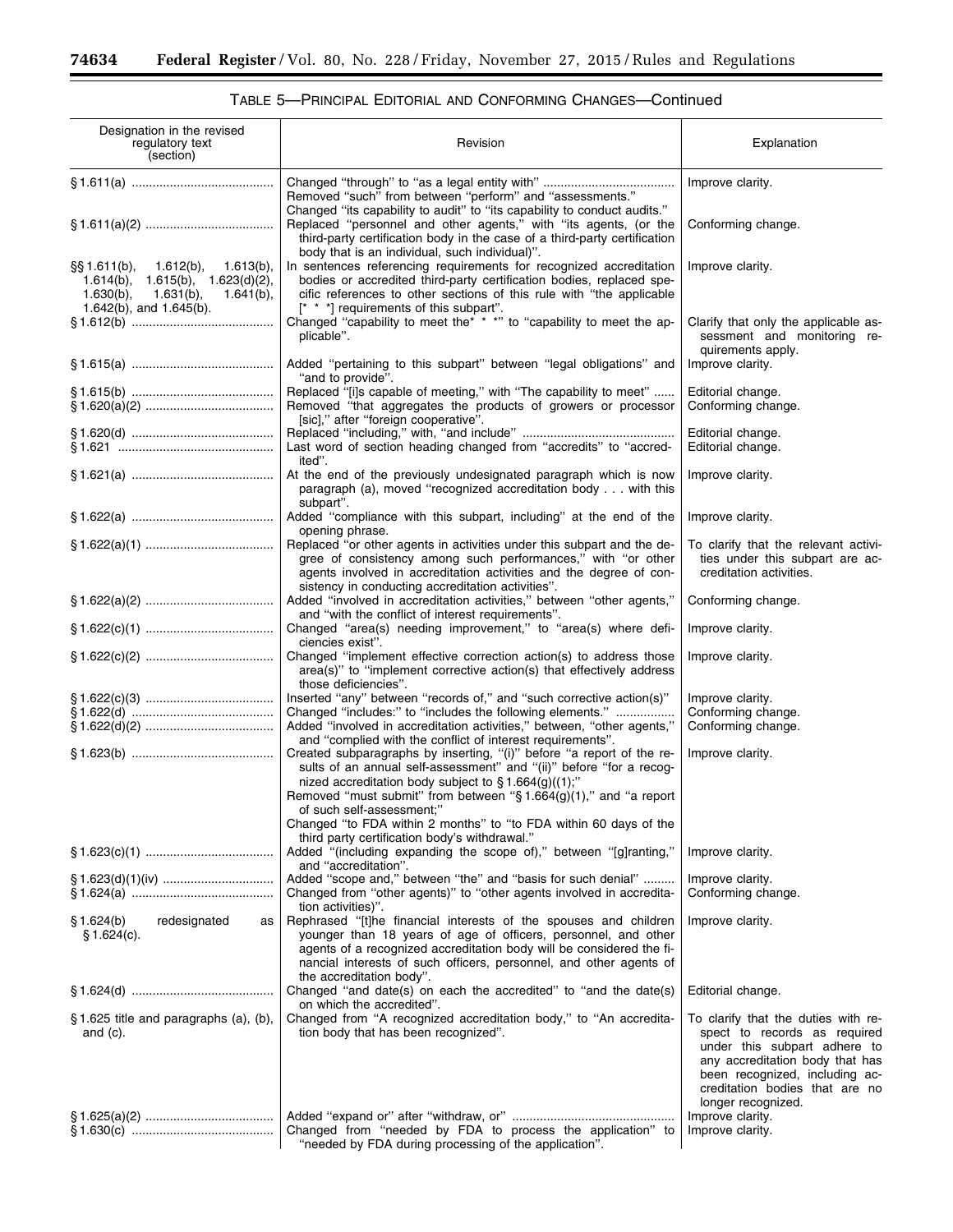TABLE 5—PRINCIPAL EDITORIAL AND CONFORMING CHANGES—Continued

| Designation in the revised regulatory text (section) | Revision | Explanation |
| --- | --- | --- |
| § 1.611(a) | Changed ''through'' to ''as a legal entity with'' Removed ''such'' from between ''perform'' and ''assessments.'' Changed ''its capability to audit'' to ''its capability to conduct audits.'' | Improve clarity. |
| § 1.611(a)(2) | Replaced ''personnel and other agents,'' with ''its agents, (or the third-party certification body in the case of a third-party certification body that is an individual, such individual)''. | Conforming change. |
| §§ 1.611(b), 1.612(b), 1.613(b), 1.614(b), 1.615(b), 1.623(d)(2), 1.630(b), 1.631(b), 1.641(b), 1.642(b), and 1.645(b). | In sentences referencing requirements for recognized accreditation bodies or accredited third-party certification bodies, replaced specific references to other sections of this rule with ''the applicable [* * *] requirements of this subpart''. | Improve clarity. |
| § 1.612(b) | Changed ''capability to meet the* * *'' to ''capability to meet the applicable''. | Clarify that only the applicable assessment and monitoring requirements apply. |
| § 1.615(a) | Added ''pertaining to this subpart'' between ''legal obligations'' and ''and to provide''. | Improve clarity. |
| § 1.615(b) | Replaced ''[i]s capable of meeting,'' with ''The capability to meet'' | Editorial change. |
| § 1.620(a)(2) | Removed ''that aggregates the products of growers or processor [sic],'' after ''foreign cooperative''. | Conforming change. |
| § 1.620(d) | Replaced ''including,'' with, ''and include'' | Editorial change. |
| § 1.621 | Last word of section heading changed from ''accredits'' to ''accredited''. | Editorial change. |
| § 1.621(a) | At the end of the previously undesignated paragraph which is now paragraph (a), moved ''recognized accreditation body . . . with this subpart''. | Improve clarity. |
| § 1.622(a) | Added ''compliance with this subpart, including'' at the end of the opening phrase. | Improve clarity. |
| § 1.622(a)(1) | Replaced ''or other agents in activities under this subpart and the degree of consistency among such performances,'' with ''or other agents involved in accreditation activities and the degree of consistency in conducting accreditation activities''. | To clarify that the relevant activities under this subpart are accreditation activities. |
| § 1.622(a)(2) | Added ''involved in accreditation activities,'' between ''other agents,'' and ''with the conflict of interest requirements''. | Conforming change. |
| § 1.622(c)(1) | Changed ''area(s) needing improvement,'' to ''area(s) where deficiencies exist''. | Improve clarity. |
| § 1.622(c)(2) | Changed ''implement effective correction action(s) to address those area(s)'' to ''implement corrective action(s) that effectively address those deficiencies''. | Improve clarity. |
| § 1.622(c)(3) | Inserted ''any'' between ''records of,'' and ''such corrective action(s)'' | Improve clarity. |
| § 1.622(d) | Changed ''includes:'' to ''includes the following elements.'' | Conforming change. |
| § 1.622(d)(2) | Added ''involved in accreditation activities,'' between, ''other agents,'' and ''complied with the conflict of interest requirements''. | Conforming change. |
| § 1.623(b) | Created subparagraphs by inserting, ''(i)'' before ''a report of the results of an annual self-assessment'' and ''(ii)'' before ''for a recognized accreditation body subject to § 1.664(g)((1);'' Removed ''must submit'' from between ''§ 1.664(g)(1),'' and ''a report of such self-assessment;'' Changed ''to FDA within 2 months'' to ''to FDA within 60 days of the third party certification body's withdrawal.'' | Improve clarity. |
| § 1.623(c)(1) | Added ''(including expanding the scope of),'' between ''[g]ranting,'' and ''accreditation''. | Improve clarity. |
| § 1.623(d)(1)(iv) | Added ''scope and,'' between ''the'' and ''basis for such denial'' | Improve clarity. |
| § 1.624(a) | Changed from ''other agents)'' to ''other agents involved in accreditation activities)''. | Conforming change. |
| § 1.624(b) redesignated as § 1.624(c). | Rephrased ''[t]he financial interests of the spouses and children younger than 18 years of age of officers, personnel, and other agents of a recognized accreditation body will be considered the financial interests of such officers, personnel, and other agents of the accreditation body''. | Improve clarity. |
| § 1.624(d) | Changed ''and date(s) on each the accredited'' to ''and the date(s) on which the accredited''. | Editorial change. |
| § 1.625 title and paragraphs (a), (b), and (c). | Changed from ''A recognized accreditation body,'' to ''An accreditation body that has been recognized''. | To clarify that the duties with respect to records as required under this subpart adhere to any accreditation body that has been recognized, including accreditation bodies that are no longer recognized. |
| § 1.625(a)(2) | Added ''expand or'' after ''withdraw, or'' | Improve clarity. |
| § 1.630(c) | Changed from ''needed by FDA to process the application'' to ''needed by FDA during processing of the application''. | Improve clarity. |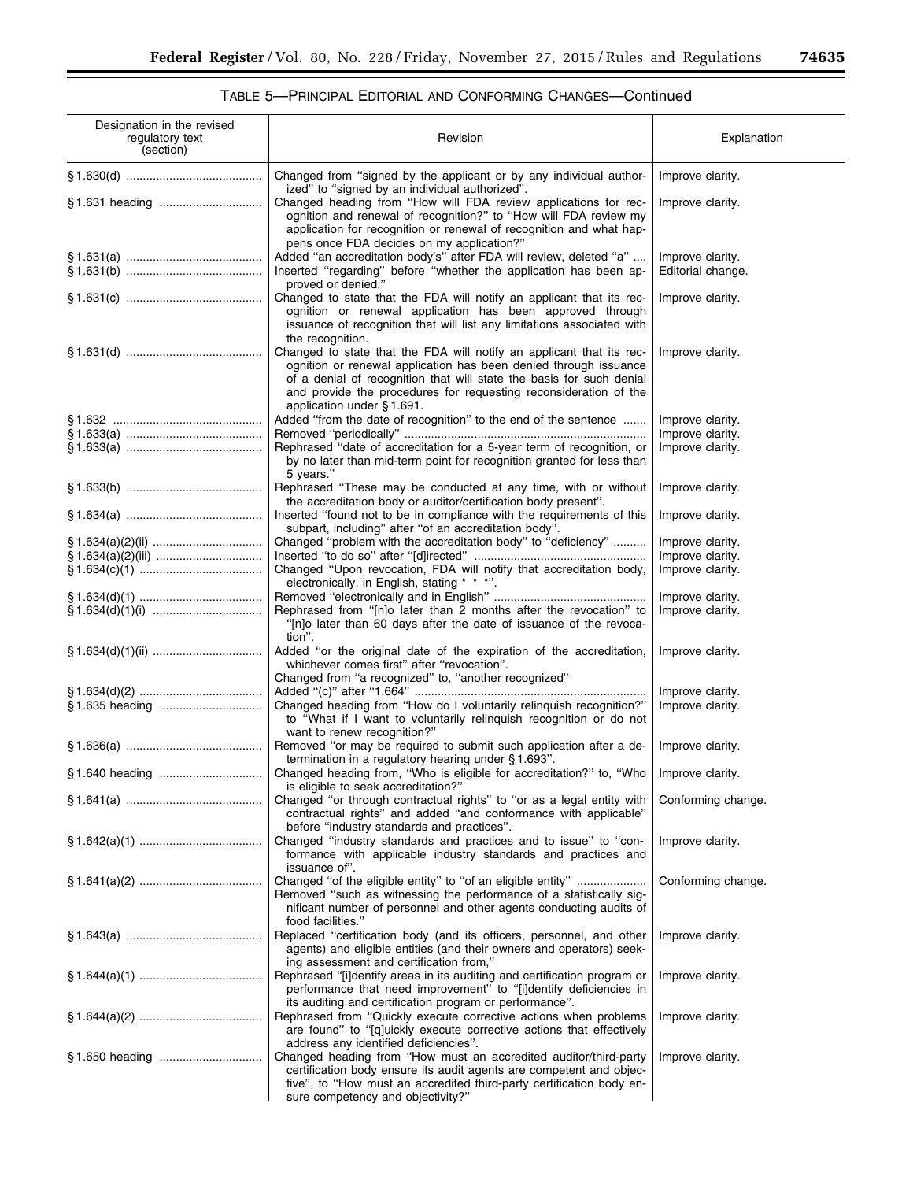TABLE 5—PRINCIPAL EDITORIAL AND CONFORMING CHANGES—Continued

| Designation in the revised regulatory text (section) | Revision | Explanation |
|---|---|---|
| § 1.630(d) | Changed from ''signed by the applicant or by any individual authorized'' to ''signed by an individual authorized''. | Improve clarity. |
| § 1.631 heading | Changed heading from ''How will FDA review applications for recognition and renewal of recognition?'' to ''How will FDA review my application for recognition or renewal of recognition and what happens once FDA decides on my application?'' | Improve clarity. |
| § 1.631(a) | Added ''an accreditation body's'' after FDA will review, deleted ''a'' | Improve clarity. |
| § 1.631(b) | Inserted ''regarding'' before ''whether the application has been approved or denied.'' | Editorial change. |
| § 1.631(c) | Changed to state that the FDA will notify an applicant that its recognition or renewal application has been approved through issuance of recognition that will list any limitations associated with the recognition. | Improve clarity. |
| § 1.631(d) | Changed to state that the FDA will notify an applicant that its recognition or renewal application has been denied through issuance of a denial of recognition that will state the basis for such denial and provide the procedures for requesting reconsideration of the application under § 1.691. | Improve clarity. |
| § 1.632 | Added ''from the date of recognition'' to the end of the sentence | Improve clarity. |
| § 1.633(a) | Removed ''periodically'' | Improve clarity. |
| § 1.633(a) | Rephrased ''date of accreditation for a 5-year term of recognition, or by no later than mid-term point for recognition granted for less than 5 years.'' | Improve clarity. |
| § 1.633(b) | Rephrased ''These may be conducted at any time, with or without the accreditation body or auditor/certification body present''. | Improve clarity. |
| § 1.634(a) | Inserted ''found not to be in compliance with the requirements of this subpart, including'' after ''of an accreditation body''. | Improve clarity. |
| § 1.634(a)(2)(ii) | Changed ''problem with the accreditation body'' to ''deficiency'' | Improve clarity. |
| § 1.634(a)(2)(iii) | Inserted ''to do so'' after ''[d]irected'' | Improve clarity. |
| § 1.634(c)(1) | Changed ''Upon revocation, FDA will notify that accreditation body, electronically, in English, stating * * *''. | Improve clarity. |
| § 1.634(d)(1) | Removed ''electronically and in English'' | Improve clarity. |
| § 1.634(d)(1)(i) | Rephrased from ''[n]o later than 2 months after the revocation'' to ''[n]o later than 60 days after the date of issuance of the revocation''. | Improve clarity. |
| § 1.634(d)(1)(ii) | Added ''or the original date of the expiration of the accreditation, whichever comes first'' after ''revocation''.<br>Changed from ''a recognized'' to, ''another recognized'' | Improve clarity. |
| § 1.634(d)(2) | Added ''(c)'' after ''1.664'' | Improve clarity. |
| § 1.635 heading | Changed heading from ''How do I voluntarily relinquish recognition?'' to ''What if I want to voluntarily relinquish recognition or do not want to renew recognition?'' | Improve clarity. |
| § 1.636(a) | Removed ''or may be required to submit such application after a determination in a regulatory hearing under § 1.693''. | Improve clarity. |
| § 1.640 heading | Changed heading from, ''Who is eligible for accreditation?'' to, ''Who is eligible to seek accreditation?'' | Improve clarity. |
| § 1.641(a) | Changed ''or through contractual rights'' to ''or as a legal entity with contractual rights'' and added ''and conformance with applicable'' before ''industry standards and practices''. | Conforming change. |
| § 1.642(a)(1) | Changed ''industry standards and practices and to issue'' to ''conformance with applicable industry standards and practices and issuance of''. | Improve clarity. |
| § 1.641(a)(2) | Changed ''of the eligible entity'' to ''of an eligible entity''<br>Removed ''such as witnessing the performance of a statistically significant number of personnel and other agents conducting audits of food facilities.'' | Conforming change. |
| § 1.643(a) | Replaced ''certification body (and its officers, personnel, and other agents) and eligible entities (and their owners and operators) seeking assessment and certification from,'' | Improve clarity. |
| § 1.644(a)(1) | Rephrased ''[i]dentify areas in its auditing and certification program or performance that need improvement'' to ''[i]dentify deficiencies in its auditing and certification program or performance''. | Improve clarity. |
| § 1.644(a)(2) | Rephrased from ''Quickly execute corrective actions when problems are found'' to ''[q]uickly execute corrective actions that effectively address any identified deficiencies''. | Improve clarity. |
| § 1.650 heading | Changed heading from ''How must an accredited auditor/third-party certification body ensure its audit agents are competent and objective'', to ''How must an accredited third-party certification body ensure competency and objectivity?'' | Improve clarity. |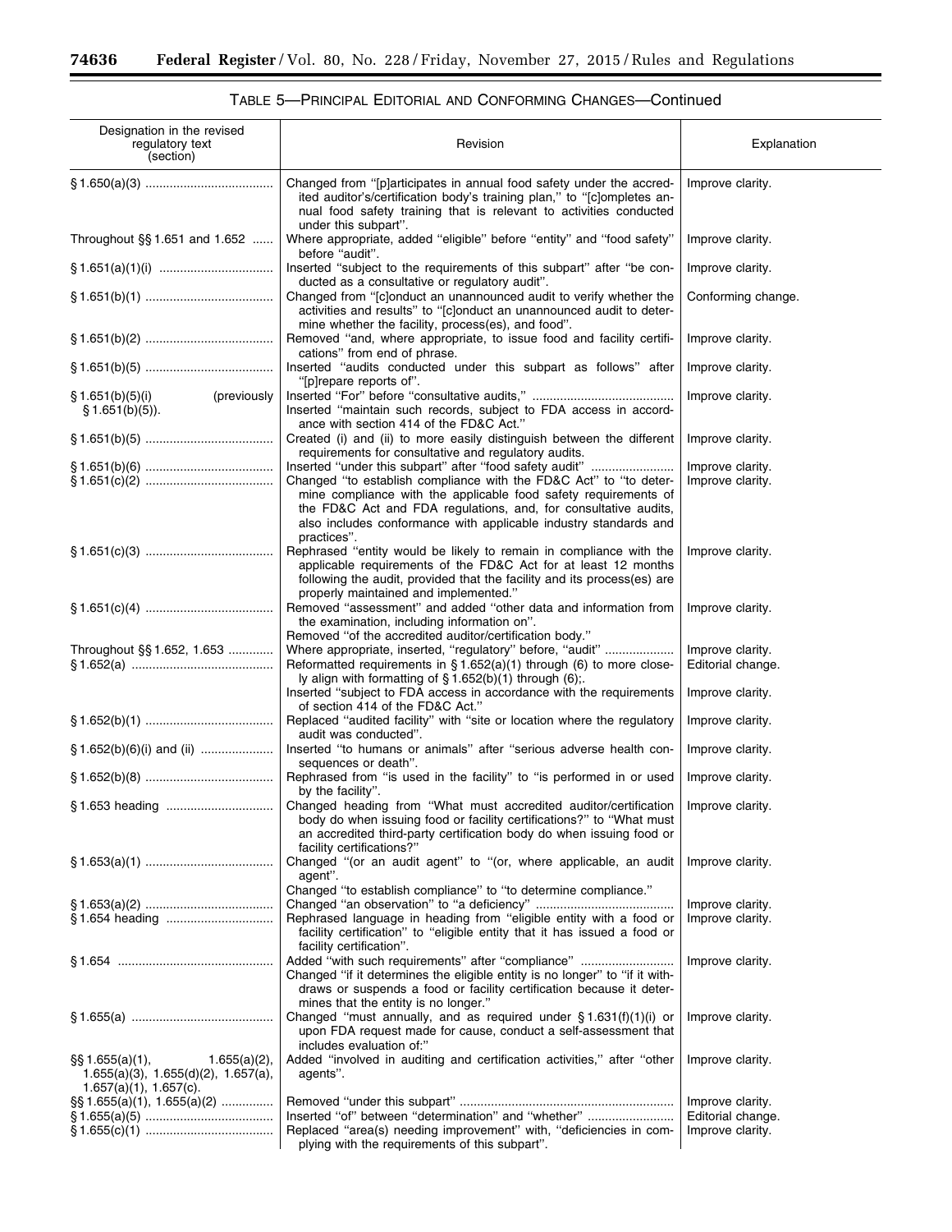### TABLE 5—PRINCIPAL EDITORIAL AND CONFORMING CHANGES—Continued

| Designation in the revised regulatory text (section) | Revision | Explanation |
| --- | --- | --- |
| § 1.650(a)(3) | Changed from "[p]articipates in annual food safety under the accredited auditor's/certification body's training plan," to "[c]ompletes annual food safety training that is relevant to activities conducted under this subpart". | Improve clarity. |
| Throughout §§ 1.651 and 1.652 | Where appropriate, added "eligible" before "entity" and "food safety" before "audit". | Improve clarity. |
| § 1.651(a)(1)(i) | Inserted "subject to the requirements of this subpart" after "be conducted as a consultative or regulatory audit". | Improve clarity. |
| § 1.651(b)(1) | Changed from "[c]onduct an unannounced audit to verify whether the activities and results" to "[c]onduct an unannounced audit to determine whether the facility, process(es), and food". | Conforming change. |
| § 1.651(b)(2) | Removed "and, where appropriate, to issue food and facility certifications" from end of phrase. | Improve clarity. |
| § 1.651(b)(5) | Inserted "audits conducted under this subpart as follows" after "[p]repare reports of". | Improve clarity. |
| § 1.651(b)(5)(i) (previously § 1.651(b)(5)). | Inserted "For" before "consultative audits,"<br>Inserted "maintain such records, subject to FDA access in accordance with section 414 of the FD&C Act." | Improve clarity. |
| § 1.651(b)(5) | Created (i) and (ii) to more easily distinguish between the different requirements for consultative and regulatory audits. | Improve clarity. |
| § 1.651(b)(6) | Inserted "under this subpart" after "food safety audit" | Improve clarity. |
| § 1.651(c)(2) | Changed "to establish compliance with the FD&C Act" to "to determine compliance with the applicable food safety requirements of the FD&C Act and FDA regulations, and, for consultative audits, also includes conformance with applicable industry standards and practices". | Improve clarity. |
| § 1.651(c)(3) | Rephrased "entity would be likely to remain in compliance with the applicable requirements of the FD&C Act for at least 12 months following the audit, provided that the facility and its process(es) are properly maintained and implemented." | Improve clarity. |
| § 1.651(c)(4) | Removed "assessment" and added "other data and information from the examination, including information on".<br>Removed "of the accredited auditor/certification body." | Improve clarity. |
| Throughout §§ 1.652, 1.653 | Where appropriate, inserted, "regulatory" before, "audit" | Improve clarity. |
| § 1.652(a) | Reformatted requirements in § 1.652(a)(1) through (6) to more closely align with formatting of § 1.652(b)(1) through (6);. | Editorial change. |
| | Inserted "subject to FDA access in accordance with the requirements of section 414 of the FD&C Act." | Improve clarity. |
| § 1.652(b)(1) | Replaced "audited facility" with "site or location where the regulatory audit was conducted". | Improve clarity. |
| § 1.652(b)(6)(i) and (ii) | Inserted "to humans or animals" after "serious adverse health consequences or death". | Improve clarity. |
| § 1.652(b)(8) | Rephrased from "is used in the facility" to "is performed in or used by the facility". | Improve clarity. |
| § 1.653 heading | Changed heading from "What must accredited auditor/certification body do when issuing food or facility certifications?" to "What must an accredited third-party certification body do when issuing food or facility certifications?" | Improve clarity. |
| § 1.653(a)(1) | Changed "(or an audit agent" to "(or, where applicable, an audit agent".<br>Changed "to establish compliance" to "to determine compliance." | Improve clarity. |
| § 1.653(a)(2) | Changed "an observation" to "a deficiency" | Improve clarity. |
| § 1.654 heading | Rephrased language in heading from "eligible entity with a food or facility certification" to "eligible entity that it has issued a food or facility certification". | Improve clarity. |
| § 1.654 | Added "with such requirements" after "compliance"<br>Changed "if it determines the eligible entity is no longer" to "if it withdraws or suspends a food or facility certification because it determines that the entity is no longer." | Improve clarity. |
| § 1.655(a) | Changed "must annually, and as required under § 1.631(f)(1)(i) or upon FDA request made for cause, conduct a self-assessment that includes evaluation of:" | Improve clarity. |
| §§ 1.655(a)(1), 1.655(a)(2), 1.655(a)(3), 1.655(d)(2), 1.657(a), 1.657(a)(1), 1.657(c). | Added "involved in auditing and certification activities," after "other agents". | Improve clarity. |
| §§ 1.655(a)(1), 1.655(a)(2) | Removed "under this subpart" | Improve clarity. |
| § 1.655(a)(5) | Inserted "of" between "determination" and "whether" | Editorial change. |
| § 1.655(c)(1) | Replaced "area(s) needing improvement" with, "deficiencies in complying with the requirements of this subpart". | Improve clarity. |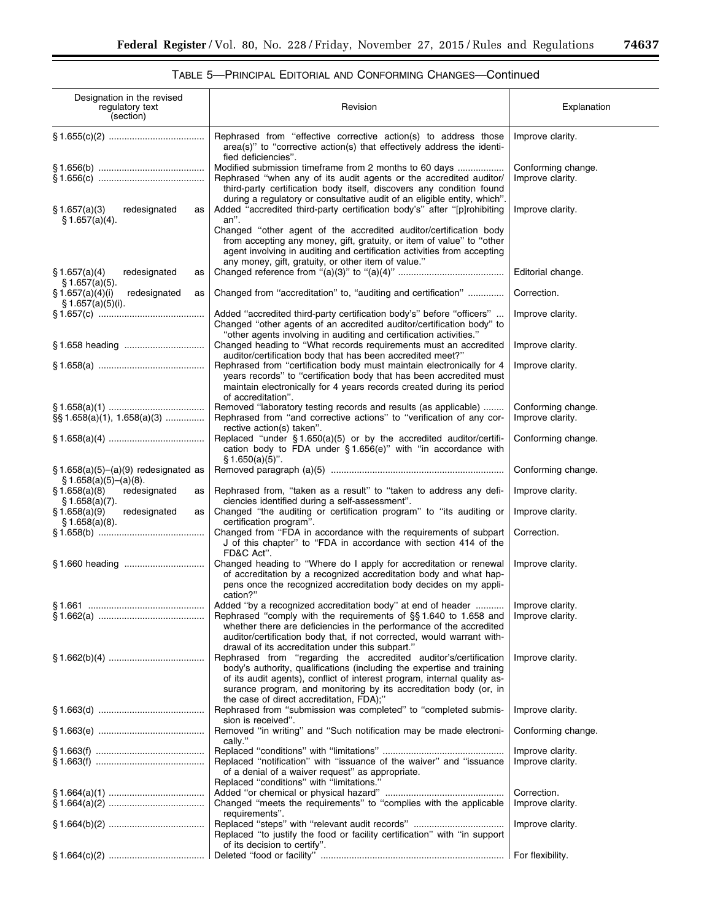TABLE 5—PRINCIPAL EDITORIAL AND CONFORMING CHANGES—Continued

| Designation in the revised regulatory text (section) | Revision | Explanation |
|---|---|---|
| § 1.655(c)(2) | Rephrased from "effective corrective action(s) to address those area(s)" to "corrective action(s) that effectively address the identified deficiencies". | Improve clarity. |
| § 1.656(b) | Modified submission timeframe from 2 months to 60 days | Conforming change. |
| § 1.656(c) | Rephrased "when any of its audit agents or the accredited auditor/third-party certification body itself, discovers any condition found during a regulatory or consultative audit of an eligible entity, which". | Improve clarity. |
| § 1.657(a)(3) redesignated as § 1.657(a)(4). | Added "accredited third-party certification body's" after "[p]rohibiting an". Changed "other agent of the accredited auditor/certification body from accepting any money, gift, gratuity, or item of value" to "other agent involving in auditing and certification activities from accepting any money, gift, gratuity, or other item of value." | Improve clarity. |
| § 1.657(a)(4) redesignated as § 1.657(a)(5). | Changed reference from "(a)(3)" to "(a)(4)" | Editorial change. |
| § 1.657(a)(4)(i) redesignated as § 1.657(a)(5)(i). | Changed from "accreditation" to, "auditing and certification" | Correction. |
| § 1.657(c) | Added "accredited third-party certification body's" before "officers" ... Changed "other agents of an accredited auditor/certification body" to "other agents involving in auditing and certification activities." | Improve clarity. |
| § 1.658 heading | Changed heading to "What records requirements must an accredited auditor/certification body that has been accredited meet?" | Improve clarity. |
| § 1.658(a) | Rephrased from "certification body must maintain electronically for 4 years records" to "certification body that has been accredited must maintain electronically for 4 years records created during its period of accreditation". | Improve clarity. |
| § 1.658(a)(1) | Removed "laboratory testing records and results (as applicable) | Conforming change. |
| §§ 1.658(a)(1), 1.658(a)(3) | Rephrased from "and corrective actions" to "verification of any corrective action(s) taken". | Improve clarity. |
| § 1.658(a)(4) | Replaced "under § 1.650(a)(5) or by the accredited auditor/certification body to FDA under § 1.656(e)" with "in accordance with § 1.650(a)(5)". | Conforming change. |
| § 1.658(a)(5)–(a)(9) redesignated as § 1.658(a)(5)–(a)(8). | Removed paragraph (a)(5) | Conforming change. |
| § 1.658(a)(8) redesignated as § 1.658(a)(7). | Rephrased from, "taken as a result" to "taken to address any deficiencies identified during a self-assessment". | Improve clarity. |
| § 1.658(a)(9) redesignated as § 1.658(a)(8). | Changed "the auditing or certification program" to "its auditing or certification program". | Improve clarity. |
| § 1.658(b) | Changed from "FDA in accordance with the requirements of subpart J of this chapter" to "FDA in accordance with section 414 of the FD&C Act". | Correction. |
| § 1.660 heading | Changed heading to "Where do I apply for accreditation or renewal of accreditation by a recognized accreditation body and what happens once the recognized accreditation body decides on my application?" | Improve clarity. |
| § 1.661 | Added "by a recognized accreditation body" at end of header | Improve clarity. |
| § 1.662(a) | Rephrased "comply with the requirements of §§ 1.640 to 1.658 and whether there are deficiencies in the performance of the accredited auditor/certification body that, if not corrected, would warrant withdrawal of its accreditation under this subpart." | Improve clarity. |
| § 1.662(b)(4) | Rephrased from "regarding the accredited auditor's/certification body's authority, qualifications (including the expertise and training of its audit agents), conflict of interest program, internal quality assurance program, and monitoring by its accreditation body (or, in the case of direct accreditation, FDA);" | Improve clarity. |
| § 1.663(d) | Rephrased from "submission was completed" to "completed submission is received". | Improve clarity. |
| § 1.663(e) | Removed "in writing" and "Such notification may be made electronically." | Conforming change. |
| § 1.663(f) | Replaced "conditions" with "limitations" | Improve clarity. |
| § 1.663(f) | Replaced "notification" with "issuance of the waiver" and "issuance of a denial of a waiver request" as appropriate. Replaced "conditions" with "limitations." | Improve clarity. |
| § 1.664(a)(1) | Added "or chemical or physical hazard" | Correction. |
| § 1.664(a)(2) | Changed "meets the requirements" to "complies with the applicable requirements". | Improve clarity. |
| § 1.664(b)(2) | Replaced "steps" with "relevant audit records" Replaced "to justify the food or facility certification" with "in support of its decision to certify". | Improve clarity. |
| § 1.664(c)(2) | Deleted "food or facility" | For flexibility. |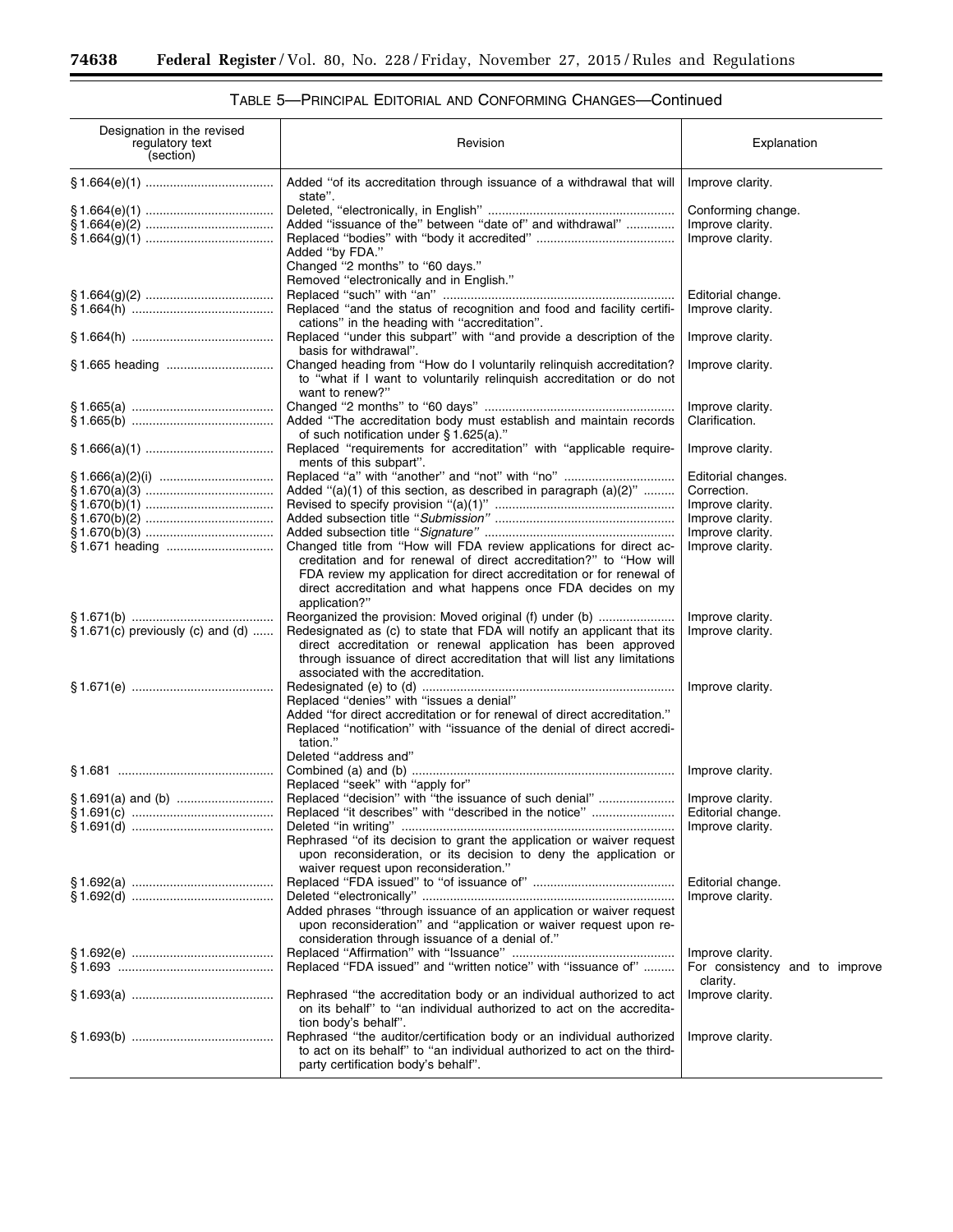TABLE 5—PRINCIPAL EDITORIAL AND CONFORMING CHANGES—Continued

| Designation in the revised regulatory text (section) | Revision | Explanation |
|---|---|---|
| § 1.664(e)(1) | Added "of its accreditation through issuance of a withdrawal that will state". | Improve clarity. |
| § 1.664(e)(1) | Deleted, "electronically, in English" | Conforming change. |
| § 1.664(e)(2) | Added "issuance of the" between "date of" and withdrawal" | Improve clarity. |
| § 1.664(g)(1) | Replaced "bodies" with "body it accredited"<br>Added "by FDA."<br>Changed "2 months" to "60 days."<br>Removed "electronically and in English." | Improve clarity. |
| § 1.664(g)(2) | Replaced "such" with "an" | Editorial change. |
| § 1.664(h) | Replaced "and the status of recognition and food and facility certifications" in the heading with "accreditation". | Improve clarity. |
| § 1.664(h) | Replaced "under this subpart" with "and provide a description of the basis for withdrawal". | Improve clarity. |
| § 1.665 heading | Changed heading from "How do I voluntarily relinquish accreditation? to "what if I want to voluntarily relinquish accreditation or do not want to renew?" | Improve clarity. |
| § 1.665(a) | Changed "2 months" to "60 days" | Improve clarity. |
| § 1.665(b) | Added "The accreditation body must establish and maintain records of such notification under § 1.625(a)." | Clarification. |
| § 1.666(a)(1) | Replaced "requirements for accreditation" with "applicable requirements of this subpart". | Improve clarity. |
| § 1.666(a)(2)(i) | Replaced "a" with "another" and "not" with "no" | Editorial changes. |
| § 1.670(a)(3) | Added "(a)(1) of this section, as described in paragraph (a)(2)" | Correction. |
| § 1.670(b)(1) | Revised to specify provision "(a)(1)" | Improve clarity. |
| § 1.670(b)(2) | Added subsection title "*Submission*" | Improve clarity. |
| § 1.670(b)(3) | Added subsection title "*Signature*" | Improve clarity. |
| § 1.671 heading | Changed title from "How will FDA review applications for direct accreditation and for renewal of direct accreditation?" to "How will FDA review my application for direct accreditation or for renewal of direct accreditation and what happens once FDA decides on my application?" | Improve clarity. |
| § 1.671(b) | Reorganized the provision: Moved original (f) under (b) | Improve clarity. |
| § 1.671(c) previously (c) and (d) | Redesignated as (c) to state that FDA will notify an applicant that its direct accreditation or renewal application has been approved through issuance of direct accreditation that will list any limitations associated with the accreditation. | Improve clarity. |
| § 1.671(e) | Redesignated (e) to (d)<br>Replaced "denies" with "issues a denial"<br>Added "for direct accreditation or for renewal of direct accreditation."<br>Replaced "notification" with "issuance of the denial of direct accreditation."<br>Deleted "address and" | Improve clarity. |
| § 1.681 | Combined (a) and (b)<br>Replaced "seek" with "apply for" | Improve clarity. |
| § 1.691(a) and (b) | Replaced "decision" with "the issuance of such denial" | Improve clarity. |
| § 1.691(c) | Replaced "it describes" with "described in the notice" | Editorial change. |
| § 1.691(d) | Deleted "in writing"<br>Rephrased "of its decision to grant the application or waiver request upon reconsideration, or its decision to deny the application or waiver request upon reconsideration." | Improve clarity. |
| § 1.692(a) | Replaced "FDA issued" to "of issuance of" | Editorial change. |
| § 1.692(d) | Deleted "electronically"<br>Added phrases "through issuance of an application or waiver request upon reconsideration" and "application or waiver request upon reconsideration through issuance of a denial of." | Improve clarity. |
| § 1.692(e) | Replaced "Affirmation" with "Issuance" | Improve clarity. |
| § 1.693 | Replaced "FDA issued" and "written notice" with "issuance of" | For consistency and to improve clarity. |
| § 1.693(a) | Rephrased "the accreditation body or an individual authorized to act on its behalf" to "an individual authorized to act on the accreditation body's behalf". | Improve clarity. |
| § 1.693(b) | Rephrased "the auditor/certification body or an individual authorized to act on its behalf" to "an individual authorized to act on the third-party certification body's behalf". | Improve clarity. |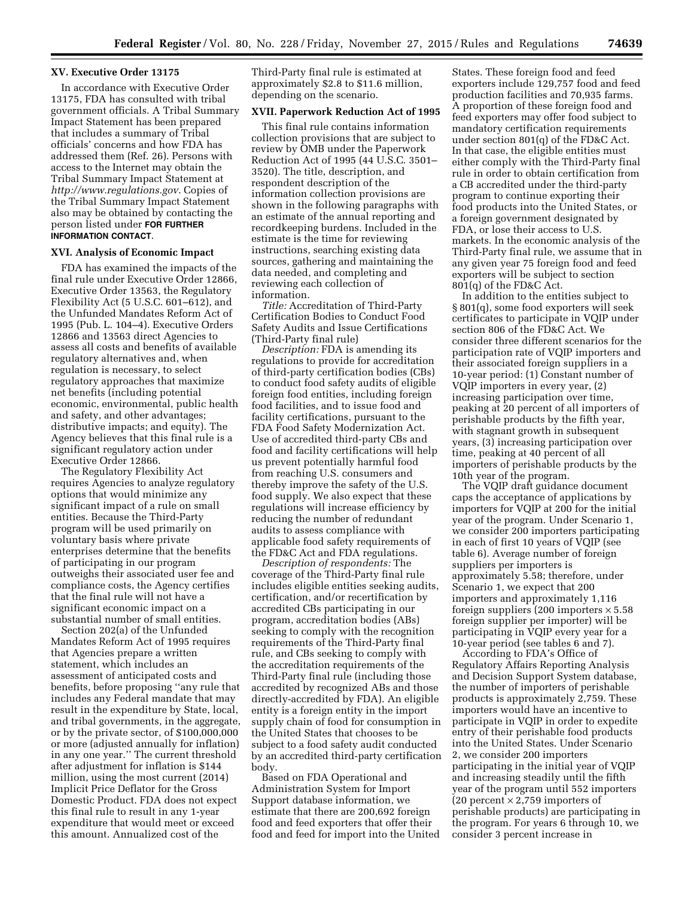## XV. Executive Order 13175

In accordance with Executive Order 13175, FDA has consulted with tribal government officials. A Tribal Summary Impact Statement has been prepared that includes a summary of Tribal officials' concerns and how FDA has addressed them (Ref. 26). Persons with access to the Internet may obtain the Tribal Summary Impact Statement at *http://www.regulations.gov*. Copies of the Tribal Summary Impact Statement also may be obtained by contacting the person listed under **FOR FURTHER INFORMATION CONTACT**.

## XVI. Analysis of Economic Impact

FDA has examined the impacts of the final rule under Executive Order 12866, Executive Order 13563, the Regulatory Flexibility Act (5 U.S.C. 601–612), and the Unfunded Mandates Reform Act of 1995 (Pub. L. 104–4). Executive Orders 12866 and 13563 direct Agencies to assess all costs and benefits of available regulatory alternatives and, when regulation is necessary, to select regulatory approaches that maximize net benefits (including potential economic, environmental, public health and safety, and other advantages; distributive impacts; and equity). The Agency believes that this final rule is a significant regulatory action under Executive Order 12866.

The Regulatory Flexibility Act requires Agencies to analyze regulatory options that would minimize any significant impact of a rule on small entities. Because the Third-Party program will be used primarily on voluntary basis where private enterprises determine that the benefits of participating in our program outweighs their associated user fee and compliance costs, the Agency certifies that the final rule will not have a significant economic impact on a substantial number of small entities.

Section 202(a) of the Unfunded Mandates Reform Act of 1995 requires that Agencies prepare a written statement, which includes an assessment of anticipated costs and benefits, before proposing ''any rule that includes any Federal mandate that may result in the expenditure by State, local, and tribal governments, in the aggregate, or by the private sector, of $100,000,000 or more (adjusted annually for inflation) in any one year.'' The current threshold after adjustment for inflation is $144 million, using the most current (2014) Implicit Price Deflator for the Gross Domestic Product. FDA does not expect this final rule to result in any 1-year expenditure that would meet or exceed this amount. Annualized cost of the Third-Party final rule is estimated at approximately $2.8 to $11.6 million, depending on the scenario.

## XVII. Paperwork Reduction Act of 1995

This final rule contains information collection provisions that are subject to review by OMB under the Paperwork Reduction Act of 1995 (44 U.S.C. 3501–3520). The title, description, and respondent description of the information collection provisions are shown in the following paragraphs with an estimate of the annual reporting and recordkeeping burdens. Included in the estimate is the time for reviewing instructions, searching existing data sources, gathering and maintaining the data needed, and completing and reviewing each collection of information.

*Title:* Accreditation of Third-Party Certification Bodies to Conduct Food Safety Audits and Issue Certifications (Third-Party final rule)

*Description:* FDA is amending its regulations to provide for accreditation of third-party certification bodies (CBs) to conduct food safety audits of eligible foreign food entities, including foreign food facilities, and to issue food and facility certifications, pursuant to the FDA Food Safety Modernization Act. Use of accredited third-party CBs and food and facility certifications will help us prevent potentially harmful food from reaching U.S. consumers and thereby improve the safety of the U.S. food supply. We also expect that these regulations will increase efficiency by reducing the number of redundant audits to assess compliance with applicable food safety requirements of the FD&C Act and FDA regulations.

*Description of respondents:* The coverage of the Third-Party final rule includes eligible entities seeking audits, certification, and/or recertification by accredited CBs participating in our program, accreditation bodies (ABs) seeking to comply with the recognition requirements of the Third-Party final rule, and CBs seeking to comply with the accreditation requirements of the Third-Party final rule (including those accredited by recognized ABs and those directly-accredited by FDA). An eligible entity is a foreign entity in the import supply chain of food for consumption in the United States that chooses to be subject to a food safety audit conducted by an accredited third-party certification body.

Based on FDA Operational and Administration System for Import Support database information, we estimate that there are 200,692 foreign food and feed exporters that offer their food and feed for import into the United States. These foreign food and feed exporters include 129,757 food and feed production facilities and 70,935 farms. A proportion of these foreign food and feed exporters may offer food subject to mandatory certification requirements under section 801(q) of the FD&C Act. In that case, the eligible entities must either comply with the Third-Party final rule in order to obtain certification from a CB accredited under the third-party program to continue exporting their food products into the United States, or a foreign government designated by FDA, or lose their access to U.S. markets. In the economic analysis of the Third-Party final rule, we assume that in any given year 75 foreign food and feed exporters will be subject to section 801(q) of the FD&C Act.

In addition to the entities subject to § 801(q), some food exporters will seek certificates to participate in VQIP under section 806 of the FD&C Act. We consider three different scenarios for the participation rate of VQIP importers and their associated foreign suppliers in a 10-year period: (1) Constant number of VQIP importers in every year, (2) increasing participation over time, peaking at 20 percent of all importers of perishable products by the fifth year, with stagnant growth in subsequent years, (3) increasing participation over time, peaking at 40 percent of all importers of perishable products by the 10th year of the program.

The VQIP draft guidance document caps the acceptance of applications by importers for VQIP at 200 for the initial year of the program. Under Scenario 1, we consider 200 importers participating in each of first 10 years of VQIP (see table 6). Average number of foreign suppliers per importers is approximately 5.58; therefore, under Scenario 1, we expect that 200 importers and approximately 1,116 foreign suppliers (200 importers × 5.58 foreign supplier per importer) will be participating in VQIP every year for a 10-year period (see tables 6 and 7).

According to FDA's Office of Regulatory Affairs Reporting Analysis and Decision Support System database, the number of importers of perishable products is approximately 2,759. These importers would have an incentive to participate in VQIP in order to expedite entry of their perishable food products into the United States. Under Scenario 2, we consider 200 importers participating in the initial year of VQIP and increasing steadily until the fifth year of the program until 552 importers (20 percent × 2,759 importers of perishable products) are participating in the program. For years 6 through 10, we consider 3 percent increase in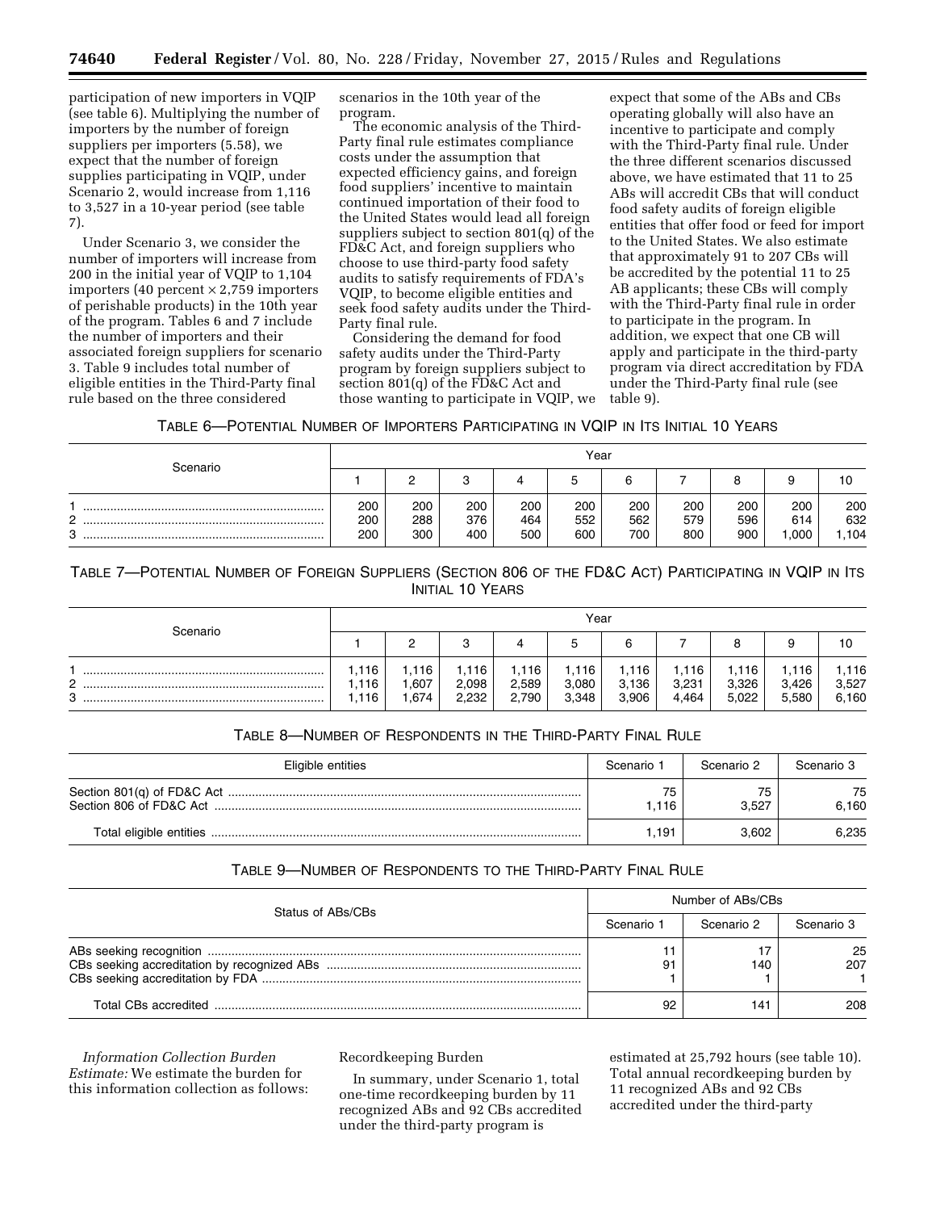participation of new importers in VQIP (see table 6). Multiplying the number of importers by the number of foreign suppliers per importers (5.58), we expect that the number of foreign supplies participating in VQIP, under Scenario 2, would increase from 1,116 to 3,527 in a 10-year period (see table 7).

Under Scenario 3, we consider the number of importers will increase from 200 in the initial year of VQIP to 1,104 importers (40 percent × 2,759 importers of perishable products) in the 10th year of the program. Tables 6 and 7 include the number of importers and their associated foreign suppliers for scenario 3. Table 9 includes total number of eligible entities in the Third-Party final rule based on the three considered scenarios in the 10th year of the program.

The economic analysis of the Third-Party final rule estimates compliance costs under the assumption that expected efficiency gains, and foreign food suppliers' incentive to maintain continued importation of their food to the United States would lead all foreign suppliers subject to section 801(q) of the FD&C Act, and foreign suppliers who choose to use third-party food safety audits to satisfy requirements of FDA's VQIP, to become eligible entities and seek food safety audits under the Third-Party final rule.

Considering the demand for food safety audits under the Third-Party program by foreign suppliers subject to section 801(q) of the FD&C Act and those wanting to participate in VQIP, we expect that some of the ABs and CBs operating globally will also have an incentive to participate and comply with the Third-Party final rule. Under the three different scenarios discussed above, we have estimated that 11 to 25 ABs will accredit CBs that will conduct food safety audits of foreign eligible entities that offer food or feed for import to the United States. We also estimate that approximately 91 to 207 CBs will be accredited by the potential 11 to 25 AB applicants; these CBs will comply with the Third-Party final rule in order to participate in the program. In addition, we expect that one CB will apply and participate in the third-party program via direct accreditation by FDA under the Third-Party final rule (see table 9).

TABLE 6—POTENTIAL NUMBER OF IMPORTERS PARTICIPATING IN VQIP IN ITS INITIAL 10 YEARS

| Scenario | Year | | | | | | | | | |
|---|---|---|---|---|---|---|---|---|---|---|
| | 1 | 2 | 3 | 4 | 5 | 6 | 7 | 8 | 9 | 10 |
| 1 | 200 | 200 | 200 | 200 | 200 | 200 | 200 | 200 | 200 | 200 |
| 2 | 200 | 288 | 376 | 464 | 552 | 562 | 579 | 596 | 614 | 632 |
| 3 | 200 | 300 | 400 | 500 | 600 | 700 | 800 | 900 | 1,000 | 1,104 |

TABLE 7—POTENTIAL NUMBER OF FOREIGN SUPPLIERS (SECTION 806 OF THE FD&C ACT) PARTICIPATING IN VQIP IN ITS INITIAL 10 YEARS

| Scenario | Year | | | | | | | | | |
|---|---|---|---|---|---|---|---|---|---|---|
| | 1 | 2 | 3 | 4 | 5 | 6 | 7 | 8 | 9 | 10 |
| 1 | 1,116 | 1,116 | 1,116 | 1,116 | 1,116 | 1,116 | 1,116 | 1,116 | 1,116 | 1,116 |
| 2 | 1,116 | 1,607 | 2,098 | 2,589 | 3,080 | 3,136 | 3,231 | 3,326 | 3,426 | 3,527 |
| 3 | 1,116 | 1,674 | 2,232 | 2,790 | 3,348 | 3,906 | 4,464 | 5,022 | 5,580 | 6,160 |

TABLE 8—NUMBER OF RESPONDENTS IN THE THIRD-PARTY FINAL RULE

| Eligible entities | Scenario 1 | Scenario 2 | Scenario 3 |
|---|---|---|---|
| Section 801(q) of FD&C Act | 75 | 75 | 75 |
| Section 806 of FD&C Act | 1,116 | 3,527 | 6,160 |
| Total eligible entities | 1,191 | 3,602 | 6,235 |

TABLE 9—NUMBER OF RESPONDENTS TO THE THIRD-PARTY FINAL RULE

| Status of ABs/CBs | Number of ABs/CBs | | |
|---|---|---|---|
| | Scenario 1 | Scenario 2 | Scenario 3 |
| ABs seeking recognition | 11 | 17 | 25 |
| CBs seeking accreditation by recognized ABs | 91 | 140 | 207 |
| CBs seeking accreditation by FDA | 1 | 1 | 1 |
| Total CBs accredited | 92 | 141 | 208 |

*Information Collection Burden Estimate:* We estimate the burden for this information collection as follows:

Recordkeeping Burden

In summary, under Scenario 1, total one-time recordkeeping burden by 11 recognized ABs and 92 CBs accredited under the third-party program is estimated at 25,792 hours (see table 10). Total annual recordkeeping burden by 11 recognized ABs and 92 CBs accredited under the third-party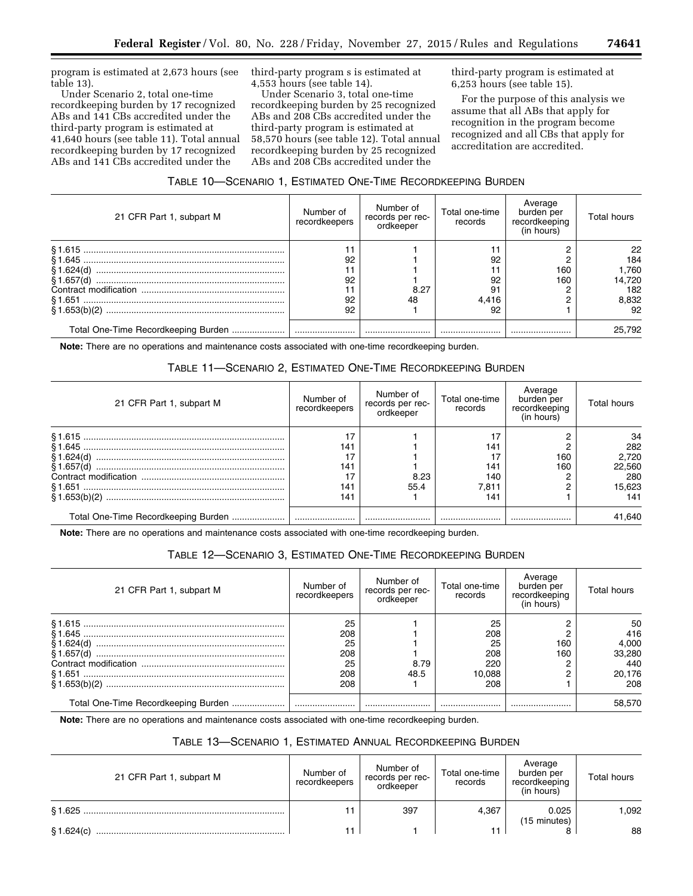program is estimated at 2,673 hours (see table 13).

Under Scenario 2, total one-time recordkeeping burden by 17 recognized ABs and 141 CBs accredited under the third-party program is estimated at 41,640 hours (see table 11). Total annual recordkeeping burden by 17 recognized ABs and 141 CBs accredited under the third-party program s is estimated at 4,553 hours (see table 14).

Under Scenario 3, total one-time recordkeeping burden by 25 recognized ABs and 208 CBs accredited under the third-party program is estimated at 58,570 hours (see table 12). Total annual recordkeeping burden by 25 recognized ABs and 208 CBs accredited under the third-party program is estimated at 6,253 hours (see table 15).

For the purpose of this analysis we assume that all ABs that apply for recognition in the program become recognized and all CBs that apply for accreditation are accredited.

TABLE 10—SCENARIO 1, ESTIMATED ONE-TIME RECORDKEEPING BURDEN

| 21 CFR Part 1, subpart M | Number of recordkeepers | Number of records per recordkeeper | Total one-time records | Average burden per recordkeeping (in hours) | Total hours |
|---|---|---|---|---|---|
| § 1.615 | 11 | 1 | 11 | 2 | 22 |
| § 1.645 | 92 | 1 | 92 | 2 | 184 |
| § 1.624(d) | 11 | 1 | 11 | 160 | 1,760 |
| § 1.657(d) | 92 | 1 | 92 | 160 | 14,720 |
| Contract modification | 11 | 8.27 | 91 | 2 | 182 |
| § 1.651 | 92 | 48 | 4,416 | 2 | 8,832 |
| § 1.653(b)(2) | 92 | 1 | 92 | 1 | 92 |
| Total One-Time Recordkeeping Burden | | | | | 25,792 |

**Note:** There are no operations and maintenance costs associated with one-time recordkeeping burden.

TABLE 11—SCENARIO 2, ESTIMATED ONE-TIME RECORDKEEPING BURDEN

| 21 CFR Part 1, subpart M | Number of recordkeepers | Number of records per recordkeeper | Total one-time records | Average burden per recordkeeping (in hours) | Total hours |
|---|---|---|---|---|---|
| § 1.615 | 17 | 1 | 17 | 2 | 34 |
| § 1.645 | 141 | 1 | 141 | 2 | 282 |
| § 1.624(d) | 17 | 1 | 17 | 160 | 2,720 |
| § 1.657(d) | 141 | 1 | 141 | 160 | 22,560 |
| Contract modification | 17 | 8.23 | 140 | 2 | 280 |
| § 1.651 | 141 | 55.4 | 7,811 | 2 | 15,623 |
| § 1.653(b)(2) | 141 | 1 | 141 | 1 | 141 |
| Total One-Time Recordkeeping Burden | | | | | 41,640 |

**Note:** There are no operations and maintenance costs associated with one-time recordkeeping burden.

TABLE 12—SCENARIO 3, ESTIMATED ONE-TIME RECORDKEEPING BURDEN

| 21 CFR Part 1, subpart M | Number of recordkeepers | Number of records per recordkeeper | Total one-time records | Average burden per recordkeeping (in hours) | Total hours |
|---|---|---|---|---|---|
| § 1.615 | 25 | 1 | 25 | 2 | 50 |
| § 1.645 | 208 | 1 | 208 | 2 | 416 |
| § 1.624(d) | 25 | 1 | 25 | 160 | 4,000 |
| § 1.657(d) | 208 | 1 | 208 | 160 | 33,280 |
| Contract modification | 25 | 8.79 | 220 | 2 | 440 |
| § 1.651 | 208 | 48.5 | 10,088 | 2 | 20,176 |
| § 1.653(b)(2) | 208 | 1 | 208 | 1 | 208 |
| Total One-Time Recordkeeping Burden | | | | | 58,570 |

**Note:** There are no operations and maintenance costs associated with one-time recordkeeping burden.

TABLE 13—SCENARIO 1, ESTIMATED ANNUAL RECORDKEEPING BURDEN

| 21 CFR Part 1, subpart M | Number of recordkeepers | Number of records per recordkeeper | Total one-time records | Average burden per recordkeeping (in hours) | Total hours |
|---|---|---|---|---|---|
| § 1.625 | 11 | 397 | 4,367 | 0.025 (15 minutes) | 1,092 |
| § 1.624(c) | 11 | 1 | 11 | 8 | 88 |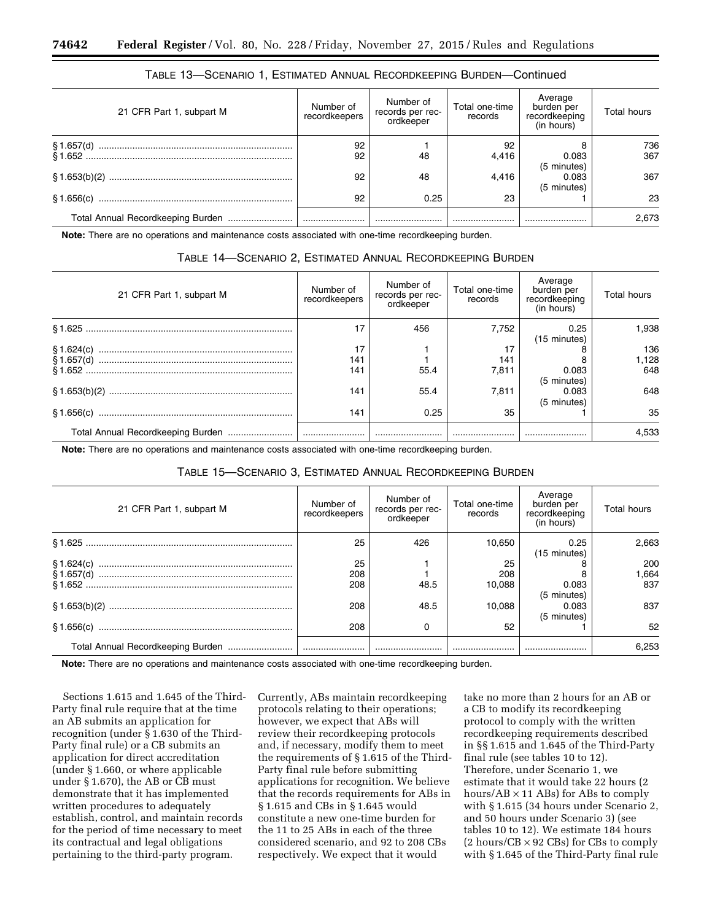TABLE 13—SCENARIO 1, ESTIMATED ANNUAL RECORDKEEPING BURDEN—Continued

| 21 CFR Part 1, subpart M | Number of recordkeepers | Number of records per recordkeeper | Total one-time records | Average burden per recordkeeping (in hours) | Total hours |
|---|---|---|---|---|---|
| § 1.657(d) | 92 | 1 | 92 | 8 | 736 |
| § 1.652 | 92 | 48 | 4,416 | 0.083 (5 minutes) | 367 |
| § 1.653(b)(2) | 92 | 48 | 4,416 | 0.083 (5 minutes) | 367 |
| § 1.656(c) | 92 | 0.25 | 23 | 1 | 23 |
| Total Annual Recordkeeping Burden | | | | | 2,673 |

**Note:** There are no operations and maintenance costs associated with one-time recordkeeping burden.

TABLE 14—SCENARIO 2, ESTIMATED ANNUAL RECORDKEEPING BURDEN

| 21 CFR Part 1, subpart M | Number of recordkeepers | Number of records per recordkeeper | Total one-time records | Average burden per recordkeeping (in hours) | Total hours |
|---|---|---|---|---|---|
| § 1.625 | 17 | 456 | 7,752 | 0.25 (15 minutes) | 1,938 |
| § 1.624(c) | 17 | 1 | 17 | 8 | 136 |
| § 1.657(d) | 141 | 1 | 141 | 8 | 1,128 |
| § 1.652 | 141 | 55.4 | 7,811 | 0.083 (5 minutes) | 648 |
| § 1.653(b)(2) | 141 | 55.4 | 7,811 | 0.083 (5 minutes) | 648 |
| § 1.656(c) | 141 | 0.25 | 35 | 1 | 35 |
| Total Annual Recordkeeping Burden | | | | | 4,533 |

**Note:** There are no operations and maintenance costs associated with one-time recordkeeping burden.

TABLE 15—SCENARIO 3, ESTIMATED ANNUAL RECORDKEEPING BURDEN

| 21 CFR Part 1, subpart M | Number of recordkeepers | Number of records per recordkeeper | Total one-time records | Average burden per recordkeeping (in hours) | Total hours |
|---|---|---|---|---|---|
| § 1.625 | 25 | 426 | 10,650 | 0.25 (15 minutes) | 2,663 |
| § 1.624(c) | 25 | 1 | 25 | 8 | 200 |
| § 1.657(d) | 208 | 1 | 208 | 8 | 1,664 |
| § 1.652 | 208 | 48.5 | 10,088 | 0.083 (5 minutes) | 837 |
| § 1.653(b)(2) | 208 | 48.5 | 10,088 | 0.083 (5 minutes) | 837 |
| § 1.656(c) | 208 | 0 | 52 | 1 | 52 |
| Total Annual Recordkeeping Burden | | | | | 6,253 |

**Note:** There are no operations and maintenance costs associated with one-time recordkeeping burden.

Sections 1.615 and 1.645 of the Third-Party final rule require that at the time an AB submits an application for recognition (under § 1.630 of the Third-Party final rule) or a CB submits an application for direct accreditation (under § 1.660, or where applicable under § 1.670), the AB or CB must demonstrate that it has implemented written procedures to adequately establish, control, and maintain records for the period of time necessary to meet its contractual and legal obligations pertaining to the third-party program. Currently, ABs maintain recordkeeping protocols relating to their operations; however, we expect that ABs will review their recordkeeping protocols and, if necessary, modify them to meet the requirements of § 1.615 of the Third-Party final rule before submitting applications for recognition. We believe that the records requirements for ABs in § 1.615 and CBs in § 1.645 would constitute a new one-time burden for the 11 to 25 ABs in each of the three considered scenario, and 92 to 208 CBs respectively. We expect that it would take no more than 2 hours for an AB or a CB to modify its recordkeeping protocol to comply with the written recordkeeping requirements described in §§ 1.615 and 1.645 of the Third-Party final rule (see tables 10 to 12). Therefore, under Scenario 1, we estimate that it would take 22 hours (2 hours/AB × 11 ABs) for ABs to comply with § 1.615 (34 hours under Scenario 2, and 50 hours under Scenario 3) (see tables 10 to 12). We estimate 184 hours (2 hours/CB × 92 CBs) for CBs to comply with § 1.645 of the Third-Party final rule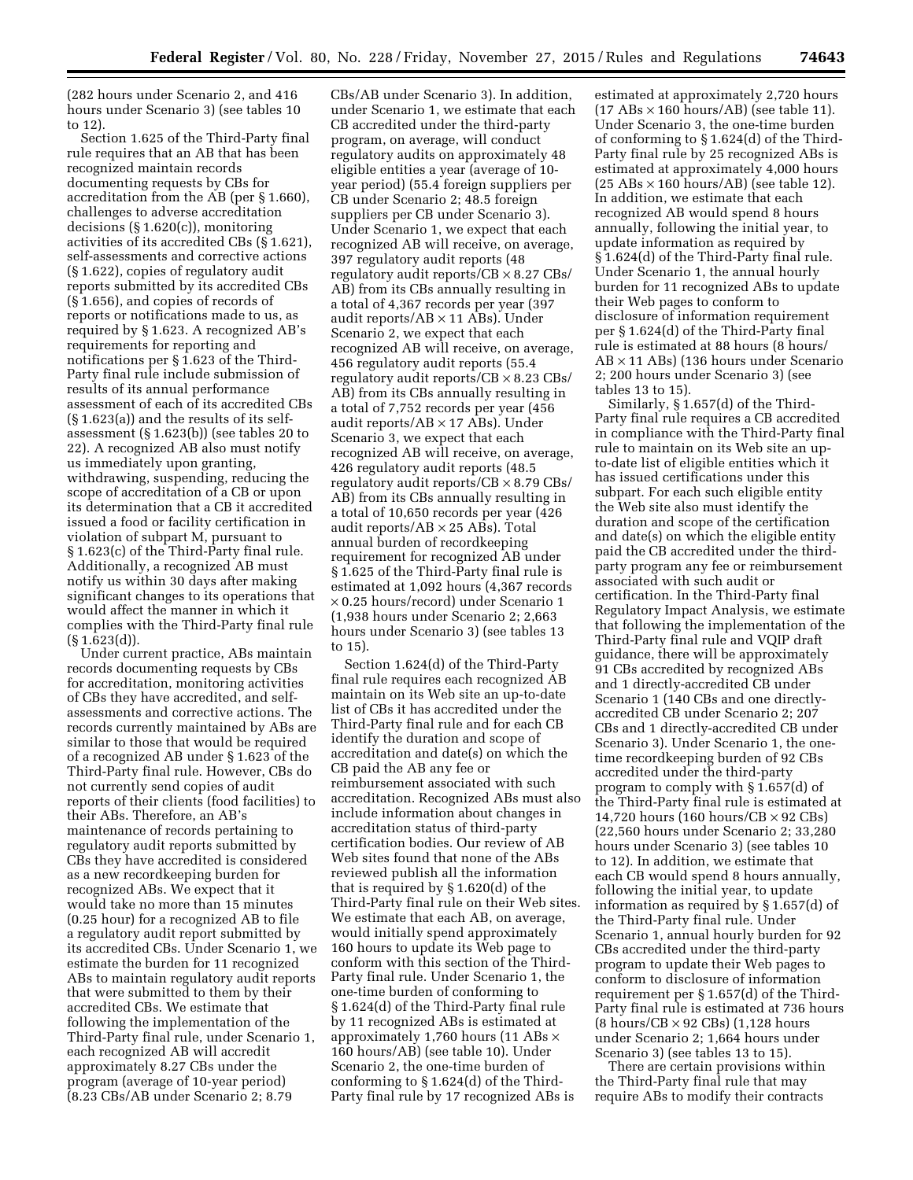(282 hours under Scenario 2, and 416 hours under Scenario 3) (see tables 10 to 12).

Section 1.625 of the Third-Party final rule requires that an AB that has been recognized maintain records documenting requests by CBs for accreditation from the AB (per § 1.660), challenges to adverse accreditation decisions (§ 1.620(c)), monitoring activities of its accredited CBs (§ 1.621), self-assessments and corrective actions (§ 1.622), copies of regulatory audit reports submitted by its accredited CBs (§ 1.656), and copies of records of reports or notifications made to us, as required by § 1.623. A recognized AB's requirements for reporting and notifications per § 1.623 of the Third-Party final rule include submission of results of its annual performance assessment of each of its accredited CBs (§ 1.623(a)) and the results of its self-assessment (§ 1.623(b)) (see tables 20 to 22). A recognized AB also must notify us immediately upon granting, withdrawing, suspending, reducing the scope of accreditation of a CB or upon its determination that a CB it accredited issued a food or facility certification in violation of subpart M, pursuant to § 1.623(c) of the Third-Party final rule. Additionally, a recognized AB must notify us within 30 days after making significant changes to its operations that would affect the manner in which it complies with the Third-Party final rule (§ 1.623(d)).

Under current practice, ABs maintain records documenting requests by CBs for accreditation, monitoring activities of CBs they have accredited, and self-assessments and corrective actions. The records currently maintained by ABs are similar to those that would be required of a recognized AB under § 1.623 of the Third-Party final rule. However, CBs do not currently send copies of audit reports of their clients (food facilities) to their ABs. Therefore, an AB's maintenance of records pertaining to regulatory audit reports submitted by CBs they have accredited is considered as a new recordkeeping burden for recognized ABs. We expect that it would take no more than 15 minutes (0.25 hour) for a recognized AB to file a regulatory audit report submitted by its accredited CBs. Under Scenario 1, we estimate the burden for 11 recognized ABs to maintain regulatory audit reports that were submitted to them by their accredited CBs. We estimate that following the implementation of the Third-Party final rule, under Scenario 1, each recognized AB will accredit approximately 8.27 CBs under the program (average of 10-year period) (8.23 CBs/AB under Scenario 2; 8.79 CBs/AB under Scenario 3). In addition, under Scenario 1, we estimate that each CB accredited under the third-party program, on average, will conduct regulatory audits on approximately 48 eligible entities a year (average of 10-year period) (55.4 foreign suppliers per CB under Scenario 2; 48.5 foreign suppliers per CB under Scenario 3). Under Scenario 1, we expect that each recognized AB will receive, on average, 397 regulatory audit reports (48 regulatory audit reports/CB × 8.27 CBs/AB) from its CBs annually resulting in a total of 4,367 records per year (397 audit reports/AB × 11 ABs). Under Scenario 2, we expect that each recognized AB will receive, on average, 456 regulatory audit reports (55.4 regulatory audit reports/CB × 8.23 CBs/AB) from its CBs annually resulting in a total of 7,752 records per year (456 audit reports/AB × 17 ABs). Under Scenario 3, we expect that each recognized AB will receive, on average, 426 regulatory audit reports (48.5 regulatory audit reports/CB × 8.79 CBs/AB) from its CBs annually resulting in a total of 10,650 records per year (426 audit reports/AB × 25 ABs). Total annual burden of recordkeeping requirement for recognized AB under § 1.625 of the Third-Party final rule is estimated at 1,092 hours (4,367 records × 0.25 hours/record) under Scenario 1 (1,938 hours under Scenario 2; 2,663 hours under Scenario 3) (see tables 13 to 15).

Section 1.624(d) of the Third-Party final rule requires each recognized AB maintain on its Web site an up-to-date list of CBs it has accredited under the Third-Party final rule and for each CB identify the duration and scope of accreditation and date(s) on which the CB paid the AB any fee or reimbursement associated with such accreditation. Recognized ABs must also include information about changes in accreditation status of third-party certification bodies. Our review of AB Web sites found that none of the ABs reviewed publish all the information that is required by § 1.620(d) of the Third-Party final rule on their Web sites. We estimate that each AB, on average, would initially spend approximately 160 hours to update its Web page to conform with this section of the Third-Party final rule. Under Scenario 1, the one-time burden of conforming to § 1.624(d) of the Third-Party final rule by 11 recognized ABs is estimated at approximately 1,760 hours (11 ABs × 160 hours/AB) (see table 10). Under Scenario 2, the one-time burden of conforming to § 1.624(d) of the Third-Party final rule by 17 recognized ABs is estimated at approximately 2,720 hours (17 ABs × 160 hours/AB) (see table 11). Under Scenario 3, the one-time burden of conforming to § 1.624(d) of the Third-Party final rule by 25 recognized ABs is estimated at approximately 4,000 hours (25 ABs × 160 hours/AB) (see table 12). In addition, we estimate that each recognized AB would spend 8 hours annually, following the initial year, to update information as required by § 1.624(d) of the Third-Party final rule. Under Scenario 1, the annual hourly burden for 11 recognized ABs to update their Web pages to conform to disclosure of information requirement per § 1.624(d) of the Third-Party final rule is estimated at 88 hours (8 hours/AB × 11 ABs) (136 hours under Scenario 2; 200 hours under Scenario 3) (see tables 13 to 15).

Similarly, § 1.657(d) of the Third-Party final rule requires a CB accredited in compliance with the Third-Party final rule to maintain on its Web site an up-to-date list of eligible entities which it has issued certifications under this subpart. For each such eligible entity the Web site also must identify the duration and scope of the certification and date(s) on which the eligible entity paid the CB accredited under the third-party program any fee or reimbursement associated with such audit or certification. In the Third-Party final Regulatory Impact Analysis, we estimate that following the implementation of the Third-Party final rule and VQIP draft guidance, there will be approximately 91 CBs accredited by recognized ABs and 1 directly-accredited CB under Scenario 1 (140 CBs and one directly-accredited CB under Scenario 2; 207 CBs and 1 directly-accredited CB under Scenario 3). Under Scenario 1, the one-time recordkeeping burden of 92 CBs accredited under the third-party program to comply with § 1.657(d) of the Third-Party final rule is estimated at 14,720 hours (160 hours/CB × 92 CBs) (22,560 hours under Scenario 2; 33,280 hours under Scenario 3) (see tables 10 to 12). In addition, we estimate that each CB would spend 8 hours annually, following the initial year, to update information as required by § 1.657(d) of the Third-Party final rule. Under Scenario 1, annual hourly burden for 92 CBs accredited under the third-party program to update their Web pages to conform to disclosure of information requirement per § 1.657(d) of the Third-Party final rule is estimated at 736 hours (8 hours/CB × 92 CBs) (1,128 hours under Scenario 2; 1,664 hours under Scenario 3) (see tables 13 to 15).

There are certain provisions within the Third-Party final rule that may require ABs to modify their contracts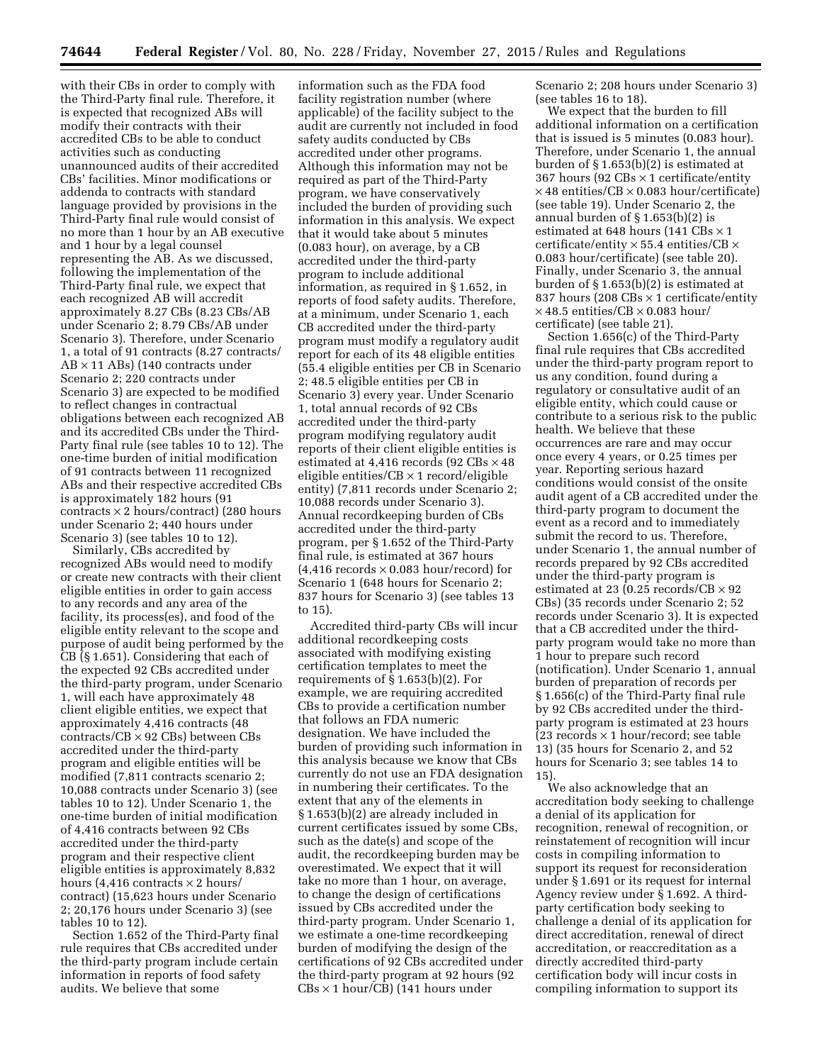with their CBs in order to comply with the Third-Party final rule. Therefore, it is expected that recognized ABs will modify their contracts with their accredited CBs to be able to conduct activities such as conducting unannounced audits of their accredited CBs' facilities. Minor modifications or addenda to contracts with standard language provided by provisions in the Third-Party final rule would consist of no more than 1 hour by an AB executive and 1 hour by a legal counsel representing the AB. As we discussed, following the implementation of the Third-Party final rule, we expect that each recognized AB will accredit approximately 8.27 CBs (8.23 CBs/AB under Scenario 2; 8.79 CBs/AB under Scenario 3). Therefore, under Scenario 1, a total of 91 contracts (8.27 contracts/AB × 11 ABs) (140 contracts under Scenario 2; 220 contracts under Scenario 3) are expected to be modified to reflect changes in contractual obligations between each recognized AB and its accredited CBs under the Third-Party final rule (see tables 10 to 12). The one-time burden of initial modification of 91 contracts between 11 recognized ABs and their respective accredited CBs is approximately 182 hours (91 contracts × 2 hours/contract) (280 hours under Scenario 2; 440 hours under Scenario 3) (see tables 10 to 12).

Similarly, CBs accredited by recognized ABs would need to modify or create new contracts with their client eligible entities in order to gain access to any records and any area of the facility, its process(es), and food of the eligible entity relevant to the scope and purpose of audit being performed by the CB (§ 1.651). Considering that each of the expected 92 CBs accredited under the third-party program, under Scenario 1, will each have approximately 48 client eligible entities, we expect that approximately 4,416 contracts (48 contracts/CB × 92 CBs) between CBs accredited under the third-party program and eligible entities will be modified (7,811 contracts scenario 2; 10,088 contracts under Scenario 3) (see tables 10 to 12). Under Scenario 1, the one-time burden of initial modification of 4,416 contracts between 92 CBs accredited under the third-party program and their respective client eligible entities is approximately 8,832 hours (4,416 contracts × 2 hours/contract) (15,623 hours under Scenario 2; 20,176 hours under Scenario 3) (see tables 10 to 12).

Section 1.652 of the Third-Party final rule requires that CBs accredited under the third-party program include certain information in reports of food safety audits. We believe that some information such as the FDA food facility registration number (where applicable) of the facility subject to the audit are currently not included in food safety audits conducted by CBs accredited under other programs. Although this information may not be required as part of the Third-Party program, we have conservatively included the burden of providing such information in this analysis. We expect that it would take about 5 minutes (0.083 hour), on average, by a CB accredited under the third-party program to include additional information, as required in § 1.652, in reports of food safety audits. Therefore, at a minimum, under Scenario 1, each CB accredited under the third-party program must modify a regulatory audit report for each of its 48 eligible entities (55.4 eligible entities per CB in Scenario 2; 48.5 eligible entities per CB in Scenario 3) every year. Under Scenario 1, total annual records of 92 CBs accredited under the third-party program modifying regulatory audit reports of their client eligible entities is estimated at 4,416 records (92 CBs × 48 eligible entities/CB × 1 record/eligible entity) (7,811 records under Scenario 2; 10,088 records under Scenario 3). Annual recordkeeping burden of CBs accredited under the third-party program, per § 1.652 of the Third-Party final rule, is estimated at 367 hours (4,416 records × 0.083 hour/record) for Scenario 1 (648 hours for Scenario 2; 837 hours for Scenario 3) (see tables 13 to 15).

Accredited third-party CBs will incur additional recordkeeping costs associated with modifying existing certification templates to meet the requirements of § 1.653(b)(2). For example, we are requiring accredited CBs to provide a certification number that follows an FDA numeric designation. We have included the burden of providing such information in this analysis because we know that CBs currently do not use an FDA designation in numbering their certificates. To the extent that any of the elements in § 1.653(b)(2) are already included in current certificates issued by some CBs, such as the date(s) and scope of the audit, the recordkeeping burden may be overestimated. We expect that it will take no more than 1 hour, on average, to change the design of certifications issued by CBs accredited under the third-party program. Under Scenario 1, we estimate a one-time recordkeeping burden of modifying the design of the certifications of 92 CBs accredited under the third-party program at 92 hours (92 CBs × 1 hour/CB) (141 hours under Scenario 2; 208 hours under Scenario 3) (see tables 16 to 18).

We expect that the burden to fill additional information on a certification that is issued is 5 minutes (0.083 hour). Therefore, under Scenario 1, the annual burden of § 1.653(b)(2) is estimated at 367 hours (92 CBs × 1 certificate/entity × 48 entities/CB × 0.083 hour/certificate) (see table 19). Under Scenario 2, the annual burden of § 1.653(b)(2) is estimated at 648 hours (141 CBs × 1 certificate/entity × 55.4 entities/CB × 0.083 hour/certificate) (see table 20). Finally, under Scenario 3, the annual burden of § 1.653(b)(2) is estimated at 837 hours (208 CBs × 1 certificate/entity × 48.5 entities/CB × 0.083 hour/certificate) (see table 21).

Section 1.656(c) of the Third-Party final rule requires that CBs accredited under the third-party program report to us any condition, found during a regulatory or consultative audit of an eligible entity, which could cause or contribute to a serious risk to the public health. We believe that these occurrences are rare and may occur once every 4 years, or 0.25 times per year. Reporting serious hazard conditions would consist of the onsite audit agent of a CB accredited under the third-party program to document the event as a record and to immediately submit the record to us. Therefore, under Scenario 1, the annual number of records prepared by 92 CBs accredited under the third-party program is estimated at 23 (0.25 records/CB × 92 CBs) (35 records under Scenario 2; 52 records under Scenario 3). It is expected that a CB accredited under the third-party program would take no more than 1 hour to prepare such record (notification). Under Scenario 1, annual burden of preparation of records per § 1.656(c) of the Third-Party final rule by 92 CBs accredited under the third-party program is estimated at 23 hours (23 records × 1 hour/record; see table 13) (35 hours for Scenario 2, and 52 hours for Scenario 3; see tables 14 to 15).

We also acknowledge that an accreditation body seeking to challenge a denial of its application for recognition, renewal of recognition, or reinstatement of recognition will incur costs in compiling information to support its request for reconsideration under § 1.691 or its request for internal Agency review under § 1.692. A third-party certification body seeking to challenge a denial of its application for direct accreditation, renewal of direct accreditation, or reaccreditation as a directly accredited third-party certification body will incur costs in compiling information to support its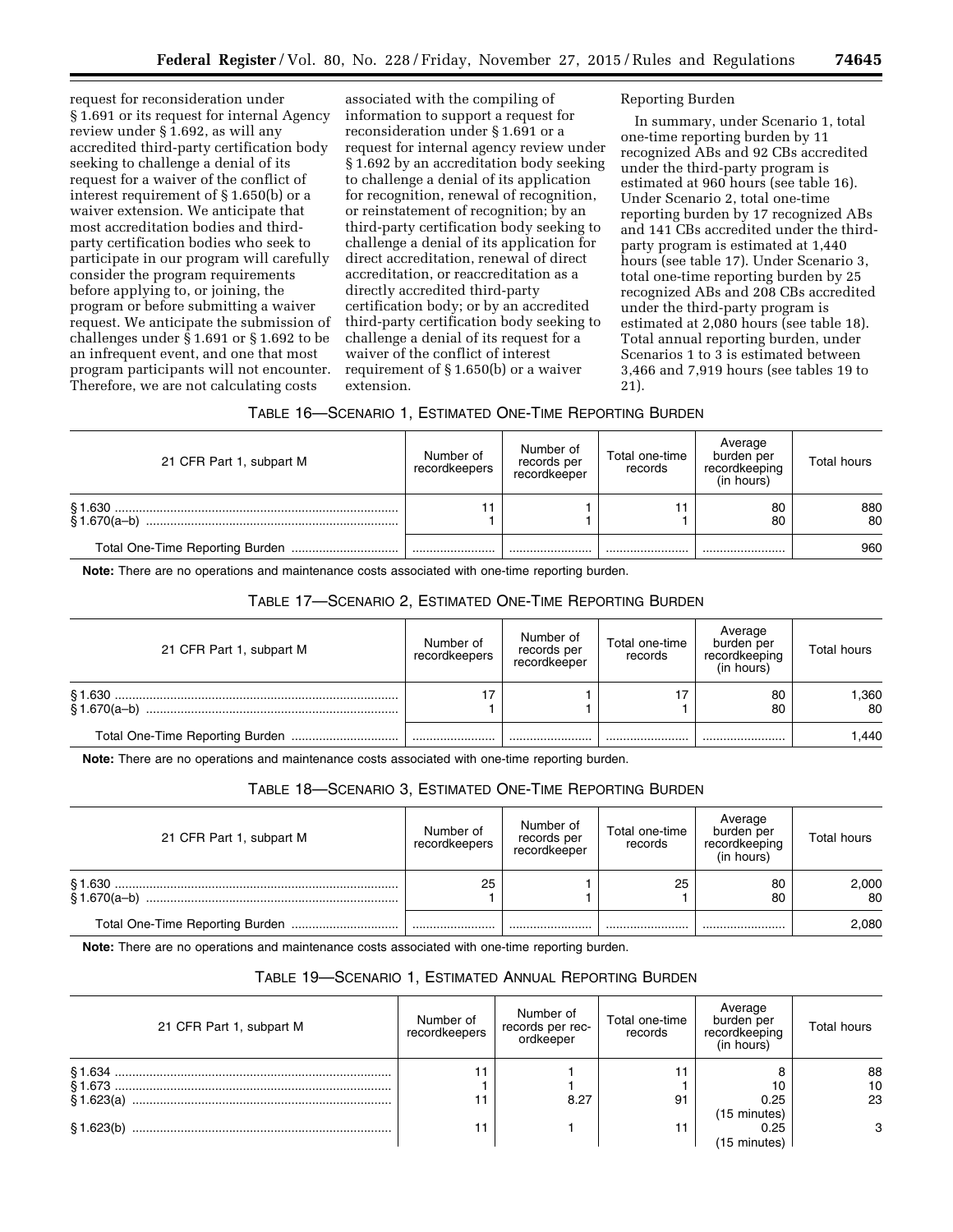request for reconsideration under § 1.691 or its request for internal Agency review under § 1.692, as will any accredited third-party certification body seeking to challenge a denial of its request for a waiver of the conflict of interest requirement of § 1.650(b) or a waiver extension. We anticipate that most accreditation bodies and third-party certification bodies who seek to participate in our program will carefully consider the program requirements before applying to, or joining, the program or before submitting a waiver request. We anticipate the submission of challenges under § 1.691 or § 1.692 to be an infrequent event, and one that most program participants will not encounter. Therefore, we are not calculating costs associated with the compiling of information to support a request for reconsideration under § 1.691 or a request for internal agency review under § 1.692 by an accreditation body seeking to challenge a denial of its application for recognition, renewal of recognition, or reinstatement of recognition; by an third-party certification body seeking to challenge a denial of its application for direct accreditation, renewal of direct accreditation, or reaccreditation as a directly accredited third-party certification body; or by an accredited third-party certification body seeking to challenge a denial of its request for a waiver of the conflict of interest requirement of § 1.650(b) or a waiver extension.

Reporting Burden

In summary, under Scenario 1, total one-time reporting burden by 11 recognized ABs and 92 CBs accredited under the third-party program is estimated at 960 hours (see table 16). Under Scenario 2, total one-time reporting burden by 17 recognized ABs and 141 CBs accredited under the third-party program is estimated at 1,440 hours (see table 17). Under Scenario 3, total one-time reporting burden by 25 recognized ABs and 208 CBs accredited under the third-party program is estimated at 2,080 hours (see table 18). Total annual reporting burden, under Scenarios 1 to 3 is estimated between 3,466 and 7,919 hours (see tables 19 to 21).

TABLE 16—SCENARIO 1, ESTIMATED ONE-TIME REPORTING BURDEN

| 21 CFR Part 1, subpart M | Number of recordkeepers | Number of records per recordkeeper | Total one-time records | Average burden per recordkeeping (in hours) | Total hours |
|---|---|---|---|---|---|
| § 1.630 | 11 | 1 | 11 | 80 | 880 |
| § 1.670(a–b) | 1 | 1 | 1 | 80 | 80 |
| Total One-Time Reporting Burden | | | | | 960 |

**Note:** There are no operations and maintenance costs associated with one-time reporting burden.

TABLE 17—SCENARIO 2, ESTIMATED ONE-TIME REPORTING BURDEN

| 21 CFR Part 1, subpart M | Number of recordkeepers | Number of records per recordkeeper | Total one-time records | Average burden per recordkeeping (in hours) | Total hours |
|---|---|---|---|---|---|
| § 1.630 | 17 | 1 | 17 | 80 | 1,360 |
| § 1.670(a–b) | 1 | 1 | 1 | 80 | 80 |
| Total One-Time Reporting Burden | | | | | 1,440 |

**Note:** There are no operations and maintenance costs associated with one-time reporting burden.

TABLE 18—SCENARIO 3, ESTIMATED ONE-TIME REPORTING BURDEN

| 21 CFR Part 1, subpart M | Number of recordkeepers | Number of records per recordkeeper | Total one-time records | Average burden per recordkeeping (in hours) | Total hours |
|---|---|---|---|---|---|
| § 1.630 | 25 | 1 | 25 | 80 | 2,000 |
| § 1.670(a–b) | 1 | 1 | 1 | 80 | 80 |
| Total One-Time Reporting Burden | | | | | 2,080 |

**Note:** There are no operations and maintenance costs associated with one-time reporting burden.

TABLE 19—SCENARIO 1, ESTIMATED ANNUAL REPORTING BURDEN

| 21 CFR Part 1, subpart M | Number of recordkeepers | Number of records per recordkeeper | Total one-time records | Average burden per recordkeeping (in hours) | Total hours |
|---|---|---|---|---|---|
| § 1.634 | 11 | 1 | 11 | 8 | 88 |
| § 1.673 | 1 | 1 | 1 | 10 | 10 |
| § 1.623(a) | 11 | 8.27 | 91 | 0.25 (15 minutes) | 23 |
| § 1.623(b) | 11 | 1 | 11 | 0.25 (15 minutes) | 3 |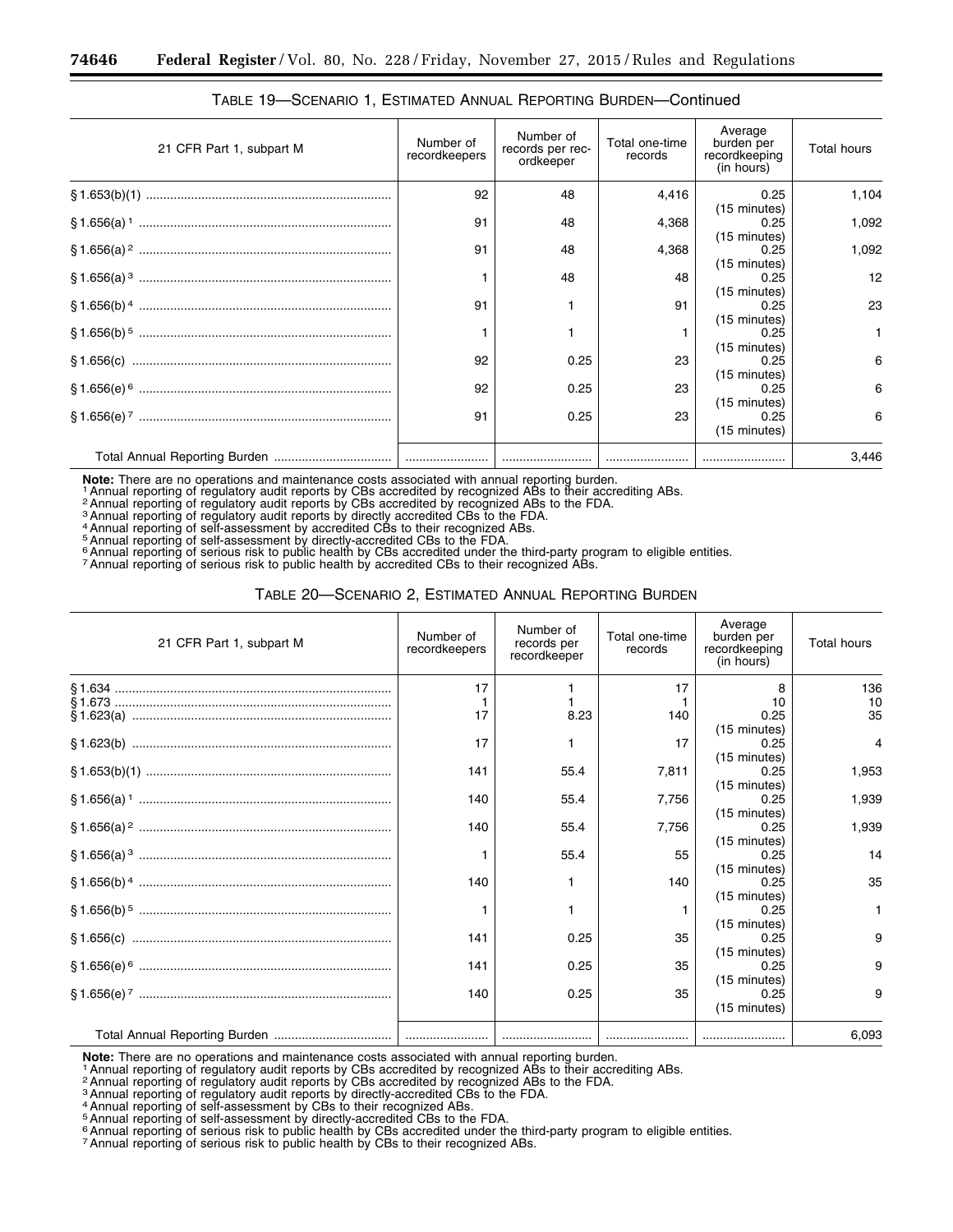TABLE 19—SCENARIO 1, ESTIMATED ANNUAL REPORTING BURDEN—Continued

| 21 CFR Part 1, subpart M | Number of recordkeepers | Number of records per recordkeeper | Total one-time records | Average burden per recordkeeping (in hours) | Total hours |
|---|---|---|---|---|---|
| § 1.653(b)(1) | 92 | 48 | 4,416 | 0.25 (15 minutes) | 1,104 |
| § 1.656(a) [1] | 91 | 48 | 4,368 | 0.25 (15 minutes) | 1,092 |
| § 1.656(a) [2] | 91 | 48 | 4,368 | 0.25 (15 minutes) | 1,092 |
| § 1.656(a) [3] | 1 | 48 | 48 | 0.25 (15 minutes) | 12 |
| § 1.656(b) [4] | 91 | 1 | 91 | 0.25 (15 minutes) | 23 |
| § 1.656(b) [5] | 1 | 1 | 1 | 0.25 (15 minutes) | 1 |
| § 1.656(c) | 92 | 0.25 | 23 | 0.25 (15 minutes) | 6 |
| § 1.656(e) [6] | 92 | 0.25 | 23 | 0.25 (15 minutes) | 6 |
| § 1.656(e) [7] | 91 | 0.25 | 23 | 0.25 (15 minutes) | 6 |
| Total Annual Reporting Burden | | | | | 3,446 |

**Note:** There are no operations and maintenance costs associated with annual reporting burden.
[1] Annual reporting of regulatory audit reports by CBs accredited by recognized ABs to their accrediting ABs.
[2] Annual reporting of regulatory audit reports by CBs accredited by recognized ABs to the FDA.
[3] Annual reporting of regulatory audit reports by directly accredited CBs to the FDA.
[4] Annual reporting of self-assessment by accredited CBs to their recognized ABs.
[5] Annual reporting of self-assessment by directly-accredited CBs to the FDA.
[6] Annual reporting of serious risk to public health by CBs accredited under the third-party program to eligible entities.
[7] Annual reporting of serious risk to public health by accredited CBs to their recognized ABs.

TABLE 20—SCENARIO 2, ESTIMATED ANNUAL REPORTING BURDEN

| 21 CFR Part 1, subpart M | Number of recordkeepers | Number of records per recordkeeper | Total one-time records | Average burden per recordkeeping (in hours) | Total hours |
|---|---|---|---|---|---|
| § 1.634 | 17 | 1 | 17 | 8 | 136 |
| § 1.673 | 1 | 1 | 1 | 10 | 10 |
| § 1.623(a) | 17 | 8.23 | 140 | 0.25 (15 minutes) | 35 |
| § 1.623(b) | 17 | 1 | 17 | 0.25 (15 minutes) | 4 |
| § 1.653(b)(1) | 141 | 55.4 | 7,811 | 0.25 (15 minutes) | 1,953 |
| § 1.656(a) [1] | 140 | 55.4 | 7,756 | 0.25 (15 minutes) | 1,939 |
| § 1.656(a) [2] | 140 | 55.4 | 7,756 | 0.25 (15 minutes) | 1,939 |
| § 1.656(a) [3] | 1 | 55.4 | 55 | 0.25 (15 minutes) | 14 |
| § 1.656(b) [4] | 140 | 1 | 140 | 0.25 (15 minutes) | 35 |
| § 1.656(b) [5] | 1 | 1 | 1 | 0.25 (15 minutes) | 1 |
| § 1.656(c) | 141 | 0.25 | 35 | 0.25 (15 minutes) | 9 |
| § 1.656(e) [6] | 141 | 0.25 | 35 | 0.25 (15 minutes) | 9 |
| § 1.656(e) [7] | 140 | 0.25 | 35 | 0.25 (15 minutes) | 9 |
| Total Annual Reporting Burden | | | | | 6,093 |

**Note:** There are no operations and maintenance costs associated with annual reporting burden.
[1] Annual reporting of regulatory audit reports by CBs accredited by recognized ABs to their accrediting ABs.
[2] Annual reporting of regulatory audit reports by CBs accredited by recognized ABs to the FDA.
[3] Annual reporting of regulatory audit reports by directly-accredited CBs to the FDA.
[4] Annual reporting of self-assessment by CBs to their recognized ABs.
[5] Annual reporting of self-assessment by directly-accredited CBs to the FDA.
[6] Annual reporting of serious risk to public health by CBs accredited under the third-party program to eligible entities.
[7] Annual reporting of serious risk to public health by CBs to their recognized ABs.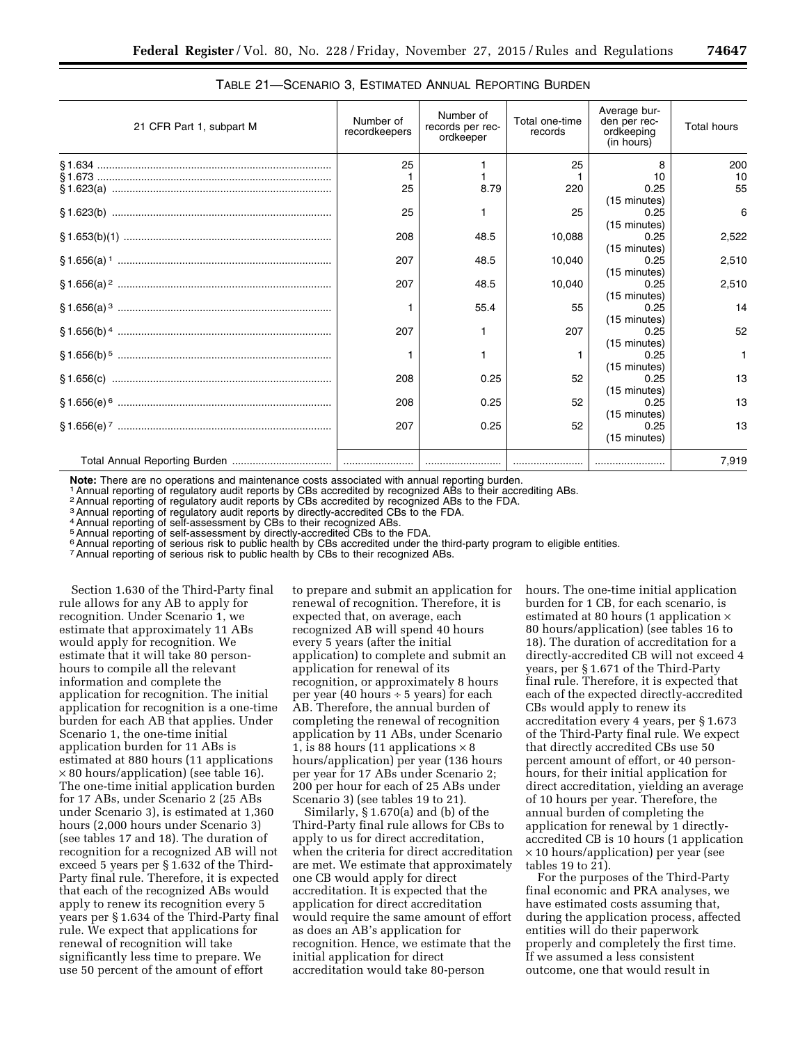TABLE 21—SCENARIO 3, ESTIMATED ANNUAL REPORTING BURDEN

| 21 CFR Part 1, subpart M | Number of recordkeepers | Number of records per recordkeeper | Total one-time records | Average burden per recordkeeping (in hours) | Total hours |
| --- | --- | --- | --- | --- | --- |
| § 1.634 | 25 | 1 | 25 | 8 | 200 |
| § 1.673 | 1 | 1 | 1 | 10 | 10 |
| § 1.623(a) | 25 | 8.79 | 220 | 0.25 (15 minutes) | 55 |
| § 1.623(b) | 25 | 1 | 25 | 0.25 (15 minutes) | 6 |
| § 1.653(b)(1) | 208 | 48.5 | 10,088 | 0.25 (15 minutes) | 2,522 |
| § 1.656(a) [1] | 207 | 48.5 | 10,040 | 0.25 (15 minutes) | 2,510 |
| § 1.656(a) [2] | 207 | 48.5 | 10,040 | 0.25 (15 minutes) | 2,510 |
| § 1.656(a) [3] | 1 | 55.4 | 55 | 0.25 (15 minutes) | 14 |
| § 1.656(b) [4] | 207 | 1 | 207 | 0.25 (15 minutes) | 52 |
| § 1.656(b) [5] | 1 | 1 | 1 | 0.25 (15 minutes) | 1 |
| § 1.656(c) | 208 | 0.25 | 52 | 0.25 (15 minutes) | 13 |
| § 1.656(e) [6] | 208 | 0.25 | 52 | 0.25 (15 minutes) | 13 |
| § 1.656(e) [7] | 207 | 0.25 | 52 | 0.25 (15 minutes) | 13 |
| Total Annual Reporting Burden | | | | | 7,919 |

**Note:** There are no operations and maintenance costs associated with annual reporting burden.

[1] Annual reporting of regulatory audit reports by CBs accredited by recognized ABs to their accrediting ABs.

[2] Annual reporting of regulatory audit reports by CBs accredited by recognized ABs to the FDA.

[3] Annual reporting of regulatory audit reports by directly-accredited CBs to the FDA.

[4] Annual reporting of self-assessment by CBs to their recognized ABs.

[5] Annual reporting of self-assessment by directly-accredited CBs to the FDA.

[6] Annual reporting of serious risk to public health by CBs accredited under the third-party program to eligible entities.

[7] Annual reporting of serious risk to public health by CBs to their recognized ABs.

Section 1.630 of the Third-Party final rule allows for any AB to apply for recognition. Under Scenario 1, we estimate that approximately 11 ABs would apply for recognition. We estimate that it will take 80 person-hours to compile all the relevant information and complete the application for recognition. The initial application for recognition is a one-time burden for each AB that applies. Under Scenario 1, the one-time initial application burden for 11 ABs is estimated at 880 hours (11 applications × 80 hours/application) (see table 16). The one-time initial application burden for 17 ABs, under Scenario 2 (25 ABs under Scenario 3), is estimated at 1,360 hours (2,000 hours under Scenario 3) (see tables 17 and 18). The duration of recognition for a recognized AB will not exceed 5 years per § 1.632 of the Third-Party final rule. Therefore, it is expected that each of the recognized ABs would apply to renew its recognition every 5 years per § 1.634 of the Third-Party final rule. We expect that applications for renewal of recognition will take significantly less time to prepare. We use 50 percent of the amount of effort to prepare and submit an application for renewal of recognition. Therefore, it is expected that, on average, each recognized AB will spend 40 hours every 5 years (after the initial application) to complete and submit an application for renewal of its recognition, or approximately 8 hours per year (40 hours ÷ 5 years) for each AB. Therefore, the annual burden of completing the renewal of recognition application by 11 ABs, under Scenario 1, is 88 hours (11 applications × 8 hours/application) per year (136 hours per year for 17 ABs under Scenario 2; 200 per hour for each of 25 ABs under Scenario 3) (see tables 19 to 21).

Similarly, § 1.670(a) and (b) of the Third-Party final rule allows for CBs to apply to us for direct accreditation, when the criteria for direct accreditation are met. We estimate that approximately one CB would apply for direct accreditation. It is expected that the application for direct accreditation would require the same amount of effort as does an AB's application for recognition. Hence, we estimate that the initial application for direct accreditation would take 80-person hours. The one-time initial application burden for 1 CB, for each scenario, is estimated at 80 hours (1 application × 80 hours/application) (see tables 16 to 18). The duration of accreditation for a directly-accredited CB will not exceed 4 years, per § 1.671 of the Third-Party final rule. Therefore, it is expected that each of the expected directly-accredited CBs would apply to renew its accreditation every 4 years, per § 1.673 of the Third-Party final rule. We expect that directly accredited CBs use 50 percent amount of effort, or 40 person-hours, for their initial application for direct accreditation, yielding an average of 10 hours per year. Therefore, the annual burden of completing the application for renewal by 1 directly-accredited CB is 10 hours (1 application × 10 hours/application) per year (see tables 19 to 21).

For the purposes of the Third-Party final economic and PRA analyses, we have estimated costs assuming that, during the application process, affected entities will do their paperwork properly and completely the first time. If we assumed a less consistent outcome, one that would result in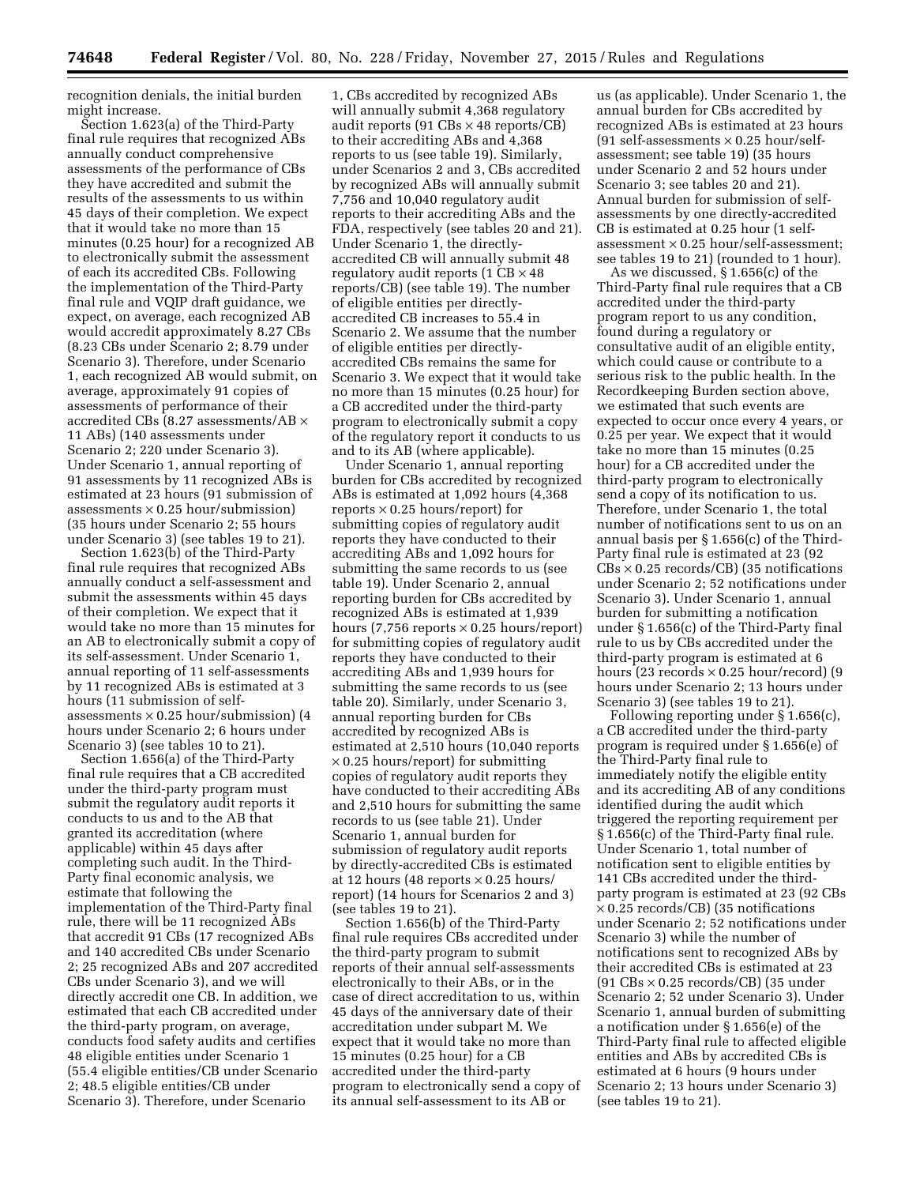recognition denials, the initial burden might increase.

Section 1.623(a) of the Third-Party final rule requires that recognized ABs annually conduct comprehensive assessments of the performance of CBs they have accredited and submit the results of the assessments to us within 45 days of their completion. We expect that it would take no more than 15 minutes (0.25 hour) for a recognized AB to electronically submit the assessment of each its accredited CBs. Following the implementation of the Third-Party final rule and VQIP draft guidance, we expect, on average, each recognized AB would accredit approximately 8.27 CBs (8.23 CBs under Scenario 2; 8.79 under Scenario 3). Therefore, under Scenario 1, each recognized AB would submit, on average, approximately 91 copies of assessments of performance of their accredited CBs (8.27 assessments/AB × 11 ABs) (140 assessments under Scenario 2; 220 under Scenario 3). Under Scenario 1, annual reporting of 91 assessments by 11 recognized ABs is estimated at 23 hours (91 submission of assessments × 0.25 hour/submission) (35 hours under Scenario 2; 55 hours under Scenario 3) (see tables 19 to 21).

Section 1.623(b) of the Third-Party final rule requires that recognized ABs annually conduct a self-assessment and submit the assessments within 45 days of their completion. We expect that it would take no more than 15 minutes for an AB to electronically submit a copy of its self-assessment. Under Scenario 1, annual reporting of 11 self-assessments by 11 recognized ABs is estimated at 3 hours (11 submission of self-assessments × 0.25 hour/submission) (4 hours under Scenario 2; 6 hours under Scenario 3) (see tables 10 to 21).

Section 1.656(a) of the Third-Party final rule requires that a CB accredited under the third-party program must submit the regulatory audit reports it conducts to us and to the AB that granted its accreditation (where applicable) within 45 days after completing such audit. In the Third-Party final economic analysis, we estimate that following the implementation of the Third-Party final rule, there will be 11 recognized ABs that accredit 91 CBs (17 recognized ABs and 140 accredited CBs under Scenario 2; 25 recognized ABs and 207 accredited CBs under Scenario 3), and we will directly accredit one CB. In addition, we estimated that each CB accredited under the third-party program, on average, conducts food safety audits and certifies 48 eligible entities under Scenario 1 (55.4 eligible entities/CB under Scenario 2; 48.5 eligible entities/CB under Scenario 3). Therefore, under Scenario 1, CBs accredited by recognized ABs will annually submit 4,368 regulatory audit reports (91 CBs × 48 reports/CB) to their accrediting ABs and 4,368 reports to us (see table 19). Similarly, under Scenarios 2 and 3, CBs accredited by recognized ABs will annually submit 7,756 and 10,040 regulatory audit reports to their accrediting ABs and the FDA, respectively (see tables 20 and 21). Under Scenario 1, the directly-accredited CB will annually submit 48 regulatory audit reports (1 CB × 48 reports/CB) (see table 19). The number of eligible entities per directly-accredited CB increases to 55.4 in Scenario 2. We assume that the number of eligible entities per directly-accredited CBs remains the same for Scenario 3. We expect that it would take no more than 15 minutes (0.25 hour) for a CB accredited under the third-party program to electronically submit a copy of the regulatory report it conducts to us and to its AB (where applicable).

Under Scenario 1, annual reporting burden for CBs accredited by recognized ABs is estimated at 1,092 hours (4,368 reports × 0.25 hours/report) for submitting copies of regulatory audit reports they have conducted to their accrediting ABs and 1,092 hours for submitting the same records to us (see table 19). Under Scenario 2, annual reporting burden for CBs accredited by recognized ABs is estimated at 1,939 hours (7,756 reports × 0.25 hours/report) for submitting copies of regulatory audit reports they have conducted to their accrediting ABs and 1,939 hours for submitting the same records to us (see table 20). Similarly, under Scenario 3, annual reporting burden for CBs accredited by recognized ABs is estimated at 2,510 hours (10,040 reports × 0.25 hours/report) for submitting copies of regulatory audit reports they have conducted to their accrediting ABs and 2,510 hours for submitting the same records to us (see table 21). Under Scenario 1, annual burden for submission of regulatory audit reports by directly-accredited CBs is estimated at 12 hours (48 reports × 0.25 hours/report) (14 hours for Scenarios 2 and 3) (see tables 19 to 21).

Section 1.656(b) of the Third-Party final rule requires CBs accredited under the third-party program to submit reports of their annual self-assessments electronically to their ABs, or in the case of direct accreditation to us, within 45 days of the anniversary date of their accreditation under subpart M. We expect that it would take no more than 15 minutes (0.25 hour) for a CB accredited under the third-party program to electronically send a copy of its annual self-assessment to its AB or us (as applicable). Under Scenario 1, the annual burden for CBs accredited by recognized ABs is estimated at 23 hours (91 self-assessments × 0.25 hour/self-assessment; see table 19) (35 hours under Scenario 2 and 52 hours under Scenario 3; see tables 20 and 21). Annual burden for submission of self-assessments by one directly-accredited CB is estimated at 0.25 hour (1 self-assessment × 0.25 hour/self-assessment; see tables 19 to 21) (rounded to 1 hour).

As we discussed, § 1.656(c) of the Third-Party final rule requires that a CB accredited under the third-party program report to us any condition, found during a regulatory or consultative audit of an eligible entity, which could cause or contribute to a serious risk to the public health. In the Recordkeeping Burden section above, we estimated that such events are expected to occur once every 4 years, or 0.25 per year. We expect that it would take no more than 15 minutes (0.25 hour) for a CB accredited under the third-party program to electronically send a copy of its notification to us. Therefore, under Scenario 1, the total number of notifications sent to us on an annual basis per § 1.656(c) of the Third-Party final rule is estimated at 23 (92 CBs × 0.25 records/CB) (35 notifications under Scenario 2; 52 notifications under Scenario 3). Under Scenario 1, annual burden for submitting a notification under § 1.656(c) of the Third-Party final rule to us by CBs accredited under the third-party program is estimated at 6 hours (23 records × 0.25 hour/record) (9 hours under Scenario 2; 13 hours under Scenario 3) (see tables 19 to 21).

Following reporting under § 1.656(c), a CB accredited under the third-party program is required under § 1.656(e) of the Third-Party final rule to immediately notify the eligible entity and its accrediting AB of any conditions identified during the audit which triggered the reporting requirement per § 1.656(c) of the Third-Party final rule. Under Scenario 1, total number of notification sent to eligible entities by 141 CBs accredited under the third-party program is estimated at 23 (92 CBs × 0.25 records/CB) (35 notifications under Scenario 2; 52 notifications under Scenario 3) while the number of notifications sent to recognized ABs by their accredited CBs is estimated at 23 (91 CBs × 0.25 records/CB) (35 under Scenario 2; 52 under Scenario 3). Under Scenario 1, annual burden of submitting a notification under § 1.656(e) of the Third-Party final rule to affected eligible entities and ABs by accredited CBs is estimated at 6 hours (9 hours under Scenario 2; 13 hours under Scenario 3) (see tables 19 to 21).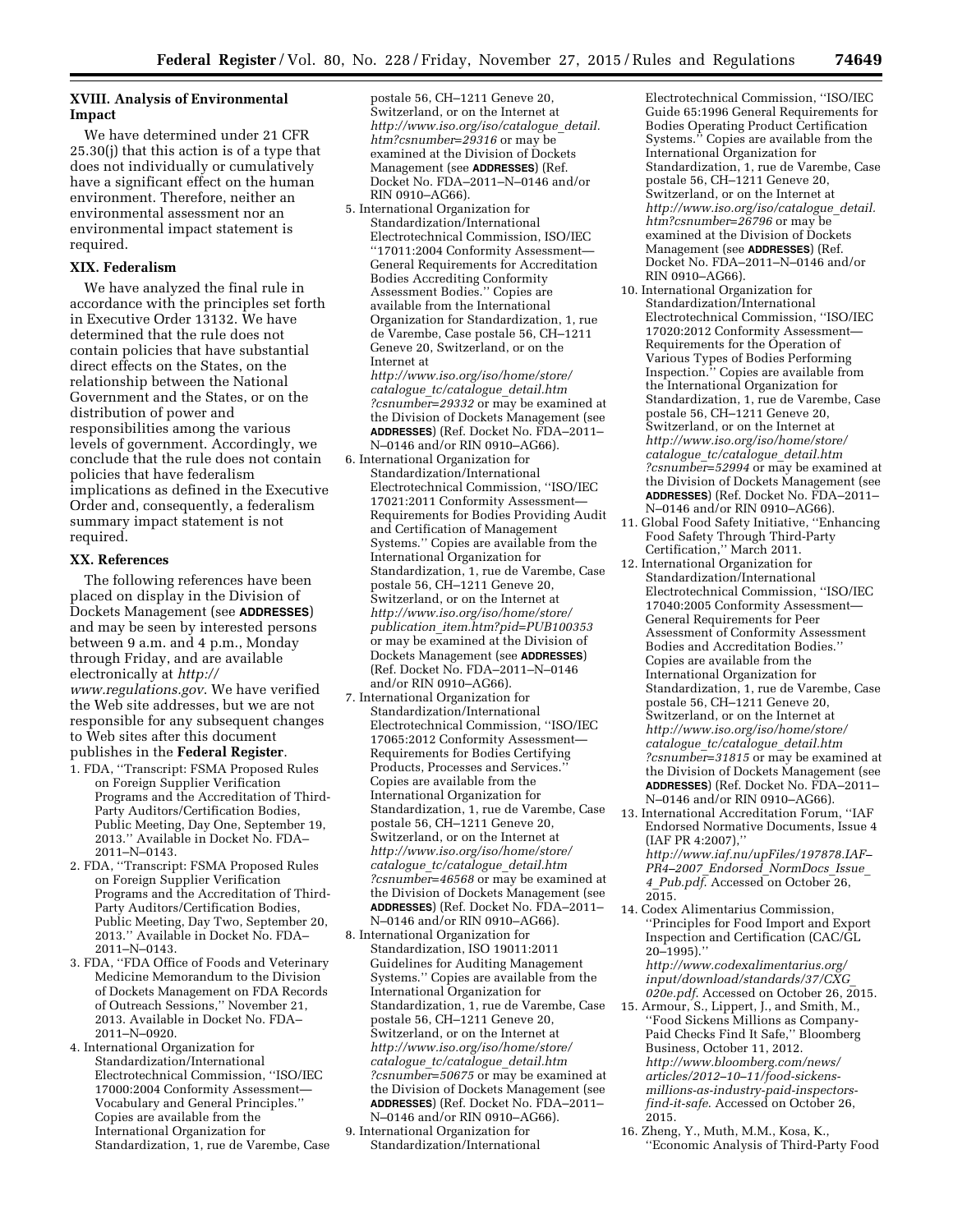### XVIII. Analysis of Environmental Impact

We have determined under 21 CFR 25.30(j) that this action is of a type that does not individually or cumulatively have a significant effect on the human environment. Therefore, neither an environmental assessment nor an environmental impact statement is required.

### XIX. Federalism

We have analyzed the final rule in accordance with the principles set forth in Executive Order 13132. We have determined that the rule does not contain policies that have substantial direct effects on the States, on the relationship between the National Government and the States, or on the distribution of power and responsibilities among the various levels of government. Accordingly, we conclude that the rule does not contain policies that have federalism implications as defined in the Executive Order and, consequently, a federalism summary impact statement is not required.

### XX. References

The following references have been placed on display in the Division of Dockets Management (see **ADDRESSES**) and may be seen by interested persons between 9 a.m. and 4 p.m., Monday through Friday, and are available electronically at *http://www.regulations.gov*. We have verified the Web site addresses, but we are not responsible for any subsequent changes to Web sites after this document publishes in the **Federal Register**.

1. FDA, ''Transcript: FSMA Proposed Rules on Foreign Supplier Verification Programs and the Accreditation of Third-Party Auditors/Certification Bodies, Public Meeting, Day One, September 19, 2013.'' Available in Docket No. FDA–2011–N–0143.
2. FDA, ''Transcript: FSMA Proposed Rules on Foreign Supplier Verification Programs and the Accreditation of Third-Party Auditors/Certification Bodies, Public Meeting, Day Two, September 20, 2013.'' Available in Docket No. FDA–2011–N–0143.
3. FDA, ''FDA Office of Foods and Veterinary Medicine Memorandum to the Division of Dockets Management on FDA Records of Outreach Sessions,'' November 21, 2013. Available in Docket No. FDA–2011–N–0920.
4. International Organization for Standardization/International Electrotechnical Commission, ''ISO/IEC 17000:2004 Conformity Assessment—Vocabulary and General Principles.'' Copies are available from the International Organization for Standardization, 1, rue de Varembe, Case postale 56, CH–1211 Geneve 20, Switzerland, or on the Internet at *http://www.iso.org/iso/catalogue_detail.htm?csnumber=29316* or may be examined at the Division of Dockets Management (see **ADDRESSES**) (Ref. Docket No. FDA–2011–N–0146 and/or RIN 0910–AG66).
5. International Organization for Standardization/International Electrotechnical Commission, ISO/IEC ''17011:2004 Conformity Assessment—General Requirements for Accreditation Bodies Accrediting Conformity Assessment Bodies.'' Copies are available from the International Organization for Standardization, 1, rue de Varembe, Case postale 56, CH–1211 Geneve 20, Switzerland, or on the Internet at *http://www.iso.org/iso/home/store/catalogue_tc/catalogue_detail.htm?csnumber=29332* or may be examined at the Division of Dockets Management (see **ADDRESSES**) (Ref. Docket No. FDA–2011–N–0146 and/or RIN 0910–AG66).
6. International Organization for Standardization/International Electrotechnical Commission, ''ISO/IEC 17021:2011 Conformity Assessment—Requirements for Bodies Providing Audit and Certification of Management Systems.'' Copies are available from the International Organization for Standardization, 1, rue de Varembe, Case postale 56, CH–1211 Geneve 20, Switzerland, or on the Internet at *http://www.iso.org/iso/home/store/publication_item.htm?pid=PUB100353* or may be examined at the Division of Dockets Management (see **ADDRESSES**) (Ref. Docket No. FDA–2011–N–0146 and/or RIN 0910–AG66).
7. International Organization for Standardization/International Electrotechnical Commission, ''ISO/IEC 17065:2012 Conformity Assessment—Requirements for Bodies Certifying Products, Processes and Services.'' Copies are available from the International Organization for Standardization, 1, rue de Varembe, Case postale 56, CH–1211 Geneve 20, Switzerland, or on the Internet at *http://www.iso.org/iso/home/store/catalogue_tc/catalogue_detail.htm?csnumber=46568* or may be examined at the Division of Dockets Management (see **ADDRESSES**) (Ref. Docket No. FDA–2011–N–0146 and/or RIN 0910–AG66).
8. International Organization for Standardization, ISO 19011:2011 Guidelines for Auditing Management Systems.'' Copies are available from the International Organization for Standardization, 1, rue de Varembe, Case postale 56, CH–1211 Geneve 20, Switzerland, or on the Internet at *http://www.iso.org/iso/home/store/catalogue_tc/catalogue_detail.htm?csnumber=50675* or may be examined at the Division of Dockets Management (see **ADDRESSES**) (Ref. Docket No. FDA–2011–N–0146 and/or RIN 0910–AG66).
9. International Organization for Standardization/International Electrotechnical Commission, ''ISO/IEC Guide 65:1996 General Requirements for Bodies Operating Product Certification Systems.'' Copies are available from the International Organization for Standardization, 1, rue de Varembe, Case postale 56, CH–1211 Geneve 20, Switzerland, or on the Internet at *http://www.iso.org/iso/catalogue_detail.htm?csnumber=26796* or may be examined at the Division of Dockets Management (see **ADDRESSES**) (Ref. Docket No. FDA–2011–N–0146 and/or RIN 0910–AG66).
10. International Organization for Standardization/International Electrotechnical Commission, ''ISO/IEC 17020:2012 Conformity Assessment—Requirements for the Operation of Various Types of Bodies Performing Inspection.'' Copies are available from the International Organization for Standardization, 1, rue de Varembe, Case postale 56, CH–1211 Geneve 20, Switzerland, or on the Internet at *http://www.iso.org/iso/home/store/catalogue_tc/catalogue_detail.htm?csnumber=52994* or may be examined at the Division of Dockets Management (see **ADDRESSES**) (Ref. Docket No. FDA–2011–N–0146 and/or RIN 0910–AG66).
11. Global Food Safety Initiative, ''Enhancing Food Safety Through Third-Party Certification,'' March 2011.
12. International Organization for Standardization/International Electrotechnical Commission, ''ISO/IEC 17040:2005 Conformity Assessment—General Requirements for Peer Assessment of Conformity Assessment Bodies and Accreditation Bodies.'' Copies are available from the International Organization for Standardization, 1, rue de Varembe, Case postale 56, CH–1211 Geneve 20, Switzerland, or on the Internet at *http://www.iso.org/iso/home/store/catalogue_tc/catalogue_detail.htm?csnumber=31815* or may be examined at the Division of Dockets Management (see **ADDRESSES**) (Ref. Docket No. FDA–2011–N–0146 and/or RIN 0910–AG66).
13. International Accreditation Forum, ''IAF Endorsed Normative Documents, Issue 4 (IAF PR 4:2007),'' *http://www.iaf.nu/upFiles/197878.IAF–PR4–2007_Endorsed_NormDocs_Issue_4_Pub.pdf*. Accessed on October 26, 2015.
14. Codex Alimentarius Commission, ''Principles for Food Import and Export Inspection and Certification (CAC/GL 20–1995).'' *http://www.codexalimentarius.org/input/download/standards/37/CXG_020e.pdf*. Accessed on October 26, 2015.
15. Armour, S., Lippert, J., and Smith, M., ''Food Sickens Millions as Company-Paid Checks Find It Safe,'' Bloomberg Business, October 11, 2012. *http://www.bloomberg.com/news/articles/2012–10–11/food-sickens-millions-as-industry-paid-inspectors-find-it-safe*. Accessed on October 26, 2015.
16. Zheng, Y., Muth, M.M., Kosa, K., ''Economic Analysis of Third-Party Food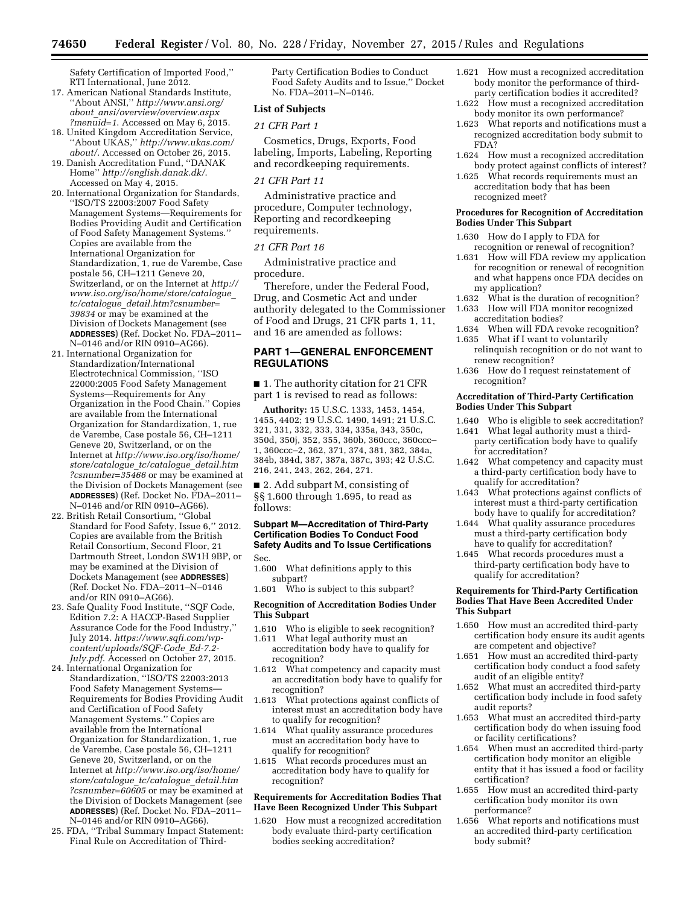Safety Certification of Imported Food,'' RTI International, June 2012.

17. American National Standards Institute, ''About ANSI,'' *http://www.ansi.org/about_ansi/overview/overview.aspx?menuid=1.* Accessed on May 6, 2015.
18. United Kingdom Accreditation Service, ''About UKAS,'' *http://www.ukas.com/about/*. Accessed on October 26, 2015.
19. Danish Accreditation Fund, ''DANAK Home'' *http://english.danak.dk/.* Accessed on May 4, 2015.
20. International Organization for Standards, ''ISO/TS 22003:2007 Food Safety Management Systems—Requirements for Bodies Providing Audit and Certification of Food Safety Management Systems.'' Copies are available from the International Organization for Standardization, 1, rue de Varembe, Case postale 56, CH–1211 Geneve 20, Switzerland, or on the Internet at *http://www.iso.org/iso/home/store/catalogue_tc/catalogue_detail.htm?csnumber=39834* or may be examined at the Division of Dockets Management (see **ADDRESSES**) (Ref. Docket No. FDA–2011–N–0146 and/or RIN 0910–AG66).
21. International Organization for Standardization/International Electrotechnical Commission, ''ISO 22000:2005 Food Safety Management Systems—Requirements for Any Organization in the Food Chain.'' Copies are available from the International Organization for Standardization, 1, rue de Varembe, Case postale 56, CH–1211 Geneve 20, Switzerland, or on the Internet at *http://www.iso.org/iso/home/store/catalogue_tc/catalogue_detail.htm?csnumber=35466* or may be examined at the Division of Dockets Management (see **ADDRESSES**) (Ref. Docket No. FDA–2011–N–0146 and/or RIN 0910–AG66).
22. British Retail Consortium, ''Global Standard for Food Safety, Issue 6,'' 2012. Copies are available from the British Retail Consortium, Second Floor, 21 Dartmouth Street, London SW1H 9BP, or may be examined at the Division of Dockets Management (see **ADDRESSES**) (Ref. Docket No. FDA–2011–N–0146 and/or RIN 0910–AG66).
23. Safe Quality Food Institute, ''SQF Code, Edition 7.2: A HACCP-Based Supplier Assurance Code for the Food Industry,'' July 2014. *https://www.sqfi.com/wp-content/uploads/SQF-Code_Ed-7.2-July.pdf*. Accessed on October 27, 2015.
24. International Organization for Standardization, ''ISO/TS 22003:2013 Food Safety Management Systems—Requirements for Bodies Providing Audit and Certification of Food Safety Management Systems.'' Copies are available from the International Organization for Standardization, 1, rue de Varembe, Case postale 56, CH–1211 Geneve 20, Switzerland, or on the Internet at *http://www.iso.org/iso/home/store/catalogue_tc/catalogue_detail.htm?csnumber=60605* or may be examined at the Division of Dockets Management (see **ADDRESSES**) (Ref. Docket No. FDA–2011–N–0146 and/or RIN 0910–AG66).
25. FDA, ''Tribal Summary Impact Statement: Final Rule on Accreditation of Third-Party Certification Bodies to Conduct Food Safety Audits and to Issue,'' Docket No. FDA–2011–N–0146.

**List of Subjects**

*21 CFR Part 1*

Cosmetics, Drugs, Exports, Food labeling, Imports, Labeling, Reporting and recordkeeping requirements.

*21 CFR Part 11*

Administrative practice and procedure, Computer technology, Reporting and recordkeeping requirements.

*21 CFR Part 16*

Administrative practice and procedure.

Therefore, under the Federal Food, Drug, and Cosmetic Act and under authority delegated to the Commissioner of Food and Drugs, 21 CFR parts 1, 11, and 16 are amended as follows:

## PART 1—GENERAL ENFORCEMENT REGULATIONS

■ 1. The authority citation for 21 CFR part 1 is revised to read as follows:

**Authority:** 15 U.S.C. 1333, 1453, 1454, 1455, 4402; 19 U.S.C. 1490, 1491; 21 U.S.C. 321, 331, 332, 333, 334, 335a, 343, 350c, 350d, 350j, 352, 355, 360b, 360ccc, 360ccc–1, 360ccc–2, 362, 371, 374, 381, 382, 384a, 384b, 384d, 387, 387a, 387c, 393; 42 U.S.C. 216, 241, 243, 262, 264, 271.

■ 2. Add subpart M, consisting of §§ 1.600 through 1.695, to read as follows:

### Subpart M—Accreditation of Third-Party Certification Bodies To Conduct Food Safety Audits and To Issue Certifications

Sec.

1.600 What definitions apply to this subpart?
1.601 Who is subject to this subpart?

**Recognition of Accreditation Bodies Under This Subpart**

1.610 Who is eligible to seek recognition?
1.611 What legal authority must an accreditation body have to qualify for recognition?
1.612 What competency and capacity must an accreditation body have to qualify for recognition?
1.613 What protections against conflicts of interest must an accreditation body have to qualify for recognition?
1.614 What quality assurance procedures must an accreditation body have to qualify for recognition?
1.615 What records procedures must an accreditation body have to qualify for recognition?

**Requirements for Accreditation Bodies That Have Been Recognized Under This Subpart**

1.620 How must a recognized accreditation body evaluate third-party certification bodies seeking accreditation?
1.621 How must a recognized accreditation body monitor the performance of third-party certification bodies it accredited?
1.622 How must a recognized accreditation body monitor its own performance?
1.623 What reports and notifications must a recognized accreditation body submit to FDA?
1.624 How must a recognized accreditation body protect against conflicts of interest?
1.625 What records requirements must an accreditation body that has been recognized meet?

**Procedures for Recognition of Accreditation Bodies Under This Subpart**

1.630 How do I apply to FDA for recognition or renewal of recognition?
1.631 How will FDA review my application for recognition or renewal of recognition and what happens once FDA decides on my application?
1.632 What is the duration of recognition?
1.633 How will FDA monitor recognized accreditation bodies?
1.634 When will FDA revoke recognition?
1.635 What if I want to voluntarily relinquish recognition or do not want to renew recognition?
1.636 How do I request reinstatement of recognition?

**Accreditation of Third-Party Certification Bodies Under This Subpart**

1.640 Who is eligible to seek accreditation?
1.641 What legal authority must a third-party certification body have to qualify for accreditation?
1.642 What competency and capacity must a third-party certification body have to qualify for accreditation?
1.643 What protections against conflicts of interest must a third-party certification body have to qualify for accreditation?
1.644 What quality assurance procedures must a third-party certification body have to qualify for accreditation?
1.645 What records procedures must a third-party certification body have to qualify for accreditation?

**Requirements for Third-Party Certification Bodies That Have Been Accredited Under This Subpart**

1.650 How must an accredited third-party certification body ensure its audit agents are competent and objective?
1.651 How must an accredited third-party certification body conduct a food safety audit of an eligible entity?
1.652 What must an accredited third-party certification body include in food safety audit reports?
1.653 What must an accredited third-party certification body do when issuing food or facility certifications?
1.654 When must an accredited third-party certification body monitor an eligible entity that it has issued a food or facility certification?
1.655 How must an accredited third-party certification body monitor its own performance?
1.656 What reports and notifications must an accredited third-party certification body submit?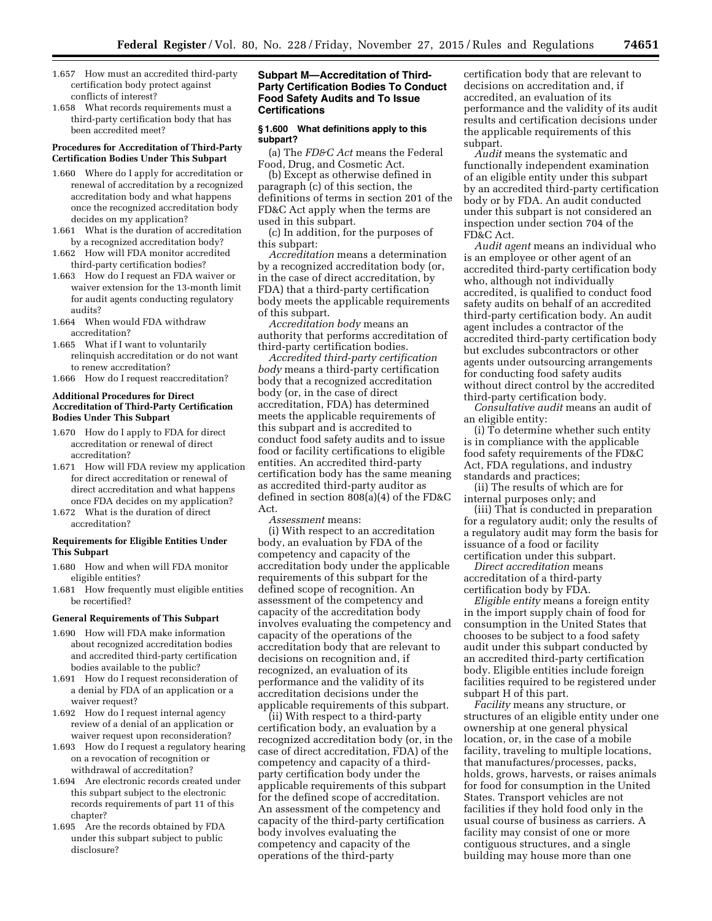1.657 How must an accredited third-party certification body protect against conflicts of interest?

1.658 What records requirements must a third-party certification body that has been accredited meet?

**Procedures for Accreditation of Third-Party Certification Bodies Under This Subpart**

1.660 Where do I apply for accreditation or renewal of accreditation by a recognized accreditation body and what happens once the recognized accreditation body decides on my application?

1.661 What is the duration of accreditation by a recognized accreditation body?

1.662 How will FDA monitor accredited third-party certification bodies?

1.663 How do I request an FDA waiver or waiver extension for the 13-month limit for audit agents conducting regulatory audits?

1.664 When would FDA withdraw accreditation?

1.665 What if I want to voluntarily relinquish accreditation or do not want to renew accreditation?

1.666 How do I request reaccreditation?

**Additional Procedures for Direct Accreditation of Third-Party Certification Bodies Under This Subpart**

1.670 How do I apply to FDA for direct accreditation or renewal of direct accreditation?

1.671 How will FDA review my application for direct accreditation or renewal of direct accreditation and what happens once FDA decides on my application?

1.672 What is the duration of direct accreditation?

**Requirements for Eligible Entities Under This Subpart**

1.680 How and when will FDA monitor eligible entities?

1.681 How frequently must eligible entities be recertified?

**General Requirements of This Subpart**

1.690 How will FDA make information about recognized accreditation bodies and accredited third-party certification bodies available to the public?

1.691 How do I request reconsideration of a denial by FDA of an application or a waiver request?

1.692 How do I request internal agency review of a denial of an application or waiver request upon reconsideration?

1.693 How do I request a regulatory hearing on a revocation of recognition or withdrawal of accreditation?

1.694 Are electronic records created under this subpart subject to the electronic records requirements of part 11 of this chapter?

1.695 Are the records obtained by FDA under this subpart subject to public disclosure?

## Subpart M—Accreditation of Third-Party Certification Bodies To Conduct Food Safety Audits and To Issue Certifications

### § 1.600 What definitions apply to this subpart?

(a) The *FD&C Act* means the Federal Food, Drug, and Cosmetic Act.

(b) Except as otherwise defined in paragraph (c) of this section, the definitions of terms in section 201 of the FD&C Act apply when the terms are used in this subpart.

(c) In addition, for the purposes of this subpart:

*Accreditation* means a determination by a recognized accreditation body (or, in the case of direct accreditation, by FDA) that a third-party certification body meets the applicable requirements of this subpart.

*Accreditation body* means an authority that performs accreditation of third-party certification bodies.

*Accredited third-party certification body* means a third-party certification body that a recognized accreditation body (or, in the case of direct accreditation, FDA) has determined meets the applicable requirements of this subpart and is accredited to conduct food safety audits and to issue food or facility certifications to eligible entities. An accredited third-party certification body has the same meaning as accredited third-party auditor as defined in section 808(a)(4) of the FD&C Act.

*Assessment* means:

(i) With respect to an accreditation body, an evaluation by FDA of the competency and capacity of the accreditation body under the applicable requirements of this subpart for the defined scope of recognition. An assessment of the competency and capacity of the accreditation body involves evaluating the competency and capacity of the operations of the accreditation body that are relevant to decisions on recognition and, if recognized, an evaluation of its performance and the validity of its accreditation decisions under the applicable requirements of this subpart.

(ii) With respect to a third-party certification body, an evaluation by a recognized accreditation body (or, in the case of direct accreditation, FDA) of the competency and capacity of a third-party certification body under the applicable requirements of this subpart for the defined scope of accreditation. An assessment of the competency and capacity of the third-party certification body involves evaluating the competency and capacity of the operations of the third-party certification body that are relevant to decisions on accreditation and, if accredited, an evaluation of its performance and the validity of its audit results and certification decisions under the applicable requirements of this subpart.

*Audit* means the systematic and functionally independent examination of an eligible entity under this subpart by an accredited third-party certification body or by FDA. An audit conducted under this subpart is not considered an inspection under section 704 of the FD&C Act.

*Audit agent* means an individual who is an employee or other agent of an accredited third-party certification body who, although not individually accredited, is qualified to conduct food safety audits on behalf of an accredited third-party certification body. An audit agent includes a contractor of the accredited third-party certification body but excludes subcontractors or other agents under outsourcing arrangements for conducting food safety audits without direct control by the accredited third-party certification body.

*Consultative audit* means an audit of an eligible entity:

(i) To determine whether such entity is in compliance with the applicable food safety requirements of the FD&C Act, FDA regulations, and industry standards and practices;

(ii) The results of which are for internal purposes only; and

(iii) That is conducted in preparation for a regulatory audit; only the results of a regulatory audit may form the basis for issuance of a food or facility certification under this subpart.

*Direct accreditation* means accreditation of a third-party certification body by FDA.

*Eligible entity* means a foreign entity in the import supply chain of food for consumption in the United States that chooses to be subject to a food safety audit under this subpart conducted by an accredited third-party certification body. Eligible entities include foreign facilities required to be registered under subpart H of this part.

*Facility* means any structure, or structures of an eligible entity under one ownership at one general physical location, or, in the case of a mobile facility, traveling to multiple locations, that manufactures/processes, packs, holds, grows, harvests, or raises animals for food for consumption in the United States. Transport vehicles are not facilities if they hold food only in the usual course of business as carriers. A facility may consist of one or more contiguous structures, and a single building may house more than one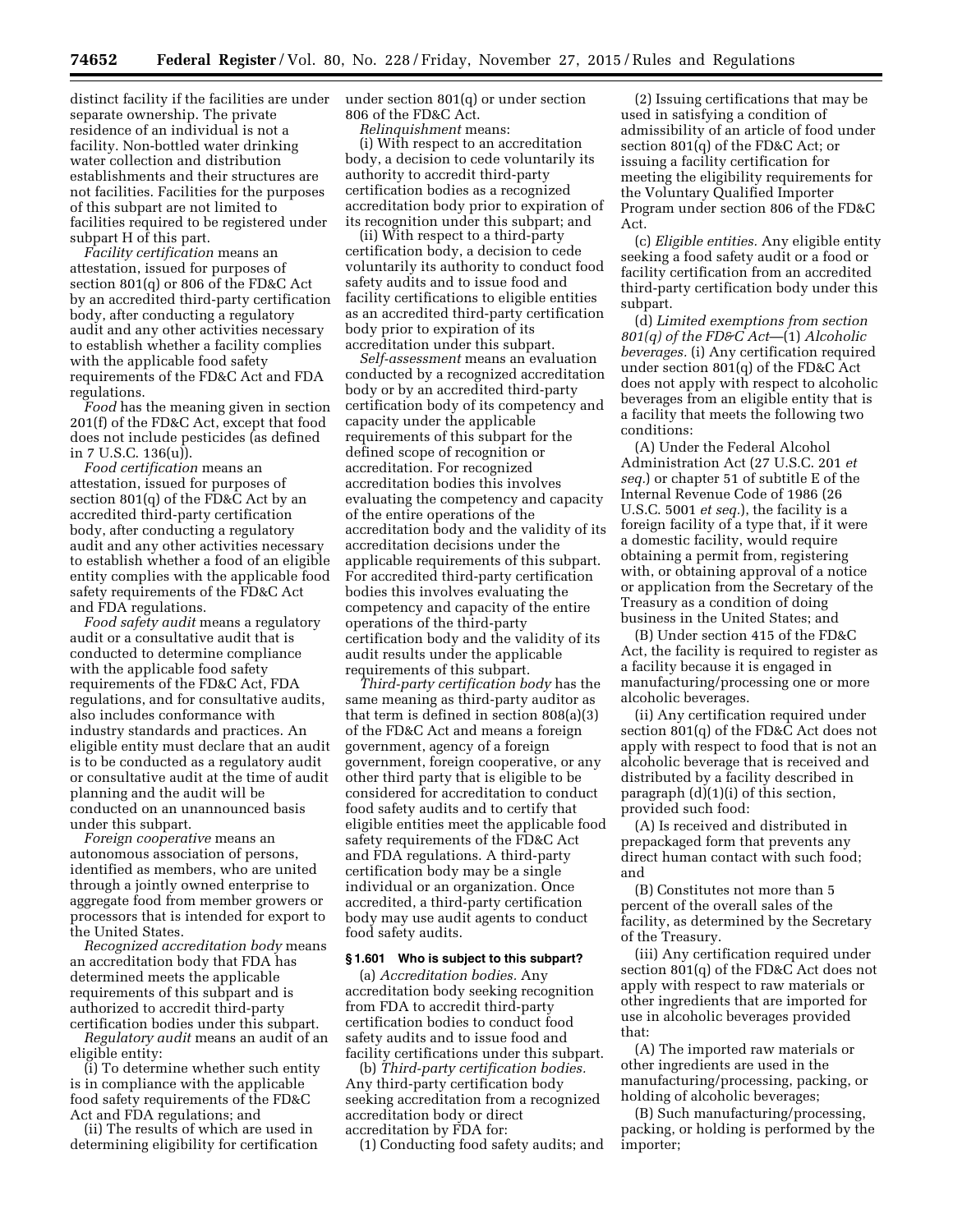distinct facility if the facilities are under separate ownership. The private residence of an individual is not a facility. Non-bottled water drinking water collection and distribution establishments and their structures are not facilities. Facilities for the purposes of this subpart are not limited to facilities required to be registered under subpart H of this part.

*Facility certification* means an attestation, issued for purposes of section 801(q) or 806 of the FD&C Act by an accredited third-party certification body, after conducting a regulatory audit and any other activities necessary to establish whether a facility complies with the applicable food safety requirements of the FD&C Act and FDA regulations.

*Food* has the meaning given in section 201(f) of the FD&C Act, except that food does not include pesticides (as defined in 7 U.S.C. 136(u)).

*Food certification* means an attestation, issued for purposes of section 801(q) of the FD&C Act by an accredited third-party certification body, after conducting a regulatory audit and any other activities necessary to establish whether a food of an eligible entity complies with the applicable food safety requirements of the FD&C Act and FDA regulations.

*Food safety audit* means a regulatory audit or a consultative audit that is conducted to determine compliance with the applicable food safety requirements of the FD&C Act, FDA regulations, and for consultative audits, also includes conformance with industry standards and practices. An eligible entity must declare that an audit is to be conducted as a regulatory audit or consultative audit at the time of audit planning and the audit will be conducted on an unannounced basis under this subpart.

*Foreign cooperative* means an autonomous association of persons, identified as members, who are united through a jointly owned enterprise to aggregate food from member growers or processors that is intended for export to the United States.

*Recognized accreditation body* means an accreditation body that FDA has determined meets the applicable requirements of this subpart and is authorized to accredit third-party certification bodies under this subpart.

*Regulatory audit* means an audit of an eligible entity:

(i) To determine whether such entity is in compliance with the applicable food safety requirements of the FD&C Act and FDA regulations; and

(ii) The results of which are used in determining eligibility for certification under section 801(q) or under section 806 of the FD&C Act.

*Relinquishment* means:

(i) With respect to an accreditation body, a decision to cede voluntarily its authority to accredit third-party certification bodies as a recognized accreditation body prior to expiration of its recognition under this subpart; and

(ii) With respect to a third-party certification body, a decision to cede voluntarily its authority to conduct food safety audits and to issue food and facility certifications to eligible entities as an accredited third-party certification body prior to expiration of its accreditation under this subpart.

*Self-assessment* means an evaluation conducted by a recognized accreditation body or by an accredited third-party certification body of its competency and capacity under the applicable requirements of this subpart for the defined scope of recognition or accreditation. For recognized accreditation bodies this involves evaluating the competency and capacity of the entire operations of the accreditation body and the validity of its accreditation decisions under the applicable requirements of this subpart. For accredited third-party certification bodies this involves evaluating the competency and capacity of the entire operations of the third-party certification body and the validity of its audit results under the applicable requirements of this subpart.

*Third-party certification body* has the same meaning as third-party auditor as that term is defined in section 808(a)(3) of the FD&C Act and means a foreign government, agency of a foreign government, foreign cooperative, or any other third party that is eligible to be considered for accreditation to conduct food safety audits and to certify that eligible entities meet the applicable food safety requirements of the FD&C Act and FDA regulations. A third-party certification body may be a single individual or an organization. Once accredited, a third-party certification body may use audit agents to conduct food safety audits.

### § 1.601 Who is subject to this subpart?

(a) *Accreditation bodies.* Any accreditation body seeking recognition from FDA to accredit third-party certification bodies to conduct food safety audits and to issue food and facility certifications under this subpart.

(b) *Third-party certification bodies.* Any third-party certification body seeking accreditation from a recognized accreditation body or direct accreditation by FDA for:

(1) Conducting food safety audits; and

(2) Issuing certifications that may be used in satisfying a condition of admissibility of an article of food under section 801(q) of the FD&C Act; or issuing a facility certification for meeting the eligibility requirements for the Voluntary Qualified Importer Program under section 806 of the FD&C Act.

(c) *Eligible entities.* Any eligible entity seeking a food safety audit or a food or facility certification from an accredited third-party certification body under this subpart.

(d) *Limited exemptions from section 801(q) of the FD&C Act*—(1) *Alcoholic beverages.* (i) Any certification required under section 801(q) of the FD&C Act does not apply with respect to alcoholic beverages from an eligible entity that is a facility that meets the following two conditions:

(A) Under the Federal Alcohol Administration Act (27 U.S.C. 201 *et seq.*) or chapter 51 of subtitle E of the Internal Revenue Code of 1986 (26 U.S.C. 5001 *et seq.*), the facility is a foreign facility of a type that, if it were a domestic facility, would require obtaining a permit from, registering with, or obtaining approval of a notice or application from the Secretary of the Treasury as a condition of doing business in the United States; and

(B) Under section 415 of the FD&C Act, the facility is required to register as a facility because it is engaged in manufacturing/processing one or more alcoholic beverages.

(ii) Any certification required under section 801(q) of the FD&C Act does not apply with respect to food that is not an alcoholic beverage that is received and distributed by a facility described in paragraph (d)(1)(i) of this section, provided such food:

(A) Is received and distributed in prepackaged form that prevents any direct human contact with such food; and

(B) Constitutes not more than 5 percent of the overall sales of the facility, as determined by the Secretary of the Treasury.

(iii) Any certification required under section 801(q) of the FD&C Act does not apply with respect to raw materials or other ingredients that are imported for use in alcoholic beverages provided that:

(A) The imported raw materials or other ingredients are used in the manufacturing/processing, packing, or holding of alcoholic beverages;

(B) Such manufacturing/processing, packing, or holding is performed by the importer;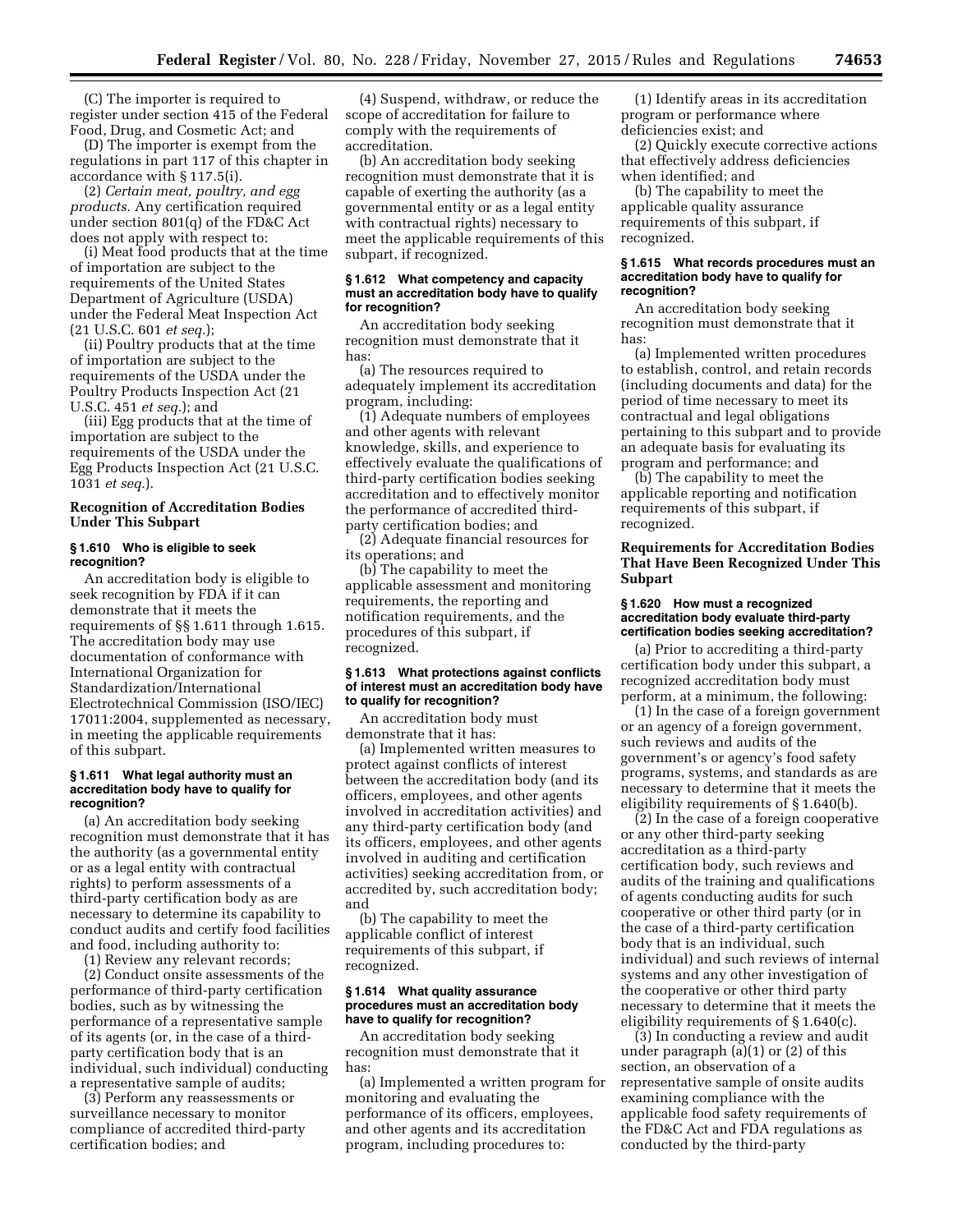(C) The importer is required to register under section 415 of the Federal Food, Drug, and Cosmetic Act; and

(D) The importer is exempt from the regulations in part 117 of this chapter in accordance with § 117.5(i).

(2) *Certain meat, poultry, and egg products.* Any certification required under section 801(q) of the FD&C Act does not apply with respect to:

(i) Meat food products that at the time of importation are subject to the requirements of the United States Department of Agriculture (USDA) under the Federal Meat Inspection Act (21 U.S.C. 601 *et seq.*);

(ii) Poultry products that at the time of importation are subject to the requirements of the USDA under the Poultry Products Inspection Act (21 U.S.C. 451 *et seq.*); and

(iii) Egg products that at the time of importation are subject to the requirements of the USDA under the Egg Products Inspection Act (21 U.S.C. 1031 *et seq.*).

## Recognition of Accreditation Bodies Under This Subpart

### § 1.610 Who is eligible to seek recognition?

An accreditation body is eligible to seek recognition by FDA if it can demonstrate that it meets the requirements of §§ 1.611 through 1.615. The accreditation body may use documentation of conformance with International Organization for Standardization/International Electrotechnical Commission (ISO/IEC) 17011:2004, supplemented as necessary, in meeting the applicable requirements of this subpart.

### § 1.611 What legal authority must an accreditation body have to qualify for recognition?

(a) An accreditation body seeking recognition must demonstrate that it has the authority (as a governmental entity or as a legal entity with contractual rights) to perform assessments of a third-party certification body as are necessary to determine its capability to conduct audits and certify food facilities and food, including authority to:

(1) Review any relevant records;

(2) Conduct onsite assessments of the performance of third-party certification bodies, such as by witnessing the performance of a representative sample of its agents (or, in the case of a third-party certification body that is an individual, such individual) conducting a representative sample of audits;

(3) Perform any reassessments or surveillance necessary to monitor compliance of accredited third-party certification bodies; and

(4) Suspend, withdraw, or reduce the scope of accreditation for failure to comply with the requirements of accreditation.

(b) An accreditation body seeking recognition must demonstrate that it is capable of exerting the authority (as a governmental entity or as a legal entity with contractual rights) necessary to meet the applicable requirements of this subpart, if recognized.

### § 1.612 What competency and capacity must an accreditation body have to qualify for recognition?

An accreditation body seeking recognition must demonstrate that it has:

(a) The resources required to adequately implement its accreditation program, including:

(1) Adequate numbers of employees and other agents with relevant knowledge, skills, and experience to effectively evaluate the qualifications of third-party certification bodies seeking accreditation and to effectively monitor the performance of accredited third-party certification bodies; and

(2) Adequate financial resources for its operations; and

(b) The capability to meet the applicable assessment and monitoring requirements, the reporting and notification requirements, and the procedures of this subpart, if recognized.

### § 1.613 What protections against conflicts of interest must an accreditation body have to qualify for recognition?

An accreditation body must demonstrate that it has:

(a) Implemented written measures to protect against conflicts of interest between the accreditation body (and its officers, employees, and other agents involved in accreditation activities) and any third-party certification body (and its officers, employees, and other agents involved in auditing and certification activities) seeking accreditation from, or accredited by, such accreditation body; and

(b) The capability to meet the applicable conflict of interest requirements of this subpart, if recognized.

### § 1.614 What quality assurance procedures must an accreditation body have to qualify for recognition?

An accreditation body seeking recognition must demonstrate that it has:

(a) Implemented a written program for monitoring and evaluating the performance of its officers, employees, and other agents and its accreditation program, including procedures to:

(1) Identify areas in its accreditation program or performance where deficiencies exist; and

(2) Quickly execute corrective actions that effectively address deficiencies when identified; and

(b) The capability to meet the applicable quality assurance requirements of this subpart, if recognized.

### § 1.615 What records procedures must an accreditation body have to qualify for recognition?

An accreditation body seeking recognition must demonstrate that it has:

(a) Implemented written procedures to establish, control, and retain records (including documents and data) for the period of time necessary to meet its contractual and legal obligations pertaining to this subpart and to provide an adequate basis for evaluating its program and performance; and

(b) The capability to meet the applicable reporting and notification requirements of this subpart, if recognized.

## Requirements for Accreditation Bodies That Have Been Recognized Under This Subpart

### § 1.620 How must a recognized accreditation body evaluate third-party certification bodies seeking accreditation?

(a) Prior to accrediting a third-party certification body under this subpart, a recognized accreditation body must perform, at a minimum, the following:

(1) In the case of a foreign government or an agency of a foreign government, such reviews and audits of the government's or agency's food safety programs, systems, and standards as are necessary to determine that it meets the eligibility requirements of § 1.640(b).

(2) In the case of a foreign cooperative or any other third-party seeking accreditation as a third-party certification body, such reviews and audits of the training and qualifications of agents conducting audits for such cooperative or other third party (or in the case of a third-party certification body that is an individual, such individual) and such reviews of internal systems and any other investigation of the cooperative or other third party necessary to determine that it meets the eligibility requirements of § 1.640(c).

(3) In conducting a review and audit under paragraph (a)(1) or (2) of this section, an observation of a representative sample of onsite audits examining compliance with the applicable food safety requirements of the FD&C Act and FDA regulations as conducted by the third-party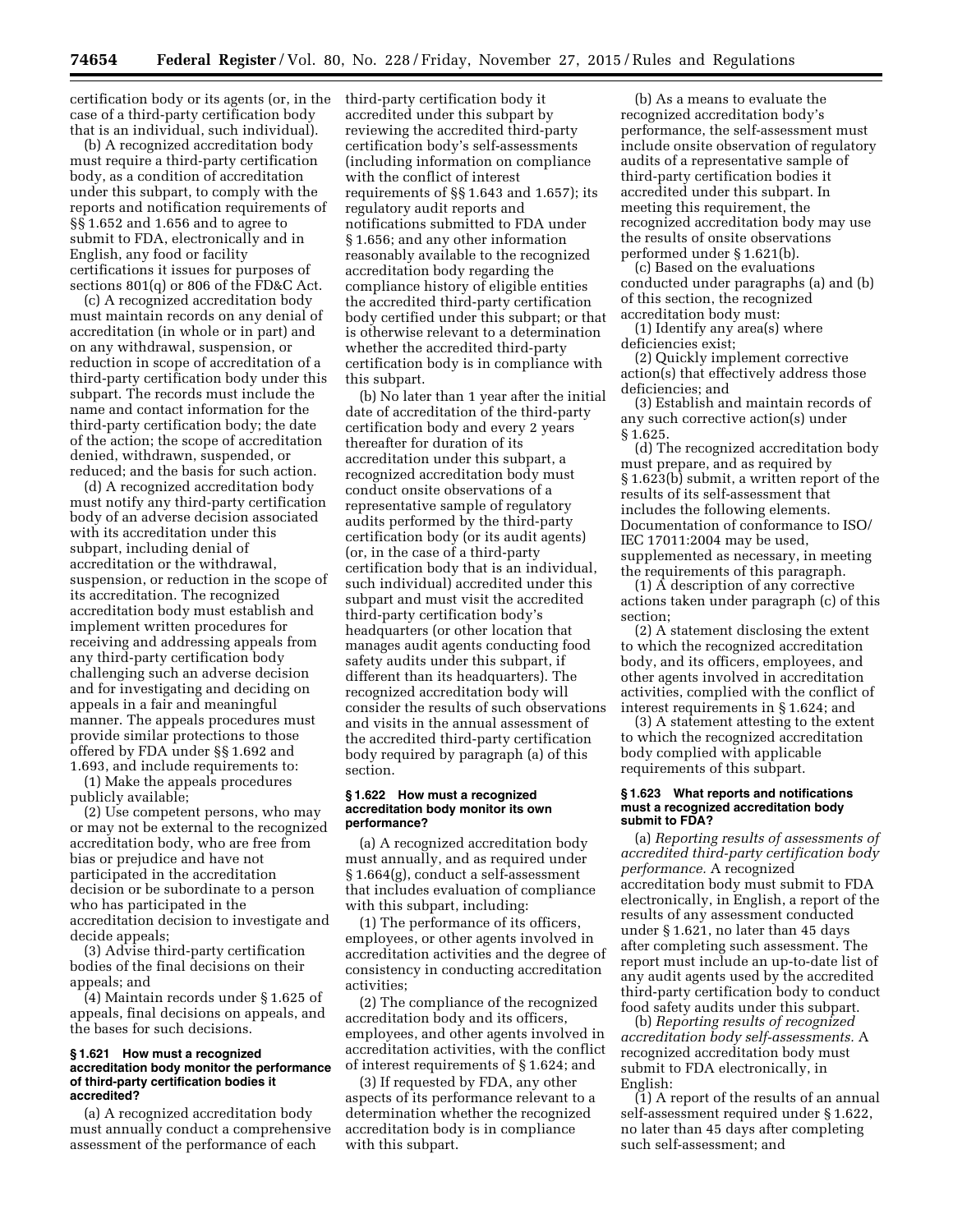certification body or its agents (or, in the case of a third-party certification body that is an individual, such individual).

(b) A recognized accreditation body must require a third-party certification body, as a condition of accreditation under this subpart, to comply with the reports and notification requirements of §§ 1.652 and 1.656 and to agree to submit to FDA, electronically and in English, any food or facility certifications it issues for purposes of sections 801(q) or 806 of the FD&C Act.

(c) A recognized accreditation body must maintain records on any denial of accreditation (in whole or in part) and on any withdrawal, suspension, or reduction in scope of accreditation of a third-party certification body under this subpart. The records must include the name and contact information for the third-party certification body; the date of the action; the scope of accreditation denied, withdrawn, suspended, or reduced; and the basis for such action.

(d) A recognized accreditation body must notify any third-party certification body of an adverse decision associated with its accreditation under this subpart, including denial of accreditation or the withdrawal, suspension, or reduction in the scope of its accreditation. The recognized accreditation body must establish and implement written procedures for receiving and addressing appeals from any third-party certification body challenging such an adverse decision and for investigating and deciding on appeals in a fair and meaningful manner. The appeals procedures must provide similar protections to those offered by FDA under §§ 1.692 and 1.693, and include requirements to:

(1) Make the appeals procedures publicly available;

(2) Use competent persons, who may or may not be external to the recognized accreditation body, who are free from bias or prejudice and have not participated in the accreditation decision or be subordinate to a person who has participated in the accreditation decision to investigate and decide appeals;

(3) Advise third-party certification bodies of the final decisions on their appeals; and

(4) Maintain records under § 1.625 of appeals, final decisions on appeals, and the bases for such decisions.

### § 1.621 How must a recognized accreditation body monitor the performance of third-party certification bodies it accredited?

(a) A recognized accreditation body must annually conduct a comprehensive assessment of the performance of each third-party certification body it accredited under this subpart by reviewing the accredited third-party certification body's self-assessments (including information on compliance with the conflict of interest requirements of §§ 1.643 and 1.657); its regulatory audit reports and notifications submitted to FDA under § 1.656; and any other information reasonably available to the recognized accreditation body regarding the compliance history of eligible entities the accredited third-party certification body certified under this subpart; or that is otherwise relevant to a determination whether the accredited third-party certification body is in compliance with this subpart.

(b) No later than 1 year after the initial date of accreditation of the third-party certification body and every 2 years thereafter for duration of its accreditation under this subpart, a recognized accreditation body must conduct onsite observations of a representative sample of regulatory audits performed by the third-party certification body (or its audit agents) (or, in the case of a third-party certification body that is an individual, such individual) accredited under this subpart and must visit the accredited third-party certification body's headquarters (or other location that manages audit agents conducting food safety audits under this subpart, if different than its headquarters). The recognized accreditation body will consider the results of such observations and visits in the annual assessment of the accredited third-party certification body required by paragraph (a) of this section.

### § 1.622 How must a recognized accreditation body monitor its own performance?

(a) A recognized accreditation body must annually, and as required under § 1.664(g), conduct a self-assessment that includes evaluation of compliance with this subpart, including:

(1) The performance of its officers, employees, or other agents involved in accreditation activities and the degree of consistency in conducting accreditation activities;

(2) The compliance of the recognized accreditation body and its officers, employees, and other agents involved in accreditation activities, with the conflict of interest requirements of § 1.624; and

(3) If requested by FDA, any other aspects of its performance relevant to a determination whether the recognized accreditation body is in compliance with this subpart.

(b) As a means to evaluate the recognized accreditation body's performance, the self-assessment must include onsite observation of regulatory audits of a representative sample of third-party certification bodies it accredited under this subpart. In meeting this requirement, the recognized accreditation body may use the results of onsite observations performed under § 1.621(b).

(c) Based on the evaluations conducted under paragraphs (a) and (b) of this section, the recognized accreditation body must:

(1) Identify any area(s) where deficiencies exist;

(2) Quickly implement corrective action(s) that effectively address those deficiencies; and

(3) Establish and maintain records of any such corrective action(s) under § 1.625.

(d) The recognized accreditation body must prepare, and as required by § 1.623(b) submit, a written report of the results of its self-assessment that includes the following elements. Documentation of conformance to ISO/IEC 17011:2004 may be used, supplemented as necessary, in meeting the requirements of this paragraph.

(1) A description of any corrective actions taken under paragraph (c) of this section;

(2) A statement disclosing the extent to which the recognized accreditation body, and its officers, employees, and other agents involved in accreditation activities, complied with the conflict of interest requirements in § 1.624; and

(3) A statement attesting to the extent to which the recognized accreditation body complied with applicable requirements of this subpart.

### § 1.623 What reports and notifications must a recognized accreditation body submit to FDA?

(a) *Reporting results of assessments of accredited third-party certification body performance.* A recognized accreditation body must submit to FDA electronically, in English, a report of the results of any assessment conducted under § 1.621, no later than 45 days after completing such assessment. The report must include an up-to-date list of any audit agents used by the accredited third-party certification body to conduct food safety audits under this subpart.

(b) *Reporting results of recognized accreditation body self-assessments.* A recognized accreditation body must submit to FDA electronically, in English:

(1) A report of the results of an annual self-assessment required under § 1.622, no later than 45 days after completing such self-assessment; and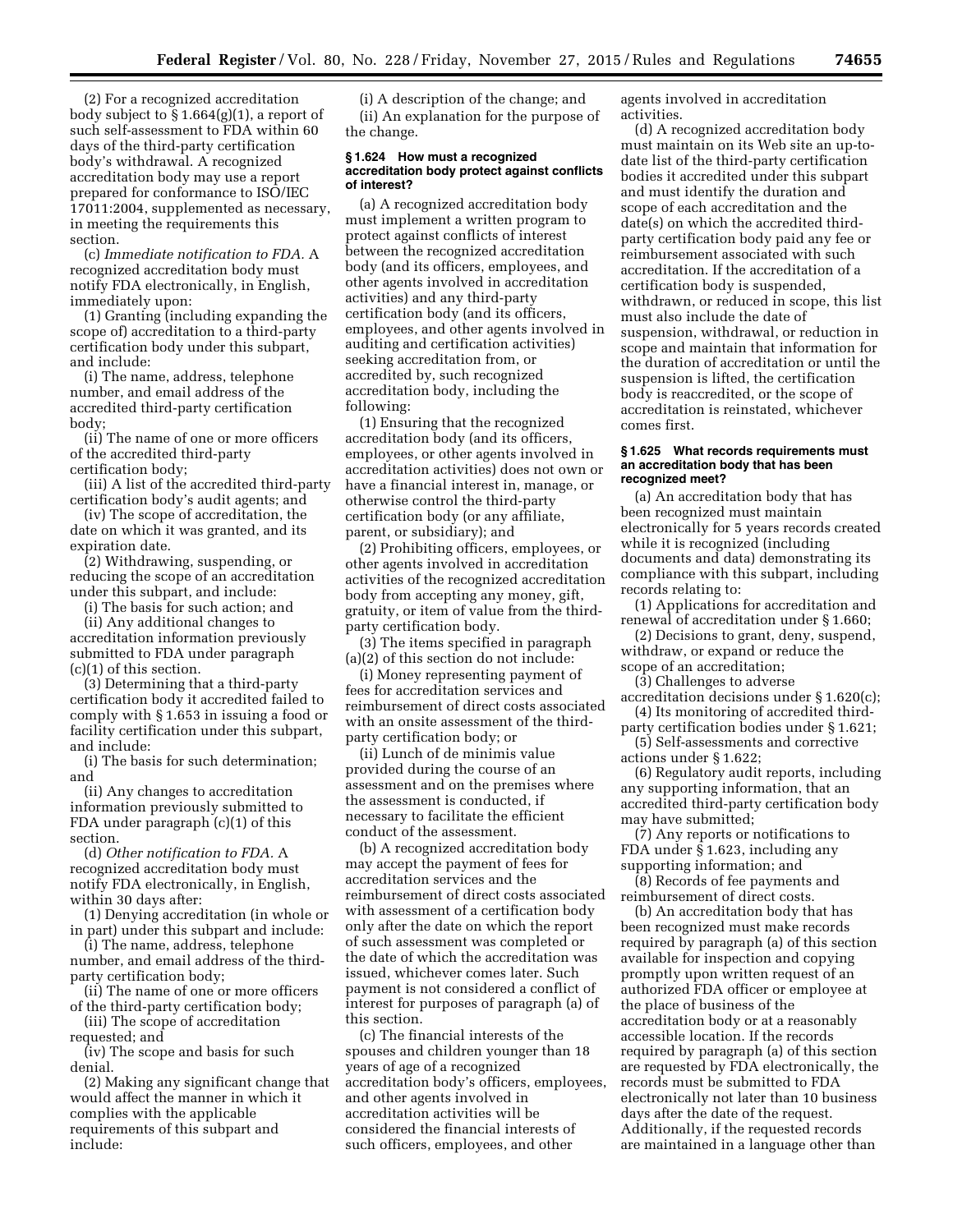(2) For a recognized accreditation body subject to § 1.664(g)(1), a report of such self-assessment to FDA within 60 days of the third-party certification body's withdrawal. A recognized accreditation body may use a report prepared for conformance to ISO/IEC 17011:2004, supplemented as necessary, in meeting the requirements this section.

(c) *Immediate notification to FDA.* A recognized accreditation body must notify FDA electronically, in English, immediately upon:

(1) Granting (including expanding the scope of) accreditation to a third-party certification body under this subpart, and include:

(i) The name, address, telephone number, and email address of the accredited third-party certification body;

(ii) The name of one or more officers of the accredited third-party certification body;

(iii) A list of the accredited third-party certification body's audit agents; and

(iv) The scope of accreditation, the date on which it was granted, and its expiration date.

(2) Withdrawing, suspending, or reducing the scope of an accreditation under this subpart, and include:

(i) The basis for such action; and

(ii) Any additional changes to accreditation information previously submitted to FDA under paragraph (c)(1) of this section.

(3) Determining that a third-party certification body it accredited failed to comply with § 1.653 in issuing a food or facility certification under this subpart, and include:

(i) The basis for such determination; and

(ii) Any changes to accreditation information previously submitted to FDA under paragraph (c)(1) of this section.

(d) *Other notification to FDA.* A recognized accreditation body must notify FDA electronically, in English, within 30 days after:

(1) Denying accreditation (in whole or in part) under this subpart and include:

(i) The name, address, telephone number, and email address of the third-party certification body;

(ii) The name of one or more officers of the third-party certification body;

(iii) The scope of accreditation requested; and

(iv) The scope and basis for such denial.

(2) Making any significant change that would affect the manner in which it complies with the applicable requirements of this subpart and include:

(i) A description of the change; and

(ii) An explanation for the purpose of the change.

#### § 1.624 How must a recognized accreditation body protect against conflicts of interest?

(a) A recognized accreditation body must implement a written program to protect against conflicts of interest between the recognized accreditation body (and its officers, employees, and other agents involved in accreditation activities) and any third-party certification body (and its officers, employees, and other agents involved in auditing and certification activities) seeking accreditation from, or accredited by, such recognized accreditation body, including the following:

(1) Ensuring that the recognized accreditation body (and its officers, employees, or other agents involved in accreditation activities) does not own or have a financial interest in, manage, or otherwise control the third-party certification body (or any affiliate, parent, or subsidiary); and

(2) Prohibiting officers, employees, or other agents involved in accreditation activities of the recognized accreditation body from accepting any money, gift, gratuity, or item of value from the third-party certification body.

(3) The items specified in paragraph (a)(2) of this section do not include:

(i) Money representing payment of fees for accreditation services and reimbursement of direct costs associated with an onsite assessment of the third-party certification body; or

(ii) Lunch of de minimis value provided during the course of an assessment and on the premises where the assessment is conducted, if necessary to facilitate the efficient conduct of the assessment.

(b) A recognized accreditation body may accept the payment of fees for accreditation services and the reimbursement of direct costs associated with assessment of a certification body only after the date on which the report of such assessment was completed or the date of which the accreditation was issued, whichever comes later. Such payment is not considered a conflict of interest for purposes of paragraph (a) of this section.

(c) The financial interests of the spouses and children younger than 18 years of age of a recognized accreditation body's officers, employees, and other agents involved in accreditation activities will be considered the financial interests of such officers, employees, and other agents involved in accreditation activities.

(d) A recognized accreditation body must maintain on its Web site an up-to-date list of the third-party certification bodies it accredited under this subpart and must identify the duration and scope of each accreditation and the date(s) on which the accredited third-party certification body paid any fee or reimbursement associated with such accreditation. If the accreditation of a certification body is suspended, withdrawn, or reduced in scope, this list must also include the date of suspension, withdrawal, or reduction in scope and maintain that information for the duration of accreditation or until the suspension is lifted, the certification body is reaccredited, or the scope of accreditation is reinstated, whichever comes first.

#### § 1.625 What records requirements must an accreditation body that has been recognized meet?

(a) An accreditation body that has been recognized must maintain electronically for 5 years records created while it is recognized (including documents and data) demonstrating its compliance with this subpart, including records relating to:

(1) Applications for accreditation and renewal of accreditation under § 1.660;

(2) Decisions to grant, deny, suspend, withdraw, or expand or reduce the scope of an accreditation;

(3) Challenges to adverse accreditation decisions under § 1.620(c);

(4) Its monitoring of accredited third-party certification bodies under § 1.621;

(5) Self-assessments and corrective actions under § 1.622;

(6) Regulatory audit reports, including any supporting information, that an accredited third-party certification body may have submitted;

(7) Any reports or notifications to FDA under § 1.623, including any supporting information; and

(8) Records of fee payments and reimbursement of direct costs.

(b) An accreditation body that has been recognized must make records required by paragraph (a) of this section available for inspection and copying promptly upon written request of an authorized FDA officer or employee at the place of business of the accreditation body or at a reasonably accessible location. If the records required by paragraph (a) of this section are requested by FDA electronically, the records must be submitted to FDA electronically not later than 10 business days after the date of the request. Additionally, if the requested records are maintained in a language other than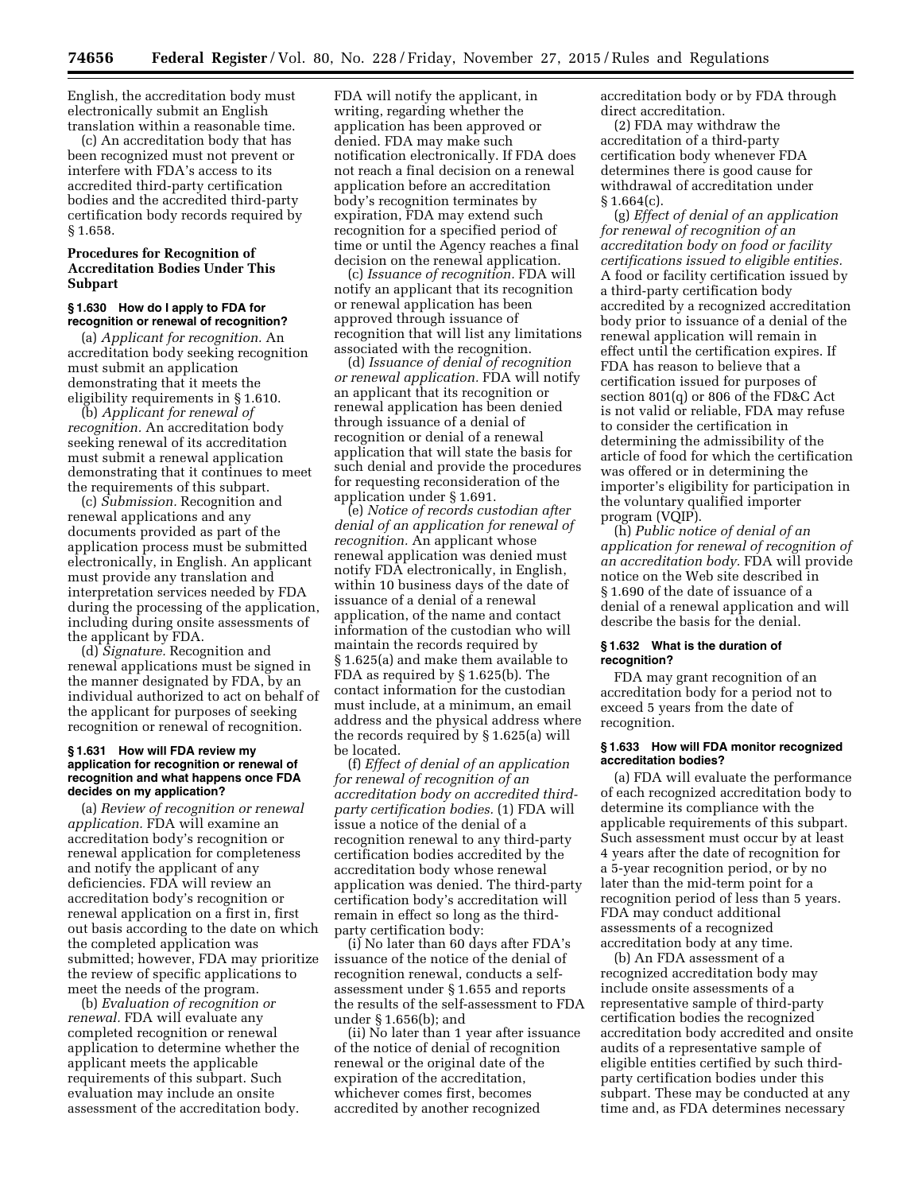English, the accreditation body must electronically submit an English translation within a reasonable time.

(c) An accreditation body that has been recognized must not prevent or interfere with FDA's access to its accredited third-party certification bodies and the accredited third-party certification body records required by § 1.658.

### Procedures for Recognition of Accreditation Bodies Under This Subpart

#### § 1.630 How do I apply to FDA for recognition or renewal of recognition?

(a) *Applicant for recognition.* An accreditation body seeking recognition must submit an application demonstrating that it meets the eligibility requirements in § 1.610.

(b) *Applicant for renewal of recognition.* An accreditation body seeking renewal of its accreditation must submit a renewal application demonstrating that it continues to meet the requirements of this subpart.

(c) *Submission.* Recognition and renewal applications and any documents provided as part of the application process must be submitted electronically, in English. An applicant must provide any translation and interpretation services needed by FDA during the processing of the application, including during onsite assessments of the applicant by FDA.

(d) *Signature.* Recognition and renewal applications must be signed in the manner designated by FDA, by an individual authorized to act on behalf of the applicant for purposes of seeking recognition or renewal of recognition.

#### § 1.631 How will FDA review my application for recognition or renewal of recognition and what happens once FDA decides on my application?

(a) *Review of recognition or renewal application.* FDA will examine an accreditation body's recognition or renewal application for completeness and notify the applicant of any deficiencies. FDA will review an accreditation body's recognition or renewal application on a first in, first out basis according to the date on which the completed application was submitted; however, FDA may prioritize the review of specific applications to meet the needs of the program.

(b) *Evaluation of recognition or renewal.* FDA will evaluate any completed recognition or renewal application to determine whether the applicant meets the applicable requirements of this subpart. Such evaluation may include an onsite assessment of the accreditation body. FDA will notify the applicant, in writing, regarding whether the application has been approved or denied. FDA may make such notification electronically. If FDA does not reach a final decision on a renewal application before an accreditation body's recognition terminates by expiration, FDA may extend such recognition for a specified period of time or until the Agency reaches a final decision on the renewal application.

(c) *Issuance of recognition.* FDA will notify an applicant that its recognition or renewal application has been approved through issuance of recognition that will list any limitations associated with the recognition.

(d) *Issuance of denial of recognition or renewal application.* FDA will notify an applicant that its recognition or renewal application has been denied through issuance of a denial of recognition or denial of a renewal application that will state the basis for such denial and provide the procedures for requesting reconsideration of the application under § 1.691.

(e) *Notice of records custodian after denial of an application for renewal of recognition.* An applicant whose renewal application was denied must notify FDA electronically, in English, within 10 business days of the date of issuance of a denial of a renewal application, of the name and contact information of the custodian who will maintain the records required by § 1.625(a) and make them available to FDA as required by § 1.625(b). The contact information for the custodian must include, at a minimum, an email address and the physical address where the records required by § 1.625(a) will be located.

(f) *Effect of denial of an application for renewal of recognition of an accreditation body on accredited third-party certification bodies.* (1) FDA will issue a notice of the denial of a recognition renewal to any third-party certification bodies accredited by the accreditation body whose renewal application was denied. The third-party certification body's accreditation will remain in effect so long as the third-party certification body:

(i) No later than 60 days after FDA's issuance of the notice of the denial of recognition renewal, conducts a self-assessment under § 1.655 and reports the results of the self-assessment to FDA under § 1.656(b); and

(ii) No later than 1 year after issuance of the notice of denial of recognition renewal or the original date of the expiration of the accreditation, whichever comes first, becomes accredited by another recognized accreditation body or by FDA through direct accreditation.

(2) FDA may withdraw the accreditation of a third-party certification body whenever FDA determines there is good cause for withdrawal of accreditation under § 1.664(c).

(g) *Effect of denial of an application for renewal of recognition of an accreditation body on food or facility certifications issued to eligible entities.* A food or facility certification issued by a third-party certification body accredited by a recognized accreditation body prior to issuance of a denial of the renewal application will remain in effect until the certification expires. If FDA has reason to believe that a certification issued for purposes of section 801(q) or 806 of the FD&C Act is not valid or reliable, FDA may refuse to consider the certification in determining the admissibility of the article of food for which the certification was offered or in determining the importer's eligibility for participation in the voluntary qualified importer program (VQIP).

(h) *Public notice of denial of an application for renewal of recognition of an accreditation body.* FDA will provide notice on the Web site described in § 1.690 of the date of issuance of a denial of a renewal application and will describe the basis for the denial.

#### § 1.632 What is the duration of recognition?

FDA may grant recognition of an accreditation body for a period not to exceed 5 years from the date of recognition.

#### § 1.633 How will FDA monitor recognized accreditation bodies?

(a) FDA will evaluate the performance of each recognized accreditation body to determine its compliance with the applicable requirements of this subpart. Such assessment must occur by at least 4 years after the date of recognition for a 5-year recognition period, or by no later than the mid-term point for a recognition period of less than 5 years. FDA may conduct additional assessments of a recognized accreditation body at any time.

(b) An FDA assessment of a recognized accreditation body may include onsite assessments of a representative sample of third-party certification bodies the recognized accreditation body accredited and onsite audits of a representative sample of eligible entities certified by such third-party certification bodies under this subpart. These may be conducted at any time and, as FDA determines necessary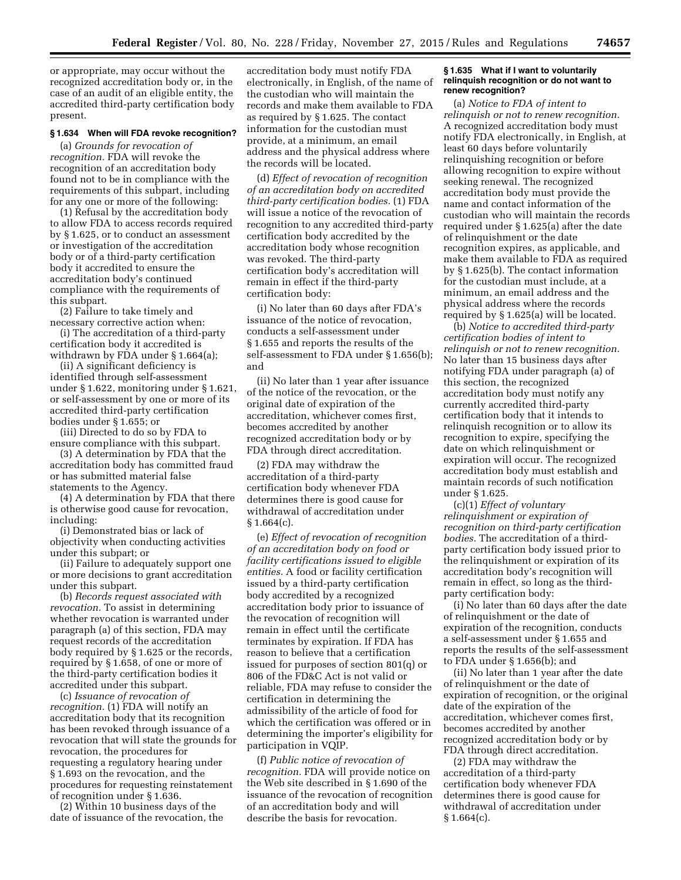or appropriate, may occur without the recognized accreditation body or, in the case of an audit of an eligible entity, the accredited third-party certification body present.

### § 1.634 When will FDA revoke recognition?

(a) *Grounds for revocation of recognition.* FDA will revoke the recognition of an accreditation body found not to be in compliance with the requirements of this subpart, including for any one or more of the following:

(1) Refusal by the accreditation body to allow FDA to access records required by § 1.625, or to conduct an assessment or investigation of the accreditation body or of a third-party certification body it accredited to ensure the accreditation body's continued compliance with the requirements of this subpart.

(2) Failure to take timely and necessary corrective action when:

(i) The accreditation of a third-party certification body it accredited is withdrawn by FDA under § 1.664(a);

(ii) A significant deficiency is identified through self-assessment under § 1.622, monitoring under § 1.621, or self-assessment by one or more of its accredited third-party certification bodies under § 1.655; or

(iii) Directed to do so by FDA to ensure compliance with this subpart.

(3) A determination by FDA that the accreditation body has committed fraud or has submitted material false statements to the Agency.

(4) A determination by FDA that there is otherwise good cause for revocation, including:

(i) Demonstrated bias or lack of objectivity when conducting activities under this subpart; or

(ii) Failure to adequately support one or more decisions to grant accreditation under this subpart.

(b) *Records request associated with revocation.* To assist in determining whether revocation is warranted under paragraph (a) of this section, FDA may request records of the accreditation body required by § 1.625 or the records, required by § 1.658, of one or more of the third-party certification bodies it accredited under this subpart.

(c) *Issuance of revocation of recognition.* (1) FDA will notify an accreditation body that its recognition has been revoked through issuance of a revocation that will state the grounds for revocation, the procedures for requesting a regulatory hearing under § 1.693 on the revocation, and the procedures for requesting reinstatement of recognition under § 1.636.

(2) Within 10 business days of the date of issuance of the revocation, the accreditation body must notify FDA electronically, in English, of the name of the custodian who will maintain the records and make them available to FDA as required by § 1.625. The contact information for the custodian must provide, at a minimum, an email address and the physical address where the records will be located.

(d) *Effect of revocation of recognition of an accreditation body on accredited third-party certification bodies.* (1) FDA will issue a notice of the revocation of recognition to any accredited third-party certification body accredited by the accreditation body whose recognition was revoked. The third-party certification body's accreditation will remain in effect if the third-party certification body:

(i) No later than 60 days after FDA's issuance of the notice of revocation, conducts a self-assessment under § 1.655 and reports the results of the self-assessment to FDA under § 1.656(b); and

(ii) No later than 1 year after issuance of the notice of the revocation, or the original date of expiration of the accreditation, whichever comes first, becomes accredited by another recognized accreditation body or by FDA through direct accreditation.

(2) FDA may withdraw the accreditation of a third-party certification body whenever FDA determines there is good cause for withdrawal of accreditation under § 1.664(c).

(e) *Effect of revocation of recognition of an accreditation body on food or facility certifications issued to eligible entities.* A food or facility certification issued by a third-party certification body accredited by a recognized accreditation body prior to issuance of the revocation of recognition will remain in effect until the certificate terminates by expiration. If FDA has reason to believe that a certification issued for purposes of section 801(q) or 806 of the FD&C Act is not valid or reliable, FDA may refuse to consider the certification in determining the admissibility of the article of food for which the certification was offered or in determining the importer's eligibility for participation in VQIP.

(f) *Public notice of revocation of recognition.* FDA will provide notice on the Web site described in § 1.690 of the issuance of the revocation of recognition of an accreditation body and will describe the basis for revocation.

### § 1.635 What if I want to voluntarily relinquish recognition or do not want to renew recognition?

(a) *Notice to FDA of intent to relinquish or not to renew recognition.* A recognized accreditation body must notify FDA electronically, in English, at least 60 days before voluntarily relinquishing recognition or before allowing recognition to expire without seeking renewal. The recognized accreditation body must provide the name and contact information of the custodian who will maintain the records required under § 1.625(a) after the date of relinquishment or the date recognition expires, as applicable, and make them available to FDA as required by § 1.625(b). The contact information for the custodian must include, at a minimum, an email address and the physical address where the records required by § 1.625(a) will be located.

(b) *Notice to accredited third-party certification bodies of intent to relinquish or not to renew recognition.* No later than 15 business days after notifying FDA under paragraph (a) of this section, the recognized accreditation body must notify any currently accredited third-party certification body that it intends to relinquish recognition or to allow its recognition to expire, specifying the date on which relinquishment or expiration will occur. The recognized accreditation body must establish and maintain records of such notification under § 1.625.

(c)(1) *Effect of voluntary relinquishment or expiration of recognition on third-party certification bodies.* The accreditation of a third-party certification body issued prior to the relinquishment or expiration of its accreditation body's recognition will remain in effect, so long as the third-party certification body:

(i) No later than 60 days after the date of relinquishment or the date of expiration of the recognition, conducts a self-assessment under § 1.655 and reports the results of the self-assessment to FDA under § 1.656(b); and

(ii) No later than 1 year after the date of relinquishment or the date of expiration of recognition, or the original date of the expiration of the accreditation, whichever comes first, becomes accredited by another recognized accreditation body or by FDA through direct accreditation.

(2) FDA may withdraw the accreditation of a third-party certification body whenever FDA determines there is good cause for withdrawal of accreditation under § 1.664(c).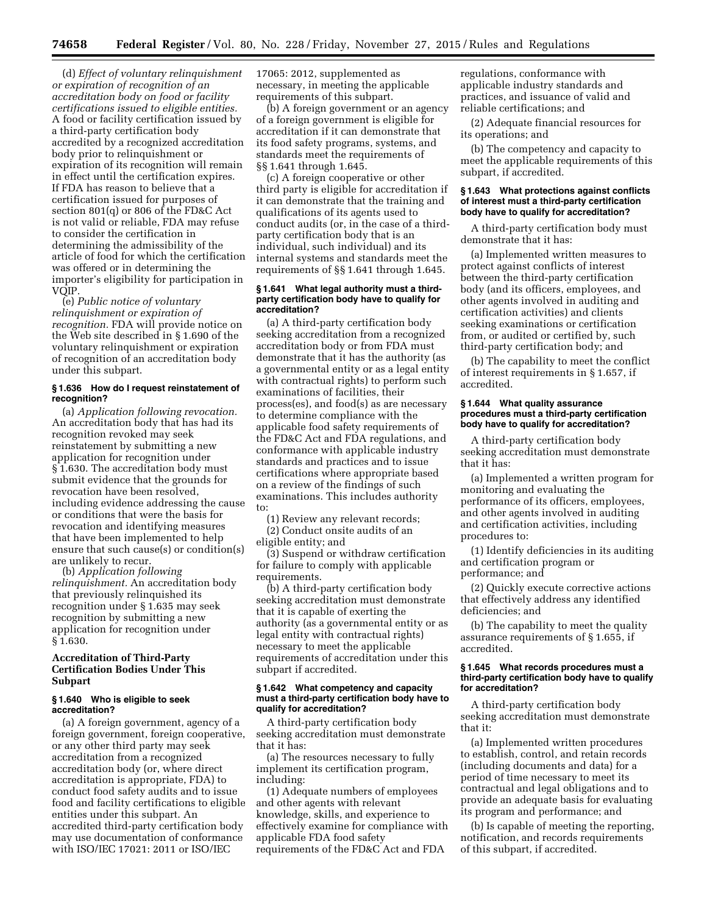(d) *Effect of voluntary relinquishment or expiration of recognition of an accreditation body on food or facility certifications issued to eligible entities.* A food or facility certification issued by a third-party certification body accredited by a recognized accreditation body prior to relinquishment or expiration of its recognition will remain in effect until the certification expires. If FDA has reason to believe that a certification issued for purposes of section 801(q) or 806 of the FD&C Act is not valid or reliable, FDA may refuse to consider the certification in determining the admissibility of the article of food for which the certification was offered or in determining the importer's eligibility for participation in VQIP.

(e) *Public notice of voluntary relinquishment or expiration of recognition.* FDA will provide notice on the Web site described in § 1.690 of the voluntary relinquishment or expiration of recognition of an accreditation body under this subpart.

#### § 1.636 How do I request reinstatement of recognition?

(a) *Application following revocation.* An accreditation body that has had its recognition revoked may seek reinstatement by submitting a new application for recognition under § 1.630. The accreditation body must submit evidence that the grounds for revocation have been resolved, including evidence addressing the cause or conditions that were the basis for revocation and identifying measures that have been implemented to help ensure that such cause(s) or condition(s) are unlikely to recur.

(b) *Application following relinquishment.* An accreditation body that previously relinquished its recognition under § 1.635 may seek recognition by submitting a new application for recognition under § 1.630.

### Accreditation of Third-Party Certification Bodies Under This Subpart

#### § 1.640 Who is eligible to seek accreditation?

(a) A foreign government, agency of a foreign government, foreign cooperative, or any other third party may seek accreditation from a recognized accreditation body (or, where direct accreditation is appropriate, FDA) to conduct food safety audits and to issue food and facility certifications to eligible entities under this subpart. An accredited third-party certification body may use documentation of conformance with ISO/IEC 17021: 2011 or ISO/IEC 17065: 2012, supplemented as necessary, in meeting the applicable requirements of this subpart.

(b) A foreign government or an agency of a foreign government is eligible for accreditation if it can demonstrate that its food safety programs, systems, and standards meet the requirements of §§ 1.641 through 1.645.

(c) A foreign cooperative or other third party is eligible for accreditation if it can demonstrate that the training and qualifications of its agents used to conduct audits (or, in the case of a third-party certification body that is an individual, such individual) and its internal systems and standards meet the requirements of §§ 1.641 through 1.645.

#### § 1.641 What legal authority must a third-party certification body have to qualify for accreditation?

(a) A third-party certification body seeking accreditation from a recognized accreditation body or from FDA must demonstrate that it has the authority (as a governmental entity or as a legal entity with contractual rights) to perform such examinations of facilities, their process(es), and food(s) as are necessary to determine compliance with the applicable food safety requirements of the FD&C Act and FDA regulations, and conformance with applicable industry standards and practices and to issue certifications where appropriate based on a review of the findings of such examinations. This includes authority to:

(1) Review any relevant records;

(2) Conduct onsite audits of an eligible entity; and

(3) Suspend or withdraw certification for failure to comply with applicable requirements.

(b) A third-party certification body seeking accreditation must demonstrate that it is capable of exerting the authority (as a governmental entity or as legal entity with contractual rights) necessary to meet the applicable requirements of accreditation under this subpart if accredited.

#### § 1.642 What competency and capacity must a third-party certification body have to qualify for accreditation?

A third-party certification body seeking accreditation must demonstrate that it has:

(a) The resources necessary to fully implement its certification program, including:

(1) Adequate numbers of employees and other agents with relevant knowledge, skills, and experience to effectively examine for compliance with applicable FDA food safety requirements of the FD&C Act and FDA regulations, conformance with applicable industry standards and practices, and issuance of valid and reliable certifications; and

(2) Adequate financial resources for its operations; and

(b) The competency and capacity to meet the applicable requirements of this subpart, if accredited.

#### § 1.643 What protections against conflicts of interest must a third-party certification body have to qualify for accreditation?

A third-party certification body must demonstrate that it has:

(a) Implemented written measures to protect against conflicts of interest between the third-party certification body (and its officers, employees, and other agents involved in auditing and certification activities) and clients seeking examinations or certification from, or audited or certified by, such third-party certification body; and

(b) The capability to meet the conflict of interest requirements in § 1.657, if accredited.

#### § 1.644 What quality assurance procedures must a third-party certification body have to qualify for accreditation?

A third-party certification body seeking accreditation must demonstrate that it has:

(a) Implemented a written program for monitoring and evaluating the performance of its officers, employees, and other agents involved in auditing and certification activities, including procedures to:

(1) Identify deficiencies in its auditing and certification program or performance; and

(2) Quickly execute corrective actions that effectively address any identified deficiencies; and

(b) The capability to meet the quality assurance requirements of § 1.655, if accredited.

#### § 1.645 What records procedures must a third-party certification body have to qualify for accreditation?

A third-party certification body seeking accreditation must demonstrate that it:

(a) Implemented written procedures to establish, control, and retain records (including documents and data) for a period of time necessary to meet its contractual and legal obligations and to provide an adequate basis for evaluating its program and performance; and

(b) Is capable of meeting the reporting, notification, and records requirements of this subpart, if accredited.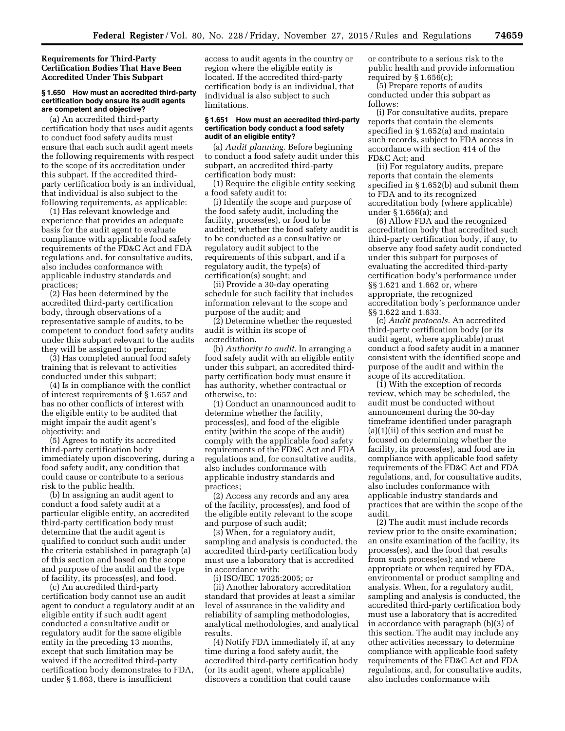### Requirements for Third-Party Certification Bodies That Have Been Accredited Under This Subpart

#### § 1.650 How must an accredited third-party certification body ensure its audit agents are competent and objective?

(a) An accredited third-party certification body that uses audit agents to conduct food safety audits must ensure that each such audit agent meets the following requirements with respect to the scope of its accreditation under this subpart. If the accredited third-party certification body is an individual, that individual is also subject to the following requirements, as applicable:

(1) Has relevant knowledge and experience that provides an adequate basis for the audit agent to evaluate compliance with applicable food safety requirements of the FD&C Act and FDA regulations and, for consultative audits, also includes conformance with applicable industry standards and practices;

(2) Has been determined by the accredited third-party certification body, through observations of a representative sample of audits, to be competent to conduct food safety audits under this subpart relevant to the audits they will be assigned to perform;

(3) Has completed annual food safety training that is relevant to activities conducted under this subpart;

(4) Is in compliance with the conflict of interest requirements of § 1.657 and has no other conflicts of interest with the eligible entity to be audited that might impair the audit agent's objectivity; and

(5) Agrees to notify its accredited third-party certification body immediately upon discovering, during a food safety audit, any condition that could cause or contribute to a serious risk to the public health.

(b) In assigning an audit agent to conduct a food safety audit at a particular eligible entity, an accredited third-party certification body must determine that the audit agent is qualified to conduct such audit under the criteria established in paragraph (a) of this section and based on the scope and purpose of the audit and the type of facility, its process(es), and food.

(c) An accredited third-party certification body cannot use an audit agent to conduct a regulatory audit at an eligible entity if such audit agent conducted a consultative audit or regulatory audit for the same eligible entity in the preceding 13 months, except that such limitation may be waived if the accredited third-party certification body demonstrates to FDA, under § 1.663, there is insufficient access to audit agents in the country or region where the eligible entity is located. If the accredited third-party certification body is an individual, that individual is also subject to such limitations.

#### § 1.651 How must an accredited third-party certification body conduct a food safety audit of an eligible entity?

(a) *Audit planning.* Before beginning to conduct a food safety audit under this subpart, an accredited third-party certification body must:

(1) Require the eligible entity seeking a food safety audit to:

(i) Identify the scope and purpose of the food safety audit, including the facility, process(es), or food to be audited; whether the food safety audit is to be conducted as a consultative or regulatory audit subject to the requirements of this subpart, and if a regulatory audit, the type(s) of certification(s) sought; and

(ii) Provide a 30-day operating schedule for such facility that includes information relevant to the scope and purpose of the audit; and

(2) Determine whether the requested audit is within its scope of accreditation.

(b) *Authority to audit.* In arranging a food safety audit with an eligible entity under this subpart, an accredited third-party certification body must ensure it has authority, whether contractual or otherwise, to:

(1) Conduct an unannounced audit to determine whether the facility, process(es), and food of the eligible entity (within the scope of the audit) comply with the applicable food safety requirements of the FD&C Act and FDA regulations and, for consultative audits, also includes conformance with applicable industry standards and practices;

(2) Access any records and any area of the facility, process(es), and food of the eligible entity relevant to the scope and purpose of such audit;

(3) When, for a regulatory audit, sampling and analysis is conducted, the accredited third-party certification body must use a laboratory that is accredited in accordance with:

(i) ISO/IEC 17025:2005; or

(ii) Another laboratory accreditation standard that provides at least a similar level of assurance in the validity and reliability of sampling methodologies, analytical methodologies, and analytical results.

(4) Notify FDA immediately if, at any time during a food safety audit, the accredited third-party certification body (or its audit agent, where applicable) discovers a condition that could cause or contribute to a serious risk to the public health and provide information required by § 1.656(c);

(5) Prepare reports of audits conducted under this subpart as follows:

(i) For consultative audits, prepare reports that contain the elements specified in § 1.652(a) and maintain such records, subject to FDA access in accordance with section 414 of the FD&C Act; and

(ii) For regulatory audits, prepare reports that contain the elements specified in § 1.652(b) and submit them to FDA and to its recognized accreditation body (where applicable) under § 1.656(a); and

(6) Allow FDA and the recognized accreditation body that accredited such third-party certification body, if any, to observe any food safety audit conducted under this subpart for purposes of evaluating the accredited third-party certification body's performance under §§ 1.621 and 1.662 or, where appropriate, the recognized accreditation body's performance under §§ 1.622 and 1.633.

(c) *Audit protocols.* An accredited third-party certification body (or its audit agent, where applicable) must conduct a food safety audit in a manner consistent with the identified scope and purpose of the audit and within the scope of its accreditation.

(1) With the exception of records review, which may be scheduled, the audit must be conducted without announcement during the 30-day timeframe identified under paragraph (a)(1)(ii) of this section and must be focused on determining whether the facility, its process(es), and food are in compliance with applicable food safety requirements of the FD&C Act and FDA regulations, and, for consultative audits, also includes conformance with applicable industry standards and practices that are within the scope of the audit.

(2) The audit must include records review prior to the onsite examination; an onsite examination of the facility, its process(es), and the food that results from such process(es); and where appropriate or when required by FDA, environmental or product sampling and analysis. When, for a regulatory audit, sampling and analysis is conducted, the accredited third-party certification body must use a laboratory that is accredited in accordance with paragraph (b)(3) of this section. The audit may include any other activities necessary to determine compliance with applicable food safety requirements of the FD&C Act and FDA regulations, and, for consultative audits, also includes conformance with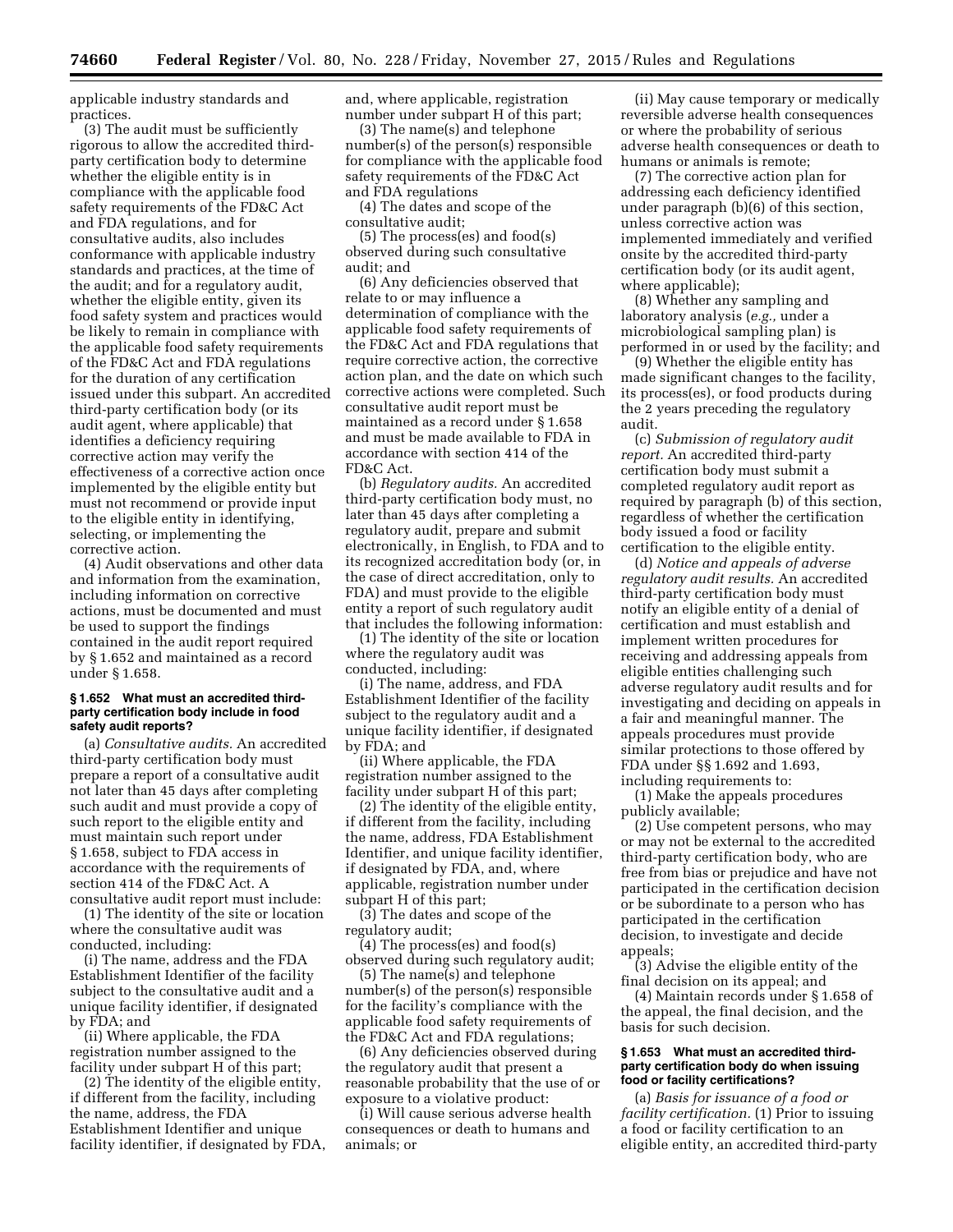applicable industry standards and practices.

(3) The audit must be sufficiently rigorous to allow the accredited third-party certification body to determine whether the eligible entity is in compliance with the applicable food safety requirements of the FD&C Act and FDA regulations, and for consultative audits, also includes conformance with applicable industry standards and practices, at the time of the audit; and for a regulatory audit, whether the eligible entity, given its food safety system and practices would be likely to remain in compliance with the applicable food safety requirements of the FD&C Act and FDA regulations for the duration of any certification issued under this subpart. An accredited third-party certification body (or its audit agent, where applicable) that identifies a deficiency requiring corrective action may verify the effectiveness of a corrective action once implemented by the eligible entity but must not recommend or provide input to the eligible entity in identifying, selecting, or implementing the corrective action.

(4) Audit observations and other data and information from the examination, including information on corrective actions, must be documented and must be used to support the findings contained in the audit report required by § 1.652 and maintained as a record under § 1.658.

#### § 1.652 What must an accredited third-party certification body include in food safety audit reports?

(a) *Consultative audits.* An accredited third-party certification body must prepare a report of a consultative audit not later than 45 days after completing such audit and must provide a copy of such report to the eligible entity and must maintain such report under § 1.658, subject to FDA access in accordance with the requirements of section 414 of the FD&C Act. A consultative audit report must include:

(1) The identity of the site or location where the consultative audit was conducted, including:

(i) The name, address and the FDA Establishment Identifier of the facility subject to the consultative audit and a unique facility identifier, if designated by FDA; and

(ii) Where applicable, the FDA registration number assigned to the facility under subpart H of this part;

(2) The identity of the eligible entity, if different from the facility, including the name, address, the FDA Establishment Identifier and unique facility identifier, if designated by FDA, and, where applicable, registration number under subpart H of this part;

(3) The name(s) and telephone number(s) of the person(s) responsible for compliance with the applicable food safety requirements of the FD&C Act and FDA regulations

(4) The dates and scope of the consultative audit;

(5) The process(es) and food(s) observed during such consultative audit; and

(6) Any deficiencies observed that relate to or may influence a determination of compliance with the applicable food safety requirements of the FD&C Act and FDA regulations that require corrective action, the corrective action plan, and the date on which such corrective actions were completed. Such consultative audit report must be maintained as a record under § 1.658 and must be made available to FDA in accordance with section 414 of the FD&C Act.

(b) *Regulatory audits.* An accredited third-party certification body must, no later than 45 days after completing a regulatory audit, prepare and submit electronically, in English, to FDA and to its recognized accreditation body (or, in the case of direct accreditation, only to FDA) and must provide to the eligible entity a report of such regulatory audit that includes the following information:

(1) The identity of the site or location where the regulatory audit was conducted, including:

(i) The name, address, and FDA Establishment Identifier of the facility subject to the regulatory audit and a unique facility identifier, if designated by FDA; and

(ii) Where applicable, the FDA registration number assigned to the facility under subpart H of this part;

(2) The identity of the eligible entity, if different from the facility, including the name, address, FDA Establishment Identifier, and unique facility identifier, if designated by FDA, and, where applicable, registration number under subpart H of this part;

(3) The dates and scope of the regulatory audit;

(4) The process(es) and food(s) observed during such regulatory audit;

(5) The name(s) and telephone number(s) of the person(s) responsible for the facility's compliance with the applicable food safety requirements of the FD&C Act and FDA regulations;

(6) Any deficiencies observed during the regulatory audit that present a reasonable probability that the use of or exposure to a violative product:

(i) Will cause serious adverse health consequences or death to humans and animals; or

(ii) May cause temporary or medically reversible adverse health consequences or where the probability of serious adverse health consequences or death to humans or animals is remote;

(7) The corrective action plan for addressing each deficiency identified under paragraph (b)(6) of this section, unless corrective action was implemented immediately and verified onsite by the accredited third-party certification body (or its audit agent, where applicable);

(8) Whether any sampling and laboratory analysis (*e.g.,* under a microbiological sampling plan) is performed in or used by the facility; and

(9) Whether the eligible entity has made significant changes to the facility, its process(es), or food products during the 2 years preceding the regulatory audit.

(c) *Submission of regulatory audit report.* An accredited third-party certification body must submit a completed regulatory audit report as required by paragraph (b) of this section, regardless of whether the certification body issued a food or facility certification to the eligible entity.

(d) *Notice and appeals of adverse regulatory audit results.* An accredited third-party certification body must notify an eligible entity of a denial of certification and must establish and implement written procedures for receiving and addressing appeals from eligible entities challenging such adverse regulatory audit results and for investigating and deciding on appeals in a fair and meaningful manner. The appeals procedures must provide similar protections to those offered by FDA under §§ 1.692 and 1.693, including requirements to:

(1) Make the appeals procedures publicly available;

(2) Use competent persons, who may or may not be external to the accredited third-party certification body, who are free from bias or prejudice and have not participated in the certification decision or be subordinate to a person who has participated in the certification decision, to investigate and decide appeals;

(3) Advise the eligible entity of the final decision on its appeal; and

(4) Maintain records under § 1.658 of the appeal, the final decision, and the basis for such decision.

#### § 1.653 What must an accredited third-party certification body do when issuing food or facility certifications?

(a) *Basis for issuance of a food or facility certification.* (1) Prior to issuing a food or facility certification to an eligible entity, an accredited third-party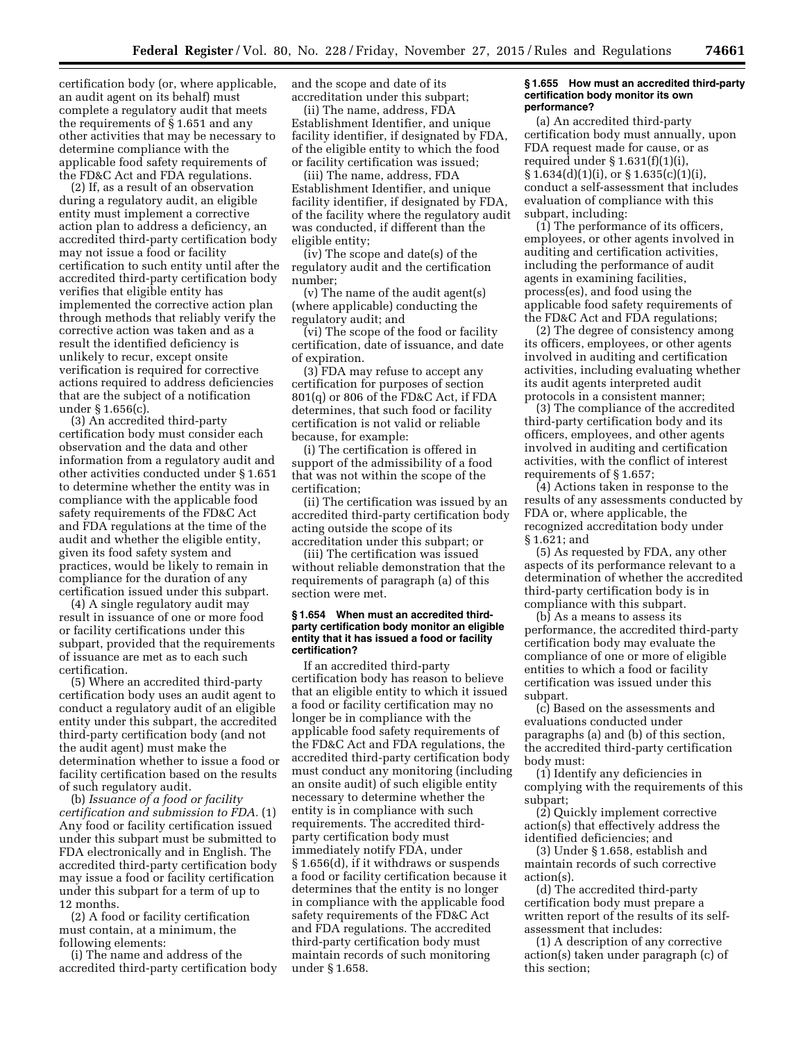certification body (or, where applicable, an audit agent on its behalf) must complete a regulatory audit that meets the requirements of § 1.651 and any other activities that may be necessary to determine compliance with the applicable food safety requirements of the FD&C Act and FDA regulations.

(2) If, as a result of an observation during a regulatory audit, an eligible entity must implement a corrective action plan to address a deficiency, an accredited third-party certification body may not issue a food or facility certification to such entity until after the accredited third-party certification body verifies that eligible entity has implemented the corrective action plan through methods that reliably verify the corrective action was taken and as a result the identified deficiency is unlikely to recur, except onsite verification is required for corrective actions required to address deficiencies that are the subject of a notification under § 1.656(c).

(3) An accredited third-party certification body must consider each observation and the data and other information from a regulatory audit and other activities conducted under § 1.651 to determine whether the entity was in compliance with the applicable food safety requirements of the FD&C Act and FDA regulations at the time of the audit and whether the eligible entity, given its food safety system and practices, would be likely to remain in compliance for the duration of any certification issued under this subpart.

(4) A single regulatory audit may result in issuance of one or more food or facility certifications under this subpart, provided that the requirements of issuance are met as to each such certification.

(5) Where an accredited third-party certification body uses an audit agent to conduct a regulatory audit of an eligible entity under this subpart, the accredited third-party certification body (and not the audit agent) must make the determination whether to issue a food or facility certification based on the results of such regulatory audit.

(b) *Issuance of a food or facility certification and submission to FDA.* (1) Any food or facility certification issued under this subpart must be submitted to FDA electronically and in English. The accredited third-party certification body may issue a food or facility certification under this subpart for a term of up to 12 months.

(2) A food or facility certification must contain, at a minimum, the following elements:

(i) The name and address of the accredited third-party certification body and the scope and date of its accreditation under this subpart;

(ii) The name, address, FDA Establishment Identifier, and unique facility identifier, if designated by FDA, of the eligible entity to which the food or facility certification was issued;

(iii) The name, address, FDA Establishment Identifier, and unique facility identifier, if designated by FDA, of the facility where the regulatory audit was conducted, if different than the eligible entity;

(iv) The scope and date(s) of the regulatory audit and the certification number;

(v) The name of the audit agent(s) (where applicable) conducting the regulatory audit; and

(vi) The scope of the food or facility certification, date of issuance, and date of expiration.

(3) FDA may refuse to accept any certification for purposes of section 801(q) or 806 of the FD&C Act, if FDA determines, that such food or facility certification is not valid or reliable because, for example:

(i) The certification is offered in support of the admissibility of a food that was not within the scope of the certification;

(ii) The certification was issued by an accredited third-party certification body acting outside the scope of its accreditation under this subpart; or

(iii) The certification was issued without reliable demonstration that the requirements of paragraph (a) of this section were met.

### § 1.654 When must an accredited third-party certification body monitor an eligible entity that it has issued a food or facility certification?

If an accredited third-party certification body has reason to believe that an eligible entity to which it issued a food or facility certification may no longer be in compliance with the applicable food safety requirements of the FD&C Act and FDA regulations, the accredited third-party certification body must conduct any monitoring (including an onsite audit) of such eligible entity necessary to determine whether the entity is in compliance with such requirements. The accredited third-party certification body must immediately notify FDA, under § 1.656(d), if it withdraws or suspends a food or facility certification because it determines that the entity is no longer in compliance with the applicable food safety requirements of the FD&C Act and FDA regulations. The accredited third-party certification body must maintain records of such monitoring under § 1.658.

### § 1.655 How must an accredited third-party certification body monitor its own performance?

(a) An accredited third-party certification body must annually, upon FDA request made for cause, or as required under § 1.631(f)(1)(i), § 1.634(d)(1)(i), or § 1.635(c)(1)(i), conduct a self-assessment that includes evaluation of compliance with this subpart, including:

(1) The performance of its officers, employees, or other agents involved in auditing and certification activities, including the performance of audit agents in examining facilities, process(es), and food using the applicable food safety requirements of the FD&C Act and FDA regulations;

(2) The degree of consistency among its officers, employees, or other agents involved in auditing and certification activities, including evaluating whether its audit agents interpreted audit protocols in a consistent manner;

(3) The compliance of the accredited third-party certification body and its officers, employees, and other agents involved in auditing and certification activities, with the conflict of interest requirements of § 1.657;

(4) Actions taken in response to the results of any assessments conducted by FDA or, where applicable, the recognized accreditation body under § 1.621; and

(5) As requested by FDA, any other aspects of its performance relevant to a determination of whether the accredited third-party certification body is in compliance with this subpart.

(b) As a means to assess its performance, the accredited third-party certification body may evaluate the compliance of one or more of eligible entities to which a food or facility certification was issued under this subpart.

(c) Based on the assessments and evaluations conducted under paragraphs (a) and (b) of this section, the accredited third-party certification body must:

(1) Identify any deficiencies in complying with the requirements of this subpart;

(2) Quickly implement corrective action(s) that effectively address the identified deficiencies; and

(3) Under § 1.658, establish and maintain records of such corrective action(s).

(d) The accredited third-party certification body must prepare a written report of the results of its self-assessment that includes:

(1) A description of any corrective action(s) taken under paragraph (c) of this section;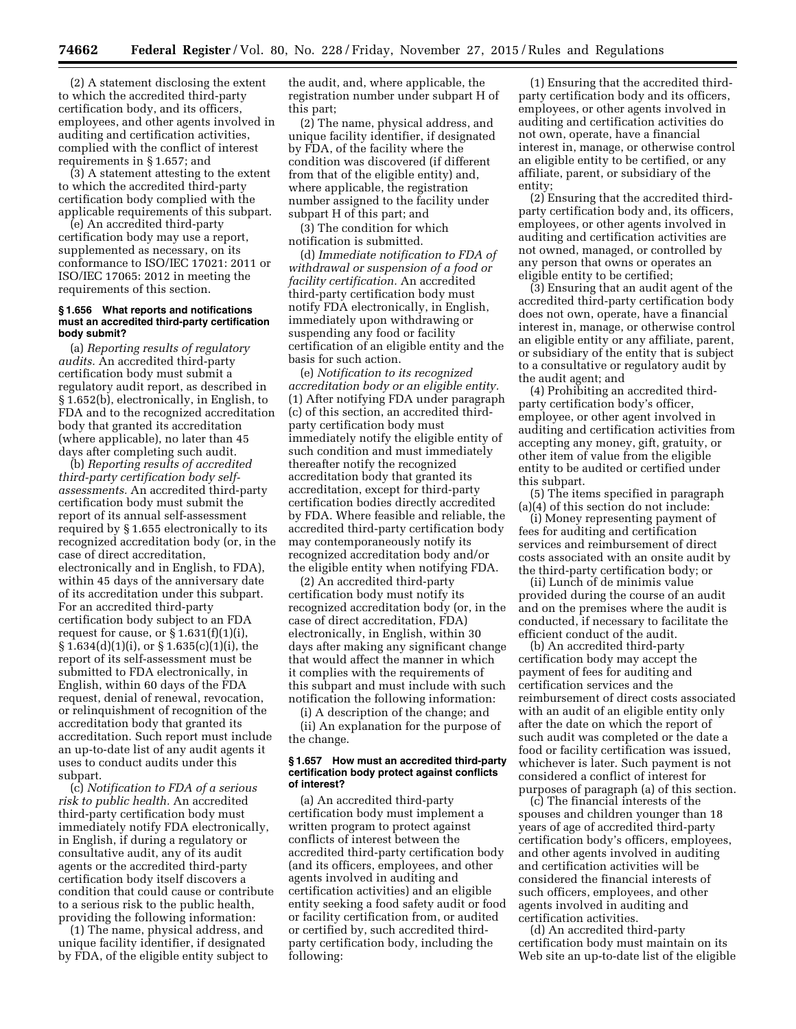(2) A statement disclosing the extent to which the accredited third-party certification body, and its officers, employees, and other agents involved in auditing and certification activities, complied with the conflict of interest requirements in § 1.657; and

(3) A statement attesting to the extent to which the accredited third-party certification body complied with the applicable requirements of this subpart.

(e) An accredited third-party certification body may use a report, supplemented as necessary, on its conformance to ISO/IEC 17021: 2011 or ISO/IEC 17065: 2012 in meeting the requirements of this section.

#### § 1.656 What reports and notifications must an accredited third-party certification body submit?

(a) *Reporting results of regulatory audits.* An accredited third-party certification body must submit a regulatory audit report, as described in § 1.652(b), electronically, in English, to FDA and to the recognized accreditation body that granted its accreditation (where applicable), no later than 45 days after completing such audit.

(b) *Reporting results of accredited third-party certification body self-assessments.* An accredited third-party certification body must submit the report of its annual self-assessment required by § 1.655 electronically to its recognized accreditation body (or, in the case of direct accreditation, electronically and in English, to FDA), within 45 days of the anniversary date of its accreditation under this subpart. For an accredited third-party certification body subject to an FDA request for cause, or § 1.631(f)(1)(i), § 1.634(d)(1)(i), or § 1.635(c)(1)(i), the report of its self-assessment must be submitted to FDA electronically, in English, within 60 days of the FDA request, denial of renewal, revocation, or relinquishment of recognition of the accreditation body that granted its accreditation. Such report must include an up-to-date list of any audit agents it uses to conduct audits under this subpart.

(c) *Notification to FDA of a serious risk to public health.* An accredited third-party certification body must immediately notify FDA electronically, in English, if during a regulatory or consultative audit, any of its audit agents or the accredited third-party certification body itself discovers a condition that could cause or contribute to a serious risk to the public health, providing the following information:

(1) The name, physical address, and unique facility identifier, if designated by FDA, of the eligible entity subject to the audit, and, where applicable, the registration number under subpart H of this part;

(2) The name, physical address, and unique facility identifier, if designated by FDA, of the facility where the condition was discovered (if different from that of the eligible entity) and, where applicable, the registration number assigned to the facility under subpart H of this part; and

(3) The condition for which notification is submitted.

(d) *Immediate notification to FDA of withdrawal or suspension of a food or facility certification.* An accredited third-party certification body must notify FDA electronically, in English, immediately upon withdrawing or suspending any food or facility certification of an eligible entity and the basis for such action.

(e) *Notification to its recognized accreditation body or an eligible entity.* (1) After notifying FDA under paragraph (c) of this section, an accredited third-party certification body must immediately notify the eligible entity of such condition and must immediately thereafter notify the recognized accreditation body that granted its accreditation, except for third-party certification bodies directly accredited by FDA. Where feasible and reliable, the accredited third-party certification body may contemporaneously notify its recognized accreditation body and/or the eligible entity when notifying FDA.

(2) An accredited third-party certification body must notify its recognized accreditation body (or, in the case of direct accreditation, FDA) electronically, in English, within 30 days after making any significant change that would affect the manner in which it complies with the requirements of this subpart and must include with such notification the following information:

(i) A description of the change; and

(ii) An explanation for the purpose of the change.

#### § 1.657 How must an accredited third-party certification body protect against conflicts of interest?

(a) An accredited third-party certification body must implement a written program to protect against conflicts of interest between the accredited third-party certification body (and its officers, employees, and other agents involved in auditing and certification activities) and an eligible entity seeking a food safety audit or food or facility certification from, or audited or certified by, such accredited third-party certification body, including the following:

(1) Ensuring that the accredited third-party certification body and its officers, employees, or other agents involved in auditing and certification activities do not own, operate, have a financial interest in, manage, or otherwise control an eligible entity to be certified, or any affiliate, parent, or subsidiary of the entity;

(2) Ensuring that the accredited third-party certification body and, its officers, employees, or other agents involved in auditing and certification activities are not owned, managed, or controlled by any person that owns or operates an eligible entity to be certified;

(3) Ensuring that an audit agent of the accredited third-party certification body does not own, operate, have a financial interest in, manage, or otherwise control an eligible entity or any affiliate, parent, or subsidiary of the entity that is subject to a consultative or regulatory audit by the audit agent; and

(4) Prohibiting an accredited third-party certification body's officer, employee, or other agent involved in auditing and certification activities from accepting any money, gift, gratuity, or other item of value from the eligible entity to be audited or certified under this subpart.

(5) The items specified in paragraph (a)(4) of this section do not include:

(i) Money representing payment of fees for auditing and certification services and reimbursement of direct costs associated with an onsite audit by the third-party certification body; or

(ii) Lunch of de minimis value provided during the course of an audit and on the premises where the audit is conducted, if necessary to facilitate the efficient conduct of the audit.

(b) An accredited third-party certification body may accept the payment of fees for auditing and certification services and the reimbursement of direct costs associated with an audit of an eligible entity only after the date on which the report of such audit was completed or the date a food or facility certification was issued, whichever is later. Such payment is not considered a conflict of interest for purposes of paragraph (a) of this section.

(c) The financial interests of the spouses and children younger than 18 years of age of accredited third-party certification body's officers, employees, and other agents involved in auditing and certification activities will be considered the financial interests of such officers, employees, and other agents involved in auditing and certification activities.

(d) An accredited third-party certification body must maintain on its Web site an up-to-date list of the eligible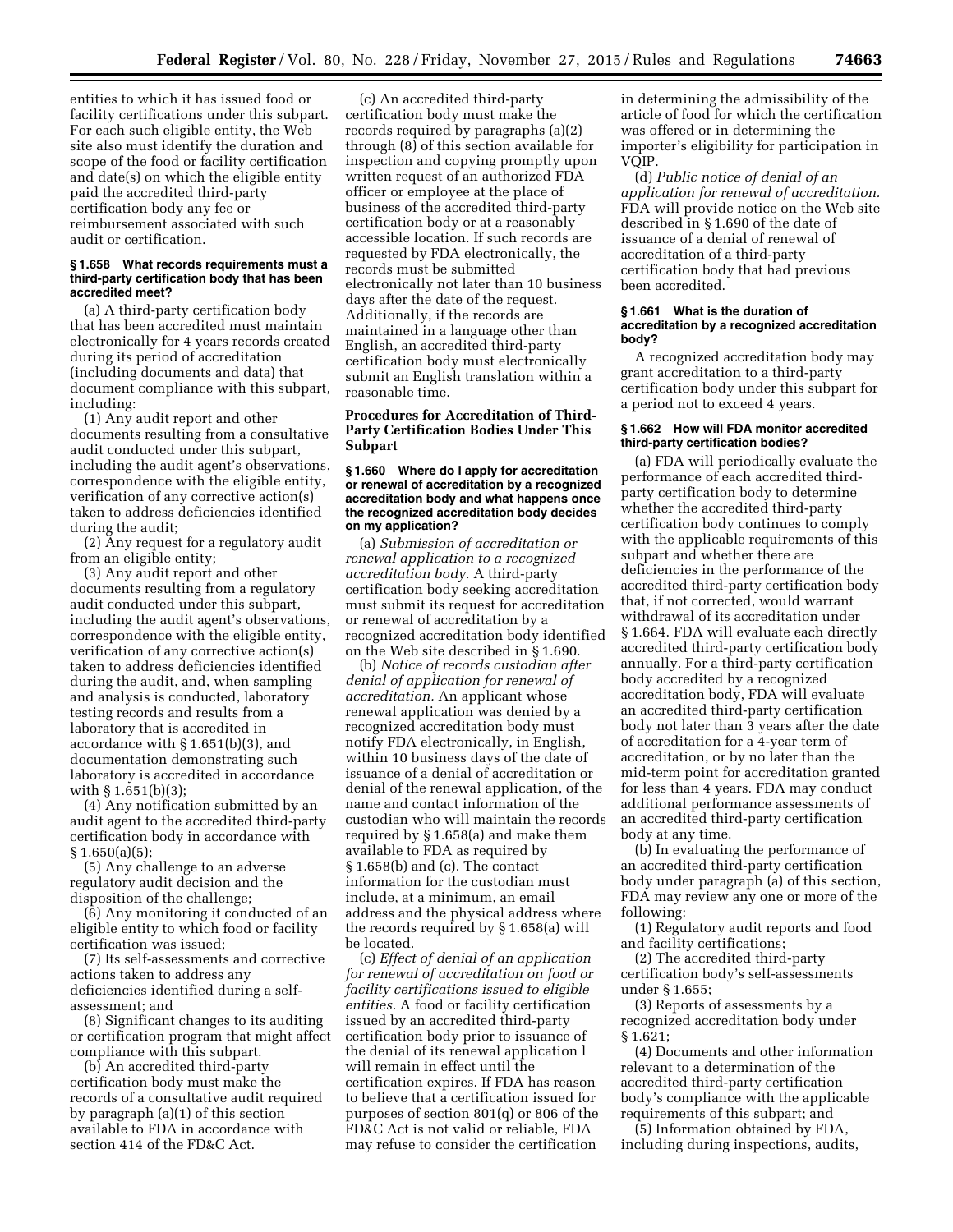entities to which it has issued food or facility certifications under this subpart. For each such eligible entity, the Web site also must identify the duration and scope of the food or facility certification and date(s) on which the eligible entity paid the accredited third-party certification body any fee or reimbursement associated with such audit or certification.

#### § 1.658 What records requirements must a third-party certification body that has been accredited meet?

(a) A third-party certification body that has been accredited must maintain electronically for 4 years records created during its period of accreditation (including documents and data) that document compliance with this subpart, including:

(1) Any audit report and other documents resulting from a consultative audit conducted under this subpart, including the audit agent's observations, correspondence with the eligible entity, verification of any corrective action(s) taken to address deficiencies identified during the audit;

(2) Any request for a regulatory audit from an eligible entity;

(3) Any audit report and other documents resulting from a regulatory audit conducted under this subpart, including the audit agent's observations, correspondence with the eligible entity, verification of any corrective action(s) taken to address deficiencies identified during the audit, and, when sampling and analysis is conducted, laboratory testing records and results from a laboratory that is accredited in accordance with § 1.651(b)(3), and documentation demonstrating such laboratory is accredited in accordance with § 1.651(b)(3);

(4) Any notification submitted by an audit agent to the accredited third-party certification body in accordance with § 1.650(a)(5);

(5) Any challenge to an adverse regulatory audit decision and the disposition of the challenge;

(6) Any monitoring it conducted of an eligible entity to which food or facility certification was issued;

(7) Its self-assessments and corrective actions taken to address any deficiencies identified during a self-assessment; and

(8) Significant changes to its auditing or certification program that might affect compliance with this subpart.

(b) An accredited third-party certification body must make the records of a consultative audit required by paragraph (a)(1) of this section available to FDA in accordance with section 414 of the FD&C Act.

(c) An accredited third-party certification body must make the records required by paragraphs (a)(2) through (8) of this section available for inspection and copying promptly upon written request of an authorized FDA officer or employee at the place of business of the accredited third-party certification body or at a reasonably accessible location. If such records are requested by FDA electronically, the records must be submitted electronically not later than 10 business days after the date of the request. Additionally, if the records are maintained in a language other than English, an accredited third-party certification body must electronically submit an English translation within a reasonable time.

### Procedures for Accreditation of Third-Party Certification Bodies Under This Subpart

#### § 1.660 Where do I apply for accreditation or renewal of accreditation by a recognized accreditation body and what happens once the recognized accreditation body decides on my application?

(a) *Submission of accreditation or renewal application to a recognized accreditation body.* A third-party certification body seeking accreditation must submit its request for accreditation or renewal of accreditation by a recognized accreditation body identified on the Web site described in § 1.690.

(b) *Notice of records custodian after denial of application for renewal of accreditation.* An applicant whose renewal application was denied by a recognized accreditation body must notify FDA electronically, in English, within 10 business days of the date of issuance of a denial of accreditation or denial of the renewal application, of the name and contact information of the custodian who will maintain the records required by § 1.658(a) and make them available to FDA as required by § 1.658(b) and (c). The contact information for the custodian must include, at a minimum, an email address and the physical address where the records required by § 1.658(a) will be located.

(c) *Effect of denial of an application for renewal of accreditation on food or facility certifications issued to eligible entities.* A food or facility certification issued by an accredited third-party certification body prior to issuance of the denial of its renewal application l will remain in effect until the certification expires. If FDA has reason to believe that a certification issued for purposes of section 801(q) or 806 of the FD&C Act is not valid or reliable, FDA may refuse to consider the certification in determining the admissibility of the article of food for which the certification was offered or in determining the importer's eligibility for participation in VQIP.

(d) *Public notice of denial of an application for renewal of accreditation.* FDA will provide notice on the Web site described in § 1.690 of the date of issuance of a denial of renewal of accreditation of a third-party certification body that had previous been accredited.

#### § 1.661 What is the duration of accreditation by a recognized accreditation body?

A recognized accreditation body may grant accreditation to a third-party certification body under this subpart for a period not to exceed 4 years.

#### § 1.662 How will FDA monitor accredited third-party certification bodies?

(a) FDA will periodically evaluate the performance of each accredited third-party certification body to determine whether the accredited third-party certification body continues to comply with the applicable requirements of this subpart and whether there are deficiencies in the performance of the accredited third-party certification body that, if not corrected, would warrant withdrawal of its accreditation under § 1.664. FDA will evaluate each directly accredited third-party certification body annually. For a third-party certification body accredited by a recognized accreditation body, FDA will evaluate an accredited third-party certification body not later than 3 years after the date of accreditation for a 4-year term of accreditation, or by no later than the mid-term point for accreditation granted for less than 4 years. FDA may conduct additional performance assessments of an accredited third-party certification body at any time.

(b) In evaluating the performance of an accredited third-party certification body under paragraph (a) of this section, FDA may review any one or more of the following:

(1) Regulatory audit reports and food and facility certifications;

(2) The accredited third-party certification body's self-assessments under § 1.655;

(3) Reports of assessments by a recognized accreditation body under § 1.621;

(4) Documents and other information relevant to a determination of the accredited third-party certification body's compliance with the applicable requirements of this subpart; and

(5) Information obtained by FDA, including during inspections, audits,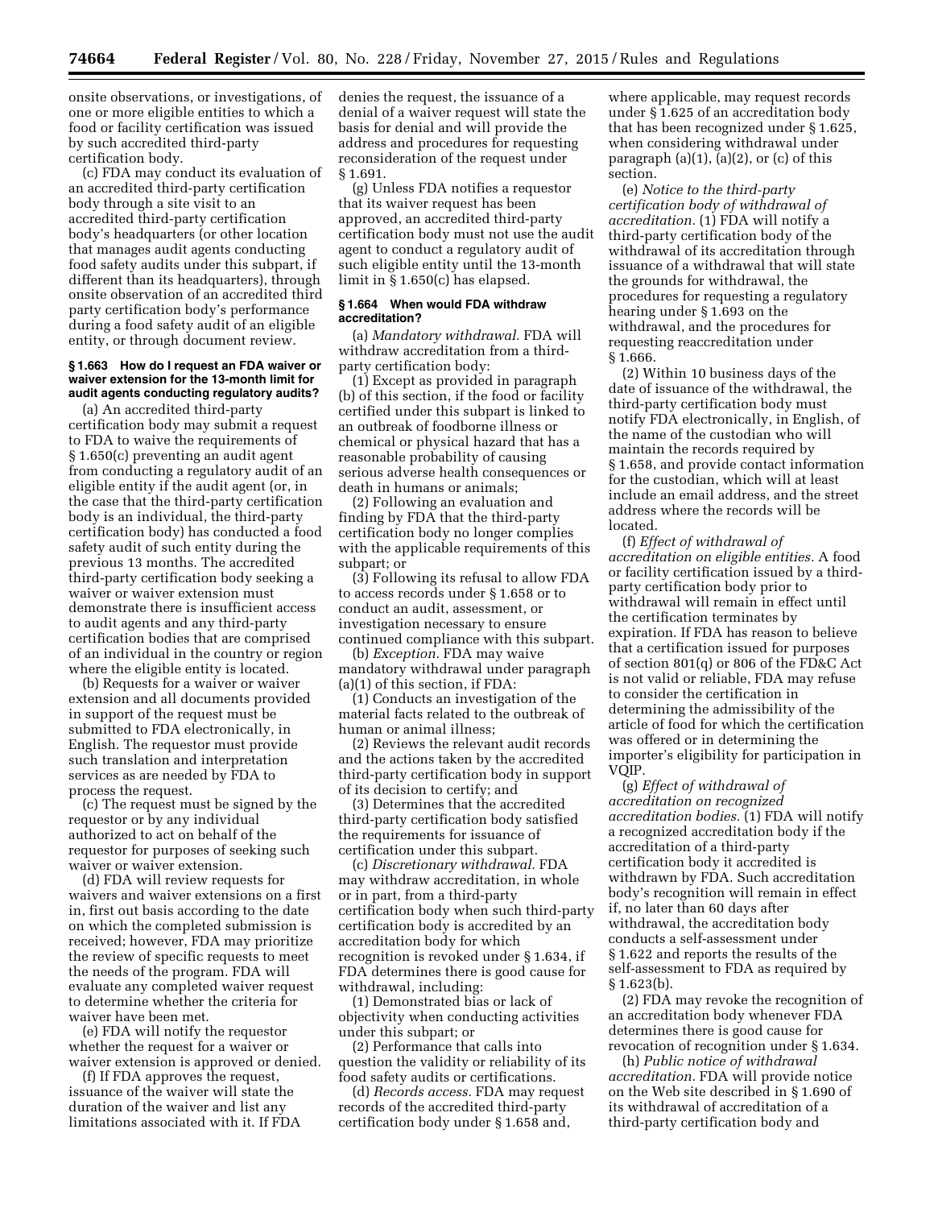onsite observations, or investigations, of one or more eligible entities to which a food or facility certification was issued by such accredited third-party certification body.

(c) FDA may conduct its evaluation of an accredited third-party certification body through a site visit to an accredited third-party certification body's headquarters (or other location that manages audit agents conducting food safety audits under this subpart, if different than its headquarters), through onsite observation of an accredited third party certification body's performance during a food safety audit of an eligible entity, or through document review.

**§ 1.663 How do I request an FDA waiver or waiver extension for the 13-month limit for audit agents conducting regulatory audits?**

(a) An accredited third-party certification body may submit a request to FDA to waive the requirements of § 1.650(c) preventing an audit agent from conducting a regulatory audit of an eligible entity if the audit agent (or, in the case that the third-party certification body is an individual, the third-party certification body) has conducted a food safety audit of such entity during the previous 13 months. The accredited third-party certification body seeking a waiver or waiver extension must demonstrate there is insufficient access to audit agents and any third-party certification bodies that are comprised of an individual in the country or region where the eligible entity is located.

(b) Requests for a waiver or waiver extension and all documents provided in support of the request must be submitted to FDA electronically, in English. The requestor must provide such translation and interpretation services as are needed by FDA to process the request.

(c) The request must be signed by the requestor or by any individual authorized to act on behalf of the requestor for purposes of seeking such waiver or waiver extension.

(d) FDA will review requests for waivers and waiver extensions on a first in, first out basis according to the date on which the completed submission is received; however, FDA may prioritize the review of specific requests to meet the needs of the program. FDA will evaluate any completed waiver request to determine whether the criteria for waiver have been met.

(e) FDA will notify the requestor whether the request for a waiver or waiver extension is approved or denied.

(f) If FDA approves the request, issuance of the waiver will state the duration of the waiver and list any limitations associated with it. If FDA denies the request, the issuance of a denial of a waiver request will state the basis for denial and will provide the address and procedures for requesting reconsideration of the request under § 1.691.

(g) Unless FDA notifies a requestor that its waiver request has been approved, an accredited third-party certification body must not use the audit agent to conduct a regulatory audit of such eligible entity until the 13-month limit in § 1.650(c) has elapsed.

**§ 1.664 When would FDA withdraw accreditation?**

(a) *Mandatory withdrawal.* FDA will withdraw accreditation from a third-party certification body:

(1) Except as provided in paragraph (b) of this section, if the food or facility certified under this subpart is linked to an outbreak of foodborne illness or chemical or physical hazard that has a reasonable probability of causing serious adverse health consequences or death in humans or animals;

(2) Following an evaluation and finding by FDA that the third-party certification body no longer complies with the applicable requirements of this subpart; or

(3) Following its refusal to allow FDA to access records under § 1.658 or to conduct an audit, assessment, or investigation necessary to ensure continued compliance with this subpart.

(b) *Exception.* FDA may waive mandatory withdrawal under paragraph (a)(1) of this section, if FDA:

(1) Conducts an investigation of the material facts related to the outbreak of human or animal illness;

(2) Reviews the relevant audit records and the actions taken by the accredited third-party certification body in support of its decision to certify; and

(3) Determines that the accredited third-party certification body satisfied the requirements for issuance of certification under this subpart.

(c) *Discretionary withdrawal.* FDA may withdraw accreditation, in whole or in part, from a third-party certification body when such third-party certification body is accredited by an accreditation body for which recognition is revoked under § 1.634, if FDA determines there is good cause for withdrawal, including:

(1) Demonstrated bias or lack of objectivity when conducting activities under this subpart; or

(2) Performance that calls into question the validity or reliability of its food safety audits or certifications.

(d) *Records access.* FDA may request records of the accredited third-party certification body under § 1.658 and, where applicable, may request records under § 1.625 of an accreditation body that has been recognized under § 1.625, when considering withdrawal under paragraph (a)(1), (a)(2), or (c) of this section.

(e) *Notice to the third-party certification body of withdrawal of accreditation.* (1) FDA will notify a third-party certification body of the withdrawal of its accreditation through issuance of a withdrawal that will state the grounds for withdrawal, the procedures for requesting a regulatory hearing under § 1.693 on the withdrawal, and the procedures for requesting reaccreditation under § 1.666.

(2) Within 10 business days of the date of issuance of the withdrawal, the third-party certification body must notify FDA electronically, in English, of the name of the custodian who will maintain the records required by § 1.658, and provide contact information for the custodian, which will at least include an email address, and the street address where the records will be located.

(f) *Effect of withdrawal of accreditation on eligible entities.* A food or facility certification issued by a third-party certification body prior to withdrawal will remain in effect until the certification terminates by expiration. If FDA has reason to believe that a certification issued for purposes of section 801(q) or 806 of the FD&C Act is not valid or reliable, FDA may refuse to consider the certification in determining the admissibility of the article of food for which the certification was offered or in determining the importer's eligibility for participation in VQIP.

(g) *Effect of withdrawal of accreditation on recognized accreditation bodies.* (1) FDA will notify a recognized accreditation body if the accreditation of a third-party certification body it accredited is withdrawn by FDA. Such accreditation body's recognition will remain in effect if, no later than 60 days after withdrawal, the accreditation body conducts a self-assessment under § 1.622 and reports the results of the self-assessment to FDA as required by § 1.623(b).

(2) FDA may revoke the recognition of an accreditation body whenever FDA determines there is good cause for revocation of recognition under § 1.634.

(h) *Public notice of withdrawal accreditation.* FDA will provide notice on the Web site described in § 1.690 of its withdrawal of accreditation of a third-party certification body and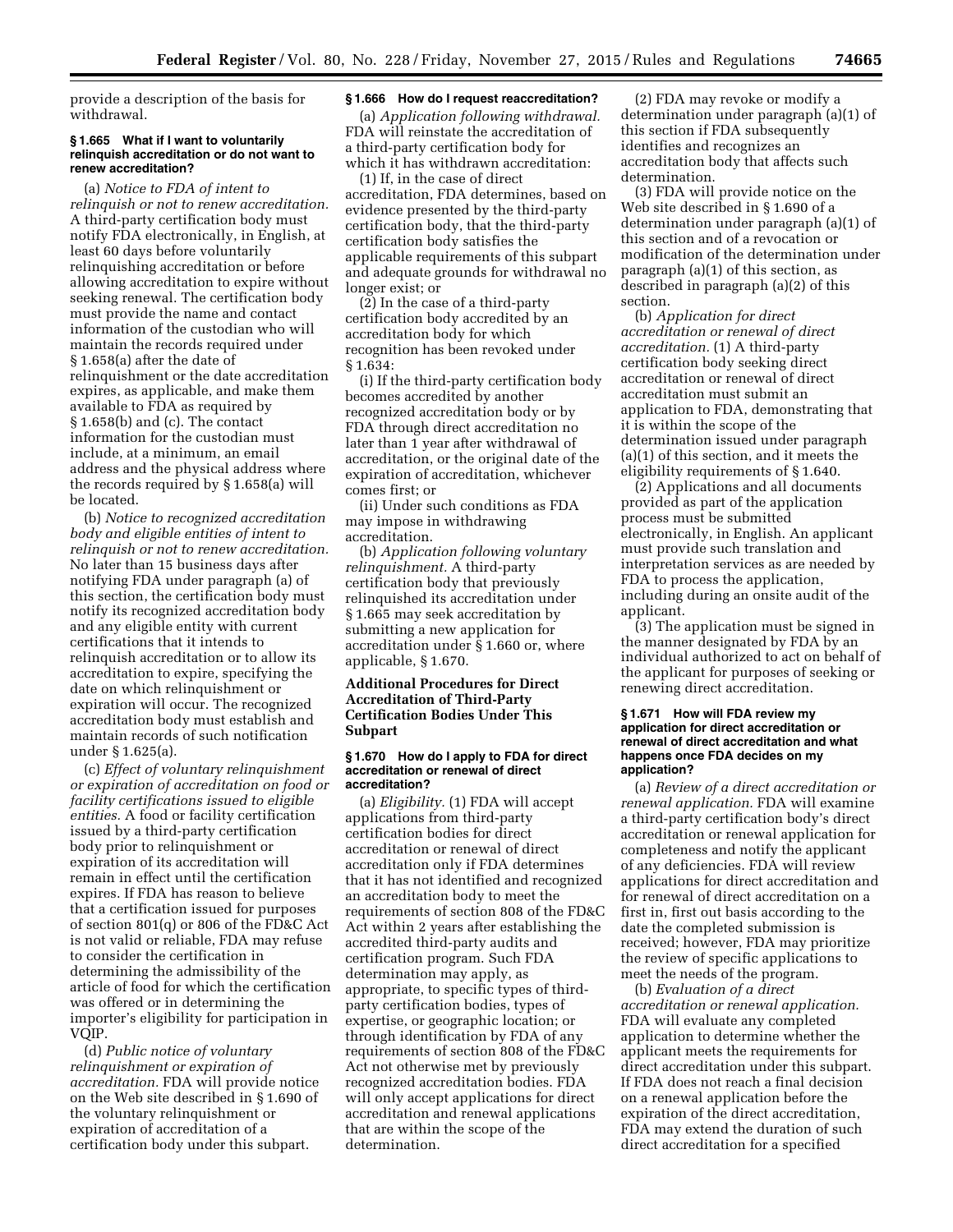provide a description of the basis for withdrawal.

### § 1.665 What if I want to voluntarily relinquish accreditation or do not want to renew accreditation?

(a) *Notice to FDA of intent to relinquish or not to renew accreditation.* A third-party certification body must notify FDA electronically, in English, at least 60 days before voluntarily relinquishing accreditation or before allowing accreditation to expire without seeking renewal. The certification body must provide the name and contact information of the custodian who will maintain the records required under § 1.658(a) after the date of relinquishment or the date accreditation expires, as applicable, and make them available to FDA as required by § 1.658(b) and (c). The contact information for the custodian must include, at a minimum, an email address and the physical address where the records required by § 1.658(a) will be located.

(b) *Notice to recognized accreditation body and eligible entities of intent to relinquish or not to renew accreditation.* No later than 15 business days after notifying FDA under paragraph (a) of this section, the certification body must notify its recognized accreditation body and any eligible entity with current certifications that it intends to relinquish accreditation or to allow its accreditation to expire, specifying the date on which relinquishment or expiration will occur. The recognized accreditation body must establish and maintain records of such notification under § 1.625(a).

(c) *Effect of voluntary relinquishment or expiration of accreditation on food or facility certifications issued to eligible entities.* A food or facility certification issued by a third-party certification body prior to relinquishment or expiration of its accreditation will remain in effect until the certification expires. If FDA has reason to believe that a certification issued for purposes of section 801(q) or 806 of the FD&C Act is not valid or reliable, FDA may refuse to consider the certification in determining the admissibility of the article of food for which the certification was offered or in determining the importer's eligibility for participation in VQIP.

(d) *Public notice of voluntary relinquishment or expiration of accreditation.* FDA will provide notice on the Web site described in § 1.690 of the voluntary relinquishment or expiration of accreditation of a certification body under this subpart.

### § 1.666 How do I request reaccreditation?

(a) *Application following withdrawal.* FDA will reinstate the accreditation of a third-party certification body for which it has withdrawn accreditation:

(1) If, in the case of direct accreditation, FDA determines, based on evidence presented by the third-party certification body, that the third-party certification body satisfies the applicable requirements of this subpart and adequate grounds for withdrawal no longer exist; or

(2) In the case of a third-party certification body accredited by an accreditation body for which recognition has been revoked under § 1.634:

(i) If the third-party certification body becomes accredited by another recognized accreditation body or by FDA through direct accreditation no later than 1 year after withdrawal of accreditation, or the original date of the expiration of accreditation, whichever comes first; or

(ii) Under such conditions as FDA may impose in withdrawing accreditation.

(b) *Application following voluntary relinquishment.* A third-party certification body that previously relinquished its accreditation under § 1.665 may seek accreditation by submitting a new application for accreditation under § 1.660 or, where applicable, § 1.670.

## Additional Procedures for Direct Accreditation of Third-Party Certification Bodies Under This Subpart

### § 1.670 How do I apply to FDA for direct accreditation or renewal of direct accreditation?

(a) *Eligibility.* (1) FDA will accept applications from third-party certification bodies for direct accreditation or renewal of direct accreditation only if FDA determines that it has not identified and recognized an accreditation body to meet the requirements of section 808 of the FD&C Act within 2 years after establishing the accredited third-party audits and certification program. Such FDA determination may apply, as appropriate, to specific types of third-party certification bodies, types of expertise, or geographic location; or through identification by FDA of any requirements of section 808 of the FD&C Act not otherwise met by previously recognized accreditation bodies. FDA will only accept applications for direct accreditation and renewal applications that are within the scope of the determination.

(2) FDA may revoke or modify a determination under paragraph (a)(1) of this section if FDA subsequently identifies and recognizes an accreditation body that affects such determination.

(3) FDA will provide notice on the Web site described in § 1.690 of a determination under paragraph (a)(1) of this section and of a revocation or modification of the determination under paragraph (a)(1) of this section, as described in paragraph (a)(2) of this section.

(b) *Application for direct accreditation or renewal of direct accreditation.* (1) A third-party certification body seeking direct accreditation or renewal of direct accreditation must submit an application to FDA, demonstrating that it is within the scope of the determination issued under paragraph (a)(1) of this section, and it meets the eligibility requirements of § 1.640.

(2) Applications and all documents provided as part of the application process must be submitted electronically, in English. An applicant must provide such translation and interpretation services as are needed by FDA to process the application, including during an onsite audit of the applicant.

(3) The application must be signed in the manner designated by FDA by an individual authorized to act on behalf of the applicant for purposes of seeking or renewing direct accreditation.

### § 1.671 How will FDA review my application for direct accreditation or renewal of direct accreditation and what happens once FDA decides on my application?

(a) *Review of a direct accreditation or renewal application.* FDA will examine a third-party certification body's direct accreditation or renewal application for completeness and notify the applicant of any deficiencies. FDA will review applications for direct accreditation and for renewal of direct accreditation on a first in, first out basis according to the date the completed submission is received; however, FDA may prioritize the review of specific applications to meet the needs of the program.

(b) *Evaluation of a direct accreditation or renewal application.* FDA will evaluate any completed application to determine whether the applicant meets the requirements for direct accreditation under this subpart. If FDA does not reach a final decision on a renewal application before the expiration of the direct accreditation, FDA may extend the duration of such direct accreditation for a specified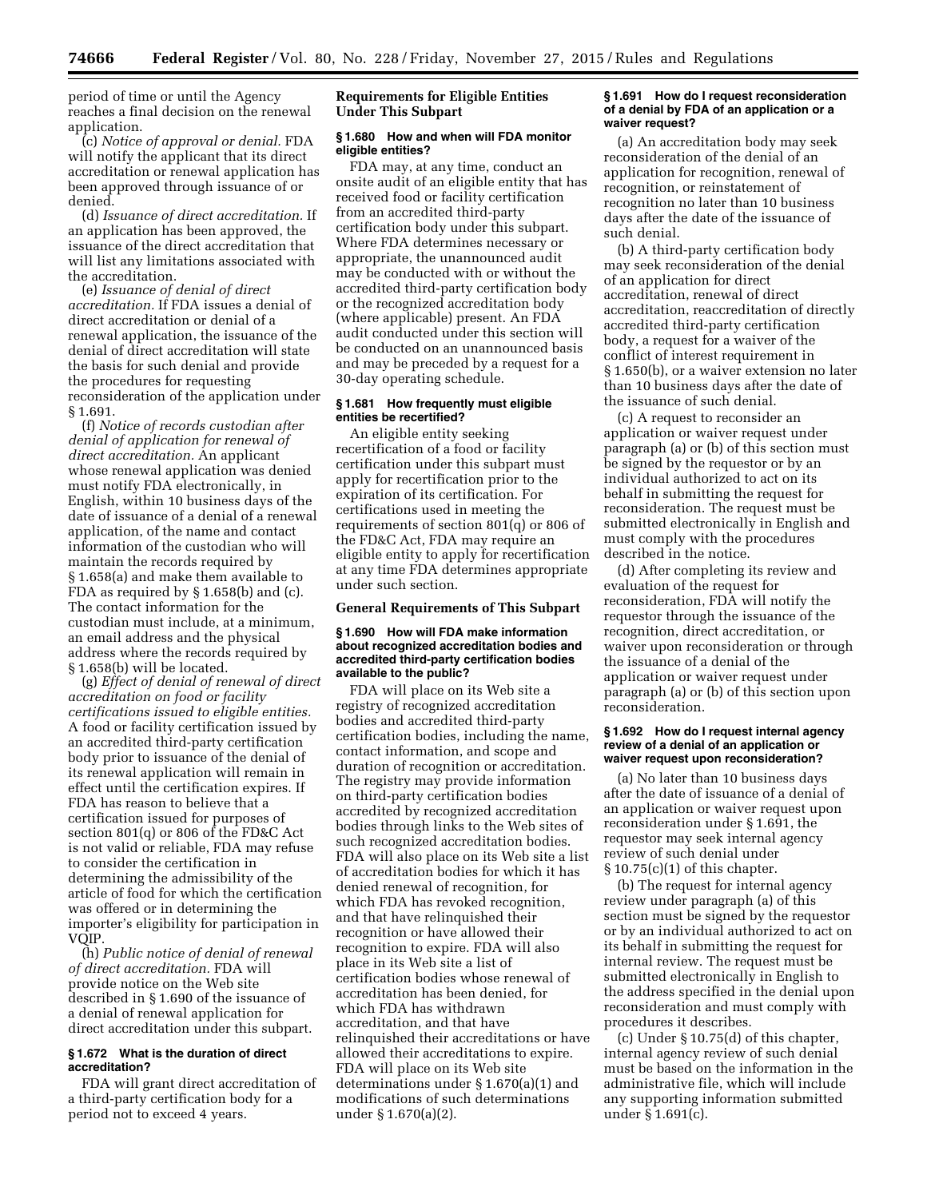period of time or until the Agency reaches a final decision on the renewal application.

(c) *Notice of approval or denial.* FDA will notify the applicant that its direct accreditation or renewal application has been approved through issuance of or denied.

(d) *Issuance of direct accreditation.* If an application has been approved, the issuance of the direct accreditation that will list any limitations associated with the accreditation.

(e) *Issuance of denial of direct accreditation.* If FDA issues a denial of direct accreditation or denial of a renewal application, the issuance of the denial of direct accreditation will state the basis for such denial and provide the procedures for requesting reconsideration of the application under § 1.691.

(f) *Notice of records custodian after denial of application for renewal of direct accreditation.* An applicant whose renewal application was denied must notify FDA electronically, in English, within 10 business days of the date of issuance of a denial of a renewal application, of the name and contact information of the custodian who will maintain the records required by § 1.658(a) and make them available to FDA as required by § 1.658(b) and (c). The contact information for the custodian must include, at a minimum, an email address and the physical address where the records required by § 1.658(b) will be located.

(g) *Effect of denial of renewal of direct accreditation on food or facility certifications issued to eligible entities.* A food or facility certification issued by an accredited third-party certification body prior to issuance of the denial of its renewal application will remain in effect until the certification expires. If FDA has reason to believe that a certification issued for purposes of section 801(q) or 806 of the FD&C Act is not valid or reliable, FDA may refuse to consider the certification in determining the admissibility of the article of food for which the certification was offered or in determining the importer's eligibility for participation in VQIP.

(h) *Public notice of denial of renewal of direct accreditation.* FDA will provide notice on the Web site described in § 1.690 of the issuance of a denial of renewal application for direct accreditation under this subpart.

#### § 1.672 What is the duration of direct accreditation?

FDA will grant direct accreditation of a third-party certification body for a period not to exceed 4 years.

### Requirements for Eligible Entities Under This Subpart

#### § 1.680 How and when will FDA monitor eligible entities?

FDA may, at any time, conduct an onsite audit of an eligible entity that has received food or facility certification from an accredited third-party certification body under this subpart. Where FDA determines necessary or appropriate, the unannounced audit may be conducted with or without the accredited third-party certification body or the recognized accreditation body (where applicable) present. An FDA audit conducted under this section will be conducted on an unannounced basis and may be preceded by a request for a 30-day operating schedule.

#### § 1.681 How frequently must eligible entities be recertified?

An eligible entity seeking recertification of a food or facility certification under this subpart must apply for recertification prior to the expiration of its certification. For certifications used in meeting the requirements of section 801(q) or 806 of the FD&C Act, FDA may require an eligible entity to apply for recertification at any time FDA determines appropriate under such section.

### General Requirements of This Subpart

#### § 1.690 How will FDA make information about recognized accreditation bodies and accredited third-party certification bodies available to the public?

FDA will place on its Web site a registry of recognized accreditation bodies and accredited third-party certification bodies, including the name, contact information, and scope and duration of recognition or accreditation. The registry may provide information on third-party certification bodies accredited by recognized accreditation bodies through links to the Web sites of such recognized accreditation bodies. FDA will also place on its Web site a list of accreditation bodies for which it has denied renewal of recognition, for which FDA has revoked recognition, and that have relinquished their recognition or have allowed their recognition to expire. FDA will also place in its Web site a list of certification bodies whose renewal of accreditation has been denied, for which FDA has withdrawn accreditation, and that have relinquished their accreditations or have allowed their accreditations to expire. FDA will place on its Web site determinations under § 1.670(a)(1) and modifications of such determinations under § 1.670(a)(2).

#### § 1.691 How do I request reconsideration of a denial by FDA of an application or a waiver request?

(a) An accreditation body may seek reconsideration of the denial of an application for recognition, renewal of recognition, or reinstatement of recognition no later than 10 business days after the date of the issuance of such denial.

(b) A third-party certification body may seek reconsideration of the denial of an application for direct accreditation, renewal of direct accreditation, reaccreditation of directly accredited third-party certification body, a request for a waiver of the conflict of interest requirement in § 1.650(b), or a waiver extension no later than 10 business days after the date of the issuance of such denial.

(c) A request to reconsider an application or waiver request under paragraph (a) or (b) of this section must be signed by the requestor or by an individual authorized to act on its behalf in submitting the request for reconsideration. The request must be submitted electronically in English and must comply with the procedures described in the notice.

(d) After completing its review and evaluation of the request for reconsideration, FDA will notify the requestor through the issuance of the recognition, direct accreditation, or waiver upon reconsideration or through the issuance of a denial of the application or waiver request under paragraph (a) or (b) of this section upon reconsideration.

#### § 1.692 How do I request internal agency review of a denial of an application or waiver request upon reconsideration?

(a) No later than 10 business days after the date of issuance of a denial of an application or waiver request upon reconsideration under § 1.691, the requestor may seek internal agency review of such denial under § 10.75(c)(1) of this chapter.

(b) The request for internal agency review under paragraph (a) of this section must be signed by the requestor or by an individual authorized to act on its behalf in submitting the request for internal review. The request must be submitted electronically in English to the address specified in the denial upon reconsideration and must comply with procedures it describes.

(c) Under § 10.75(d) of this chapter, internal agency review of such denial must be based on the information in the administrative file, which will include any supporting information submitted under § 1.691(c).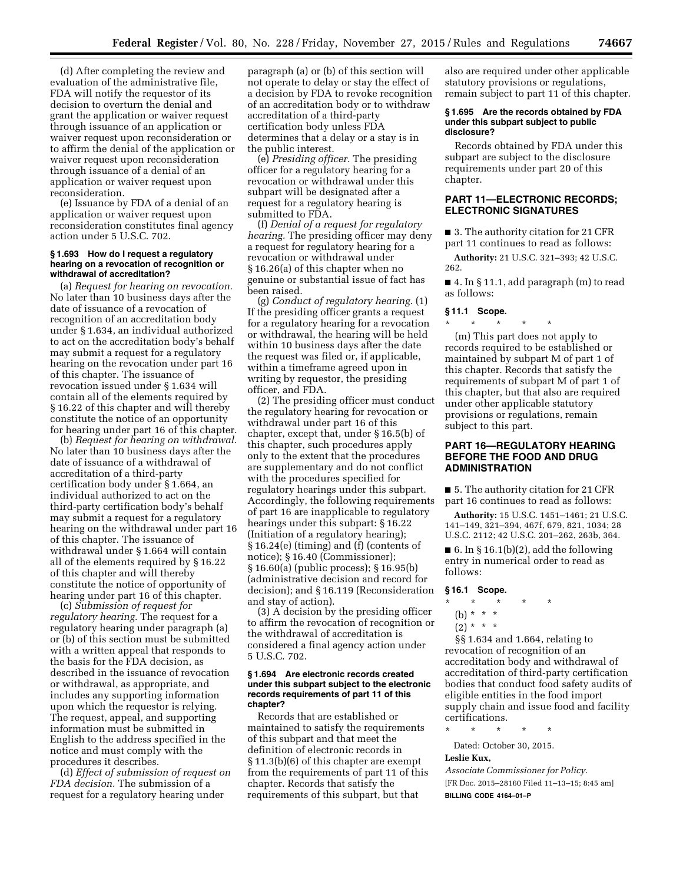(d) After completing the review and evaluation of the administrative file, FDA will notify the requestor of its decision to overturn the denial and grant the application or waiver request through issuance of an application or waiver request upon reconsideration or to affirm the denial of the application or waiver request upon reconsideration through issuance of a denial of an application or waiver request upon reconsideration.

(e) Issuance by FDA of a denial of an application or waiver request upon reconsideration constitutes final agency action under 5 U.S.C. 702.

#### § 1.693 How do I request a regulatory hearing on a revocation of recognition or withdrawal of accreditation?

(a) *Request for hearing on revocation.* No later than 10 business days after the date of issuance of a revocation of recognition of an accreditation body under § 1.634, an individual authorized to act on the accreditation body's behalf may submit a request for a regulatory hearing on the revocation under part 16 of this chapter. The issuance of revocation issued under § 1.634 will contain all of the elements required by § 16.22 of this chapter and will thereby constitute the notice of an opportunity for hearing under part 16 of this chapter.

(b) *Request for hearing on withdrawal.* No later than 10 business days after the date of issuance of a withdrawal of accreditation of a third-party certification body under § 1.664, an individual authorized to act on the third-party certification body's behalf may submit a request for a regulatory hearing on the withdrawal under part 16 of this chapter. The issuance of withdrawal under § 1.664 will contain all of the elements required by § 16.22 of this chapter and will thereby constitute the notice of opportunity of hearing under part 16 of this chapter.

(c) *Submission of request for regulatory hearing.* The request for a regulatory hearing under paragraph (a) or (b) of this section must be submitted with a written appeal that responds to the basis for the FDA decision, as described in the issuance of revocation or withdrawal, as appropriate, and includes any supporting information upon which the requestor is relying. The request, appeal, and supporting information must be submitted in English to the address specified in the notice and must comply with the procedures it describes.

(d) *Effect of submission of request on FDA decision.* The submission of a request for a regulatory hearing under paragraph (a) or (b) of this section will not operate to delay or stay the effect of a decision by FDA to revoke recognition of an accreditation body or to withdraw accreditation of a third-party certification body unless FDA determines that a delay or a stay is in the public interest.

(e) *Presiding officer.* The presiding officer for a regulatory hearing for a revocation or withdrawal under this subpart will be designated after a request for a regulatory hearing is submitted to FDA.

(f) *Denial of a request for regulatory hearing.* The presiding officer may deny a request for regulatory hearing for a revocation or withdrawal under § 16.26(a) of this chapter when no genuine or substantial issue of fact has been raised.

(g) *Conduct of regulatory hearing.* (1) If the presiding officer grants a request for a regulatory hearing for a revocation or withdrawal, the hearing will be held within 10 business days after the date the request was filed or, if applicable, within a timeframe agreed upon in writing by requestor, the presiding officer, and FDA.

(2) The presiding officer must conduct the regulatory hearing for revocation or withdrawal under part 16 of this chapter, except that, under § 16.5(b) of this chapter, such procedures apply only to the extent that the procedures are supplementary and do not conflict with the procedures specified for regulatory hearings under this subpart. Accordingly, the following requirements of part 16 are inapplicable to regulatory hearings under this subpart: § 16.22 (Initiation of a regulatory hearing); § 16.24(e) (timing) and (f) (contents of notice); § 16.40 (Commissioner); § 16.60(a) (public process); § 16.95(b) (administrative decision and record for decision); and § 16.119 (Reconsideration and stay of action).

(3) A decision by the presiding officer to affirm the revocation of recognition or the withdrawal of accreditation is considered a final agency action under 5 U.S.C. 702.

#### § 1.694 Are electronic records created under this subpart subject to the electronic records requirements of part 11 of this chapter?

Records that are established or maintained to satisfy the requirements of this subpart and that meet the definition of electronic records in § 11.3(b)(6) of this chapter are exempt from the requirements of part 11 of this chapter. Records that satisfy the requirements of this subpart, but that also are required under other applicable statutory provisions or regulations, remain subject to part 11 of this chapter.

#### § 1.695 Are the records obtained by FDA under this subpart subject to public disclosure?

Records obtained by FDA under this subpart are subject to the disclosure requirements under part 20 of this chapter.

## PART 11—ELECTRONIC RECORDS; ELECTRONIC SIGNATURES

■ 3. The authority citation for 21 CFR part 11 continues to read as follows:

**Authority:** 21 U.S.C. 321–393; 42 U.S.C. 262.

■ 4. In § 11.1, add paragraph (m) to read as follows:

#### § 11.1 Scope.

\* \* \* \* \*

(m) This part does not apply to records required to be established or maintained by subpart M of part 1 of this chapter. Records that satisfy the requirements of subpart M of part 1 of this chapter, but that also are required under other applicable statutory provisions or regulations, remain subject to this part.

## PART 16—REGULATORY HEARING BEFORE THE FOOD AND DRUG ADMINISTRATION

■ 5. The authority citation for 21 CFR part 16 continues to read as follows:

**Authority:** 15 U.S.C. 1451–1461; 21 U.S.C. 141–149, 321–394, 467f, 679, 821, 1034; 28 U.S.C. 2112; 42 U.S.C. 201–262, 263b, 364.

■ 6. In § 16.1(b)(2), add the following entry in numerical order to read as follows:

#### § 16.1 Scope.

\* \* \* \* \*

(b) \* \* \*

(2) \* \* \*

§§ 1.634 and 1.664, relating to revocation of recognition of an accreditation body and withdrawal of accreditation of third-party certification bodies that conduct food safety audits of eligible entities in the food import supply chain and issue food and facility certifications.

\* \* \* \* \*

Dated: October 30, 2015.

**Leslie Kux,**

*Associate Commissioner for Policy.*

[FR Doc. 2015–28160 Filed 11–13–15; 8:45 am]

**BILLING CODE 4164–01–P**